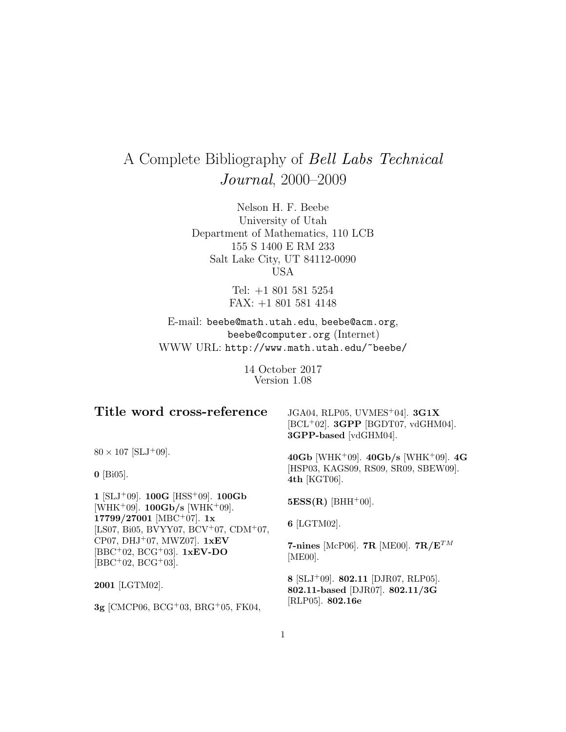# A Complete Bibliography of *Bell Labs Technical Journal*, 2000–2009

Nelson H. F. Beebe
University of Utah
Department of Mathematics, 110 LCB
155 S 1400 E RM 233
Salt Lake City, UT 84112-0090
USA

Tel: +1 801 581 5254
FAX: +1 801 581 4148

E-mail: beebe@math.utah.edu, beebe@acm.org, beebe@computer.org (Internet)
WWW URL: http://www.math.utah.edu/~beebe/

14 October 2017
Version 1.08

## Title word cross-reference

$80 \times 107$ [SLJ+09].

**0** [Bi05].

**1** [SLJ+09]. **100G** [HSS+09]. **100Gb** [WHK+09]. **100Gb/s** [WHK+09]. **17799/27001** [MBC+07]. **1x** [LS07, Bi05, BVYY07, BCV+07, CDM+07, CP07, DHJ+07, MWZ07]. **1xEV** [BBC+02, BCG+03]. **1xEV-DO** [BBC+02, BCG+03].

**2001** [LGTM02].

**3g** [CMCP06, BCG+03, BRG+05, FK04, JGA04, RLP05, UVMES+04]. **3G1X** [BCL+02]. **3GPP** [BGDT07, vdGHM04]. **3GPP-based** [vdGHM04].

**40Gb** [WHK+09]. **40Gb/s** [WHK+09]. **4G** [HSP03, KAGS09, RS09, SR09, SBEW09]. **4th** [KGT06].

**5ESS(R)** [BHH+00].

**6** [LGTM02].

**7-nines** [McP06]. **7R** [ME00]. **7R/E**$^{TM}$ [ME00].

**8** [SLJ+09]. **802.11** [DJR07, RLP05]. **802.11-based** [DJR07]. **802.11/3G** [RLP05]. **802.16e**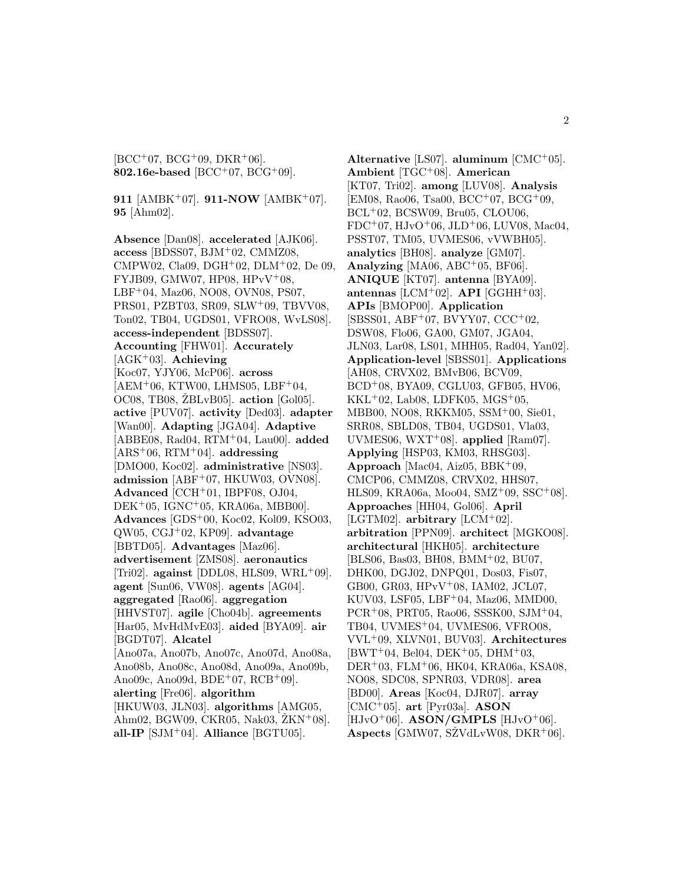[BCC[+]07, BCG[+]09, DKR[+]06]. **802.16e-based** [BCC[+]07, BCG[+]09].

**911** [AMBK[+]07]. **911-NOW** [AMBK[+]07]. **95** [Ahm02].

**Absence** [Dan08]. **accelerated** [AJK06]. **access** [BDSS07, BJM[+]02, CMMZ08, CMPW02, Cla09, DGH[+]02, DLM[+]02, De 09, FYJB09, GMW07, HP08, HPvV[+]08, LBF[+]04, Maz06, NO08, OVN08, PS07, PRS01, PZBT03, SR09, SLW[+]09, TBVV08, Ton02, TB04, UGDS01, VFRO08, WvLS08]. **access-independent** [BDSS07]. **Accounting** [FHW01]. **Accurately** [AGK[+]03]. **Achieving** [Koc07, YJY06, McP06]. **across** [AEM[+]06, KTW00, LHMS05, LBF[+]04, OC08, TB08, ŽBLvB05]. **action** [Gol05]. **active** [PUV07]. **activity** [Ded03]. **adapter** [Wan00]. **Adapting** [JGA04]. **Adaptive** [ABBE08, Rad04, RTM[+]04, Lau00]. **added** [ARS[+]06, RTM[+]04]. **addressing** [DMO00, Koc02]. **administrative** [NS03]. **admission** [ABF[+]07, HKUW03, OVN08]. **Advanced** [CCH[+]01, IBPF08, OJ04, DEK[+]05, IGNC[+]05, KRA06a, MBB00]. **Advances** [GDS[+]00, Koc02, Kol09, KSO03, QW05, CGJ[+]02, KP09]. **advantage** [BBTD05]. **Advantages** [Maz06]. **advertisement** [ZMS08]. **aeronautics** [Tri02]. **against** [DDL08, HLS09, WRL[+]09]. **agent** [Sun06, VW08]. **agents** [AG04]. **aggregated** [Rao06]. **aggregation** [HHVST07]. **agile** [Cho04b]. **agreements** [Har05, MvHdMvE03]. **aided** [BYA09]. **air** [BGDT07]. **Alcatel** [Ano07a, Ano07b, Ano07c, Ano07d, Ano08a, Ano08b, Ano08c, Ano08d, Ano09a, Ano09b, Ano09c, Ano09d, BDE[+]07, RCB[+]09]. **alerting** [Fre06]. **algorithm** [HKUW03, JLN03]. **algorithms** [AMG05, Ahm02, BGW09, CKR05, Nak03, ŽKN[+]08]. **all-IP** [SJM[+]04]. **Alliance** [BGTU05].

**Alternative** [LS07]. **aluminum** [CMC[+]05]. **Ambient** [TGC[+]08]. **American** [KT07, Tri02]. **among** [LUV08]. **Analysis** [EM08, Rao06, Tsa00, BCC[+]07, BCG[+]09, BCL[+]02, BCSW09, Bru05, CLOU06, FDC[+]07, HJvO[+]06, JLD[+]06, LUV08, Mac04, PSST07, TM05, UVMES06, vVWBH05]. **analytics** [BH08]. **analyze** [GM07]. **Analyzing** [MA06, ABC[+]05, BF06]. **ANIQUE** [KT07]. **antenna** [BYA09]. **antennas** [LCM[+]02]. **API** [GGHH[+]03]. **APIs** [BMOP00]. **Application** [SBSS01, ABF[+]07, BVYY07, CCC[+]02, DSW08, Flo06, GA00, GM07, JGA04, JLN03, Lar08, LS01, MHH05, Rad04, Yan02]. **Application-level** [SBSS01]. **Applications** [AH08, CRVX02, BMvB06, BCV09, BCD[+]08, BYA09, CGLU03, GFB05, HV06, KKL[+]02, Lab08, LDFK05, MGS[+]05, MBB00, NO08, RKKM05, SSM[+]00, Sie01, SRR08, SBLD08, TB04, UGDS01, Vla03, UVMES06, WXT[+]08]. **applied** [Ram07]. **Applying** [HSP03, KM03, RHSG03]. **Approach** [Mac04, Aiz05, BBK[+]09, CMCP06, CMMZ08, CRVX02, HHS07, HLS09, KRA06a, Moo04, SMZ[+]09, SSC[+]08]. **Approaches** [HH04, Gol06]. **April** [LGTM02]. **arbitrary** [LCM[+]02]. **arbitration** [PPN09]. **architect** [MGKO08]. **architectural** [HKH05]. **architecture** [BLS06, Bas03, BH08, BMM[+]02, BU07, DHK00, DGJ02, DNPQ01, Dos03, Fis07, GB00, GR03, HPvV[+]08, IAM02, JCL07, KUV03, LSF05, LBF[+]04, Maz06, MMD00, PCR[+]08, PRT05, Rao06, SSSK00, SJM[+]04, TB04, UVMES[+]04, UVMES06, VFRO08, VVL[+]09, XLVN01, BUV03]. **Architectures** [BWT[+]04, Bel04, DEK[+]05, DHM[+]03, DER[+]03, FLM[+]06, HK04, KRA06a, KSA08, NO08, SDC08, SPNR03, VDR08]. **area** [BD00]. **Areas** [Koc04, DJR07]. **array** [CMC[+]05]. **art** [Pyr03a]. **ASON** [HJvO[+]06]. **ASON/GMPLS** [HJvO[+]06]. **Aspects** [GMW07, SŽVdLvW08, DKR[+]06].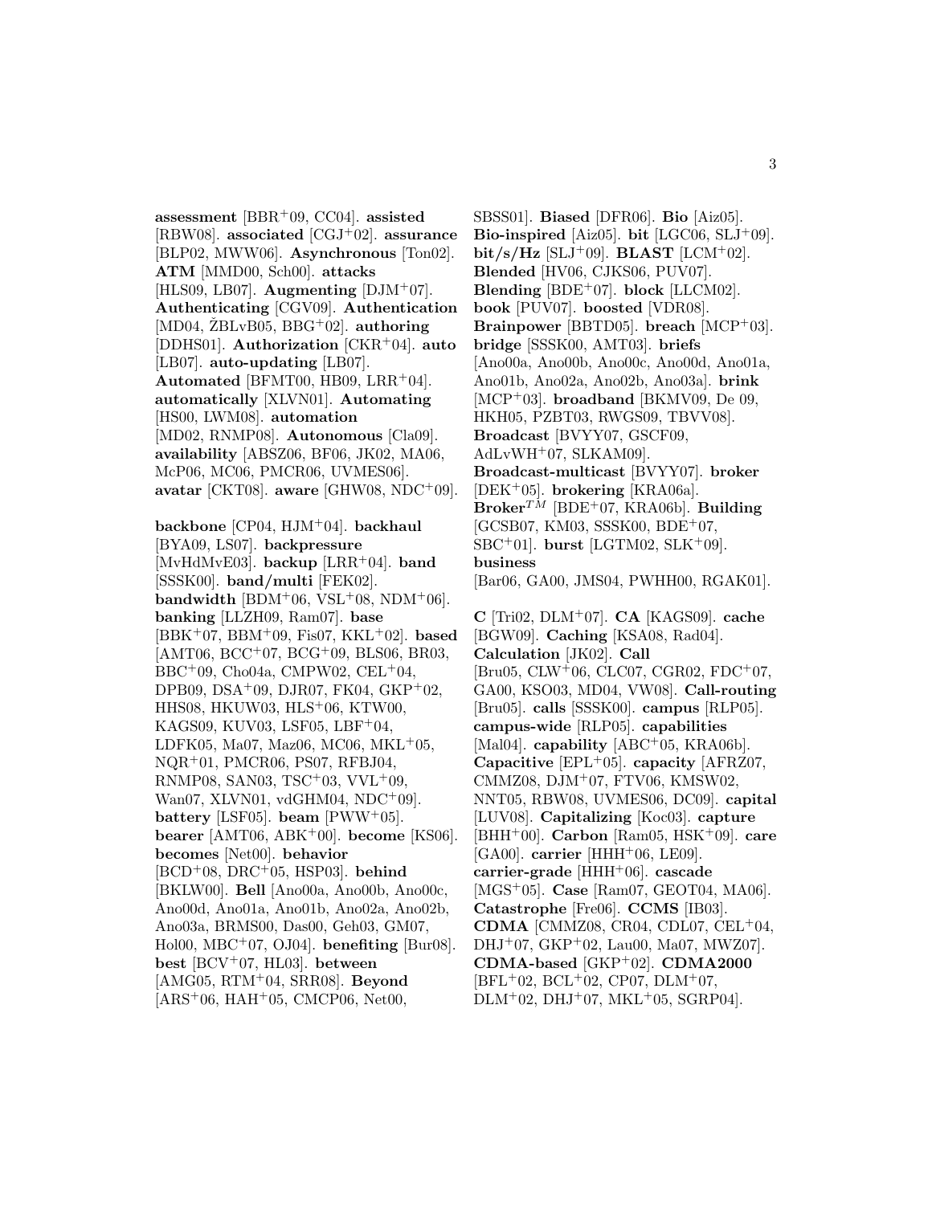**assessment** [BBR[+]09, CC04]. **assisted** [RBW08]. **associated** [CGJ[+]02]. **assurance** [BLP02, MWW06]. **Asynchronous** [Ton02]. **ATM** [MMD00, Sch00]. **attacks** [HLS09, LB07]. **Augmenting** [DJM[+]07]. **Authenticating** [CGV09]. **Authentication** [MD04, ŽBLvB05, BBG[+]02]. **authoring** [DDHS01]. **Authorization** [CKR[+]04]. **auto** [LB07]. **auto-updating** [LB07]. **Automated** [BFMT00, HB09, LRR[+]04]. **automatically** [XLVN01]. **Automating** [HS00, LWM08]. **automation** [MD02, RNMP08]. **Autonomous** [Cla09]. **availability** [ABSZ06, BF06, JK02, MA06, McP06, MC06, PMCR06, UVMES06]. **avatar** [CKT08]. **aware** [GHW08, NDC[+]09].

**backbone** [CP04, HJM[+]04]. **backhaul** [BYA09, LS07]. **backpressure** [MvHdMvE03]. **backup** [LRR[+]04]. **band** [SSSK00]. **band/multi** [FEK02]. **bandwidth** [BDM[+]06, VSL[+]08, NDM[+]06]. **banking** [LLZH09, Ram07]. **base** [BBK[+]07, BBM[+]09, Fis07, KKL[+]02]. **based** [AMT06, BCC[+]07, BCG[+]09, BLS06, BR03, BBC[+]09, Cho04a, CMPW02, CEL[+]04, DPB09, DSA[+]09, DJR07, FK04, GKP[+]02, HHS08, HKUW03, HLS[+]06, KTW00, KAGS09, KUV03, LSF05, LBF[+]04, LDFK05, Ma07, Maz06, MC06, MKL[+]05, NQR[+]01, PMCR06, PS07, RFBJ04, RNMP08, SAN03, TSC[+]03, VVL[+]09, Wan07, XLVN01, vdGHM04, NDC[+]09]. **battery** [LSF05]. **beam** [PWW[+]05]. **bearer** [AMT06, ABK[+]00]. **become** [KS06]. **becomes** [Net00]. **behavior** [BCD[+]08, DRC[+]05, HSP03]. **behind** [BKLW00]. **Bell** [Ano00a, Ano00b, Ano00c, Ano00d, Ano01a, Ano01b, Ano02a, Ano02b, Ano03a, BRMS00, Das00, Geh03, GM07, Hol00, MBC[+]07, OJ04]. **benefiting** [Bur08]. **best** [BCV[+]07, HL03]. **between** [AMG05, RTM[+]04, SRR08]. **Beyond** [ARS[+]06, HAH[+]05, CMCP06, Net00, SBSS01]. **Biased** [DFR06]. **Bio** [Aiz05]. **Bio-inspired** [Aiz05]. **bit** [LGC06, SLJ[+]09]. **bit/s/Hz** [SLJ[+]09]. **BLAST** [LCM[+]02]. **Blended** [HV06, CJKS06, PUV07]. **Blending** [BDE[+]07]. **block** [LLCM02]. **book** [PUV07]. **boosted** [VDR08]. **Brainpower** [BBTD05]. **breach** [MCP[+]03]. **bridge** [SSSK00, AMT03]. **briefs** [Ano00a, Ano00b, Ano00c, Ano00d, Ano01a, Ano01b, Ano02a, Ano02b, Ano03a]. **brink** [MCP[+]03]. **broadband** [BKMV09, De 09, HKH05, PZBT03, RWGS09, TBVV08]. **Broadcast** [BVYY07, GSCF09, AdLvWH[+]07, SLKAM09]. **Broadcast-multicast** [BVYY07]. **broker** [DEK[+]05]. **brokering** [KRA06a]. **Broker**$^{TM}$ [BDE[+]07, KRA06b]. **Building** [GCSB07, KM03, SSSK00, BDE[+]07, SBC[+]01]. **burst** [LGTM02, SLK[+]09]. **business** [Bar06, GA00, JMS04, PWHH00, RGAK01].

**C** [Tri02, DLM[+]07]. **CA** [KAGS09]. **cache** [BGW09]. **Caching** [KSA08, Rad04]. **Calculation** [JK02]. **Call** [Bru05, CLW[+]06, CLC07, CGR02, FDC[+]07, GA00, KSO03, MD04, VW08]. **Call-routing** [Bru05]. **calls** [SSSK00]. **campus** [RLP05]. **campus-wide** [RLP05]. **capabilities** [Mal04]. **capability** [ABC[+]05, KRA06b]. **Capacitive** [EPL[+]05]. **capacity** [AFRZ07, CMMZ08, DJM[+]07, FTV06, KMSW02, NNT05, RBW08, UVMES06, DC09]. **capital** [LUV08]. **Capitalizing** [Koc03]. **capture** [BHH[+]00]. **Carbon** [Ram05, HSK[+]09]. **care** [GA00]. **carrier** [HHH[+]06, LE09]. **carrier-grade** [HHH[+]06]. **cascade** [MGS[+]05]. **Case** [Ram07, GEOT04, MA06]. **Catastrophe** [Fre06]. **CCMS** [IB03]. **CDMA** [CMMZ08, CR04, CDL07, CEL[+]04, DHJ[+]07, GKP[+]02, Lau00, Ma07, MWZ07]. **CDMA-based** [GKP[+]02]. **CDMA2000** [BFL[+]02, BCL[+]02, CP07, DLM[+]07, DLM[+]02, DHJ[+]07, MKL[+]05, SGRP04].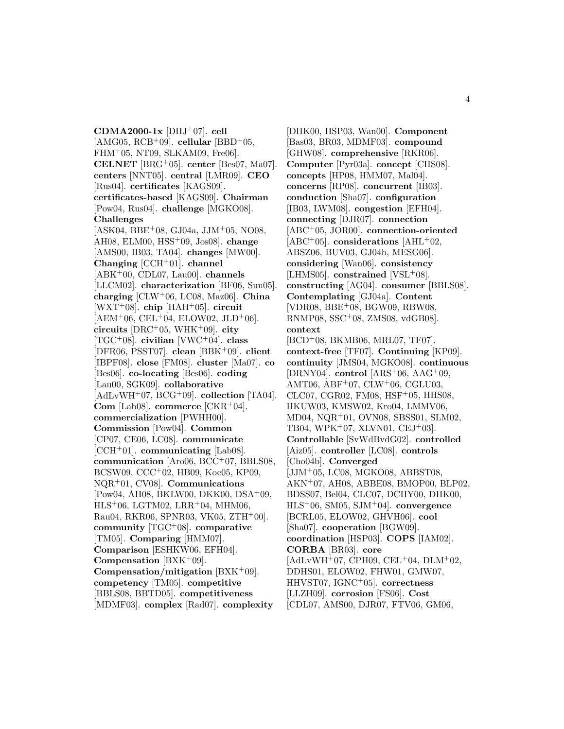**CDMA2000-1x** [DHJ+07]. **cell** [AMG05, RCB+09]. **cellular** [BBD+05, FHM+05, NT09, SLKAM09, Fre06]. **CELNET** [BRG+05]. **center** [Bes07, Ma07]. **centers** [NNT05]. **central** [LMR09]. **CEO** [Rus04]. **certificates** [KAGS09]. **certificates-based** [KAGS09]. **Chairman** [Pow04, Rus04]. **challenge** [MGKO08]. **Challenges** [ASK04, BBE+08, GJ04a, JJM+05, NO08, AH08, ELM00, HSS+09, Jos08]. **change** [AMS00, IB03, TA04]. **changes** [MW00]. **Changing** [CCH+01]. **channel** [ABK+00, CDL07, Lau00]. **channels** [LLCM02]. **characterization** [BF06, Sun05]. **charging** [CLW+06, LC08, Maz06]. **China** [WXT+08]. **chip** [HAH+05]. **circuit** [AEM+06, CEL+04, ELOW02, JLD+06]. **circuits** [DRC+05, WHK+09]. **city** [TGC+08]. **civilian** [VWC+04]. **class** [DFR06, PSST07]. **clean** [BBK+09]. **client** [IBPF08]. **close** [FM08]. **cluster** [Ma07]. **co** [Bes06]. **co-locating** [Bes06]. **coding** [Lau00, SGK09]. **collaborative** [AdLvWH+07, BCG+09]. **collection** [TA04]. **Com** [Lab08]. **commerce** [CKR+04]. **commercialization** [PWHH00]. **Commission** [Pow04]. **Common** [CP07, CE06, LC08]. **communicate** [CCH+01]. **communicating** [Lab08]. **communication** [Aro06, BCC+07, BBLS08, BCSW09, CCC+02, HB09, Koc05, KP09, NQR+01, CV08]. **Communications** [Pow04, AH08, BKLW00, DKK00, DSA+09, HLS+06, LGTM02, LRR+04, MHM06, Rau04, RKR06, SPNR03, VK05, ZTH+00]. **community** [TGC+08]. **comparative** [TM05]. **Comparing** [HMM07]. **Comparison** [ESHKW06, EFH04]. **Compensation** [BXK+09]. **Compensation/mitigation** [BXK+09]. **competency** [TM05]. **competitive** [BBLS08, BBTD05]. **competitiveness** [MDMF03]. **complex** [Rad07]. **complexity** [DHK00, HSP03, Wan00]. **Component** [Bas03, BR03, MDMF03]. **compound** [GHW08]. **comprehensive** [RKR06]. **Computer** [Pyr03a]. **concept** [CHS08]. **concepts** [HP08, HMM07, Mal04]. **concerns** [RP08]. **concurrent** [IB03]. **conduction** [Sha07]. **configuration** [IB03, LWM08]. **congestion** [EFH04]. **connecting** [DJR07]. **connection** [ABC+05, JOR00]. **connection-oriented** [ABC+05]. **considerations** [AHL+02, ABSZ06, BUV03, GJ04b, MESG06]. **considering** [Wan06]. **consistency** [LHMS05]. **constrained** [VSL+08]. **constructing** [AG04]. **consumer** [BBLS08]. **Contemplating** [GJ04a]. **Content** [VDR08, BBE+08, BGW09, RBW08, RNMP08, SSC+08, ZMS08, vdGB08]. **context** [BCD+08, BKMB06, MRL07, TF07]. **context-free** [TF07]. **Continuing** [KP09]. **continuity** [JMS04, MGKO08]. **continuous** [DRNY04]. **control** [ARS+06, AAG+09, AMT06, ABF+07, CLW+06, CGLU03, CLC07, CGR02, FM08, HSF+05, HHS08, HKUW03, KMSW02, Kro04, LMMV06, MD04, NQR+01, OVN08, SBSS01, SLM02, TB04, WPK+07, XLVN01, CEJ+03]. **Controllable** [SvWdBvdG02]. **controlled** [Aiz05]. **controller** [LC08]. **controls** [Cho04b]. **Converged** [JJM+05, LC08, MGKO08, ABBST08, AKN+07, AH08, ABBE08, BMOP00, BLP02, BDSS07, Bel04, CLC07, DCHY00, DHK00, HLS+06, SM05, SJM+04]. **convergence** [BCRL05, ELOW02, GHVH06]. **cool** [Sha07]. **cooperation** [BGW09]. **coordination** [HSP03]. **COPS** [IAM02]. **CORBA** [BR03]. **core** [AdLvWH+07, CPH09, CEL+04, DLM+02, DDHS01, ELOW02, FHW01, GMW07, HHVST07, IGNC+05]. **correctness** [LLZH09]. **corrosion** [FS06]. **Cost** [CDL07, AMS00, DJR07, FTV06, GM06,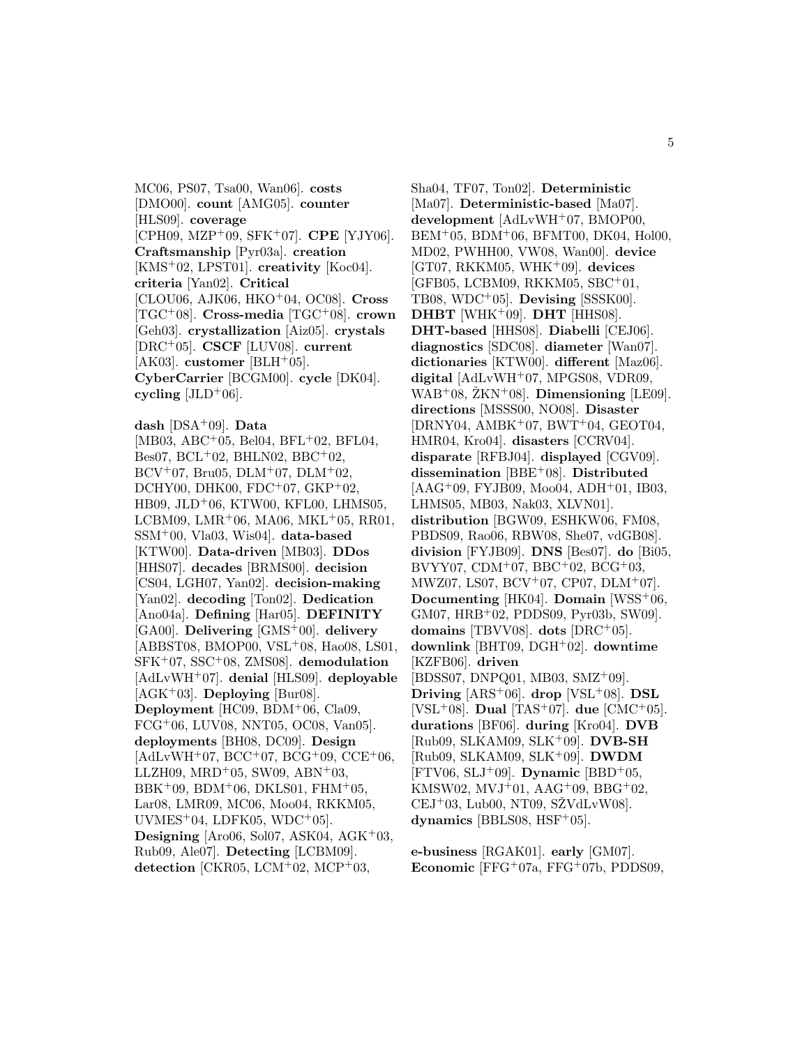MC06, PS07, Tsa00, Wan06]. **costs** [DMO00]. **count** [AMG05]. **counter** [HLS09]. **coverage** [CPH09, MZP+09, SFK+07]. **CPE** [YJY06]. **Craftsmanship** [Pyr03a]. **creation** [KMS+02, LPST01]. **creativity** [Koc04]. **criteria** [Yan02]. **Critical** [CLOU06, AJK06, HKO+04, OC08]. **Cross** [TGC+08]. **Cross-media** [TGC+08]. **crown** [Geh03]. **crystallization** [Aiz05]. **crystals** [DRC+05]. **CSCF** [LUV08]. **current** [AK03]. **customer** [BLH+05]. **CyberCarrier** [BCGM00]. **cycle** [DK04]. **cycling** [JLD+06].

**dash** [DSA+09]. **Data** [MB03, ABC+05, Bel04, BFL+02, BFL04, Bes07, BCL+02, BHLN02, BBC+02, BCV+07, Bru05, DLM+07, DLM+02, DCHY00, DHK00, FDC+07, GKP+02, HB09, JLD+06, KTW00, KFL00, LHMS05, LCBM09, LMR+06, MA06, MKL+05, RR01, SSM+00, Vla03, Wis04]. **data-based** [KTW00]. **Data-driven** [MB03]. **DDos** [HHS07]. **decades** [BRMS00]. **decision** [CS04, LGH07, Yan02]. **decision-making** [Yan02]. **decoding** [Ton02]. **Dedication** [Ano04a]. **Defining** [Har05]. **DEFINITY** [GA00]. **Delivering** [GMS+00]. **delivery** [ABBST08, BMOP00, VSL+08, Hao08, LS01, SFK+07, SSC+08, ZMS08]. **demodulation** [AdLvWH+07]. **denial** [HLS09]. **deployable** [AGK+03]. **Deploying** [Bur08]. **Deployment** [HC09, BDM+06, Cla09, FCG+06, LUV08, NNT05, OC08, Van05]. **deployments** [BH08, DC09]. **Design** [AdLvWH+07, BCC+07, BCG+09, CCE+06, LLZH09, MRD+05, SW09, ABN+03, BBK+09, BDM+06, DKLS01, FHM+05, Lar08, LMR09, MC06, Moo04, RKKM05, UVMES+04, LDFK05, WDC+05]. **Designing** [Aro06, Sol07, ASK04, AGK+03, Rub09, Ale07]. **Detecting** [LCBM09]. **detection** [CKR05, LCM+02, MCP+03, Sha04, TF07, Ton02]. **Deterministic** [Ma07]. **Deterministic-based** [Ma07]. **development** [AdLvWH+07, BMOP00, BEM+05, BDM+06, BFMT00, DK04, Hol00, MD02, PWHH00, VW08, Wan00]. **device** [GT07, RKKM05, WHK+09]. **devices** [GFB05, LCBM09, RKKM05, SBC+01, TB08, WDC+05]. **Devising** [SSSK00]. **DHBT** [WHK+09]. **DHT** [HHS08]. **DHT-based** [HHS08]. **Diabelli** [CEJ06]. **diagnostics** [SDC08]. **diameter** [Wan07]. **dictionaries** [KTW00]. **different** [Maz06]. **digital** [AdLvWH+07, MPGS08, VDR09, WAB+08, ŽKN+08]. **Dimensioning** [LE09]. **directions** [MSSS00, NO08]. **Disaster** [DRNY04, AMBK+07, BWT+04, GEOT04, HMR04, Kro04]. **disasters** [CCRV04]. **disparate** [RFBJ04]. **displayed** [CGV09]. **dissemination** [BBE+08]. **Distributed** [AAG+09, FYJB09, Moo04, ADH+01, IB03, LHMS05, MB03, Nak03, XLVN01]. **distribution** [BGW09, ESHKW06, FM08, PBDS09, Rao06, RBW08, She07, vdGB08]. **division** [FYJB09]. **DNS** [Bes07]. **do** [Bi05, BVYY07, CDM+07, BBC+02, BCG+03, MWZ07, LS07, BCV+07, CP07, DLM+07]. **Documenting** [HK04]. **Domain** [WSS+06, GM07, HRB+02, PDDS09, Pyr03b, SW09]. **domains** [TBVV08]. **dots** [DRC+05]. **downlink** [BHT09, DGH+02]. **downtime** [KZFB06]. **driven** [BDSS07, DNPQ01, MB03, SMZ+09]. **Driving** [ARS+06]. **drop** [VSL+08]. **DSL** [VSL+08]. **Dual** [TAS+07]. **due** [CMC+05]. **durations** [BF06]. **during** [Kro04]. **DVB** [Rub09, SLKAM09, SLK+09]. **DVB-SH** [Rub09, SLKAM09, SLK+09]. **DWDM** [FTV06, SLJ+09]. **Dynamic** [BBD+05, KMSW02, MVJ+01, AAG+09, BBG+02, CEJ+03, Lub00, NT09, SŽVdLvW08]. **dynamics** [BBLS08, HSF+05].

**e-business** [RGAK01]. **early** [GM07]. **Economic** [FFG+07a, FFG+07b, PDDS09,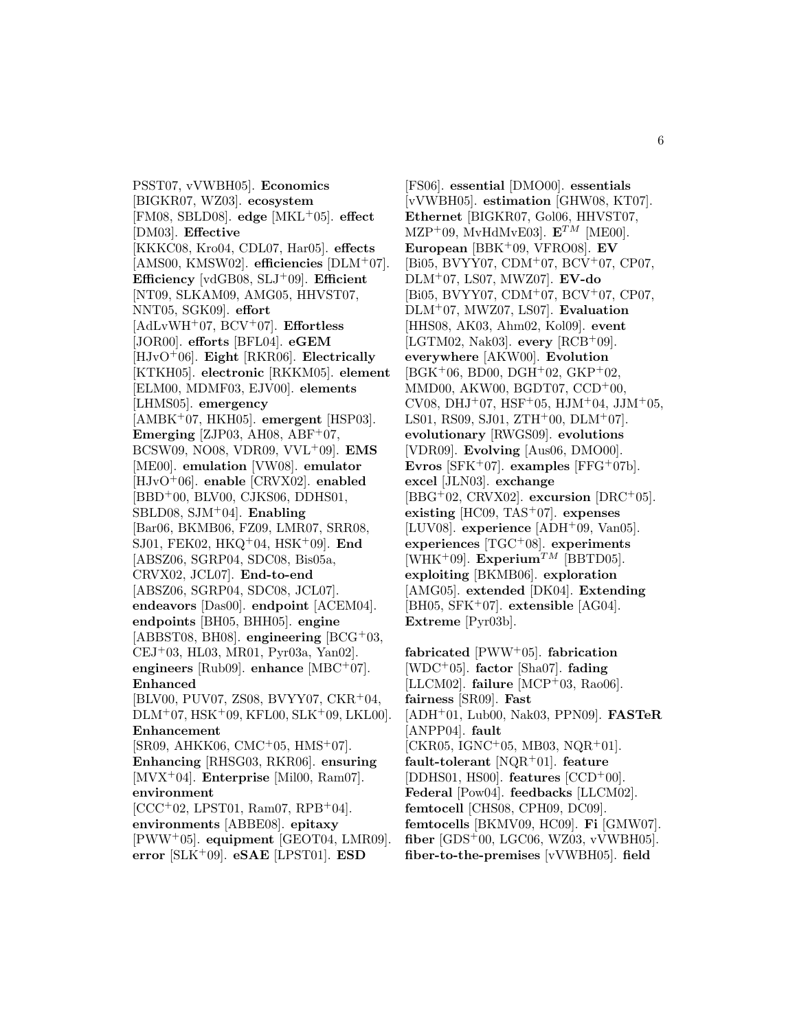PSST07, vVWBH05]. **Economics** [BIGKR07, WZ03]. **ecosystem** [FM08, SBLD08]. **edge** [MKL+05]. **effect** [DM03]. **Effective** [KKKC08, Kro04, CDL07, Har05]. **effects** [AMS00, KMSW02]. **efficiencies** [DLM+07]. **Efficiency** [vdGB08, SLJ+09]. **Efficient** [NT09, SLKAM09, AMG05, HHVST07, NNT05, SGK09]. **effort** [AdLvWH+07, BCV+07]. **Effortless** [JOR00]. **efforts** [BFL04]. **eGEM** [HJvO+06]. **Eight** [RKR06]. **Electrically** [KTKH05]. **electronic** [RKKM05]. **element** [ELM00, MDMF03, EJV00]. **elements** [LHMS05]. **emergency** [AMBK+07, HKH05]. **emergent** [HSP03]. **Emerging** [ZJP03, AH08, ABF+07, BCSW09, NO08, VDR09, VVL+09]. **EMS** [ME00]. **emulation** [VW08]. **emulator** [HJvO+06]. **enable** [CRVX02]. **enabled** [BBD+00, BLV00, CJKS06, DDHS01, SBLD08, SJM+04]. **Enabling** [Bar06, BKMB06, FZ09, LMR07, SRR08, SJ01, FEK02, HKQ+04, HSK+09]. **End** [ABSZ06, SGRP04, SDC08, Bis05a, CRVX02, JCL07]. **End-to-end** [ABSZ06, SGRP04, SDC08, JCL07]. **endeavors** [Das00]. **endpoint** [ACEM04]. **endpoints** [BH05, BHH05]. **engine** [ABBST08, BH08]. **engineering** [BCG+03, CEJ+03, HL03, MR01, Pyr03a, Yan02]. **engineers** [Rub09]. **enhance** [MBC+07]. **Enhanced** [BLV00, PUV07, ZS08, BVYY07, CKR+04, DLM+07, HSK+09, KFL00, SLK+09, LKL00]. **Enhancement** [SR09, AHKK06, CMC+05, HMS+07]. **Enhancing** [RHSG03, RKR06]. **ensuring** [MVX+04]. **Enterprise** [Mil00, Ram07]. **environment** [CCC+02, LPST01, Ram07, RPB+04]. **environments** [ABBE08]. **epitaxy** [PWW+05]. **equipment** [GEOT04, LMR09]. **error** [SLK+09]. **eSAE** [LPST01]. **ESD** [FS06]. **essential** [DMO00]. **essentials** [vVWBH05]. **estimation** [GHW08, KT07]. **Ethernet** [BIGKR07, Gol06, HHVST07, MZP+09, MvHdMvE03]. **E**$^{TM}$ [ME00]. **European** [BBK+09, VFRO08]. **EV** [Bi05, BVYY07, CDM+07, BCV+07, CP07, DLM+07, LS07, MWZ07]. **EV-do** [Bi05, BVYY07, CDM+07, BCV+07, CP07, DLM+07, MWZ07, LS07]. **Evaluation** [HHS08, AK03, Ahm02, Kol09]. **event** [LGTM02, Nak03]. **every** [RCB+09]. **everywhere** [AKW00]. **Evolution** [BGK+06, BD00, DGH+02, GKP+02, MMD00, AKW00, BGDT07, CCD+00, CV08, DHJ+07, HSF+05, HJM+04, JJM+05, LS01, RS09, SJ01, ZTH+00, DLM+07]. **evolutionary** [RWGS09]. **evolutions** [VDR09]. **Evolving** [Aus06, DMO00]. **Evros** [SFK+07]. **examples** [FFG+07b]. **excel** [JLN03]. **exchange** [BBG+02, CRVX02]. **excursion** [DRC+05]. **existing** [HC09, TAS+07]. **expenses** [LUV08]. **experience** [ADH+09, Van05]. **experiences** [TGC+08]. **experiments** [WHK+09]. **Experium**$^{TM}$ [BBTD05]. **exploiting** [BKMB06]. **exploration** [AMG05]. **extended** [DK04]. **Extending** [BH05, SFK+07]. **extensible** [AG04]. **Extreme** [Pyr03b].

**fabricated** [PWW+05]. **fabrication** [WDC+05]. **factor** [Sha07]. **fading** [LLCM02]. **failure** [MCP+03, Rao06]. **fairness** [SR09]. **Fast** [ADH+01, Lub00, Nak03, PPN09]. **FASTeR** [ANPP04]. **fault** [CKR05, IGNC+05, MB03, NQR+01]. **fault-tolerant** [NQR+01]. **feature** [DDHS01, HS00]. **features** [CCD+00]. **Federal** [Pow04]. **feedbacks** [LLCM02]. **femtocell** [CHS08, CPH09, DC09]. **femtocells** [BKMV09, HC09]. **Fi** [GMW07]. **fiber** [GDS+00, LGC06, WZ03, vVWBH05]. **fiber-to-the-premises** [vVWBH05]. **field**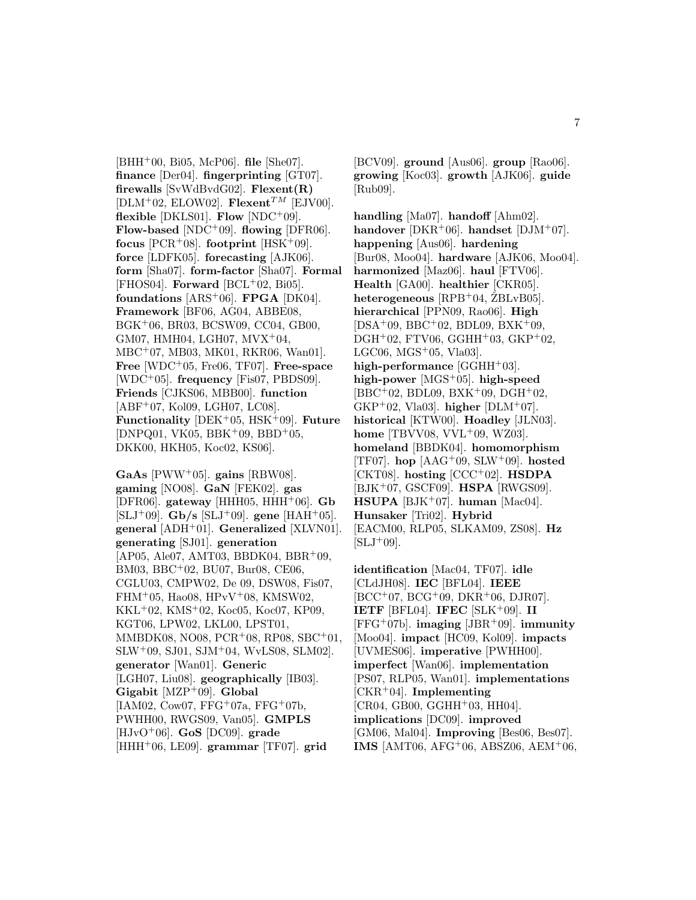[BHH[+]00, Bi05, McP06]. **file** [She07]. **finance** [Der04]. **fingerprinting** [GT07]. **firewalls** [SvWdBvdG02]. **Flexent(R)** [DLM[+]02, ELOW02]. **Flexent$^{TM}$** [EJV00]. **flexible** [DKLS01]. **Flow** [NDC[+]09]. **Flow-based** [NDC[+]09]. **flowing** [DFR06]. **focus** [PCR[+]08]. **footprint** [HSK[+]09]. **force** [LDFK05]. **forecasting** [AJK06]. **form** [Sha07]. **form-factor** [Sha07]. **Formal** [FHOS04]. **Forward** [BCL[+]02, Bi05]. **foundations** [ARS[+]06]. **FPGA** [DK04]. **Framework** [BF06, AG04, ABBE08, BGK[+]06, BR03, BCSW09, CC04, GB00, GM07, HMH04, LGH07, MVX[+]04, MBC[+]07, MB03, MK01, RKR06, Wan01]. **Free** [WDC[+]05, Fre06, TF07]. **Free-space** [WDC[+]05]. **frequency** [Fis07, PBDS09]. **Friends** [CJKS06, MBB00]. **function** [ABF[+]07, Kol09, LGH07, LC08]. **Functionality** [DEK[+]05, HSK[+]09]. **Future** [DNPQ01, VK05, BBK[+]09, BBD[+]05, DKK00, HKH05, Koc02, KS06].

**GaAs** [PWW[+]05]. **gains** [RBW08]. **gaming** [NO08]. **GaN** [FEK02]. **gas** [DFR06]. **gateway** [HHH05, HHH[+]06]. **Gb** [SLJ[+]09]. **Gb/s** [SLJ[+]09]. **gene** [HAH[+]05]. **general** [ADH[+]01]. **Generalized** [XLVN01]. **generating** [SJ01]. **generation** [AP05, Ale07, AMT03, BBDK04, BBR[+]09, BM03, BBC[+]02, BU07, Bur08, CE06, CGLU03, CMPW02, De 09, DSW08, Fis07, FHM[+]05, Hao08, HPvV[+]08, KMSW02, KKL[+]02, KMS[+]02, Koc05, Koc07, KP09, KGT06, LPW02, LKL00, LPST01, MMBDK08, NO08, PCR[+]08, RP08, SBC[+]01, SLW[+]09, SJ01, SJM[+]04, WvLS08, SLM02]. **generator** [Wan01]. **Generic** [LGH07, Liu08]. **geographically** [IB03]. **Gigabit** [MZP[+]09]. **Global** [IAM02, Cow07, FFG[+]07a, FFG[+]07b, PWHH00, RWGS09, Van05]. **GMPLS** [HJvO[+]06]. **GoS** [DC09]. **grade** [HHH[+]06, LE09]. **grammar** [TF07]. **grid** [BCV09]. **ground** [Aus06]. **group** [Rao06]. **growing** [Koc03]. **growth** [AJK06]. **guide** [Rub09].

**handling** [Ma07]. **handoff** [Ahm02]. **handover** [DKR[+]06]. **handset** [DJM[+]07]. **happening** [Aus06]. **hardening** [Bur08, Moo04]. **hardware** [AJK06, Moo04]. **harmonized** [Maz06]. **haul** [FTV06]. **Health** [GA00]. **healthier** [CKR05]. **heterogeneous** [RPB[+]04, ŽBLvB05]. **hierarchical** [PPN09, Rao06]. **High** [DSA[+]09, BBC[+]02, BDL09, BXK[+]09, DGH[+]02, FTV06, GGHH[+]03, GKP[+]02, LGC06, MGS[+]05, Vla03]. **high-performance** [GGHH[+]03]. **high-power** [MGS[+]05]. **high-speed** [BBC[+]02, BDL09, BXK[+]09, DGH[+]02, GKP[+]02, Vla03]. **higher** [DLM[+]07]. **historical** [KTW00]. **Hoadley** [JLN03]. **home** [TBVV08, VVL[+]09, WZ03]. **homeland** [BBDK04]. **homomorphism** [TF07]. **hop** [AAG[+]09, SLW[+]09]. **hosted** [CKT08]. **hosting** [CCC[+]02]. **HSDPA** [BJK[+]07, GSCF09]. **HSPA** [RWGS09]. **HSUPA** [BJK[+]07]. **human** [Mac04]. **Hunsaker** [Tri02]. **Hybrid** [EACM00, RLP05, SLKAM09, ZS08]. **Hz** [SLJ[+]09].

**identification** [Mac04, TF07]. **idle** [CLdJH08]. **IEC** [BFL04]. **IEEE** [BCC[+]07, BCG[+]09, DKR[+]06, DJR07]. **IETF** [BFL04]. **IFEC** [SLK[+]09]. **II** [FFG[+]07b]. **imaging** [JBR[+]09]. **immunity** [Moo04]. **impact** [HC09, Kol09]. **impacts** [UVMES06]. **imperative** [PWHH00]. **imperfect** [Wan06]. **implementation** [PS07, RLP05, Wan01]. **implementations** [CKR[+]04]. **Implementing** [CR04, GB00, GGHH[+]03, HH04]. **implications** [DC09]. **improved** [GM06, Mal04]. **Improving** [Bes06, Bes07]. **IMS** [AMT06, AFG[+]06, ABSZ06, AEM[+]06,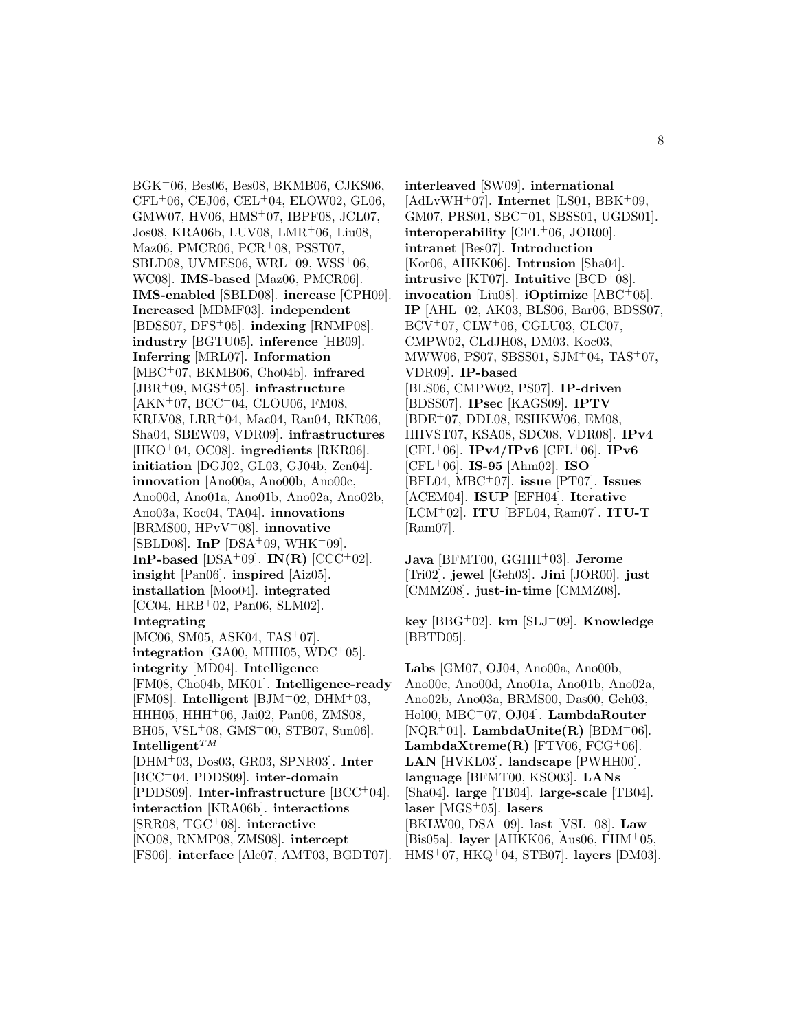BGK$^+$06, Bes06, Bes08, BKMB06, CJKS06, CFL$^+$06, CEJ06, CEL$^+$04, ELOW02, GL06, GMW07, HV06, HMS$^+$07, IBPF08, JCL07, Jos08, KRA06b, LUV08, LMR$^+$06, Liu08, Maz06, PMCR06, PCR$^+$08, PSST07, SBLD08, UVMES06, WRL$^+$09, WSS$^+$06, WC08]. **IMS-based** [Maz06, PMCR06]. **IMS-enabled** [SBLD08]. **increase** [CPH09]. **Increased** [MDMF03]. **independent** [BDSS07, DFS$^+$05]. **indexing** [RNMP08]. **industry** [BGTU05]. **inference** [HB09]. **Inferring** [MRL07]. **Information** [MBC$^+$07, BKMB06, Cho04b]. **infrared** [JBR$^+$09, MGS$^+$05]. **infrastructure** [AKN$^+$07, BCC$^+$04, CLOU06, FM08, KRLV08, LRR$^+$04, Mac04, Rau04, RKR06, Sha04, SBEW09, VDR09]. **infrastructures** [HKO$^+$04, OC08]. **ingredients** [RKR06]. **initiation** [DGJ02, GL03, GJ04b, Zen04]. **innovation** [Ano00a, Ano00b, Ano00c, Ano00d, Ano01a, Ano01b, Ano02a, Ano02b, Ano03a, Koc04, TA04]. **innovations** [BRMS00, HPvV$^+$08]. **innovative** [SBLD08]. **InP** [DSA$^+$09, WHK$^+$09]. **InP-based** [DSA$^+$09]. **IN(R)** [CCC$^+$02]. **insight** [Pan06]. **inspired** [Aiz05]. **installation** [Moo04]. **integrated** [CC04, HRB$^+$02, Pan06, SLM02]. **Integrating** [MC06, SM05, ASK04, TAS$^+$07]. **integration** [GA00, MHH05, WDC$^+$05]. **integrity** [MD04]. **Intelligence** [FM08, Cho04b, MK01]. **Intelligence-ready** [FM08]. **Intelligent** [BJM$^+$02, DHM$^+$03, HHH05, HHH$^+$06, Jai02, Pan06, ZMS08, BH05, VSL$^+$08, GMS$^+$00, STB07, Sun06]. **Intelligent**$^{TM}$ [DHM$^+$03, Dos03, GR03, SPNR03]. **Inter** [BCC$^+$04, PDDS09]. **inter-domain** [PDDS09]. **Inter-infrastructure** [BCC$^+$04]. **interaction** [KRA06b]. **interactions** [SRR08, TGC$^+$08]. **interactive** [NO08, RNMP08, ZMS08]. **intercept** [FS06]. **interface** [Ale07, AMT03, BGDT07]. **interleaved** [SW09]. **international** [AdLvWH$^+$07]. **Internet** [LS01, BBK$^+$09, GM07, PRS01, SBC$^+$01, SBSS01, UGDS01]. **interoperability** [CFL$^+$06, JOR00]. **intranet** [Bes07]. **Introduction** [Kor06, AHKK06]. **Intrusion** [Sha04]. **intrusive** [KT07]. **Intuitive** [BCD$^+$08]. **invocation** [Liu08]. **iOptimize** [ABC$^+$05]. **IP** [AHL$^+$02, AK03, BLS06, Bar06, BDSS07, BCV$^+$07, CLW$^+$06, CGLU03, CLC07, CMPW02, CLdJH08, DM03, Koc03, MWW06, PS07, SBSS01, SJM$^+$04, TAS$^+$07, VDR09]. **IP-based** [BLS06, CMPW02, PS07]. **IP-driven** [BDSS07]. **IPsec** [KAGS09]. **IPTV** [BDE$^+$07, DDL08, ESHKW06, EM08, HHVST07, KSA08, SDC08, VDR08]. **IPv4** [CFL$^+$06]. **IPv4/IPv6** [CFL$^+$06]. **IPv6** [CFL$^+$06]. **IS-95** [Ahm02]. **ISO** [BFL04, MBC$^+$07]. **issue** [PT07]. **Issues** [ACEM04]. **ISUP** [EFH04]. **Iterative** [LCM$^+$02]. **ITU** [BFL04, Ram07]. **ITU-T** [Ram07].

**Java** [BFMT00, GGHH$^+$03]. **Jerome** [Tri02]. **jewel** [Geh03]. **Jini** [JOR00]. **just** [CMMZ08]. **just-in-time** [CMMZ08].

**key** [BBG$^+$02]. **km** [SLJ$^+$09]. **Knowledge** [BBTD05].

**Labs** [GM07, OJ04, Ano00a, Ano00b, Ano00c, Ano00d, Ano01a, Ano01b, Ano02a, Ano02b, Ano03a, BRMS00, Das00, Geh03, Hol00, MBC$^+$07, OJ04]. **LambdaRouter** [NQR$^+$01]. **LambdaUnite(R)** [BDM$^+$06]. **LambdaXtreme(R)** [FTV06, FCG$^+$06]. **LAN** [HVKL03]. **landscape** [PWHH00]. **language** [BFMT00, KSO03]. **LANs** [Sha04]. **large** [TB04]. **large-scale** [TB04]. **laser** [MGS$^+$05]. **lasers** [BKLW00, DSA$^+$09]. **last** [VSL$^+$08]. **Law** [Bis05a]. **layer** [AHKK06, Aus06, FHM$^+$05, HMS$^+$07, HKQ$^+$04, STB07]. **layers** [DM03].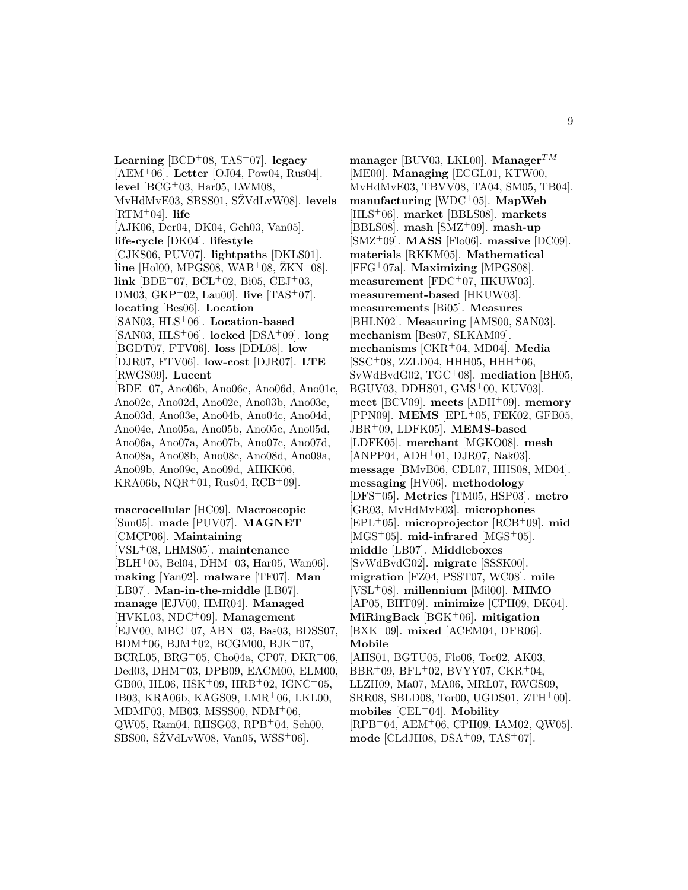**Learning** [BCD+08, TAS+07]. **legacy** [AEM+06]. **Letter** [OJ04, Pow04, Rus04]. **level** [BCG+03, Har05, LWM08, MvHdMvE03, SBSS01, SŽVdLvW08]. **levels** [RTM+04]. **life** [AJK06, Der04, DK04, Geh03, Van05]. **life-cycle** [DK04]. **lifestyle** [CJKS06, PUV07]. **lightpaths** [DKLS01]. **line** [Hol00, MPGS08, WAB+08, ŽKN+08]. **link** [BDE+07, BCL+02, Bi05, CEJ+03, DM03, GKP+02, Lau00]. **live** [TAS+07]. **locating** [Bes06]. **Location** [SAN03, HLS+06]. **Location-based** [SAN03, HLS+06]. **locked** [DSA+09]. **long** [BGDT07, FTV06]. **loss** [DDL08]. **low** [DJR07, FTV06]. **low-cost** [DJR07]. **LTE** [RWGS09]. **Lucent** [BDE+07, Ano06b, Ano06c, Ano06d, Ano01c, Ano02c, Ano02d, Ano02e, Ano03b, Ano03c, Ano03d, Ano03e, Ano04b, Ano04c, Ano04d, Ano04e, Ano05a, Ano05b, Ano05c, Ano05d, Ano06a, Ano07a, Ano07b, Ano07c, Ano07d, Ano08a, Ano08b, Ano08c, Ano08d, Ano09a, Ano09b, Ano09c, Ano09d, AHKK06, KRA06b, NQR+01, Rus04, RCB+09].

**macrocellular** [HC09]. **Macroscopic** [Sun05]. **made** [PUV07]. **MAGNET** [CMCP06]. **Maintaining** [VSL+08, LHMS05]. **maintenance** [BLH+05, Bel04, DHM+03, Har05, Wan06]. **making** [Yan02]. **malware** [TF07]. **Man** [LB07]. **Man-in-the-middle** [LB07]. **manage** [EJV00, HMR04]. **Managed** [HVKL03, NDC+09]. **Management** [EJV00, MBC+07, ABN+03, Bas03, BDSS07, BDM+06, BJM+02, BCGM00, BJK+07, BCRL05, BRG+05, Cho04a, CP07, DKR+06, Ded03, DHM+03, DPB09, EACM00, ELM00, GB00, HL06, HSK+09, HRB+02, IGNC+05, IB03, KRA06b, KAGS09, LMR+06, LKL00, MDMF03, MB03, MSSS00, NDM+06, QW05, Ram04, RHSG03, RPB+04, Sch00, SBS00, SŽVdLvW08, Van05, WSS+06].

**manager** [BUV03, LKL00]. **Manager**$^{TM}$ [ME00]. **Managing** [ECGL01, KTW00, MvHdMvE03, TBVV08, TA04, SM05, TB04]. **manufacturing** [WDC+05]. **MapWeb** [HLS+06]. **market** [BBLS08]. **markets** [BBLS08]. **mash** [SMZ+09]. **mash-up** [SMZ+09]. **MASS** [Flo06]. **massive** [DC09]. **materials** [RKKM05]. **Mathematical** [FFG+07a]. **Maximizing** [MPGS08]. **measurement** [FDC+07, HKUW03]. **measurement-based** [HKUW03]. **measurements** [Bi05]. **Measures** [BHLN02]. **Measuring** [AMS00, SAN03]. **mechanism** [Bes07, SLKAM09]. **mechanisms** [CKR+04, MD04]. **Media** [SSC+08, ZZLD04, HHH05, HHH+06, SvWdBvdG02, TGC+08]. **mediation** [BH05, BGUV03, DDHS01, GMS+00, KUV03]. **meet** [BCV09]. **meets** [ADH+09]. **memory** [PPN09]. **MEMS** [EPL+05, FEK02, GFB05, JBR+09, LDFK05]. **MEMS-based** [LDFK05]. **merchant** [MGKO08]. **mesh** [ANPP04, ADH+01, DJR07, Nak03]. **message** [BMvB06, CDL07, HHS08, MD04]. **messaging** [HV06]. **methodology** [DFS+05]. **Metrics** [TM05, HSP03]. **metro** [GR03, MvHdMvE03]. **microphones** [EPL+05]. **microprojector** [RCB+09]. **mid** [MGS+05]. **mid-infrared** [MGS+05]. **middle** [LB07]. **Middleboxes** [SvWdBvdG02]. **migrate** [SSSK00]. **migration** [FZ04, PSST07, WC08]. **mile** [VSL+08]. **millennium** [Mil00]. **MIMO** [AP05, BHT09]. **minimize** [CPH09, DK04]. **MiRingBack** [BGK+06]. **mitigation** [BXK+09]. **mixed** [ACEM04, DFR06]. **Mobile** [AHS01, BGTU05, Flo06, Tor02, AK03, BBR+09, BFL+02, BVYY07, CKR+04, LLZH09, Ma07, MA06, MRL07, RWGS09, SRR08, SBLD08, Tor00, UGDS01, ZTH+00]. **mobiles** [CEL+04]. **Mobility** [RPB+04, AEM+06, CPH09, IAM02, QW05]. **mode** [CLdJH08, DSA+09, TAS+07].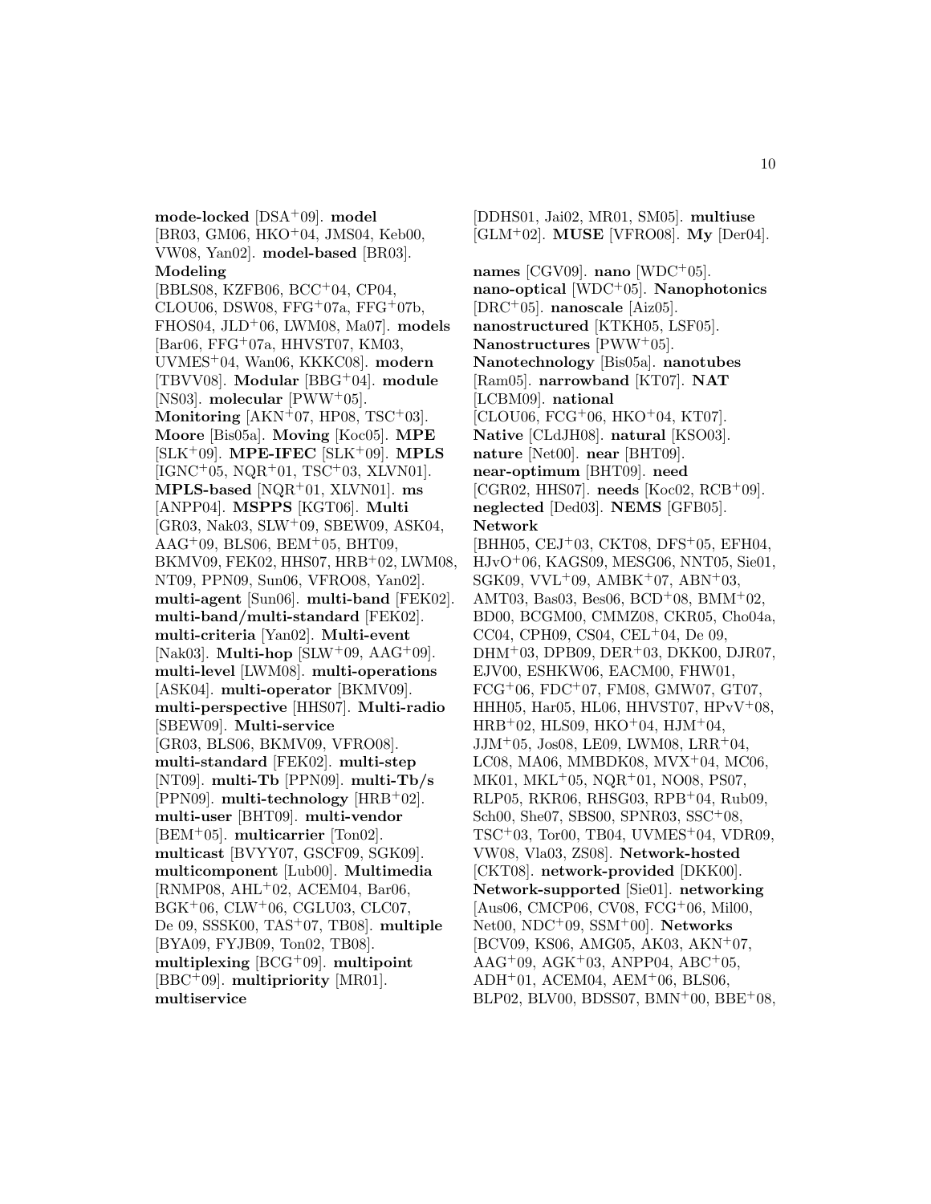**mode-locked** [DSA+09]. **model** [BR03, GM06, HKO+04, JMS04, Keb00, VW08, Yan02]. **model-based** [BR03]. **Modeling** [BBLS08, KZFB06, BCC+04, CP04, CLOU06, DSW08, FFG+07a, FFG+07b, FHOS04, JLD+06, LWM08, Ma07]. **models** [Bar06, FFG+07a, HHVST07, KM03, UVMES+04, Wan06, KKKC08]. **modern** [TBVV08]. **Modular** [BBG+04]. **module** [NS03]. **molecular** [PWW+05]. **Monitoring** [AKN+07, HP08, TSC+03]. **Moore** [Bis05a]. **Moving** [Koc05]. **MPE** [SLK+09]. **MPE-IFEC** [SLK+09]. **MPLS** [IGNC+05, NQR+01, TSC+03, XLVN01]. **MPLS-based** [NQR+01, XLVN01]. **ms** [ANPP04]. **MSPPS** [KGT06]. **Multi** [GR03, Nak03, SLW+09, SBEW09, ASK04, AAG+09, BLS06, BEM+05, BHT09, BKMV09, FEK02, HHS07, HRB+02, LWM08, NT09, PPN09, Sun06, VFRO08, Yan02]. **multi-agent** [Sun06]. **multi-band** [FEK02]. **multi-band/multi-standard** [FEK02]. **multi-criteria** [Yan02]. **Multi-event** [Nak03]. **Multi-hop** [SLW+09, AAG+09]. **multi-level** [LWM08]. **multi-operations** [ASK04]. **multi-operator** [BKMV09]. **multi-perspective** [HHS07]. **Multi-radio** [SBEW09]. **Multi-service** [GR03, BLS06, BKMV09, VFRO08]. **multi-standard** [FEK02]. **multi-step** [NT09]. **multi-Tb** [PPN09]. **multi-Tb/s** [PPN09]. **multi-technology** [HRB+02]. **multi-user** [BHT09]. **multi-vendor** [BEM+05]. **multicarrier** [Ton02]. **multicast** [BVYY07, GSCF09, SGK09]. **multicomponent** [Lub00]. **Multimedia** [RNMP08, AHL+02, ACEM04, Bar06, BGK+06, CLW+06, CGLU03, CLC07, De 09, SSSK00, TAS+07, TB08]. **multiple** [BYA09, FYJB09, Ton02, TB08]. **multiplexing** [BCG+09]. **multipoint** [BBC+09]. **multipriority** [MR01]. **multiservice** [DDHS01, Jai02, MR01, SM05]. **multiuse** [GLM+02]. **MUSE** [VFRO08]. **My** [Der04].

**names** [CGV09]. **nano** [WDC+05]. **nano-optical** [WDC+05]. **Nanophotonics** [DRC+05]. **nanoscale** [Aiz05]. **nanostructured** [KTKH05, LSF05]. **Nanostructures** [PWW+05]. **Nanotechnology** [Bis05a]. **nanotubes** [Ram05]. **narrowband** [KT07]. **NAT** [LCBM09]. **national** [CLOU06, FCG+06, HKO+04, KT07]. **Native** [CLdJH08]. **natural** [KSO03]. **nature** [Net00]. **near** [BHT09]. **near-optimum** [BHT09]. **need** [CGR02, HHS07]. **needs** [Koc02, RCB+09]. **neglected** [Ded03]. **NEMS** [GFB05]. **Network** [BHH05, CEJ+03, CKT08, DFS+05, EFH04, HJvO+06, KAGS09, MESG06, NNT05, Sie01, SGK09, VVL+09, AMBK+07, ABN+03, AMT03, Bas03, Bes06, BCD+08, BMM+02, BD00, BCGM00, CMMZ08, CKR05, Cho04a, CC04, CPH09, CS04, CEL+04, De 09, DHM+03, DPB09, DER+03, DKK00, DJR07, EJV00, ESHKW06, EACM00, FHW01, FCG+06, FDC+07, FM08, GMW07, GT07, HHH05, Har05, HL06, HHVST07, HPvV+08, HRB+02, HLS09, HKO+04, HJM+04, JJM+05, Jos08, LE09, LWM08, LRR+04, LC08, MA06, MMBDK08, MVX+04, MC06, MK01, MKL+05, NQR+01, NO08, PS07, RLP05, RKR06, RHSG03, RPB+04, Rub09, Sch00, She07, SBS00, SPNR03, SSC+08, TSC+03, Tor00, TB04, UVMES+04, VDR09, VW08, Vla03, ZS08]. **Network-hosted** [CKT08]. **network-provided** [DKK00]. **Network-supported** [Sie01]. **networking** [Aus06, CMCP06, CV08, FCG+06, Mil00, Net00, NDC+09, SSM+00]. **Networks** [BCV09, KS06, AMG05, AK03, AKN+07, AAG+09, AGK+03, ANPP04, ABC+05, ADH+01, ACEM04, AEM+06, BLS06, BLP02, BLV00, BDSS07, BMN+00, BBE+08,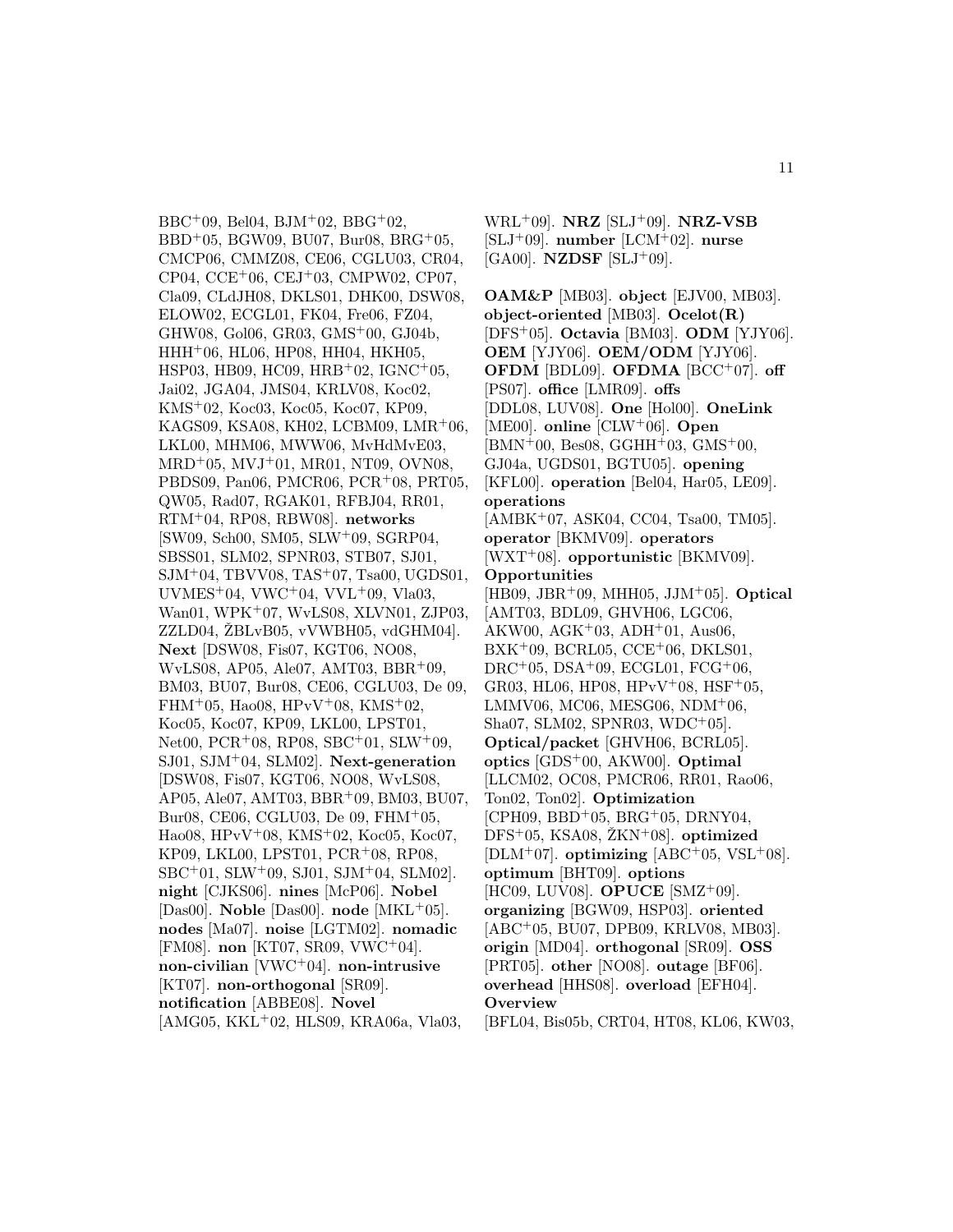BBC[+]09, Bel04, BJM[+]02, BBG[+]02, BBD[+]05, BGW09, BU07, Bur08, BRG[+]05, CMCP06, CMMZ08, CE06, CGLU03, CR04, CP04, CCE[+]06, CEJ[+]03, CMPW02, CP07, Cla09, CLdJH08, DKLS01, DHK00, DSW08, ELOW02, ECGL01, FK04, Fre06, FZ04, GHW08, Gol06, GR03, GMS[+]00, GJ04b, HHH[+]06, HL06, HP08, HH04, HKH05, HSP03, HB09, HC09, HRB[+]02, IGNC[+]05, Jai02, JGA04, JMS04, KRLV08, Koc02, KMS[+]02, Koc03, Koc05, Koc07, KP09, KAGS09, KSA08, KH02, LCBM09, LMR[+]06, LKL00, MHM06, MWW06, MvHdMvE03, MRD[+]05, MVJ[+]01, MR01, NT09, OVN08, PBDS09, Pan06, PMCR06, PCR[+]08, PRT05, QW05, Rad07, RGAK01, RFBJ04, RR01, RTM[+]04, RP08, RBW08]. **networks** [SW09, Sch00, SM05, SLW[+]09, SGRP04, SBSS01, SLM02, SPNR03, STB07, SJ01, SJM[+]04, TBVV08, TAS[+]07, Tsa00, UGDS01, UVMES[+]04, VWC[+]04, VVL[+]09, Vla03, Wan01, WPK[+]07, WvLS08, XLVN01, ZJP03, ZZLD04, ŽBLvB05, vVWBH05, vdGHM04]. **Next** [DSW08, Fis07, KGT06, NO08, WvLS08, AP05, Ale07, AMT03, BBR[+]09, BM03, BU07, Bur08, CE06, CGLU03, De 09, FHM[+]05, Hao08, HPvV[+]08, KMS[+]02, Koc05, Koc07, KP09, LKL00, LPST01, Net00, PCR[+]08, RP08, SBC[+]01, SLW[+]09, SJ01, SJM[+]04, SLM02]. **Next-generation** [DSW08, Fis07, KGT06, NO08, WvLS08, AP05, Ale07, AMT03, BBR[+]09, BM03, BU07, Bur08, CE06, CGLU03, De 09, FHM[+]05, Hao08, HPvV[+]08, KMS[+]02, Koc05, Koc07, KP09, LKL00, LPST01, PCR[+]08, RP08, SBC[+]01, SLW[+]09, SJ01, SJM[+]04, SLM02]. **night** [CJKS06]. **nines** [McP06]. **Nobel** [Das00]. **Noble** [Das00]. **node** [MKL[+]05]. **nodes** [Ma07]. **noise** [LGTM02]. **nomadic** [FM08]. **non** [KT07, SR09, VWC[+]04]. **non-civilian** [VWC[+]04]. **non-intrusive** [KT07]. **non-orthogonal** [SR09]. **notification** [ABBE08]. **Novel** [AMG05, KKL[+]02, HLS09, KRA06a, Vla03, WRL[+]09]. **NRZ** [SLJ[+]09]. **NRZ-VSB** [SLJ[+]09]. **number** [LCM[+]02]. **nurse** [GA00]. **NZDSF** [SLJ[+]09].

**OAM&P** [MB03]. **object** [EJV00, MB03]. **object-oriented** [MB03]. **Ocelot(R)** [DFS[+]05]. **Octavia** [BM03]. **ODM** [YJY06]. **OEM** [YJY06]. **OEM/ODM** [YJY06]. **OFDM** [BDL09]. **OFDMA** [BCC[+]07]. **off** [PS07]. **office** [LMR09]. **offs** [DDL08, LUV08]. **One** [Hol00]. **OneLink** [ME00]. **online** [CLW[+]06]. **Open** [BMN[+]00, Bes08, GGHH[+]03, GMS[+]00, GJ04a, UGDS01, BGTU05]. **opening** [KFL00]. **operation** [Bel04, Har05, LE09]. **operations** [AMBK[+]07, ASK04, CC04, Tsa00, TM05]. **operator** [BKMV09]. **operators** [WXT[+]08]. **opportunistic** [BKMV09]. **Opportunities** [HB09, JBR[+]09, MHH05, JJM[+]05]. **Optical** [AMT03, BDL09, GHVH06, LGC06, AKW00, AGK[+]03, ADH[+]01, Aus06, BXK[+]09, BCRL05, CCE[+]06, DKLS01, DRC[+]05, DSA[+]09, ECGL01, FCG[+]06, GR03, HL06, HP08, HPvV[+]08, HSF[+]05, LMMV06, MC06, MESG06, NDM[+]06, Sha07, SLM02, SPNR03, WDC[+]05]. **Optical/packet** [GHVH06, BCRL05]. **optics** [GDS[+]00, AKW00]. **Optimal** [LLCM02, OC08, PMCR06, RR01, Rao06, Ton02, Ton02]. **Optimization** [CPH09, BBD[+]05, BRG[+]05, DRNY04, DFS[+]05, KSA08, ŽKN[+]08]. **optimized** [DLM[+]07]. **optimizing** [ABC[+]05, VSL[+]08]. **optimum** [BHT09]. **options** [HC09, LUV08]. **OPUCE** [SMZ[+]09]. **organizing** [BGW09, HSP03]. **oriented** [ABC[+]05, BU07, DPB09, KRLV08, MB03]. **origin** [MD04]. **orthogonal** [SR09]. **OSS** [PRT05]. **other** [NO08]. **outage** [BF06]. **overhead** [HHS08]. **overload** [EFH04]. **Overview** [BFL04, Bis05b, CRT04, HT08, KL06, KW03,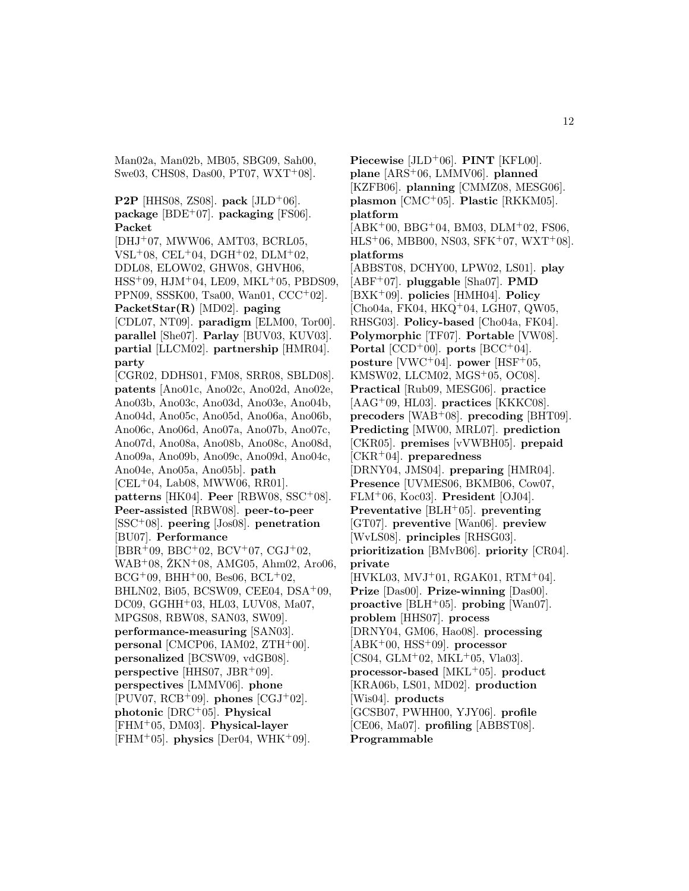Man02a, Man02b, MB05, SBG09, Sah00, Swe03, CHS08, Das00, PT07, WXT+08].

**P2P** [HHS08, ZS08]. **pack** [JLD+06]. **package** [BDE+07]. **packaging** [FS06]. **Packet** [DHJ+07, MWW06, AMT03, BCRL05, VSL+08, CEL+04, DGH+02, DLM+02, DDL08, ELOW02, GHW08, GHVH06, HSS+09, HJM+04, LE09, MKL+05, PBDS09, PPN09, SSSK00, Tsa00, Wan01, CCC+02]. **PacketStar(R)** [MD02]. **paging** [CDL07, NT09]. **paradigm** [ELM00, Tor00]. **parallel** [She07]. **Parlay** [BUV03, KUV03]. **partial** [LLCM02]. **partnership** [HMR04]. **party** [CGR02, DDHS01, FM08, SRR08, SBLD08]. **patents** [Ano01c, Ano02c, Ano02d, Ano02e, Ano03b, Ano03c, Ano03d, Ano03e, Ano04b, Ano04d, Ano05c, Ano05d, Ano06a, Ano06b, Ano06c, Ano06d, Ano07a, Ano07b, Ano07c, Ano07d, Ano08a, Ano08b, Ano08c, Ano08d, Ano09a, Ano09b, Ano09c, Ano09d, Ano04c, Ano04e, Ano05a, Ano05b]. **path** [CEL+04, Lab08, MWW06, RR01]. **patterns** [HK04]. **Peer** [RBW08, SSC+08]. **Peer-assisted** [RBW08]. **peer-to-peer** [SSC+08]. **peering** [Jos08]. **penetration** [BU07]. **Performance** [BBR+09, BBC+02, BCV+07, CGJ+02, WAB+08, ŽKN+08, AMG05, Ahm02, Aro06, BCG+09, BHH+00, Bes06, BCL+02, BHLN02, Bi05, BCSW09, CEE04, DSA+09, DC09, GGHH+03, HL03, LUV08, Ma07, MPGS08, RBW08, SAN03, SW09]. **performance-measuring** [SAN03]. **personal** [CMCP06, IAM02, ZTH+00]. **personalized** [BCSW09, vdGB08]. **perspective** [HHS07, JBR+09]. **perspectives** [LMMV06]. **phone** [PUV07, RCB+09]. **phones** [CGJ+02]. **photonic** [DRC+05]. **Physical** [FHM+05, DM03]. **Physical-layer** [FHM+05]. **physics** [Der04, WHK+09].

**Piecewise** [JLD+06]. **PINT** [KFL00]. **plane** [ARS+06, LMMV06]. **planned** [KZFB06]. **planning** [CMMZ08, MESG06]. **plasmon** [CMC+05]. **Plastic** [RKKM05]. **platform** [ABK+00, BBG+04, BM03, DLM+02, FS06, HLS+06, MBB00, NS03, SFK+07, WXT+08]. **platforms** [ABBST08, DCHY00, LPW02, LS01]. **play** [ABF+07]. **pluggable** [Sha07]. **PMD** [BXK+09]. **policies** [HMH04]. **Policy** [Cho04a, FK04, HKQ+04, LGH07, QW05, RHSG03]. **Policy-based** [Cho04a, FK04]. **Polymorphic** [TF07]. **Portable** [VW08]. **Portal** [CCD+00]. **ports** [BCC+04]. **posture** [VWC+04]. **power** [HSF+05, KMSW02, LLCM02, MGS+05, OC08]. **Practical** [Rub09, MESG06]. **practice** [AAG+09, HL03]. **practices** [KKKC08]. **precoders** [WAB+08]. **precoding** [BHT09]. **Predicting** [MW00, MRL07]. **prediction** [CKR05]. **premises** [vVWBH05]. **prepaid** [CKR+04]. **preparedness** [DRNY04, JMS04]. **preparing** [HMR04]. **Presence** [UVMES06, BKMB06, Cow07, FLM+06, Koc03]. **President** [OJ04]. **Preventative** [BLH+05]. **preventing** [GT07]. **preventive** [Wan06]. **preview** [WvLS08]. **principles** [RHSG03]. **prioritization** [BMvB06]. **priority** [CR04]. **private** [HVKL03, MVJ+01, RGAK01, RTM+04]. **Prize** [Das00]. **Prize-winning** [Das00]. **proactive** [BLH+05]. **probing** [Wan07]. **problem** [HHS07]. **process** [DRNY04, GM06, Hao08]. **processing** [ABK+00, HSS+09]. **processor** [CS04, GLM+02, MKL+05, Vla03]. **processor-based** [MKL+05]. **product** [KRA06b, LS01, MD02]. **production** [Wis04]. **products** [GCSB07, PWHH00, YJY06]. **profile** [CE06, Ma07]. **profiling** [ABBST08]. **Programmable**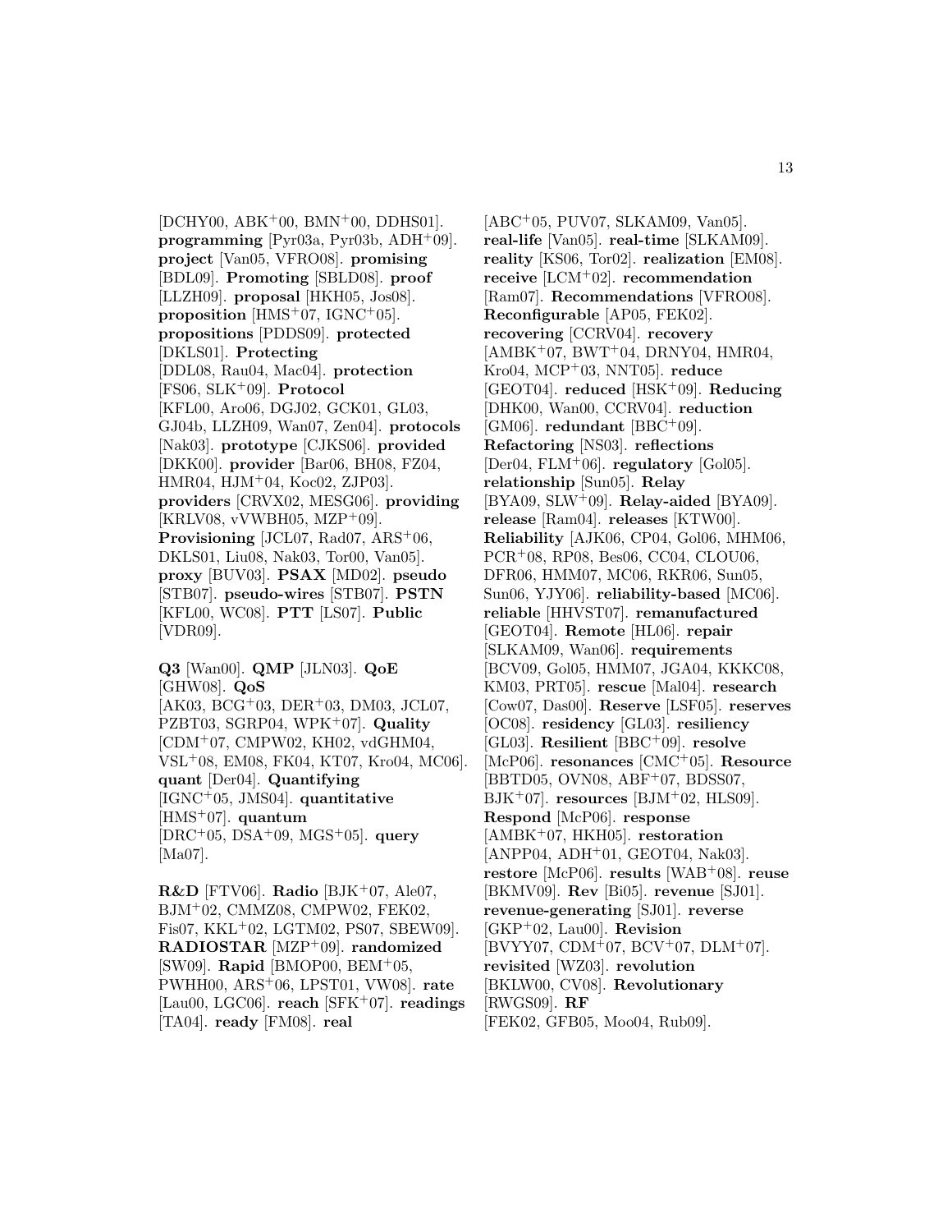[DCHY00, ABK+00, BMN+00, DDHS01]. **programming** [Pyr03a, Pyr03b, ADH+09]. **project** [Van05, VFRO08]. **promising** [BDL09]. **Promoting** [SBLD08]. **proof** [LLZH09]. **proposal** [HKH05, Jos08]. **proposition** [HMS+07, IGNC+05]. **propositions** [PDDS09]. **protected** [DKLS01]. **Protecting** [DDL08, Rau04, Mac04]. **protection** [FS06, SLK+09]. **Protocol** [KFL00, Aro06, DGJ02, GCK01, GL03, GJ04b, LLZH09, Wan07, Zen04]. **protocols** [Nak03]. **prototype** [CJKS06]. **provided** [DKK00]. **provider** [Bar06, BH08, FZ04, HMR04, HJM+04, Koc02, ZJP03]. **providers** [CRVX02, MESG06]. **providing** [KRLV08, vVWBH05, MZP+09]. **Provisioning** [JCL07, Rad07, ARS+06, DKLS01, Liu08, Nak03, Tor00, Van05]. **proxy** [BUV03]. **PSAX** [MD02]. **pseudo** [STB07]. **pseudo-wires** [STB07]. **PSTN** [KFL00, WC08]. **PTT** [LS07]. **Public** [VDR09].

**Q3** [Wan00]. **QMP** [JLN03]. **QoE** [GHW08]. **QoS** [AK03, BCG+03, DER+03, DM03, JCL07, PZBT03, SGRP04, WPK+07]. **Quality** [CDM+07, CMPW02, KH02, vdGHM04, VSL+08, EM08, FK04, KT07, Kro04, MC06]. **quant** [Der04]. **Quantifying** [IGNC+05, JMS04]. **quantitative** [HMS+07]. **quantum** [DRC+05, DSA+09, MGS+05]. **query** [Ma07].

**R&D** [FTV06]. **Radio** [BJK+07, Ale07, BJM+02, CMMZ08, CMPW02, FEK02, Fis07, KKL+02, LGTM02, PS07, SBEW09]. **RADIOSTAR** [MZP+09]. **randomized** [SW09]. **Rapid** [BMOP00, BEM+05, PWHH00, ARS+06, LPST01, VW08]. **rate** [Lau00, LGC06]. **reach** [SFK+07]. **readings** [TA04]. **ready** [FM08]. **real** [ABC+05, PUV07, SLKAM09, Van05]. **real-life** [Van05]. **real-time** [SLKAM09]. **reality** [KS06, Tor02]. **realization** [EM08]. **receive** [LCM+02]. **recommendation** [Ram07]. **Recommendations** [VFRO08]. **Reconfigurable** [AP05, FEK02]. **recovering** [CCRV04]. **recovery** [AMBK+07, BWT+04, DRNY04, HMR04, Kro04, MCP+03, NNT05]. **reduce** [GEOT04]. **reduced** [HSK+09]. **Reducing** [DHK00, Wan00, CCRV04]. **reduction** [GM06]. **redundant** [BBC+09]. **Refactoring** [NS03]. **reflections** [Der04, FLM+06]. **regulatory** [Gol05]. **relationship** [Sun05]. **Relay** [BYA09, SLW+09]. **Relay-aided** [BYA09]. **release** [Ram04]. **releases** [KTW00]. **Reliability** [AJK06, CP04, Gol06, MHM06, PCR+08, RP08, Bes06, CC04, CLOU06, DFR06, HMM07, MC06, RKR06, Sun05, Sun06, YJY06]. **reliability-based** [MC06]. **reliable** [HHVST07]. **remanufactured** [GEOT04]. **Remote** [HL06]. **repair** [SLKAM09, Wan06]. **requirements** [BCV09, Gol05, HMM07, JGA04, KKKC08, KM03, PRT05]. **rescue** [Mal04]. **research** [Cow07, Das00]. **Reserve** [LSF05]. **reserves** [OC08]. **residency** [GL03]. **resiliency** [GL03]. **Resilient** [BBC+09]. **resolve** [McP06]. **resonances** [CMC+05]. **Resource** [BBTD05, OVN08, ABF+07, BDSS07, BJK+07]. **resources** [BJM+02, HLS09]. **Respond** [McP06]. **response** [AMBK+07, HKH05]. **restoration** [ANPP04, ADH+01, GEOT04, Nak03]. **restore** [McP06]. **results** [WAB+08]. **reuse** [BKMV09]. **Rev** [Bi05]. **revenue** [SJ01]. **revenue-generating** [SJ01]. **reverse** [GKP+02, Lau00]. **Revision** [BVYY07, CDM+07, BCV+07, DLM+07]. **revisited** [WZ03]. **revolution** [BKLW00, CV08]. **Revolutionary** [RWGS09]. **RF** [FEK02, GFB05, Moo04, Rub09].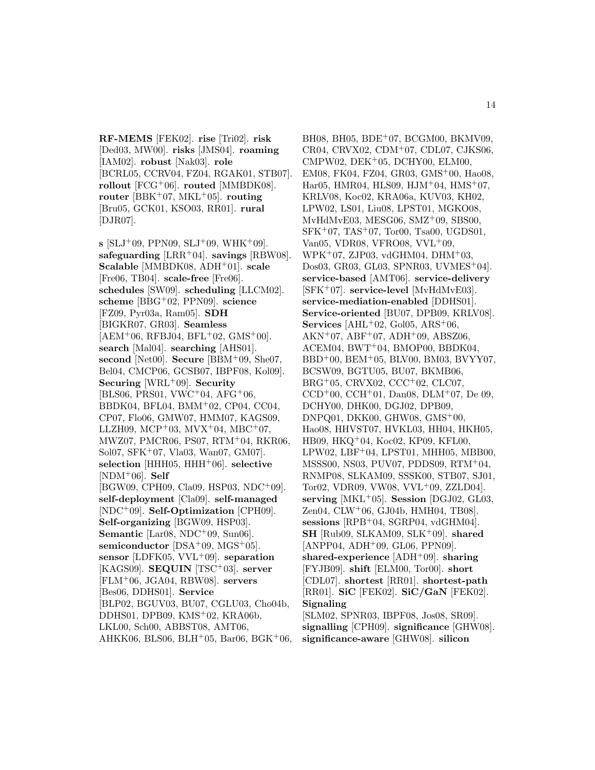**RF-MEMS** [FEK02]. **rise** [Tri02]. **risk** [Ded03, MW00]. **risks** [JMS04]. **roaming** [IAM02]. **robust** [Nak03]. **role** [BCRL05, CCRV04, FZ04, RGAK01, STB07]. **rollout** [FCG+06]. **routed** [MMBDK08]. **router** [BBK+07, MKL+05]. **routing** [Bru05, GCK01, KSO03, RR01]. **rural** [DJR07].

**s** [SLJ+09, PPN09, SLJ+09, WHK+09]. **safeguarding** [LRR+04]. **savings** [RBW08]. **Scalable** [MMBDK08, ADH+01]. **scale** [Fre06, TB04]. **scale-free** [Fre06]. **schedules** [SW09]. **scheduling** [LLCM02]. **scheme** [BBG+02, PPN09]. **science** [FZ09, Pyr03a, Ram05]. **SDH** [BIGKR07, GR03]. **Seamless** [AEM+06, RFBJ04, BFL+02, GMS+00]. **search** [Mal04]. **searching** [AHS01]. **second** [Net00]. **Secure** [BBM+09, She07, Bel04, CMCP06, GCSB07, IBPF08, Kol09]. **Securing** [WRL+09]. **Security** [BLS06, PRS01, VWC+04, AFG+06, BBDK04, BFL04, BMM+02, CP04, CC04, CP07, Flo06, GMW07, HMM07, KAGS09, LLZH09, MCP+03, MVX+04, MBC+07, MWZ07, PMCR06, PS07, RTM+04, RKR06, Sol07, SFK+07, Vla03, Wan07, GM07]. **selection** [HHH05, HHH+06]. **selective** [NDM+06]. **Self** [BGW09, CPH09, Cla09, HSP03, NDC+09]. **self-deployment** [Cla09]. **self-managed** [NDC+09]. **Self-Optimization** [CPH09]. **Self-organizing** [BGW09, HSP03]. **Semantic** [Lar08, NDC+09, Sun06]. **semiconductor** [DSA+09, MGS+05]. **sensor** [LDFK05, VVL+09]. **separation** [KAGS09]. **SEQUIN** [TSC+03]. **server** [FLM+06, JGA04, RBW08]. **servers** [Bes06, DDHS01]. **Service** [BLP02, BGUV03, BU07, CGLU03, Cho04b, DDHS01, DPB09, KMS+02, KRA06b, LKL00, Sch00, ABBST08, AMT06, AHKK06, BLS06, BLH+05, Bar06, BGK+06, BH08, BH05, BDE+07, BCGM00, BKMV09, CR04, CRVX02, CDM+07, CDL07, CJKS06, CMPW02, DEK+05, DCHY00, ELM00, EM08, FK04, FZ04, GR03, GMS+00, Hao08, Har05, HMR04, HLS09, HJM+04, HMS+07, KRLV08, Koc02, KRA06a, KUV03, KH02, LPW02, LS01, Liu08, LPST01, MGKO08, MvHdMvE03, MESG06, SMZ+09, SBS00, SFK+07, TAS+07, Tor00, Tsa00, UGDS01, Van05, VDR08, VFRO08, VVL+09, WPK+07, ZJP03, vdGHM04, DHM+03, Dos03, GR03, GL03, SPNR03, UVMES+04]. **service-based** [AMT06]. **service-delivery** [SFK+07]. **service-level** [MvHdMvE03]. **service-mediation-enabled** [DDHS01]. **Service-oriented** [BU07, DPB09, KRLV08]. **Services** [AHL+02, Gol05, ARS+06, AKN+07, ABF+07, ADH+09, ABSZ06, ACEM04, BWT+04, BMOP00, BBDK04, BBD+00, BEM+05, BLV00, BM03, BVYY07, BCSW09, BGTU05, BU07, BKMB06, BRG+05, CRVX02, CCC+02, CLC07, CCD+00, CCH+01, Dan08, DLM+07, De 09, DCHY00, DHK00, DGJ02, DPB09, DNPQ01, DKK00, GHW08, GMS+00, Hao08, HHVST07, HVKL03, HH04, HKH05, HB09, HKQ+04, Koc02, KP09, KFL00, LPW02, LBF+04, LPST01, MHH05, MBB00, MSSS00, NS03, PUV07, PDDS09, RTM+04, RNMP08, SLKAM09, SSSK00, STB07, SJ01, Tor02, VDR09, VW08, VVL+09, ZZLD04]. **serving** [MKL+05]. **Session** [DGJ02, GL03, Zen04, CLW+06, GJ04b, HMH04, TB08]. **sessions** [RPB+04, SGRP04, vdGHM04]. **SH** [Rub09, SLKAM09, SLK+09]. **shared** [ANPP04, ADH+09, GL06, PPN09]. **shared-experience** [ADH+09]. **sharing** [FYJB09]. **shift** [ELM00, Tor00]. **short** [CDL07]. **shortest** [RR01]. **shortest-path** [RR01]. **SiC** [FEK02]. **SiC/GaN** [FEK02]. **Signaling** [SLM02, SPNR03, IBPF08, Jos08, SR09]. **signalling** [CPH09]. **significance** [GHW08]. **significance-aware** [GHW08]. **silicon**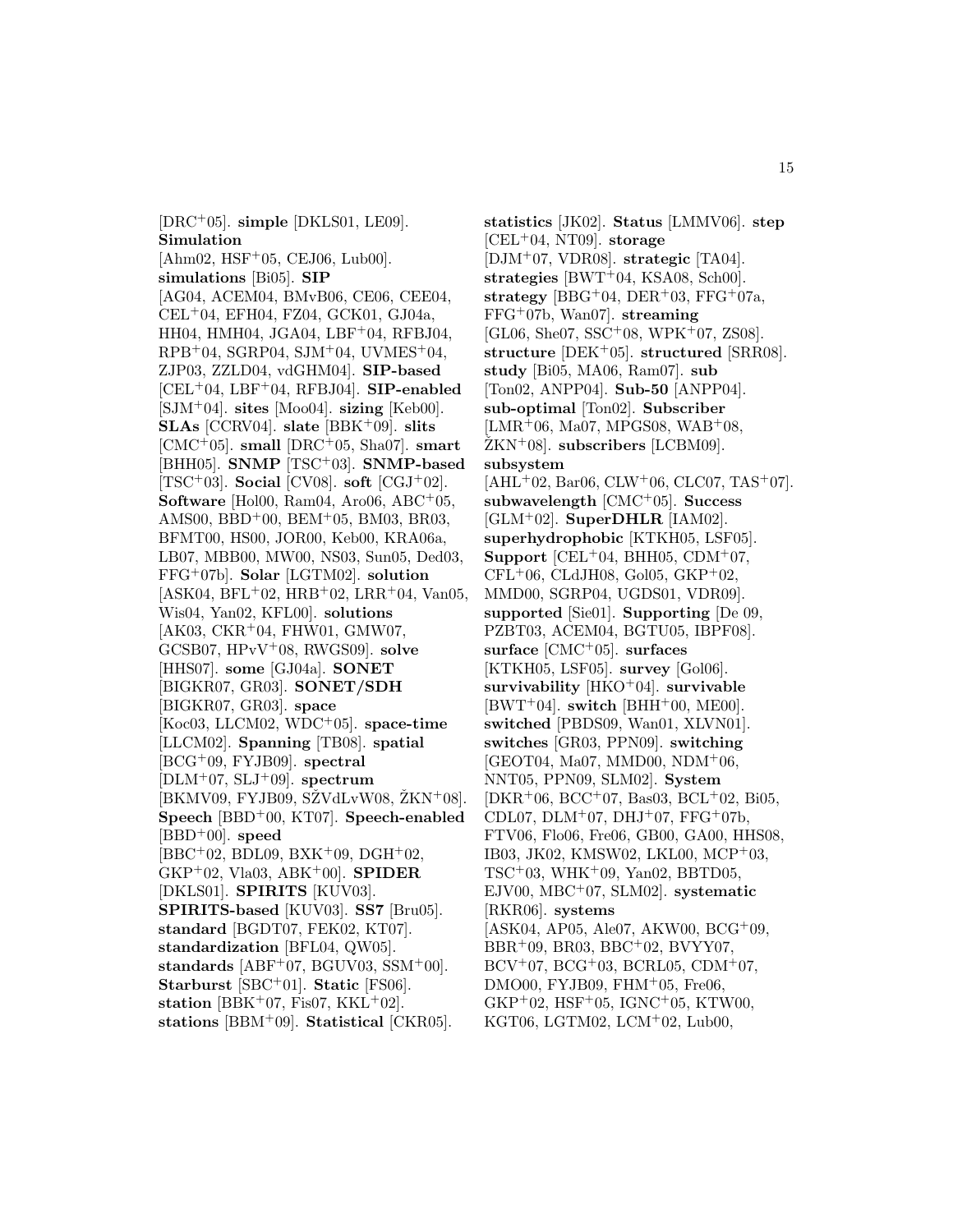[DRC+05]. **simple** [DKLS01, LE09]. **Simulation** [Ahm02, HSF+05, CEJ06, Lub00]. **simulations** [Bi05]. **SIP** [AG04, ACEM04, BMvB06, CE06, CEE04, CEL+04, EFH04, FZ04, GCK01, GJ04a, HH04, HMH04, JGA04, LBF+04, RFBJ04, RPB+04, SGRP04, SJM+04, UVMES+04, ZJP03, ZZLD04, vdGHM04]. **SIP-based** [CEL+04, LBF+04, RFBJ04]. **SIP-enabled** [SJM+04]. **sites** [Moo04]. **sizing** [Keb00]. **SLAs** [CCRV04]. **slate** [BBK+09]. **slits** [CMC+05]. **small** [DRC+05, Sha07]. **smart** [BHH05]. **SNMP** [TSC+03]. **SNMP-based** [TSC+03]. **Social** [CV08]. **soft** [CGJ+02]. **Software** [Hol00, Ram04, Aro06, ABC+05, AMS00, BBD+00, BEM+05, BM03, BR03, BFMT00, HS00, JOR00, Keb00, KRA06a, LB07, MBB00, MW00, NS03, Sun05, Ded03, FFG+07b]. **Solar** [LGTM02]. **solution** [ASK04, BFL+02, HRB+02, LRR+04, Van05, Wis04, Yan02, KFL00]. **solutions** [AK03, CKR+04, FHW01, GMW07, GCSB07, HPvV+08, RWGS09]. **solve** [HHS07]. **some** [GJ04a]. **SONET** [BIGKR07, GR03]. **SONET/SDH** [BIGKR07, GR03]. **space** [Koc03, LLCM02, WDC+05]. **space-time** [LLCM02]. **Spanning** [TB08]. **spatial** [BCG+09, FYJB09]. **spectral** [DLM+07, SLJ+09]. **spectrum** [BKMV09, FYJB09, SŽVdLvW08, ŽKN+08]. **Speech** [BBD+00, KT07]. **Speech-enabled** [BBD+00]. **speed** [BBC+02, BDL09, BXK+09, DGH+02, GKP+02, Vla03, ABK+00]. **SPIDER** [DKLS01]. **SPIRITS** [KUV03]. **SPIRITS-based** [KUV03]. **SS7** [Bru05]. **standard** [BGDT07, FEK02, KT07]. **standardization** [BFL04, QW05]. **standards** [ABF+07, BGUV03, SSM+00]. **Starburst** [SBC+01]. **Static** [FS06]. **station** [BBK+07, Fis07, KKL+02]. **stations** [BBM+09]. **Statistical** [CKR05]. **statistics** [JK02]. **Status** [LMMV06]. **step** [CEL+04, NT09]. **storage** [DJM+07, VDR08]. **strategic** [TA04]. **strategies** [BWT+04, KSA08, Sch00]. **strategy** [BBG+04, DER+03, FFG+07a, FFG+07b, Wan07]. **streaming** [GL06, She07, SSC+08, WPK+07, ZS08]. **structure** [DEK+05]. **structured** [SRR08]. **study** [Bi05, MA06, Ram07]. **sub** [Ton02, ANPP04]. **Sub-50** [ANPP04]. **sub-optimal** [Ton02]. **Subscriber** [LMR+06, Ma07, MPGS08, WAB+08, ŽKN+08]. **subscribers** [LCBM09]. **subsystem** [AHL+02, Bar06, CLW+06, CLC07, TAS+07]. **subwavelength** [CMC+05]. **Success** [GLM+02]. **SuperDHLR** [IAM02]. **superhydrophobic** [KTKH05, LSF05]. **Support** [CEL+04, BHH05, CDM+07, CFL+06, CLdJH08, Gol05, GKP+02, MMD00, SGRP04, UGDS01, VDR09]. **supported** [Sie01]. **Supporting** [De 09, PZBT03, ACEM04, BGTU05, IBPF08]. **surface** [CMC+05]. **surfaces** [KTKH05, LSF05]. **survey** [Gol06]. **survivability** [HKO+04]. **survivable** [BWT+04]. **switch** [BHH+00, ME00]. **switched** [PBDS09, Wan01, XLVN01]. **switches** [GR03, PPN09]. **switching** [GEOT04, Ma07, MMD00, NDM+06, NNT05, PPN09, SLM02]. **System** [DKR+06, BCC+07, Bas03, BCL+02, Bi05, CDL07, DLM+07, DHJ+07, FFG+07b, FTV06, Flo06, Fre06, GB00, GA00, HHS08, IB03, JK02, KMSW02, LKL00, MCP+03, TSC+03, WHK+09, Yan02, BBTD05, EJV00, MBC+07, SLM02]. **systematic** [RKR06]. **systems** [ASK04, AP05, Ale07, AKW00, BCG+09, BBR+09, BR03, BBC+02, BVYY07, BCV+07, BCG+03, BCRL05, CDM+07, DMO00, FYJB09, FHM+05, Fre06, GKP+02, HSF+05, IGNC+05, KTW00, KGT06, LGTM02, LCM+02, Lub00,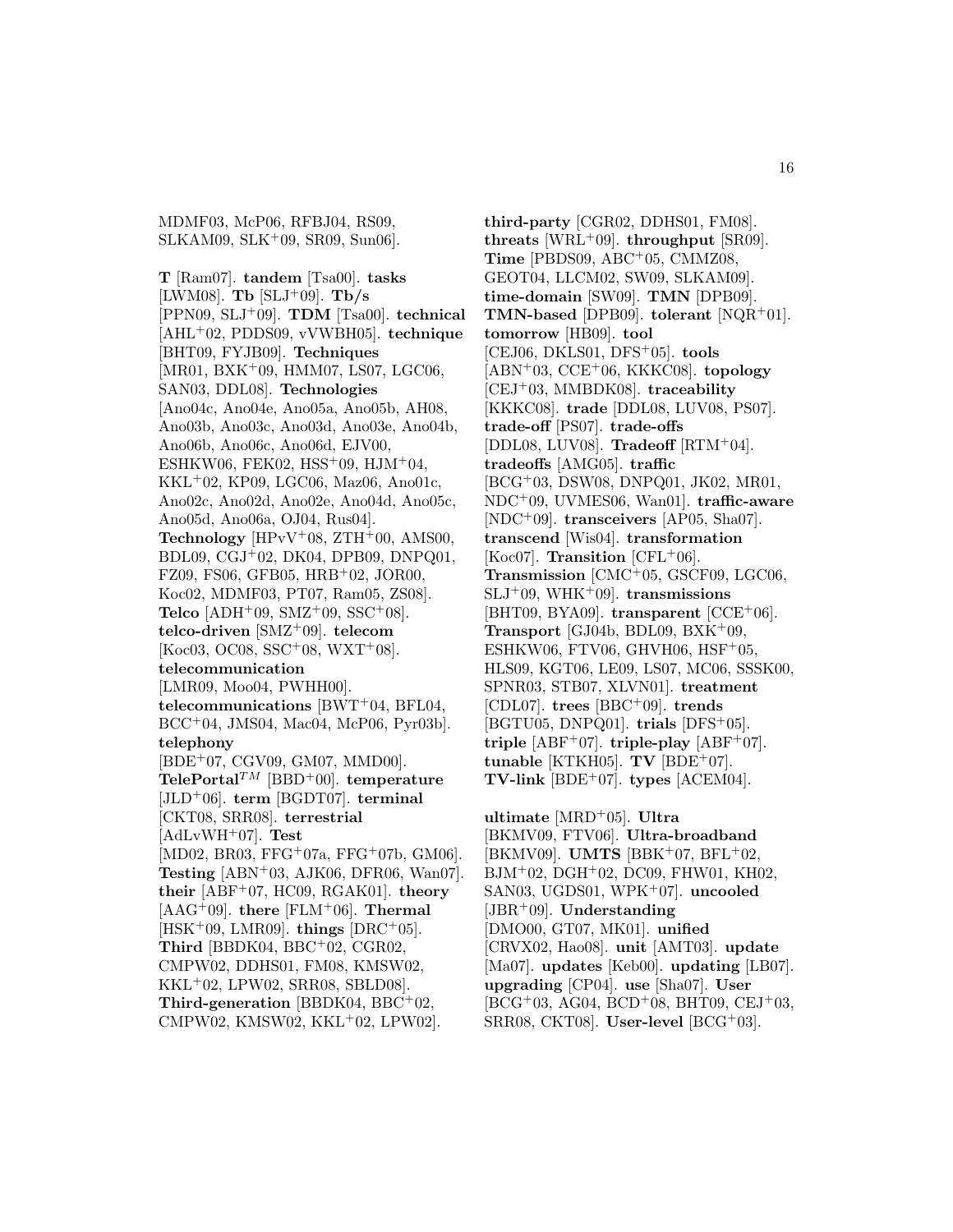MDMF03, McP06, RFBJ04, RS09, SLKAM09, SLK+09, SR09, Sun06].

**T** [Ram07]. **tandem** [Tsa00]. **tasks** [LWM08]. **Tb** [SLJ+09]. **Tb/s** [PPN09, SLJ+09]. **TDM** [Tsa00]. **technical** [AHL+02, PDDS09, vVWBH05]. **technique** [BHT09, FYJB09]. **Techniques** [MR01, BXK+09, HMM07, LS07, LGC06, SAN03, DDL08]. **Technologies** [Ano04c, Ano04e, Ano05a, Ano05b, AH08, Ano03b, Ano03c, Ano03d, Ano03e, Ano04b, Ano06b, Ano06c, Ano06d, EJV00, ESHKW06, FEK02, HSS+09, HJM+04, KKL+02, KP09, LGC06, Maz06, Ano01c, Ano02c, Ano02d, Ano02e, Ano04d, Ano05c, Ano05d, Ano06a, OJ04, Rus04]. **Technology** [HPvV+08, ZTH+00, AMS00, BDL09, CGJ+02, DK04, DPB09, DNPQ01, FZ09, FS06, GFB05, HRB+02, JOR00, Koc02, MDMF03, PT07, Ram05, ZS08]. **Telco** [ADH+09, SMZ+09, SSC+08]. **telco-driven** [SMZ+09]. **telecom** [Koc03, OC08, SSC+08, WXT+08]. **telecommunication** [LMR09, Moo04, PWHH00]. **telecommunications** [BWT+04, BFL04, BCC+04, JMS04, Mac04, McP06, Pyr03b]. **telephony** [BDE+07, CGV09, GM07, MMD00]. **TelePortal**$^{TM}$ [BBD+00]. **temperature** [JLD+06]. **term** [BGDT07]. **terminal** [CKT08, SRR08]. **terrestrial** [AdLvWH+07]. **Test** [MD02, BR03, FFG+07a, FFG+07b, GM06]. **Testing** [ABN+03, AJK06, DFR06, Wan07]. **their** [ABF+07, HC09, RGAK01]. **theory** [AAG+09]. **there** [FLM+06]. **Thermal** [HSK+09, LMR09]. **things** [DRC+05]. **Third** [BBDK04, BBC+02, CGR02, CMPW02, DDHS01, FM08, KMSW02, KKL+02, LPW02, SRR08, SBLD08]. **Third-generation** [BBDK04, BBC+02, CMPW02, KMSW02, KKL+02, LPW02].

**third-party** [CGR02, DDHS01, FM08]. **threats** [WRL+09]. **throughput** [SR09]. **Time** [PBDS09, ABC+05, CMMZ08, GEOT04, LLCM02, SW09, SLKAM09]. **time-domain** [SW09]. **TMN** [DPB09]. **TMN-based** [DPB09]. **tolerant** [NQR+01]. **tomorrow** [HB09]. **tool** [CEJ06, DKLS01, DFS+05]. **tools** [ABN+03, CCE+06, KKKC08]. **topology** [CEJ+03, MMBDK08]. **traceability** [KKKC08]. **trade** [DDL08, LUV08, PS07]. **trade-off** [PS07]. **trade-offs** [DDL08, LUV08]. **Tradeoff** [RTM+04]. **tradeoffs** [AMG05]. **traffic** [BCG+03, DSW08, DNPQ01, JK02, MR01, NDC+09, UVMES06, Wan01]. **traffic-aware** [NDC+09]. **transceivers** [AP05, Sha07]. **transcend** [Wis04]. **transformation** [Koc07]. **Transition** [CFL+06]. **Transmission** [CMC+05, GSCF09, LGC06, SLJ+09, WHK+09]. **transmissions** [BHT09, BYA09]. **transparent** [CCE+06]. **Transport** [GJ04b, BDL09, BXK+09, ESHKW06, FTV06, GHVH06, HSF+05, HLS09, KGT06, LE09, LS07, MC06, SSSK00, SPNR03, STB07, XLVN01]. **treatment** [CDL07]. **trees** [BBC+09]. **trends** [BGTU05, DNPQ01]. **trials** [DFS+05]. **triple** [ABF+07]. **triple-play** [ABF+07]. **tunable** [KTKH05]. **TV** [BDE+07]. **TV-link** [BDE+07]. **types** [ACEM04].

**ultimate** [MRD+05]. **Ultra** [BKMV09, FTV06]. **Ultra-broadband** [BKMV09]. **UMTS** [BBK+07, BFL+02, BJM+02, DGH+02, DC09, FHW01, KH02, SAN03, UGDS01, WPK+07]. **uncooled** [JBR+09]. **Understanding** [DMO00, GT07, MK01]. **unified** [CRVX02, Hao08]. **unit** [AMT03]. **update** [Ma07]. **updates** [Keb00]. **updating** [LB07]. **upgrading** [CP04]. **use** [Sha07]. **User** [BCG+03, AG04, BCD+08, BHT09, CEJ+03, SRR08, CKT08]. **User-level** [BCG+03].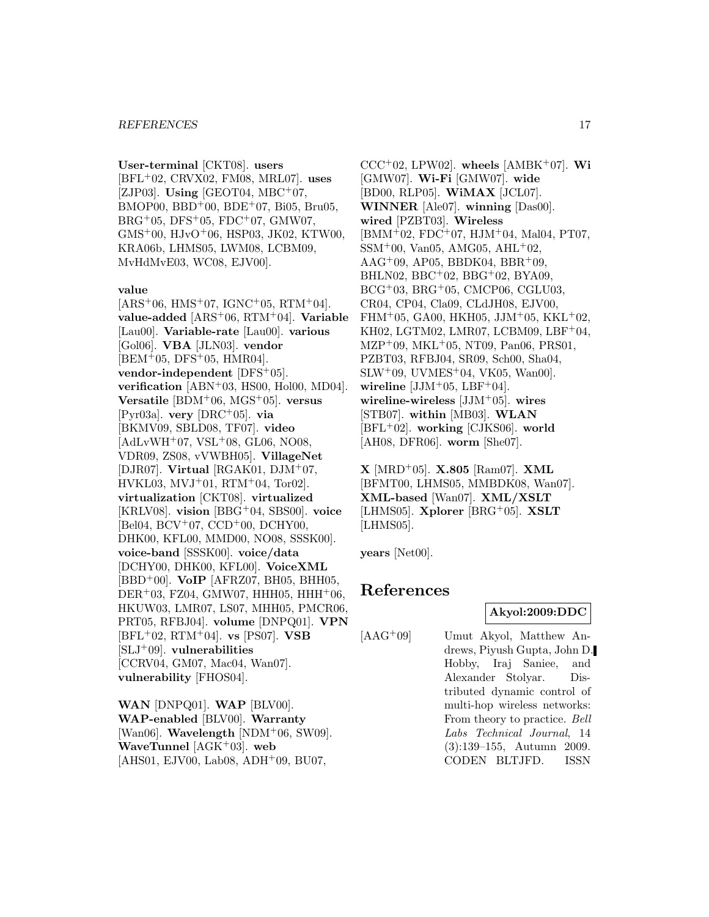**User-terminal** [CKT08]. **users** [BFL+02, CRVX02, FM08, MRL07]. **uses** [ZJP03]. **Using** [GEOT04, MBC+07, BMOP00, BBD+00, BDE+07, Bi05, Bru05, BRG+05, DFS+05, FDC+07, GMW07, GMS+00, HJvO+06, HSP03, JK02, KTW00, KRA06b, LHMS05, LWM08, LCBM09, MvHdMvE03, WC08, EJV00].

**value** [ARS+06, HMS+07, IGNC+05, RTM+04]. **value-added** [ARS+06, RTM+04]. **Variable** [Lau00]. **Variable-rate** [Lau00]. **various** [Gol06]. **VBA** [JLN03]. **vendor** [BEM+05, DFS+05, HMR04]. **vendor-independent** [DFS+05]. **verification** [ABN+03, HS00, Hol00, MD04]. **Versatile** [BDM+06, MGS+05]. **versus** [Pyr03a]. **very** [DRC+05]. **via** [BKMV09, SBLD08, TF07]. **video** [AdLvWH+07, VSL+08, GL06, NO08, VDR09, ZS08, vVWBH05]. **VillageNet** [DJR07]. **Virtual** [RGAK01, DJM+07, HVKL03, MVJ+01, RTM+04, Tor02]. **virtualization** [CKT08]. **virtualized** [KRLV08]. **vision** [BBG+04, SBS00]. **voice** [Bel04, BCV+07, CCD+00, DCHY00, DHK00, KFL00, MMD00, NO08, SSSK00]. **voice-band** [SSSK00]. **voice/data** [DCHY00, DHK00, KFL00]. **VoiceXML** [BBD+00]. **VoIP** [AFRZ07, BH05, BHH05, DER+03, FZ04, GMW07, HHH05, HHH+06, HKUW03, LMR07, LS07, MHH05, PMCR06, PRT05, RFBJ04]. **volume** [DNPQ01]. **VPN** [BFL+02, RTM+04]. **vs** [PS07]. **VSB** [SLJ+09]. **vulnerabilities** [CCRV04, GM07, Mac04, Wan07]. **vulnerability** [FHOS04].

**WAN** [DNPQ01]. **WAP** [BLV00]. **WAP-enabled** [BLV00]. **Warranty** [Wan06]. **Wavelength** [NDM+06, SW09]. **WaveTunnel** [AGK+03]. **web** [AHS01, EJV00, Lab08, ADH+09, BU07, CCC+02, LPW02]. **wheels** [AMBK+07]. **Wi** [GMW07]. **Wi-Fi** [GMW07]. **wide** [BD00, RLP05]. **WiMAX** [JCL07]. **WINNER** [Ale07]. **winning** [Das00]. **wired** [PZBT03]. **Wireless** [BMM+02, FDC+07, HJM+04, Mal04, PT07, SSM+00, Van05, AMG05, AHL+02, AAG+09, AP05, BBDK04, BBR+09, BHLN02, BBC+02, BBG+02, BYA09, BCG+03, BRG+05, CMCP06, CGLU03, CR04, CP04, Cla09, CLdJH08, EJV00, FHM+05, GA00, HKH05, JJM+05, KKL+02, KH02, LGTM02, LMR07, LCBM09, LBF+04, MZP+09, MKL+05, NT09, Pan06, PRS01, PZBT03, RFBJ04, SR09, Sch00, Sha04, SLW+09, UVMES+04, VK05, Wan00]. **wireline** [JJM+05, LBF+04]. **wireline-wireless** [JJM+05]. **wires** [STB07]. **within** [MB03]. **WLAN** [BFL+02]. **working** [CJKS06]. **world** [AH08, DFR06]. **worm** [She07].

**X** [MRD+05]. **X.805** [Ram07]. **XML** [BFMT00, LHMS05, MMBDK08, Wan07]. **XML-based** [Wan07]. **XML/XSLT** [LHMS05]. **Xplorer** [BRG+05]. **XSLT** [LHMS05].

**years** [Net00].

# References

**Akyol:2009:DDC**

[AAG+09] Umut Akyol, Matthew Andrews, Piyush Gupta, John D. Hobby, Iraj Saniee, and Alexander Stolyar. Distributed dynamic control of multi-hop wireless networks: From theory to practice. *Bell Labs Technical Journal*, 14 (3):139–155, Autumn 2009. CODEN BLTJFD. ISSN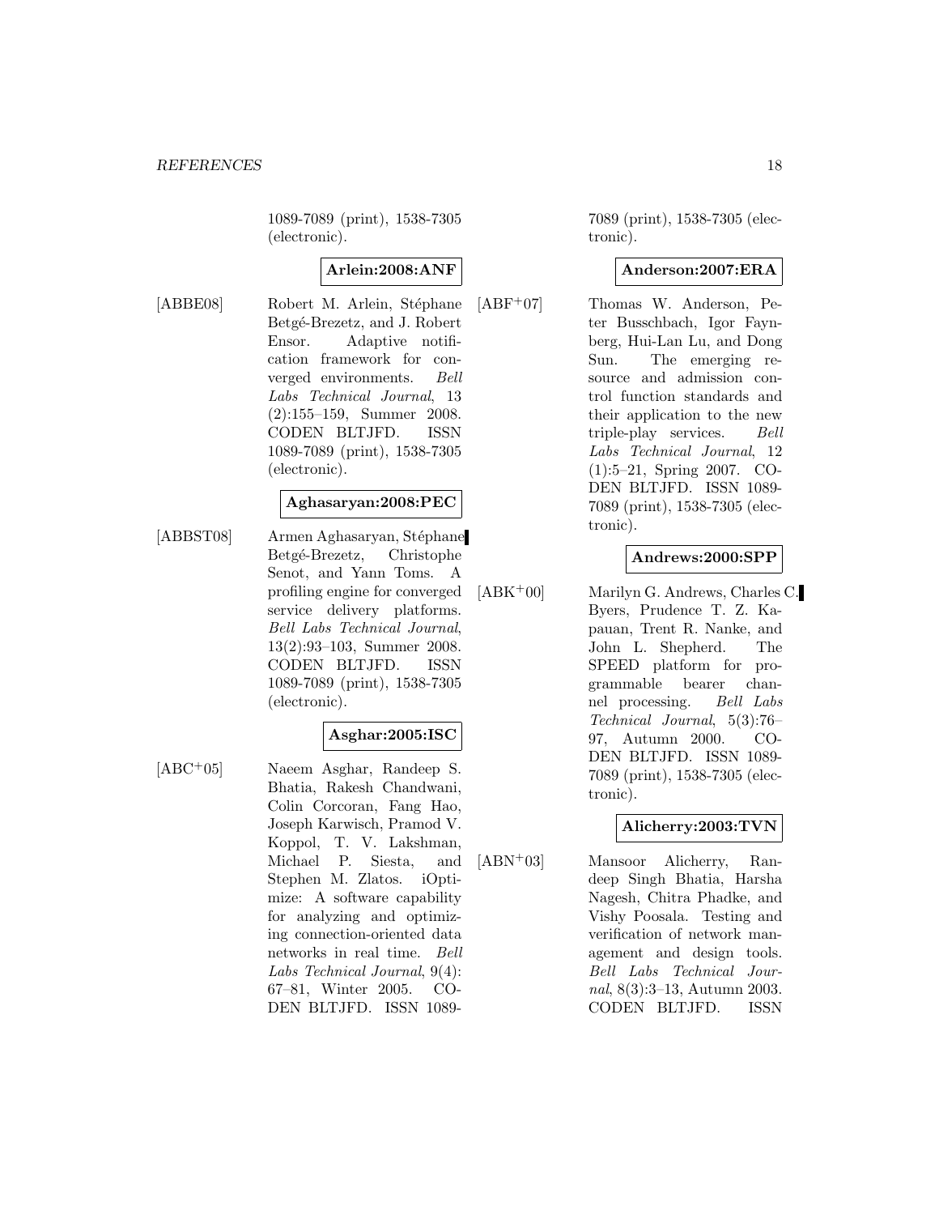1089-7089 (print), 1538-7305 (electronic).

**Arlein:2008:ANF**

[ABBE08] Robert M. Arlein, Stéphane Betgé-Brezetz, and J. Robert Ensor. Adaptive notification framework for converged environments. *Bell Labs Technical Journal*, 13 (2):155–159, Summer 2008. CODEN BLTJFD. ISSN 1089-7089 (print), 1538-7305 (electronic).

**Aghasaryan:2008:PEC**

[ABBST08] Armen Aghasaryan, Stéphane Betgé-Brezetz, Christophe Senot, and Yann Toms. A profiling engine for converged service delivery platforms. *Bell Labs Technical Journal*, 13(2):93–103, Summer 2008. CODEN BLTJFD. ISSN 1089-7089 (print), 1538-7305 (electronic).

**Asghar:2005:ISC**

[ABC+05] Naeem Asghar, Randeep S. Bhatia, Rakesh Chandwani, Colin Corcoran, Fang Hao, Joseph Karwisch, Pramod V. Koppol, T. V. Lakshman, Michael P. Siesta, and Stephen M. Zlatos. iOptimize: A software capability for analyzing and optimizing connection-oriented data networks in real time. *Bell Labs Technical Journal*, 9(4): 67–81, Winter 2005. CODEN BLTJFD. ISSN 1089-7089 (print), 1538-7305 (electronic).

**Anderson:2007:ERA**

[ABF+07] Thomas W. Anderson, Peter Busschbach, Igor Faynberg, Hui-Lan Lu, and Dong Sun. The emerging resource and admission control function standards and their application to the new triple-play services. *Bell Labs Technical Journal*, 12 (1):5–21, Spring 2007. CODEN BLTJFD. ISSN 1089-7089 (print), 1538-7305 (electronic).

**Andrews:2000:SPP**

[ABK+00] Marilyn G. Andrews, Charles C. Byers, Prudence T. Z. Kapauan, Trent R. Nanke, and John L. Shepherd. The SPEED platform for programmable bearer channel processing. *Bell Labs Technical Journal*, 5(3):76–97, Autumn 2000. CODEN BLTJFD. ISSN 1089-7089 (print), 1538-7305 (electronic).

**Alicherry:2003:TVN**

[ABN+03] Mansoor Alicherry, Randeep Singh Bhatia, Harsha Nagesh, Chitra Phadke, and Vishy Poosala. Testing and verification of network management and design tools. *Bell Labs Technical Journal*, 8(3):3–13, Autumn 2003. CODEN BLTJFD. ISSN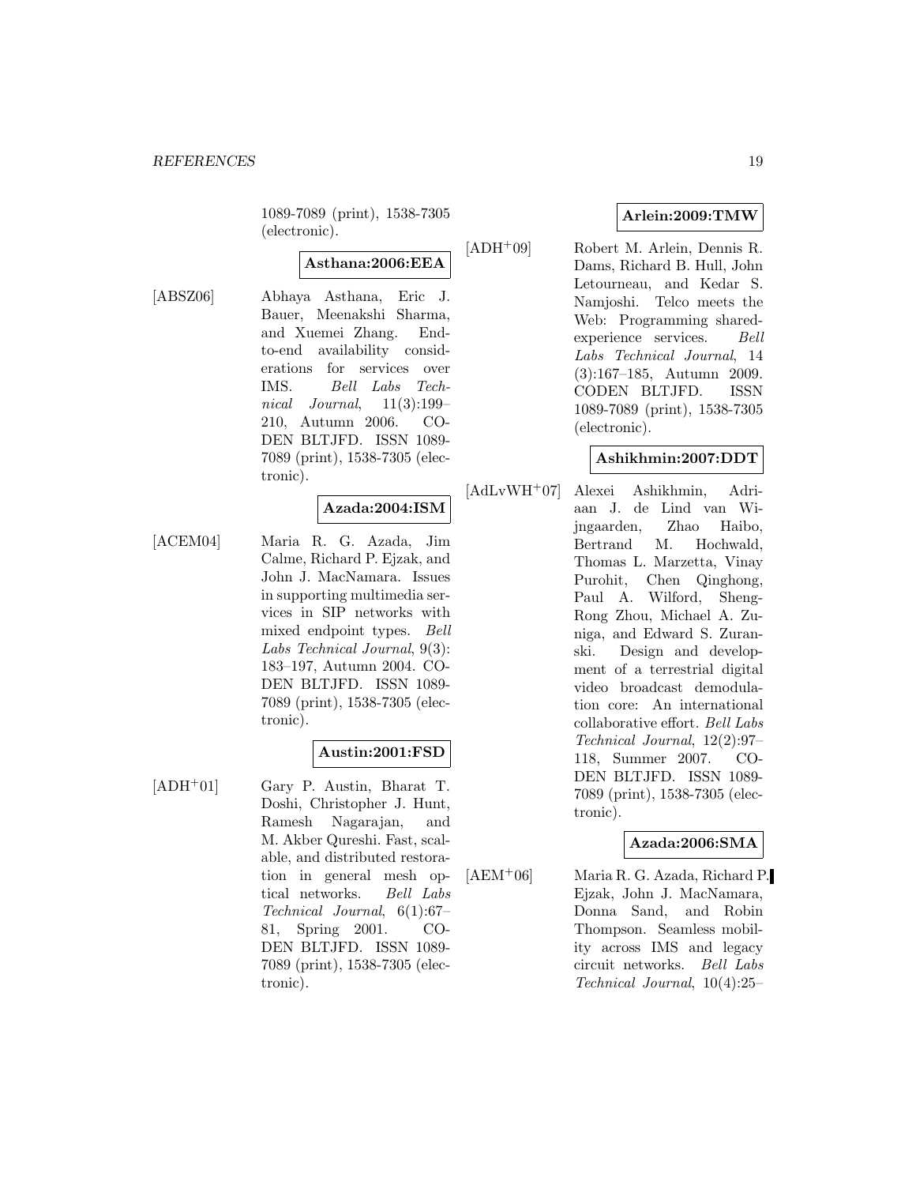1089-7089 (print), 1538-7305 (electronic).

**Asthana:2006:EEA**

[ABSZ06] Abhaya Asthana, Eric J. Bauer, Meenakshi Sharma, and Xuemei Zhang. End-to-end availability considerations for services over IMS. *Bell Labs Technical Journal*, 11(3):199–210, Autumn 2006. CODEN BLTJFD. ISSN 1089-7089 (print), 1538-7305 (electronic).

**Azada:2004:ISM**

[ACEM04] Maria R. G. Azada, Jim Calme, Richard P. Ejzak, and John J. MacNamara. Issues in supporting multimedia services in SIP networks with mixed endpoint types. *Bell Labs Technical Journal*, 9(3): 183–197, Autumn 2004. CODEN BLTJFD. ISSN 1089-7089 (print), 1538-7305 (electronic).

**Austin:2001:FSD**

[ADH+01] Gary P. Austin, Bharat T. Doshi, Christopher J. Hunt, Ramesh Nagarajan, and M. Akber Qureshi. Fast, scalable, and distributed restoration in general mesh optical networks. *Bell Labs Technical Journal*, 6(1):67–81, Spring 2001. CODEN BLTJFD. ISSN 1089-7089 (print), 1538-7305 (electronic).

**Arlein:2009:TMW**

[ADH+09] Robert M. Arlein, Dennis R. Dams, Richard B. Hull, John Letourneau, and Kedar S. Namjoshi. Telco meets the Web: Programming shared-experience services. *Bell Labs Technical Journal*, 14 (3):167–185, Autumn 2009. CODEN BLTJFD. ISSN 1089-7089 (print), 1538-7305 (electronic).

**Ashikhmin:2007:DDT**

[AdLvWH+07] Alexei Ashikhmin, Adriaan J. de Lind van Wijngaarden, Zhao Haibo, Bertrand M. Hochwald, Thomas L. Marzetta, Vinay Purohit, Chen Qinghong, Paul A. Wilford, Sheng-Rong Zhou, Michael A. Zuniga, and Edward S. Zuranski. Design and development of a terrestrial digital video broadcast demodulation core: An international collaborative effort. *Bell Labs Technical Journal*, 12(2):97–118, Summer 2007. CODEN BLTJFD. ISSN 1089-7089 (print), 1538-7305 (electronic).

**Azada:2006:SMA**

[AEM+06] Maria R. G. Azada, Richard P. Ejzak, John J. MacNamara, Donna Sand, and Robin Thompson. Seamless mobility across IMS and legacy circuit networks. *Bell Labs Technical Journal*, 10(4):25–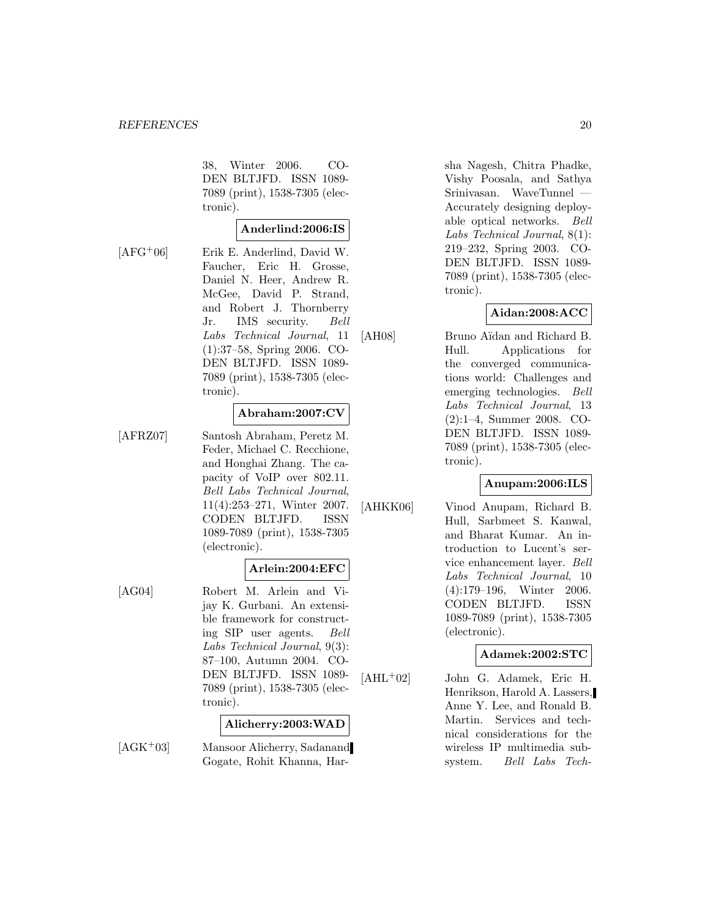38, Winter 2006. CODEN BLTJFD. ISSN 1089-7089 (print), 1538-7305 (electronic).

**Anderlind:2006:IS**

[AFG+06] Erik E. Anderlind, David W. Faucher, Eric H. Grosse, Daniel N. Heer, Andrew R. McGee, David P. Strand, and Robert J. Thornberry Jr. IMS security. *Bell Labs Technical Journal*, 11 (1):37–58, Spring 2006. CODEN BLTJFD. ISSN 1089-7089 (print), 1538-7305 (electronic).

**Abraham:2007:CV**

[AFRZ07] Santosh Abraham, Peretz M. Feder, Michael C. Recchione, and Honghai Zhang. The capacity of VoIP over 802.11. *Bell Labs Technical Journal*, 11(4):253–271, Winter 2007. CODEN BLTJFD. ISSN 1089-7089 (print), 1538-7305 (electronic).

**Arlein:2004:EFC**

[AG04] Robert M. Arlein and Vijay K. Gurbani. An extensible framework for constructing SIP user agents. *Bell Labs Technical Journal*, 9(3): 87–100, Autumn 2004. CODEN BLTJFD. ISSN 1089-7089 (print), 1538-7305 (electronic).

**Alicherry:2003:WAD**

[AGK+03] Mansoor Alicherry, Sadanand Gogate, Rohit Khanna, Harsha Nagesh, Chitra Phadke, Vishy Poosala, and Sathya Srinivasan. WaveTunnel — Accurately designing deployable optical networks. *Bell Labs Technical Journal*, 8(1): 219–232, Spring 2003. CODEN BLTJFD. ISSN 1089-7089 (print), 1538-7305 (electronic).

**Aidan:2008:ACC**

[AH08] Bruno Aïdan and Richard B. Hull. Applications for the converged communications world: Challenges and emerging technologies. *Bell Labs Technical Journal*, 13 (2):1–4, Summer 2008. CODEN BLTJFD. ISSN 1089-7089 (print), 1538-7305 (electronic).

**Anupam:2006:ILS**

[AHKK06] Vinod Anupam, Richard B. Hull, Sarbmeet S. Kanwal, and Bharat Kumar. An introduction to Lucent's service enhancement layer. *Bell Labs Technical Journal*, 10 (4):179–196, Winter 2006. CODEN BLTJFD. ISSN 1089-7089 (print), 1538-7305 (electronic).

**Adamek:2002:STC**

[AHL+02] John G. Adamek, Eric H. Henrikson, Harold A. Lassers, Anne Y. Lee, and Ronald B. Martin. Services and technical considerations for the wireless IP multimedia subsystem. *Bell Labs Tech-*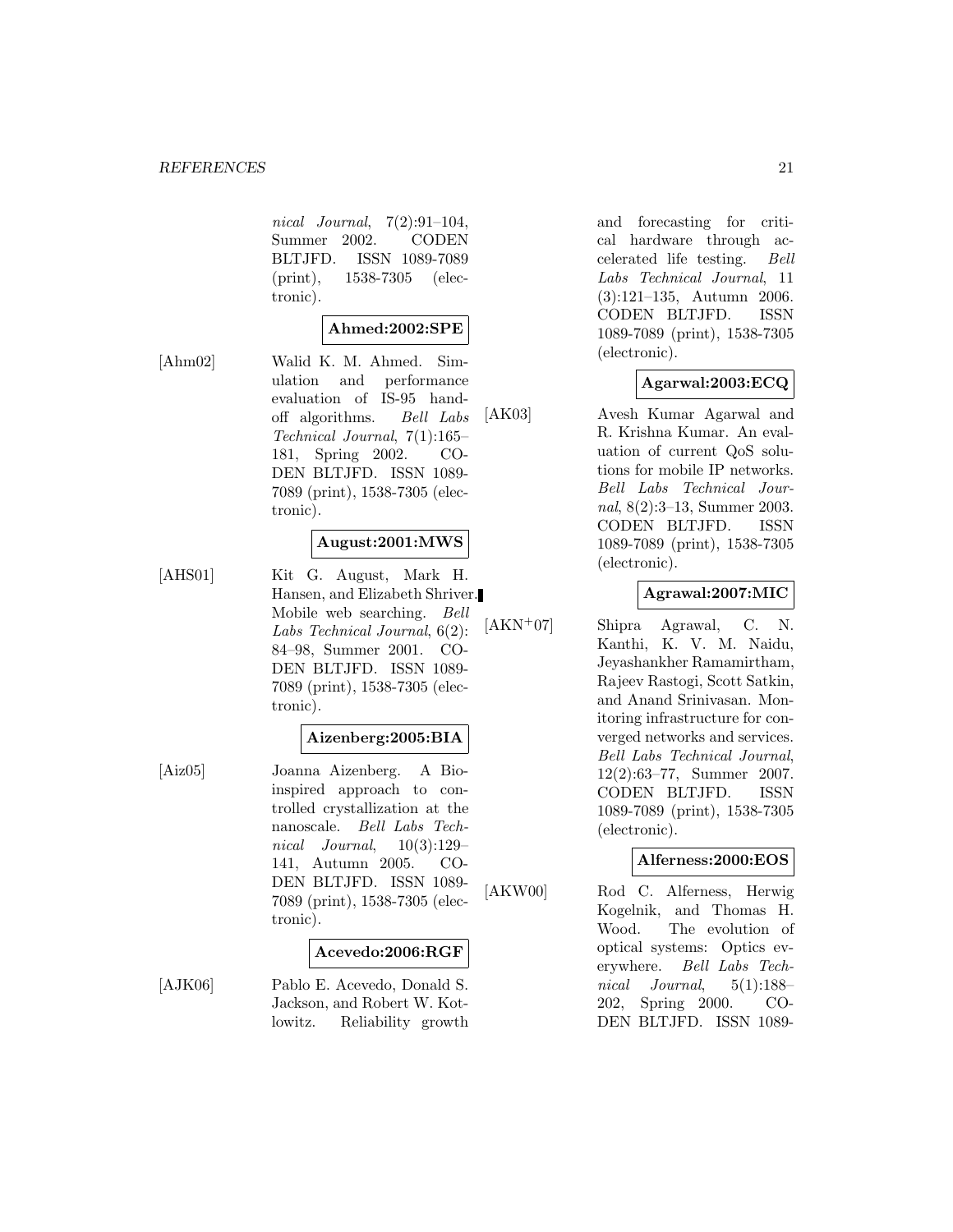*nical Journal*, 7(2):91–104, Summer 2002. CODEN BLTJFD. ISSN 1089-7089 (print), 1538-7305 (electronic).

**Ahmed:2002:SPE**

[Ahm02] Walid K. M. Ahmed. Simulation and performance evaluation of IS-95 handoff algorithms. *Bell Labs Technical Journal*, 7(1):165–181, Spring 2002. CODEN BLTJFD. ISSN 1089-7089 (print), 1538-7305 (electronic).

**August:2001:MWS**

[AHS01] Kit G. August, Mark H. Hansen, and Elizabeth Shriver. Mobile web searching. *Bell Labs Technical Journal*, 6(2):84–98, Summer 2001. CODEN BLTJFD. ISSN 1089-7089 (print), 1538-7305 (electronic).

**Aizenberg:2005:BIA**

[Aiz05] Joanna Aizenberg. A Bio-inspired approach to controlled crystallization at the nanoscale. *Bell Labs Technical Journal*, 10(3):129–141, Autumn 2005. CODEN BLTJFD. ISSN 1089-7089 (print), 1538-7305 (electronic).

**Acevedo:2006:RGF**

[AJK06] Pablo E. Acevedo, Donald S. Jackson, and Robert W. Kotlowitz. Reliability growth and forecasting for critical hardware through accelerated life testing. *Bell Labs Technical Journal*, 11(3):121–135, Autumn 2006. CODEN BLTJFD. ISSN 1089-7089 (print), 1538-7305 (electronic).

**Agarwal:2003:ECQ**

[AK03] Avesh Kumar Agarwal and R. Krishna Kumar. An evaluation of current QoS solutions for mobile IP networks. *Bell Labs Technical Journal*, 8(2):3–13, Summer 2003. CODEN BLTJFD. ISSN 1089-7089 (print), 1538-7305 (electronic).

**Agrawal:2007:MIC**

[AKN+07] Shipra Agrawal, C. N. Kanthi, K. V. M. Naidu, Jeyashankher Ramamirtham, Rajeev Rastogi, Scott Satkin, and Anand Srinivasan. Monitoring infrastructure for converged networks and services. *Bell Labs Technical Journal*, 12(2):63–77, Summer 2007. CODEN BLTJFD. ISSN 1089-7089 (print), 1538-7305 (electronic).

**Alferness:2000:EOS**

[AKW00] Rod C. Alferness, Herwig Kogelnik, and Thomas H. Wood. The evolution of optical systems: Optics everywhere. *Bell Labs Technical Journal*, 5(1):188–202, Spring 2000. CODEN BLTJFD. ISSN 1089-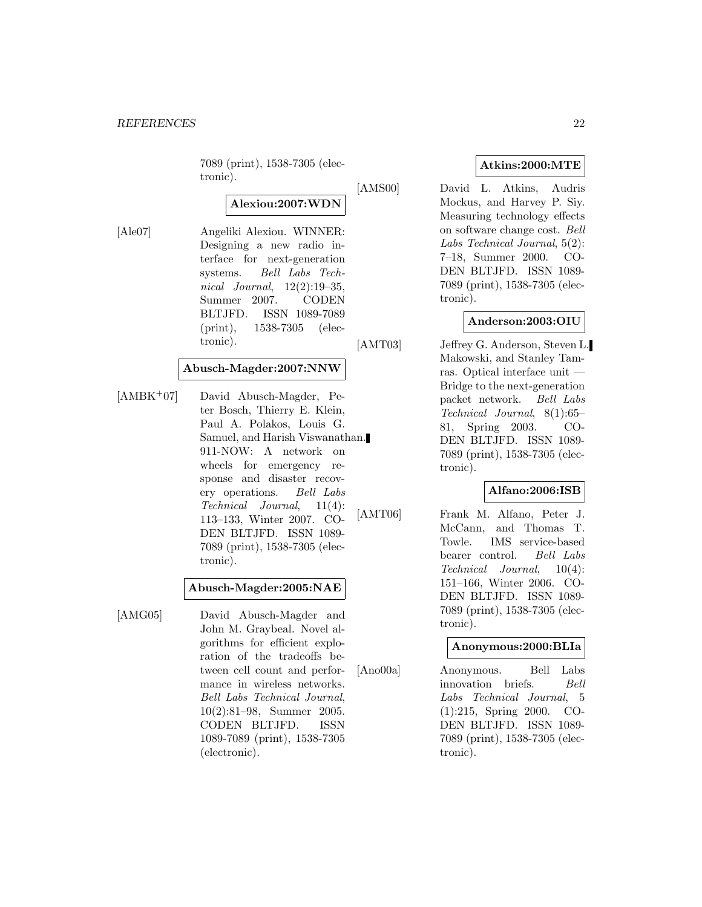7089 (print), 1538-7305 (electronic).

**Alexiou:2007:WDN**

[Ale07] Angeliki Alexiou. WINNER: Designing a new radio interface for next-generation systems. *Bell Labs Technical Journal*, 12(2):19–35, Summer 2007. CODEN BLTJFD. ISSN 1089-7089 (print), 1538-7305 (electronic).

**Abusch-Magder:2007:NNW**

[AMBK+07] David Abusch-Magder, Peter Bosch, Thierry E. Klein, Paul A. Polakos, Louis G. Samuel, and Harish Viswanathan. 911-NOW: A network on wheels for emergency response and disaster recovery operations. *Bell Labs Technical Journal*, 11(4): 113–133, Winter 2007. CODEN BLTJFD. ISSN 1089-7089 (print), 1538-7305 (electronic).

**Abusch-Magder:2005:NAE**

[AMG05] David Abusch-Magder and John M. Graybeal. Novel algorithms for efficient exploration of the tradeoffs between cell count and performance in wireless networks. *Bell Labs Technical Journal*, 10(2):81–98, Summer 2005. CODEN BLTJFD. ISSN 1089-7089 (print), 1538-7305 (electronic).

**Atkins:2000:MTE**

[AMS00] David L. Atkins, Audris Mockus, and Harvey P. Siy. Measuring technology effects on software change cost. *Bell Labs Technical Journal*, 5(2): 7–18, Summer 2000. CODEN BLTJFD. ISSN 1089-7089 (print), 1538-7305 (electronic).

**Anderson:2003:OIU**

[AMT03] Jeffrey G. Anderson, Steven L. Makowski, and Stanley Tamras. Optical interface unit — Bridge to the next-generation packet network. *Bell Labs Technical Journal*, 8(1):65–81, Spring 2003. CODEN BLTJFD. ISSN 1089-7089 (print), 1538-7305 (electronic).

**Alfano:2006:ISB**

[AMT06] Frank M. Alfano, Peter J. McCann, and Thomas T. Towle. IMS service-based bearer control. *Bell Labs Technical Journal*, 10(4): 151–166, Winter 2006. CODEN BLTJFD. ISSN 1089-7089 (print), 1538-7305 (electronic).

**Anonymous:2000:BLIa**

[Ano00a] Anonymous. Bell Labs innovation briefs. *Bell Labs Technical Journal*, 5 (1):215, Spring 2000. CODEN BLTJFD. ISSN 1089-7089 (print), 1538-7305 (electronic).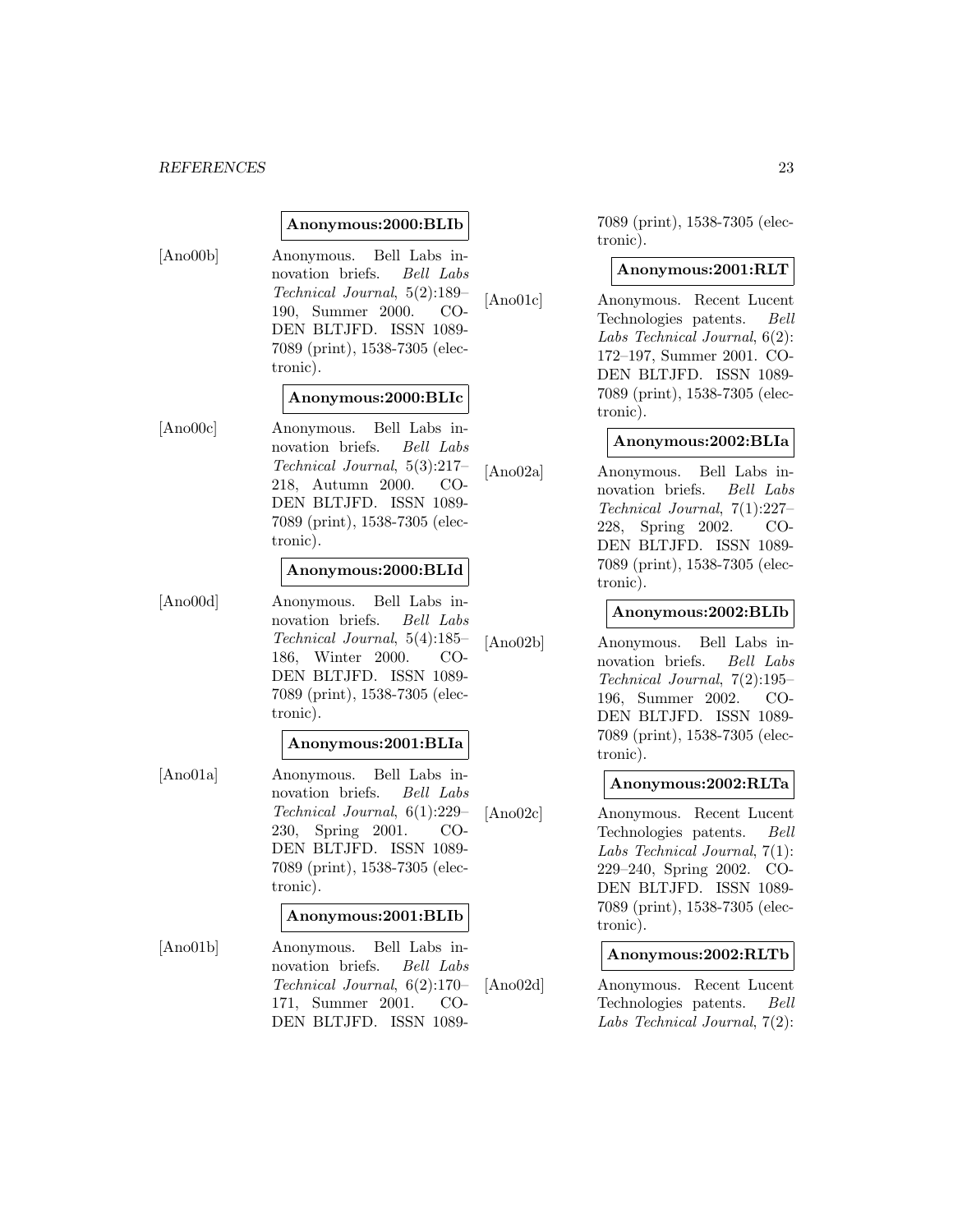**Anonymous:2000:BLIb**

[Ano00b] Anonymous. Bell Labs innovation briefs. *Bell Labs Technical Journal*, 5(2):189–190, Summer 2000. CODEN BLTJFD. ISSN 1089-7089 (print), 1538-7305 (electronic).

**Anonymous:2000:BLIc**

[Ano00c] Anonymous. Bell Labs innovation briefs. *Bell Labs Technical Journal*, 5(3):217–218, Autumn 2000. CODEN BLTJFD. ISSN 1089-7089 (print), 1538-7305 (electronic).

**Anonymous:2000:BLId**

[Ano00d] Anonymous. Bell Labs innovation briefs. *Bell Labs Technical Journal*, 5(4):185–186, Winter 2000. CODEN BLTJFD. ISSN 1089-7089 (print), 1538-7305 (electronic).

**Anonymous:2001:BLIa**

[Ano01a] Anonymous. Bell Labs innovation briefs. *Bell Labs Technical Journal*, 6(1):229–230, Spring 2001. CODEN BLTJFD. ISSN 1089-7089 (print), 1538-7305 (electronic).

**Anonymous:2001:BLIb**

[Ano01b] Anonymous. Bell Labs innovation briefs. *Bell Labs Technical Journal*, 6(2):170–171, Summer 2001. CODEN BLTJFD. ISSN 1089-7089 (print), 1538-7305 (electronic).

**Anonymous:2001:RLT**

[Ano01c] Anonymous. Recent Lucent Technologies patents. *Bell Labs Technical Journal*, 6(2): 172–197, Summer 2001. CODEN BLTJFD. ISSN 1089-7089 (print), 1538-7305 (electronic).

**Anonymous:2002:BLIa**

[Ano02a] Anonymous. Bell Labs innovation briefs. *Bell Labs Technical Journal*, 7(1):227–228, Spring 2002. CODEN BLTJFD. ISSN 1089-7089 (print), 1538-7305 (electronic).

**Anonymous:2002:BLIb**

[Ano02b] Anonymous. Bell Labs innovation briefs. *Bell Labs Technical Journal*, 7(2):195–196, Summer 2002. CODEN BLTJFD. ISSN 1089-7089 (print), 1538-7305 (electronic).

**Anonymous:2002:RLTa**

[Ano02c] Anonymous. Recent Lucent Technologies patents. *Bell Labs Technical Journal*, 7(1): 229–240, Spring 2002. CODEN BLTJFD. ISSN 1089-7089 (print), 1538-7305 (electronic).

**Anonymous:2002:RLTb**

[Ano02d] Anonymous. Recent Lucent Technologies patents. *Bell Labs Technical Journal*, 7(2):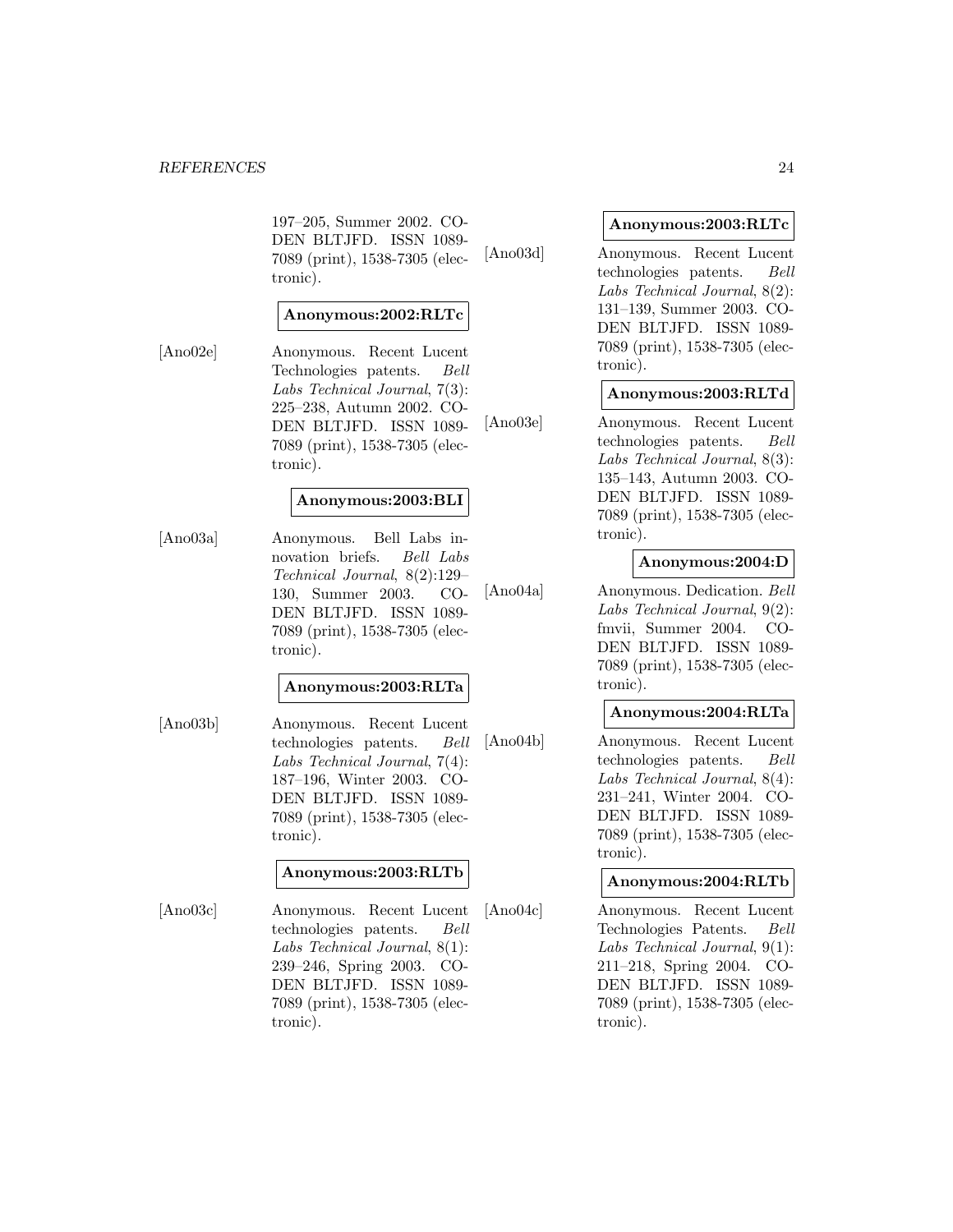197–205, Summer 2002. CODEN BLTJFD. ISSN 1089-7089 (print), 1538-7305 (electronic).

**Anonymous:2002:RLTc**

[Ano02e] Anonymous. Recent Lucent Technologies patents. *Bell Labs Technical Journal*, 7(3): 225–238, Autumn 2002. CODEN BLTJFD. ISSN 1089-7089 (print), 1538-7305 (electronic).

**Anonymous:2003:BLI**

[Ano03a] Anonymous. Bell Labs innovation briefs. *Bell Labs Technical Journal*, 8(2):129–130, Summer 2003. CODEN BLTJFD. ISSN 1089-7089 (print), 1538-7305 (electronic).

**Anonymous:2003:RLTa**

[Ano03b] Anonymous. Recent Lucent technologies patents. *Bell Labs Technical Journal*, 7(4): 187–196, Winter 2003. CODEN BLTJFD. ISSN 1089-7089 (print), 1538-7305 (electronic).

**Anonymous:2003:RLTb**

[Ano03c] Anonymous. Recent Lucent technologies patents. *Bell Labs Technical Journal*, 8(1): 239–246, Spring 2003. CODEN BLTJFD. ISSN 1089-7089 (print), 1538-7305 (electronic).

**Anonymous:2003:RLTc**

[Ano03d] Anonymous. Recent Lucent technologies patents. *Bell Labs Technical Journal*, 8(2): 131–139, Summer 2003. CODEN BLTJFD. ISSN 1089-7089 (print), 1538-7305 (electronic).

**Anonymous:2003:RLTd**

[Ano03e] Anonymous. Recent Lucent technologies patents. *Bell Labs Technical Journal*, 8(3): 135–143, Autumn 2003. CODEN BLTJFD. ISSN 1089-7089 (print), 1538-7305 (electronic).

**Anonymous:2004:D**

[Ano04a] Anonymous. Dedication. *Bell Labs Technical Journal*, 9(2): fmvii, Summer 2004. CODEN BLTJFD. ISSN 1089-7089 (print), 1538-7305 (electronic).

**Anonymous:2004:RLTa**

[Ano04b] Anonymous. Recent Lucent technologies patents. *Bell Labs Technical Journal*, 8(4): 231–241, Winter 2004. CODEN BLTJFD. ISSN 1089-7089 (print), 1538-7305 (electronic).

**Anonymous:2004:RLTb**

[Ano04c] Anonymous. Recent Lucent Technologies Patents. *Bell Labs Technical Journal*, 9(1): 211–218, Spring 2004. CODEN BLTJFD. ISSN 1089-7089 (print), 1538-7305 (electronic).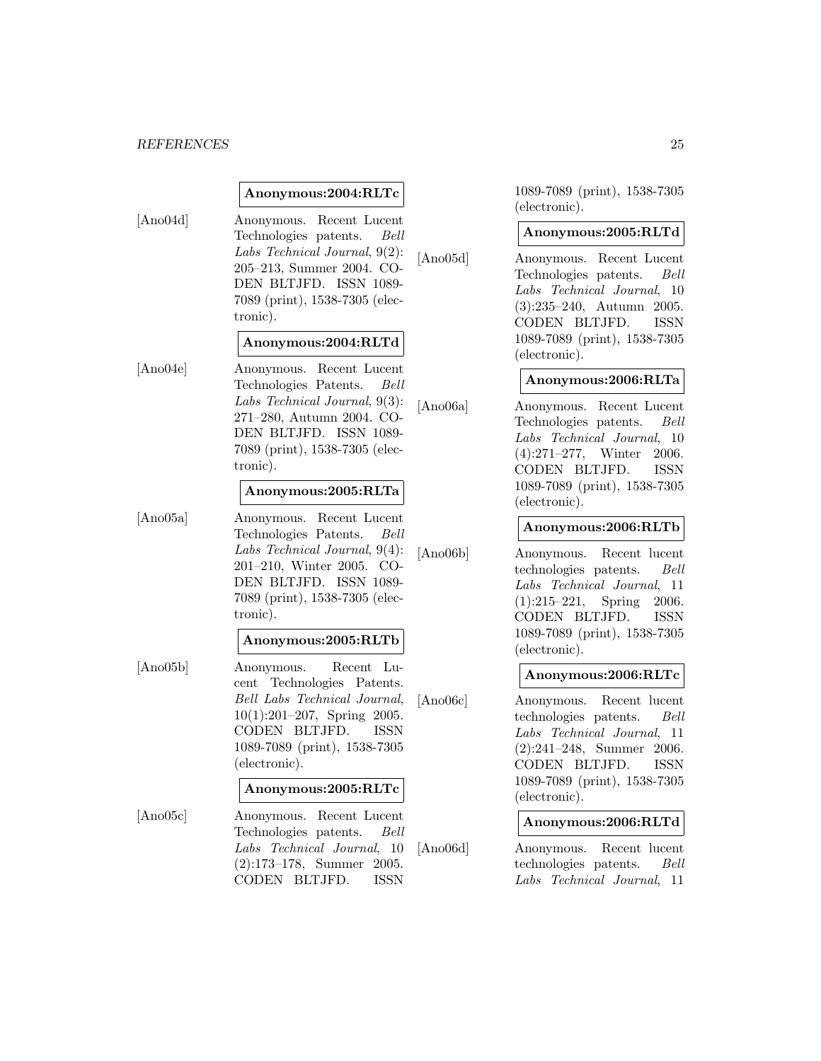**Anonymous:2004:RLTc**

[Ano04d] Anonymous. Recent Lucent Technologies patents. *Bell Labs Technical Journal*, 9(2): 205–213, Summer 2004. CODEN BLTJFD. ISSN 1089-7089 (print), 1538-7305 (electronic).

**Anonymous:2004:RLTd**

[Ano04e] Anonymous. Recent Lucent Technologies Patents. *Bell Labs Technical Journal*, 9(3): 271–280, Autumn 2004. CODEN BLTJFD. ISSN 1089-7089 (print), 1538-7305 (electronic).

**Anonymous:2005:RLTa**

[Ano05a] Anonymous. Recent Lucent Technologies Patents. *Bell Labs Technical Journal*, 9(4): 201–210, Winter 2005. CODEN BLTJFD. ISSN 1089-7089 (print), 1538-7305 (electronic).

**Anonymous:2005:RLTb**

[Ano05b] Anonymous. Recent Lucent Technologies Patents. *Bell Labs Technical Journal*, 10(1):201–207, Spring 2005. CODEN BLTJFD. ISSN 1089-7089 (print), 1538-7305 (electronic).

**Anonymous:2005:RLTc**

[Ano05c] Anonymous. Recent Lucent Technologies patents. *Bell Labs Technical Journal*, 10 (2):173–178, Summer 2005. CODEN BLTJFD. ISSN 1089-7089 (print), 1538-7305 (electronic).

**Anonymous:2005:RLTd**

[Ano05d] Anonymous. Recent Lucent Technologies patents. *Bell Labs Technical Journal*, 10 (3):235–240, Autumn 2005. CODEN BLTJFD. ISSN 1089-7089 (print), 1538-7305 (electronic).

**Anonymous:2006:RLTa**

[Ano06a] Anonymous. Recent Lucent Technologies patents. *Bell Labs Technical Journal*, 10 (4):271–277, Winter 2006. CODEN BLTJFD. ISSN 1089-7089 (print), 1538-7305 (electronic).

**Anonymous:2006:RLTb**

[Ano06b] Anonymous. Recent lucent technologies patents. *Bell Labs Technical Journal*, 11 (1):215–221, Spring 2006. CODEN BLTJFD. ISSN 1089-7089 (print), 1538-7305 (electronic).

**Anonymous:2006:RLTc**

[Ano06c] Anonymous. Recent lucent technologies patents. *Bell Labs Technical Journal*, 11 (2):241–248, Summer 2006. CODEN BLTJFD. ISSN 1089-7089 (print), 1538-7305 (electronic).

**Anonymous:2006:RLTd**

[Ano06d] Anonymous. Recent lucent technologies patents. *Bell Labs Technical Journal*, 11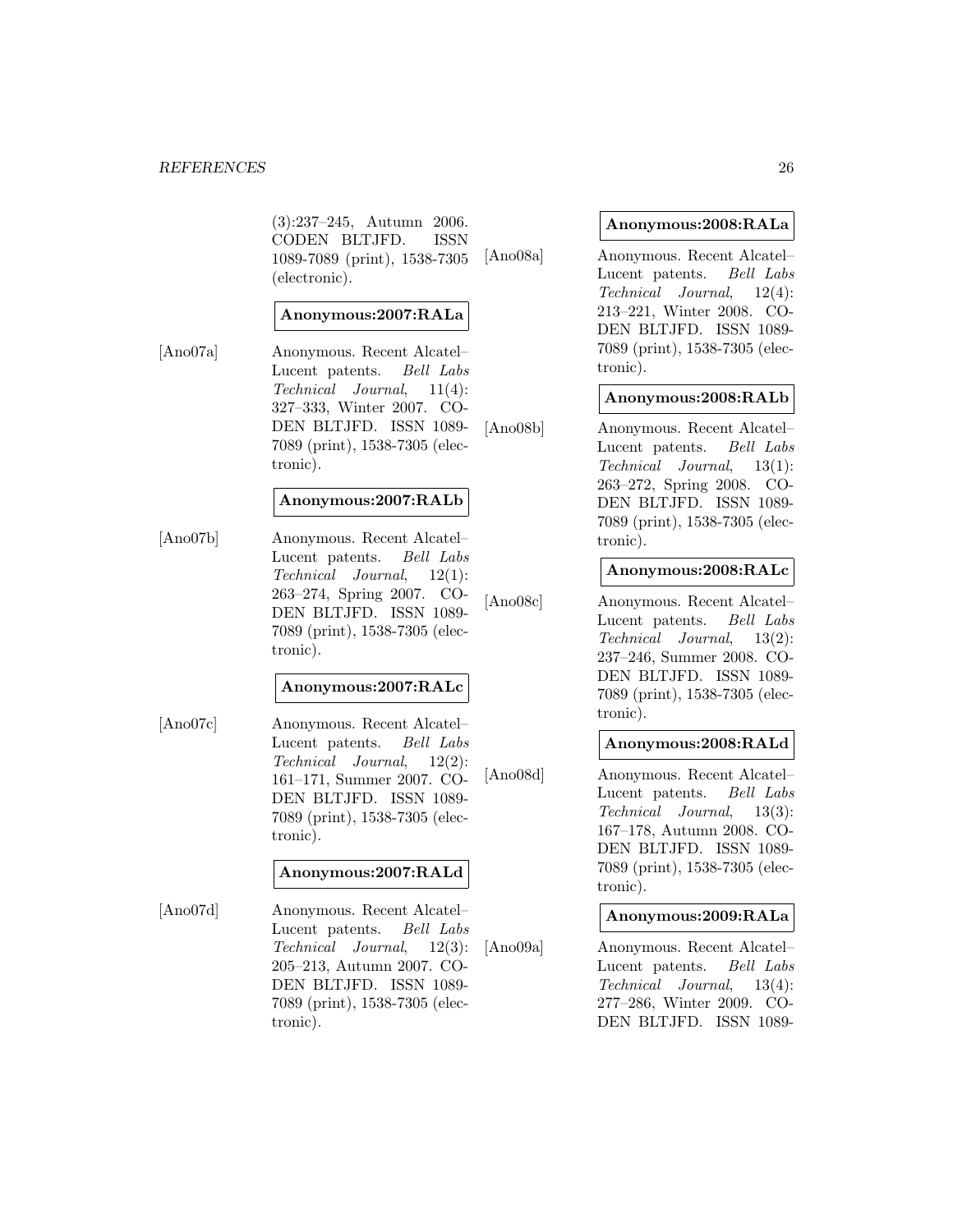(3):237–245, Autumn 2006. CODEN BLTJFD. ISSN 1089-7089 (print), 1538-7305 (electronic).

**Anonymous:2007:RALa**

[Ano07a] Anonymous. Recent Alcatel–Lucent patents. *Bell Labs Technical Journal*, 11(4): 327–333, Winter 2007. CODEN BLTJFD. ISSN 1089-7089 (print), 1538-7305 (electronic).

**Anonymous:2007:RALb**

[Ano07b] Anonymous. Recent Alcatel–Lucent patents. *Bell Labs Technical Journal*, 12(1): 263–274, Spring 2007. CODEN BLTJFD. ISSN 1089-7089 (print), 1538-7305 (electronic).

**Anonymous:2007:RALc**

[Ano07c] Anonymous. Recent Alcatel–Lucent patents. *Bell Labs Technical Journal*, 12(2): 161–171, Summer 2007. CODEN BLTJFD. ISSN 1089-7089 (print), 1538-7305 (electronic).

**Anonymous:2007:RALd**

[Ano07d] Anonymous. Recent Alcatel–Lucent patents. *Bell Labs Technical Journal*, 12(3): 205–213, Autumn 2007. CODEN BLTJFD. ISSN 1089-7089 (print), 1538-7305 (electronic).

**Anonymous:2008:RALa**

[Ano08a] Anonymous. Recent Alcatel–Lucent patents. *Bell Labs Technical Journal*, 12(4): 213–221, Winter 2008. CODEN BLTJFD. ISSN 1089-7089 (print), 1538-7305 (electronic).

**Anonymous:2008:RALb**

[Ano08b] Anonymous. Recent Alcatel–Lucent patents. *Bell Labs Technical Journal*, 13(1): 263–272, Spring 2008. CODEN BLTJFD. ISSN 1089-7089 (print), 1538-7305 (electronic).

**Anonymous:2008:RALc**

[Ano08c] Anonymous. Recent Alcatel–Lucent patents. *Bell Labs Technical Journal*, 13(2): 237–246, Summer 2008. CODEN BLTJFD. ISSN 1089-7089 (print), 1538-7305 (electronic).

**Anonymous:2008:RALd**

[Ano08d] Anonymous. Recent Alcatel–Lucent patents. *Bell Labs Technical Journal*, 13(3): 167–178, Autumn 2008. CODEN BLTJFD. ISSN 1089-7089 (print), 1538-7305 (electronic).

**Anonymous:2009:RALa**

[Ano09a] Anonymous. Recent Alcatel–Lucent patents. *Bell Labs Technical Journal*, 13(4): 277–286, Winter 2009. CODEN BLTJFD. ISSN 1089-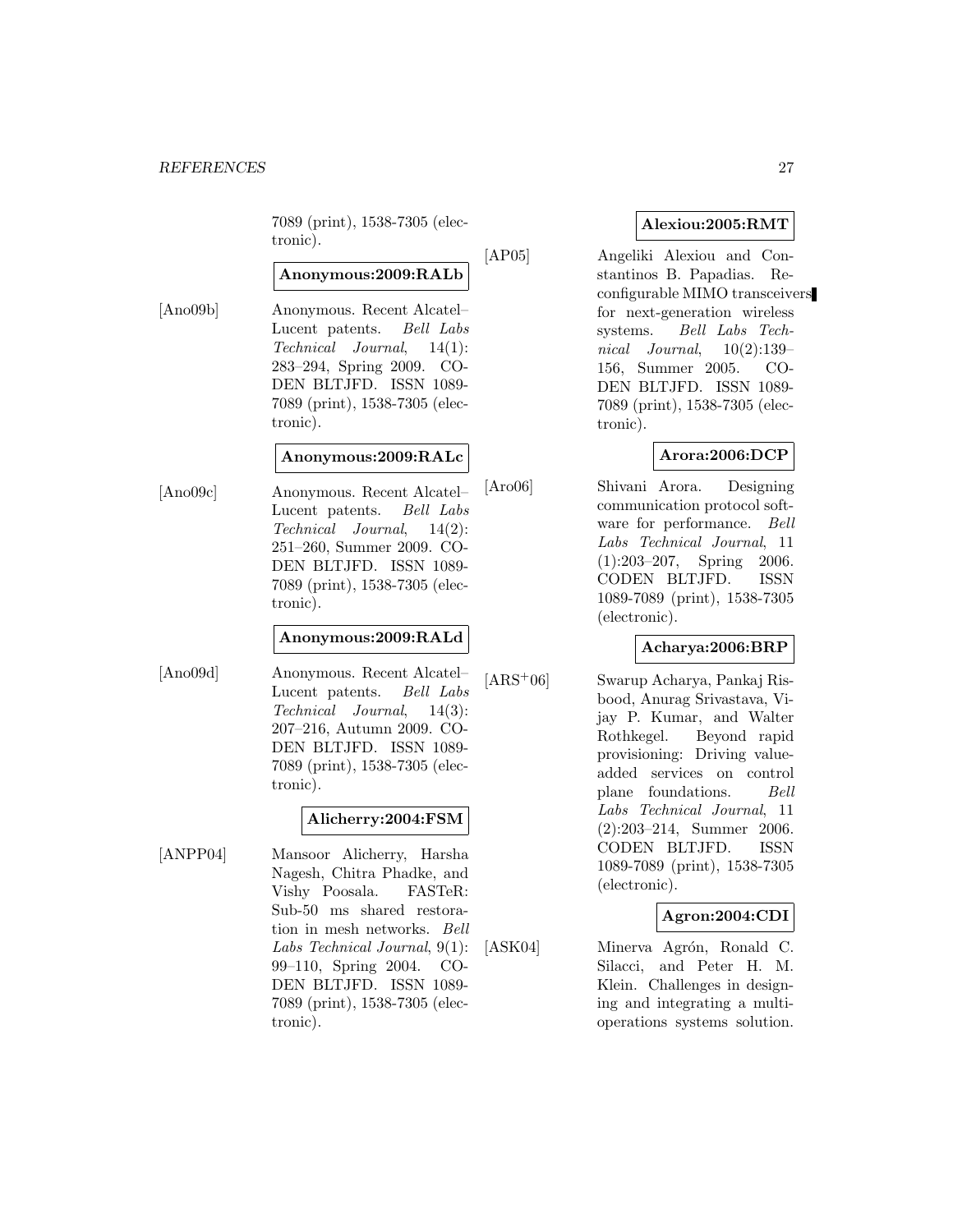7089 (print), 1538-7305 (electronic).

**Anonymous:2009:RALb**

[Ano09b] Anonymous. Recent Alcatel–Lucent patents. *Bell Labs Technical Journal*, 14(1): 283–294, Spring 2009. CODEN BLTJFD. ISSN 1089-7089 (print), 1538-7305 (electronic).

**Anonymous:2009:RALc**

[Ano09c] Anonymous. Recent Alcatel–Lucent patents. *Bell Labs Technical Journal*, 14(2): 251–260, Summer 2009. CODEN BLTJFD. ISSN 1089-7089 (print), 1538-7305 (electronic).

**Anonymous:2009:RALd**

[Ano09d] Anonymous. Recent Alcatel–Lucent patents. *Bell Labs Technical Journal*, 14(3): 207–216, Autumn 2009. CODEN BLTJFD. ISSN 1089-7089 (print), 1538-7305 (electronic).

**Alicherry:2004:FSM**

[ANPP04] Mansoor Alicherry, Harsha Nagesh, Chitra Phadke, and Vishy Poosala. FASTeR: Sub-50 ms shared restoration in mesh networks. *Bell Labs Technical Journal*, 9(1): 99–110, Spring 2004. CODEN BLTJFD. ISSN 1089-7089 (print), 1538-7305 (electronic).

**Alexiou:2005:RMT**

[AP05] Angeliki Alexiou and Constantinos B. Papadias. Reconfigurable MIMO transceivers for next-generation wireless systems. *Bell Labs Technical Journal*, 10(2):139–156, Summer 2005. CODEN BLTJFD. ISSN 1089-7089 (print), 1538-7305 (electronic).

**Arora:2006:DCP**

[Aro06] Shivani Arora. Designing communication protocol software for performance. *Bell Labs Technical Journal*, 11 (1):203–207, Spring 2006. CODEN BLTJFD. ISSN 1089-7089 (print), 1538-7305 (electronic).

**Acharya:2006:BRP**

[ARS+06] Swarup Acharya, Pankaj Risbood, Anurag Srivastava, Vijay P. Kumar, and Walter Rothkegel. Beyond rapid provisioning: Driving value-added services on control plane foundations. *Bell Labs Technical Journal*, 11 (2):203–214, Summer 2006. CODEN BLTJFD. ISSN 1089-7089 (print), 1538-7305 (electronic).

**Agron:2004:CDI**

[ASK04] Minerva Agrón, Ronald C. Silacci, and Peter H. M. Klein. Challenges in designing and integrating a multi-operations systems solution.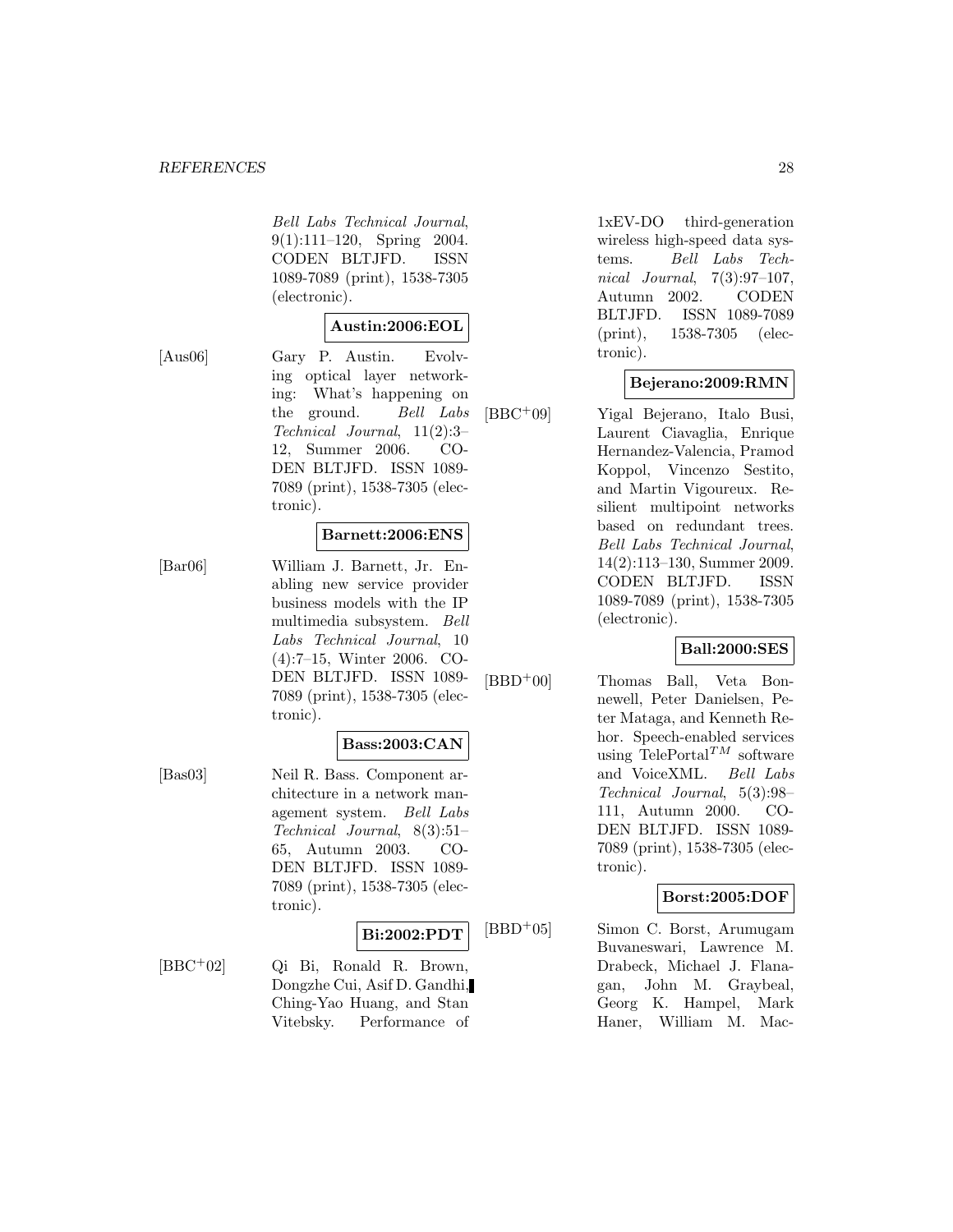Bell Labs Technical Journal, 9(1):111–120, Spring 2004. CODEN BLTJFD. ISSN 1089-7089 (print), 1538-7305 (electronic).

**Austin:2006:EOL**

[Aus06] Gary P. Austin. Evolving optical layer networking: What's happening on the ground. *Bell Labs Technical Journal*, 11(2):3–12, Summer 2006. CODEN BLTJFD. ISSN 1089-7089 (print), 1538-7305 (electronic).

**Barnett:2006:ENS**

[Bar06] William J. Barnett, Jr. Enabling new service provider business models with the IP multimedia subsystem. *Bell Labs Technical Journal*, 10 (4):7–15, Winter 2006. CODEN BLTJFD. ISSN 1089-7089 (print), 1538-7305 (electronic).

**Bass:2003:CAN**

[Bas03] Neil R. Bass. Component architecture in a network management system. *Bell Labs Technical Journal*, 8(3):51–65, Autumn 2003. CODEN BLTJFD. ISSN 1089-7089 (print), 1538-7305 (electronic).

**Bi:2002:PDT**

[BBC+02] Qi Bi, Ronald R. Brown, Dongzhe Cui, Asif D. Gandhi, Ching-Yao Huang, and Stan Vitebsky. Performance of 1xEV-DO third-generation wireless high-speed data systems. *Bell Labs Technical Journal*, 7(3):97–107, Autumn 2002. CODEN BLTJFD. ISSN 1089-7089 (print), 1538-7305 (electronic).

**Bejerano:2009:RMN**

[BBC+09] Yigal Bejerano, Italo Busi, Laurent Ciavaglia, Enrique Hernandez-Valencia, Pramod Koppol, Vincenzo Sestito, and Martin Vigoureux. Resilient multipoint networks based on redundant trees. *Bell Labs Technical Journal*, 14(2):113–130, Summer 2009. CODEN BLTJFD. ISSN 1089-7089 (print), 1538-7305 (electronic).

**Ball:2000:SES**

[BBD+00] Thomas Ball, Veta Bonnewell, Peter Danielsen, Peter Mataga, and Kenneth Rehor. Speech-enabled services using TelePortal$^{TM}$ software and VoiceXML. *Bell Labs Technical Journal*, 5(3):98–111, Autumn 2000. CODEN BLTJFD. ISSN 1089-7089 (print), 1538-7305 (electronic).

**Borst:2005:DOF**

[BBD+05] Simon C. Borst, Arumugam Buvaneswari, Lawrence M. Drabeck, Michael J. Flanagan, John M. Graybeal, Georg K. Hampel, Mark Haner, William M. Mac-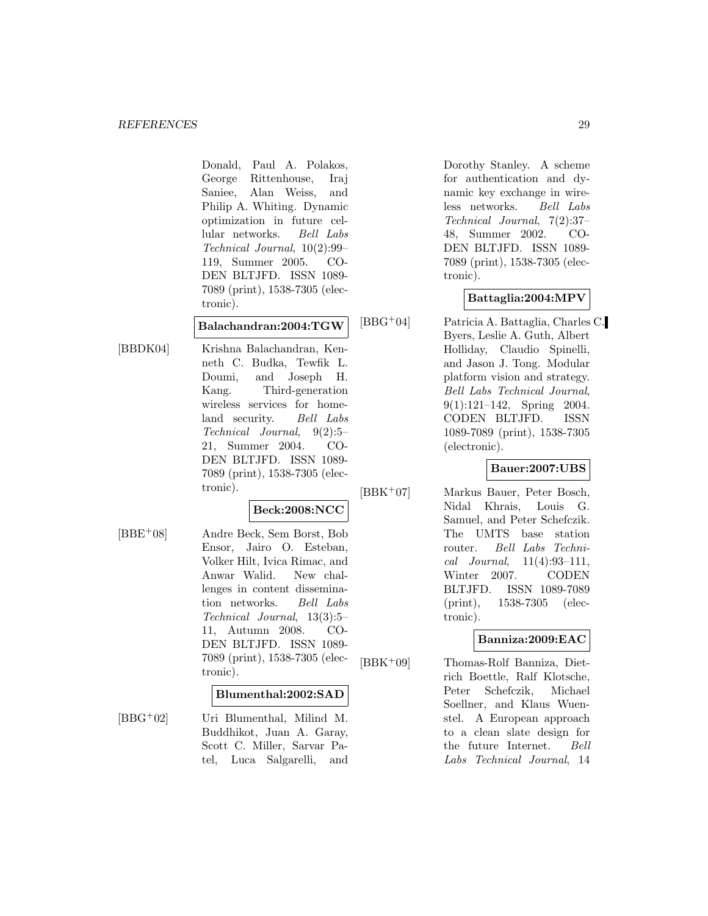Donald, Paul A. Polakos, George Rittenhouse, Iraj Saniee, Alan Weiss, and Philip A. Whiting. Dynamic optimization in future cellular networks. *Bell Labs Technical Journal*, 10(2):99–119, Summer 2005. CODEN BLTJFD. ISSN 1089-7089 (print), 1538-7305 (electronic).

**Balachandran:2004:TGW**

[BBDK04] Krishna Balachandran, Kenneth C. Budka, Tewfik L. Doumi, and Joseph H. Kang. Third-generation wireless services for homeland security. *Bell Labs Technical Journal*, 9(2):5–21, Summer 2004. CODEN BLTJFD. ISSN 1089-7089 (print), 1538-7305 (electronic).

**Beck:2008:NCC**

[BBE+08] Andre Beck, Sem Borst, Bob Ensor, Jairo O. Esteban, Volker Hilt, Ivica Rimac, and Anwar Walid. New challenges in content dissemination networks. *Bell Labs Technical Journal*, 13(3):5–11, Autumn 2008. CODEN BLTJFD. ISSN 1089-7089 (print), 1538-7305 (electronic).

**Blumenthal:2002:SAD**

[BBG+02] Uri Blumenthal, Milind M. Buddhikot, Juan A. Garay, Scott C. Miller, Sarvar Patel, Luca Salgarelli, and Dorothy Stanley. A scheme for authentication and dynamic key exchange in wireless networks. *Bell Labs Technical Journal*, 7(2):37–48, Summer 2002. CODEN BLTJFD. ISSN 1089-7089 (print), 1538-7305 (electronic).

**Battaglia:2004:MPV**

[BBG+04] Patricia A. Battaglia, Charles C. Byers, Leslie A. Guth, Albert Holliday, Claudio Spinelli, and Jason J. Tong. Modular platform vision and strategy. *Bell Labs Technical Journal*, 9(1):121–142, Spring 2004. CODEN BLTJFD. ISSN 1089-7089 (print), 1538-7305 (electronic).

**Bauer:2007:UBS**

[BBK+07] Markus Bauer, Peter Bosch, Nidal Khrais, Louis G. Samuel, and Peter Schefczik. The UMTS base station router. *Bell Labs Technical Journal*, 11(4):93–111, Winter 2007. CODEN BLTJFD. ISSN 1089-7089 (print), 1538-7305 (electronic).

**Banniza:2009:EAC**

[BBK+09] Thomas-Rolf Banniza, Dietrich Boettle, Ralf Klotsche, Peter Schefczik, Michael Soellner, and Klaus Wuenstel. A European approach to a clean slate design for the future Internet. *Bell Labs Technical Journal*, 14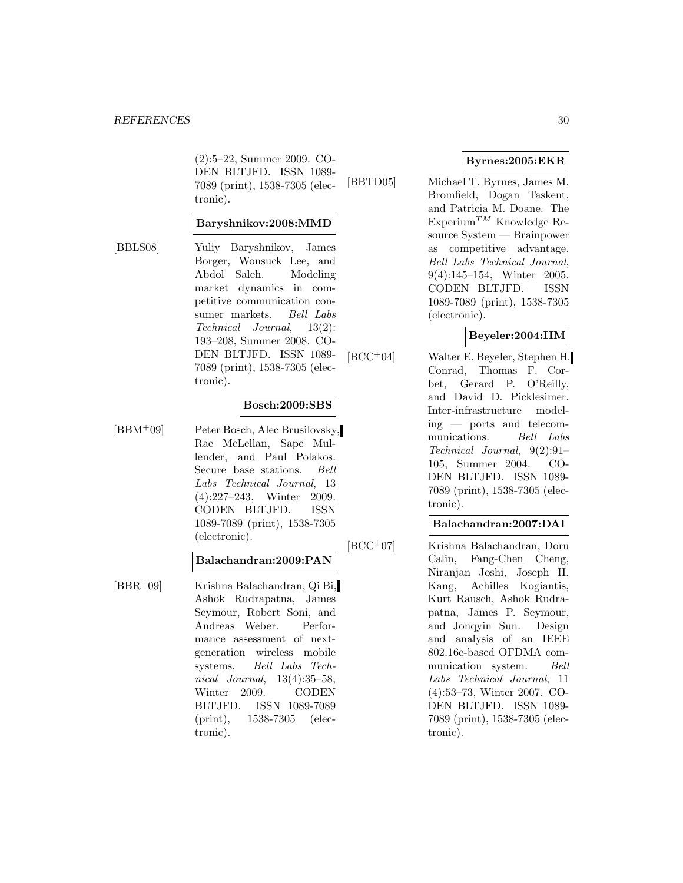(2):5–22, Summer 2009. CODEN BLTJFD. ISSN 1089-7089 (print), 1538-7305 (electronic).

**Baryshnikov:2008:MMD**

[BBLS08] Yuliy Baryshnikov, James Borger, Wonsuck Lee, and Abdol Saleh. Modeling market dynamics in competitive communication consumer markets. *Bell Labs Technical Journal*, 13(2): 193–208, Summer 2008. CODEN BLTJFD. ISSN 1089-7089 (print), 1538-7305 (electronic).

**Bosch:2009:SBS**

[BBM+09] Peter Bosch, Alec Brusilovsky, Rae McLellan, Sape Mullender, and Paul Polakos. Secure base stations. *Bell Labs Technical Journal*, 13 (4):227–243, Winter 2009. CODEN BLTJFD. ISSN 1089-7089 (print), 1538-7305 (electronic).

**Balachandran:2009:PAN**

[BBR+09] Krishna Balachandran, Qi Bi, Ashok Rudrapatna, James Seymour, Robert Soni, and Andreas Weber. Performance assessment of next-generation wireless mobile systems. *Bell Labs Technical Journal*, 13(4):35–58, Winter 2009. CODEN BLTJFD. ISSN 1089-7089 (print), 1538-7305 (electronic).

**Byrnes:2005:EKR**

[BBTD05] Michael T. Byrnes, James M. Bromfield, Dogan Taskent, and Patricia M. Doane. The Experium$^{TM}$ Knowledge Resource System — Brainpower as competitive advantage. *Bell Labs Technical Journal*, 9(4):145–154, Winter 2005. CODEN BLTJFD. ISSN 1089-7089 (print), 1538-7305 (electronic).

**Beyeler:2004:IIM**

[BCC+04] Walter E. Beyeler, Stephen H. Conrad, Thomas F. Corbet, Gerard P. O'Reilly, and David D. Picklesimer. Inter-infrastructure modeling — ports and telecommunications. *Bell Labs Technical Journal*, 9(2):91–105, Summer 2004. CODEN BLTJFD. ISSN 1089-7089 (print), 1538-7305 (electronic).

**Balachandran:2007:DAI**

[BCC+07] Krishna Balachandran, Doru Calin, Fang-Chen Cheng, Niranjan Joshi, Joseph H. Kang, Achilles Kogiantis, Kurt Rausch, Ashok Rudrapatna, James P. Seymour, and Jonqyin Sun. Design and analysis of an IEEE 802.16e-based OFDMA communication system. *Bell Labs Technical Journal*, 11 (4):53–73, Winter 2007. CODEN BLTJFD. ISSN 1089-7089 (print), 1538-7305 (electronic).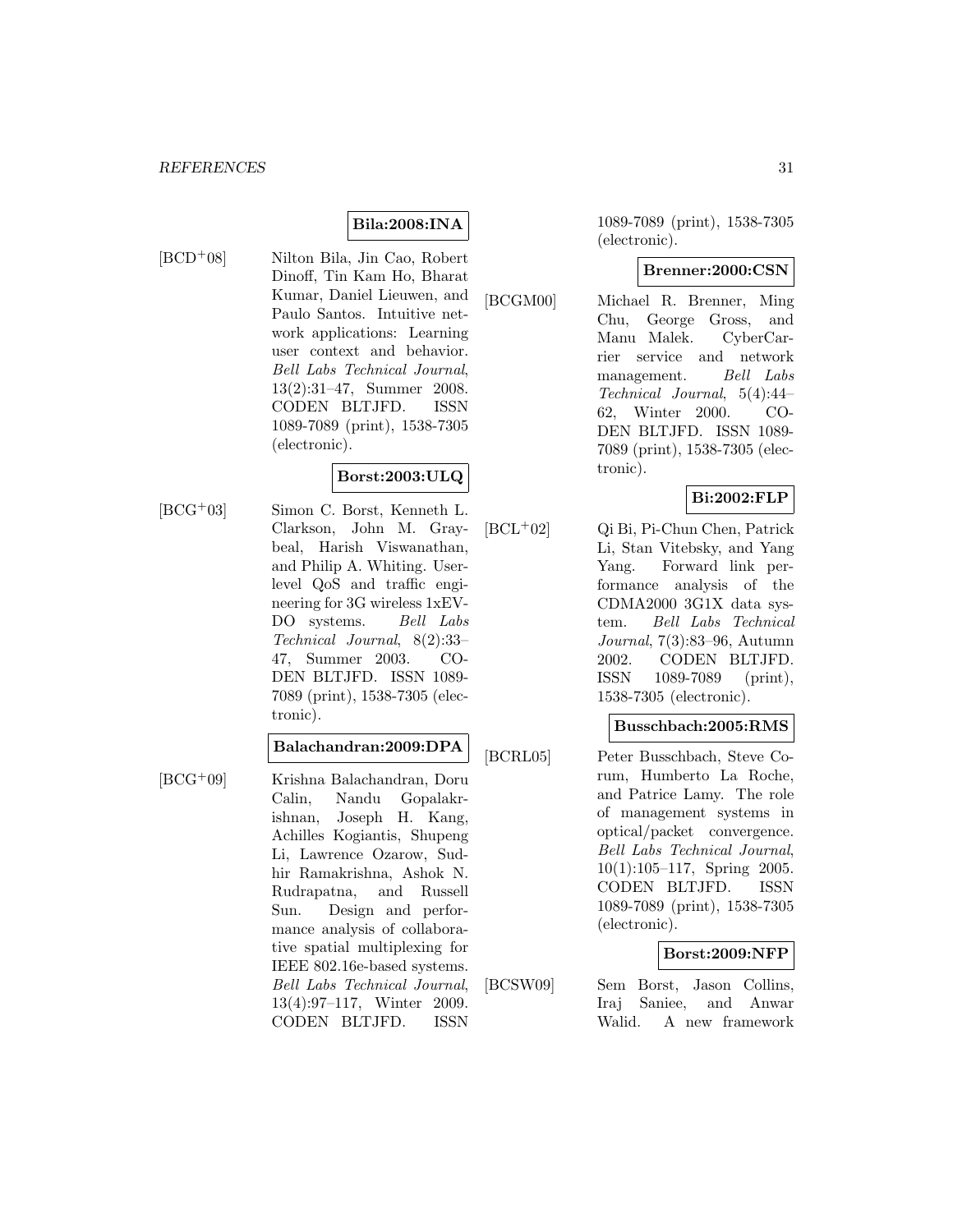**Bila:2008:INA**

[BCD+08] Nilton Bila, Jin Cao, Robert Dinoff, Tin Kam Ho, Bharat Kumar, Daniel Lieuwen, and Paulo Santos. Intuitive network applications: Learning user context and behavior. *Bell Labs Technical Journal*, 13(2):31–47, Summer 2008. CODEN BLTJFD. ISSN 1089-7089 (print), 1538-7305 (electronic).

**Borst:2003:ULQ**

[BCG+03] Simon C. Borst, Kenneth L. Clarkson, John M. Graybeal, Harish Viswanathan, and Philip A. Whiting. User-level QoS and traffic engineering for 3G wireless 1xEV-DO systems. *Bell Labs Technical Journal*, 8(2):33–47, Summer 2003. CODEN BLTJFD. ISSN 1089-7089 (print), 1538-7305 (electronic).

**Balachandran:2009:DPA**

[BCG+09] Krishna Balachandran, Doru Calin, Nandu Gopalakrishnan, Joseph H. Kang, Achilles Kogiantis, Shupeng Li, Lawrence Ozarow, Sudhir Ramakrishna, Ashok N. Rudrapatna, and Russell Sun. Design and performance analysis of collaborative spatial multiplexing for IEEE 802.16e-based systems. *Bell Labs Technical Journal*, 13(4):97–117, Winter 2009. CODEN BLTJFD. ISSN 1089-7089 (print), 1538-7305 (electronic).

**Brenner:2000:CSN**

[BCGM00] Michael R. Brenner, Ming Chu, George Gross, and Manu Malek. CyberCarrier service and network management. *Bell Labs Technical Journal*, 5(4):44–62, Winter 2000. CODEN BLTJFD. ISSN 1089-7089 (print), 1538-7305 (electronic).

**Bi:2002:FLP**

[BCL+02] Qi Bi, Pi-Chun Chen, Patrick Li, Stan Vitebsky, and Yang Yang. Forward link performance analysis of the CDMA2000 3G1X data system. *Bell Labs Technical Journal*, 7(3):83–96, Autumn 2002. CODEN BLTJFD. ISSN 1089-7089 (print), 1538-7305 (electronic).

**Busschbach:2005:RMS**

[BCRL05] Peter Busschbach, Steve Corum, Humberto La Roche, and Patrice Lamy. The role of management systems in optical/packet convergence. *Bell Labs Technical Journal*, 10(1):105–117, Spring 2005. CODEN BLTJFD. ISSN 1089-7089 (print), 1538-7305 (electronic).

**Borst:2009:NFP**

[BCSW09] Sem Borst, Jason Collins, Iraj Saniee, and Anwar Walid. A new framework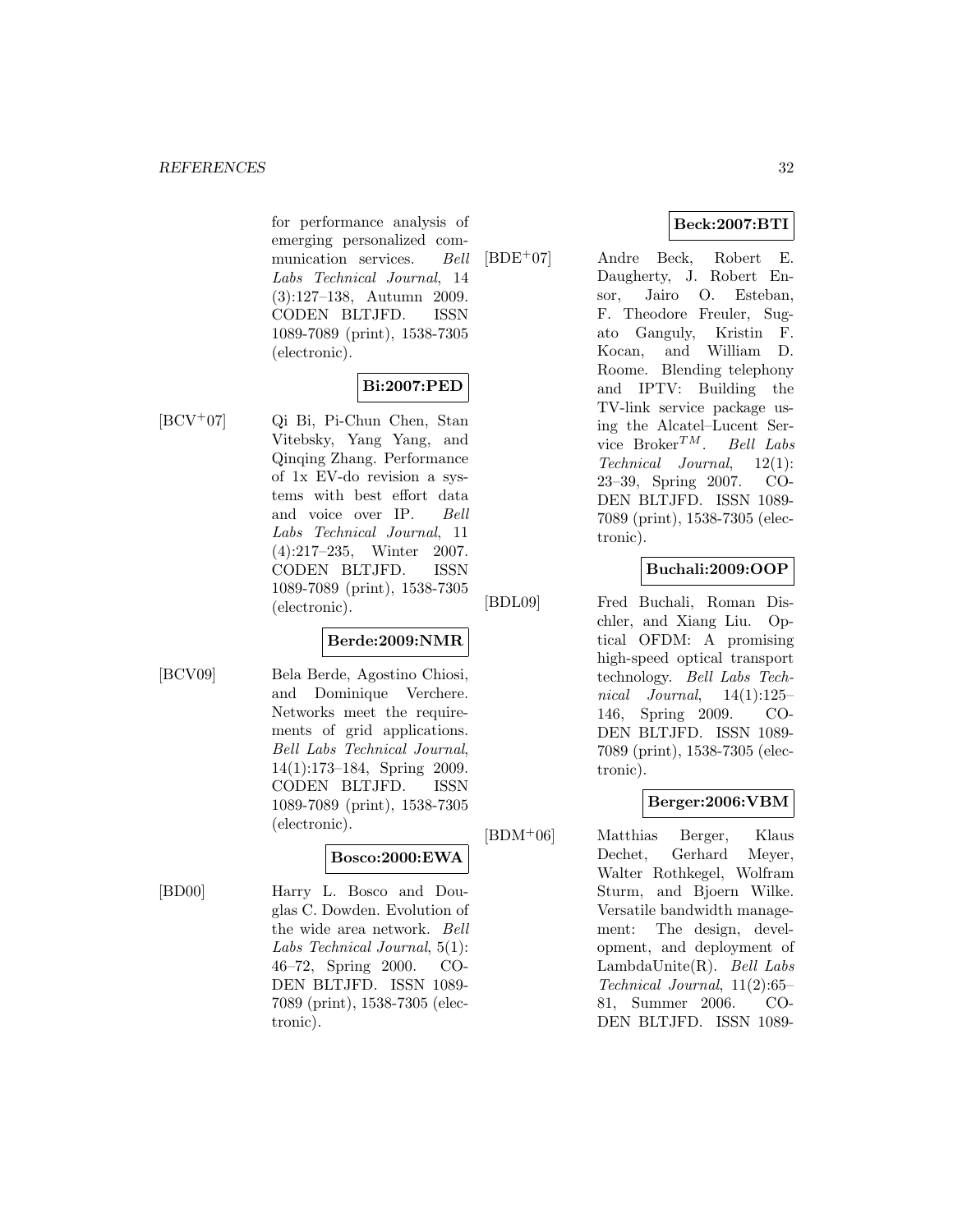for performance analysis of emerging personalized communication services. *Bell Labs Technical Journal*, 14 (3):127–138, Autumn 2009. CODEN BLTJFD. ISSN 1089-7089 (print), 1538-7305 (electronic).

**Bi:2007:PED**

[BCV+07] Qi Bi, Pi-Chun Chen, Stan Vitebsky, Yang Yang, and Qinqing Zhang. Performance of 1x EV-do revision a systems with best effort data and voice over IP. *Bell Labs Technical Journal*, 11 (4):217–235, Winter 2007. CODEN BLTJFD. ISSN 1089-7089 (print), 1538-7305 (electronic).

**Berde:2009:NMR**

[BCV09] Bela Berde, Agostino Chiosi, and Dominique Verchere. Networks meet the requirements of grid applications. *Bell Labs Technical Journal*, 14(1):173–184, Spring 2009. CODEN BLTJFD. ISSN 1089-7089 (print), 1538-7305 (electronic).

**Bosco:2000:EWA**

[BD00] Harry L. Bosco and Douglas C. Dowden. Evolution of the wide area network. *Bell Labs Technical Journal*, 5(1): 46–72, Spring 2000. CODEN BLTJFD. ISSN 1089-7089 (print), 1538-7305 (electronic).

**Beck:2007:BTI**

[BDE+07] Andre Beck, Robert E. Daugherty, J. Robert Ensor, Jairo O. Esteban, F. Theodore Freuler, Sugato Ganguly, Kristin F. Kocan, and William D. Roome. Blending telephony and IPTV: Building the TV-link service package using the Alcatel–Lucent Service Broker$^{TM}$. *Bell Labs Technical Journal*, 12(1): 23–39, Spring 2007. CODEN BLTJFD. ISSN 1089-7089 (print), 1538-7305 (electronic).

**Buchali:2009:OOP**

[BDL09] Fred Buchali, Roman Dischler, and Xiang Liu. Optical OFDM: A promising high-speed optical transport technology. *Bell Labs Technical Journal*, 14(1):125–146, Spring 2009. CODEN BLTJFD. ISSN 1089-7089 (print), 1538-7305 (electronic).

**Berger:2006:VBM**

[BDM+06] Matthias Berger, Klaus Dechet, Gerhard Meyer, Walter Rothkegel, Wolfram Sturm, and Bjoern Wilke. Versatile bandwidth management: The design, development, and deployment of LambdaUnite(R). *Bell Labs Technical Journal*, 11(2):65–81, Summer 2006. CODEN BLTJFD. ISSN 1089-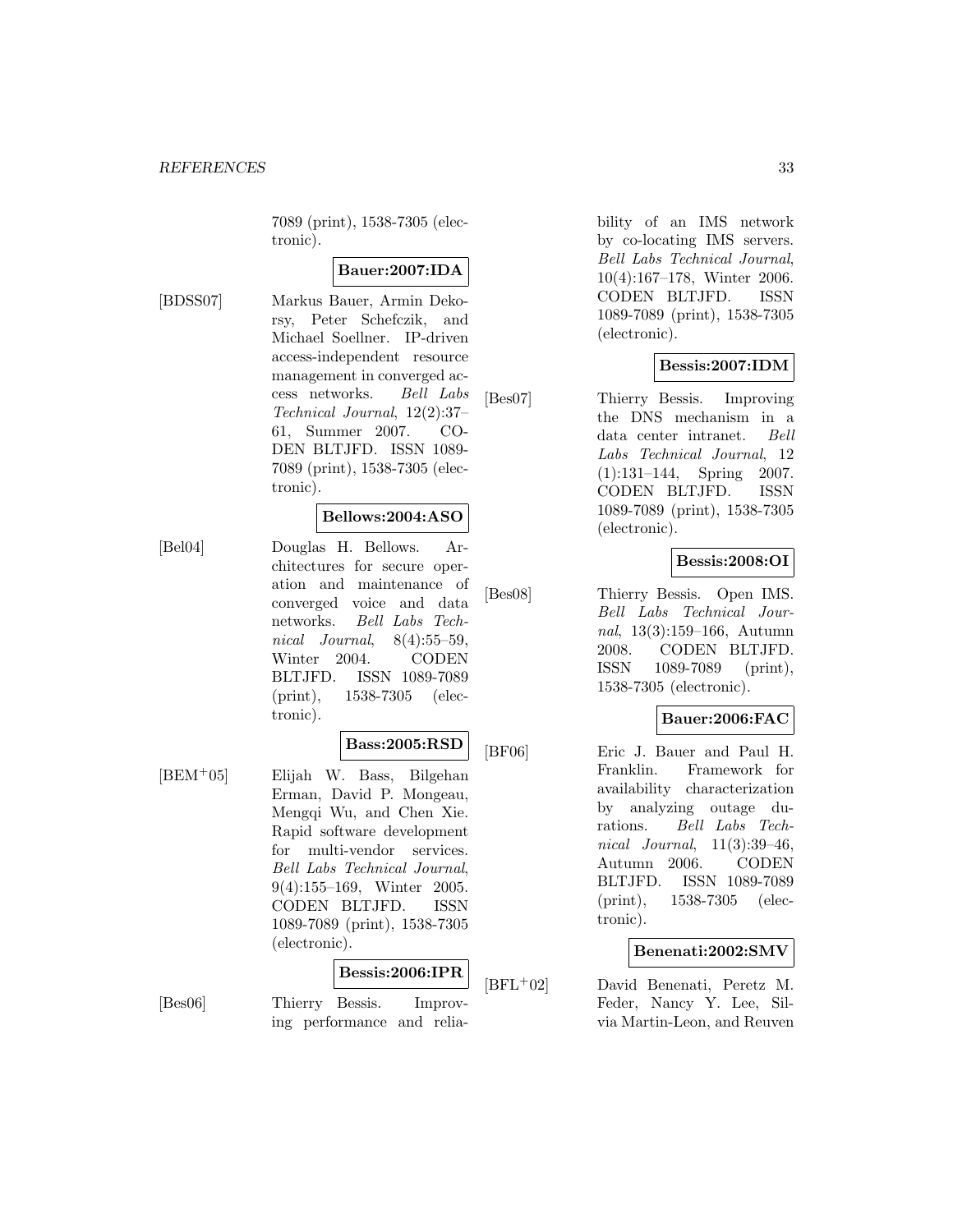7089 (print), 1538-7305 (electronic).

**Bauer:2007:IDA**

[BDSS07] Markus Bauer, Armin Dekorsy, Peter Schefczik, and Michael Soellner. IP-driven access-independent resource management in converged access networks. *Bell Labs Technical Journal*, 12(2):37–61, Summer 2007. CODEN BLTJFD. ISSN 1089-7089 (print), 1538-7305 (electronic).

**Bellows:2004:ASO**

[Bel04] Douglas H. Bellows. Architectures for secure operation and maintenance of converged voice and data networks. *Bell Labs Technical Journal*, 8(4):55–59, Winter 2004. CODEN BLTJFD. ISSN 1089-7089 (print), 1538-7305 (electronic).

**Bass:2005:RSD**

[BEM+05] Elijah W. Bass, Bilgehan Erman, David P. Mongeau, Mengqi Wu, and Chen Xie. Rapid software development for multi-vendor services. *Bell Labs Technical Journal*, 9(4):155–169, Winter 2005. CODEN BLTJFD. ISSN 1089-7089 (print), 1538-7305 (electronic).

**Bessis:2006:IPR**

[Bes06] Thierry Bessis. Improving performance and reliability of an IMS network by co-locating IMS servers. *Bell Labs Technical Journal*, 10(4):167–178, Winter 2006. CODEN BLTJFD. ISSN 1089-7089 (print), 1538-7305 (electronic).

**Bessis:2007:IDM**

[Bes07] Thierry Bessis. Improving the DNS mechanism in a data center intranet. *Bell Labs Technical Journal*, 12 (1):131–144, Spring 2007. CODEN BLTJFD. ISSN 1089-7089 (print), 1538-7305 (electronic).

**Bessis:2008:OI**

[Bes08] Thierry Bessis. Open IMS. *Bell Labs Technical Journal*, 13(3):159–166, Autumn 2008. CODEN BLTJFD. ISSN 1089-7089 (print), 1538-7305 (electronic).

**Bauer:2006:FAC**

[BF06] Eric J. Bauer and Paul H. Franklin. Framework for availability characterization by analyzing outage durations. *Bell Labs Technical Journal*, 11(3):39–46, Autumn 2006. CODEN BLTJFD. ISSN 1089-7089 (print), 1538-7305 (electronic).

**Benenati:2002:SMV**

[BFL+02] David Benenati, Peretz M. Feder, Nancy Y. Lee, Silvia Martin-Leon, and Reuven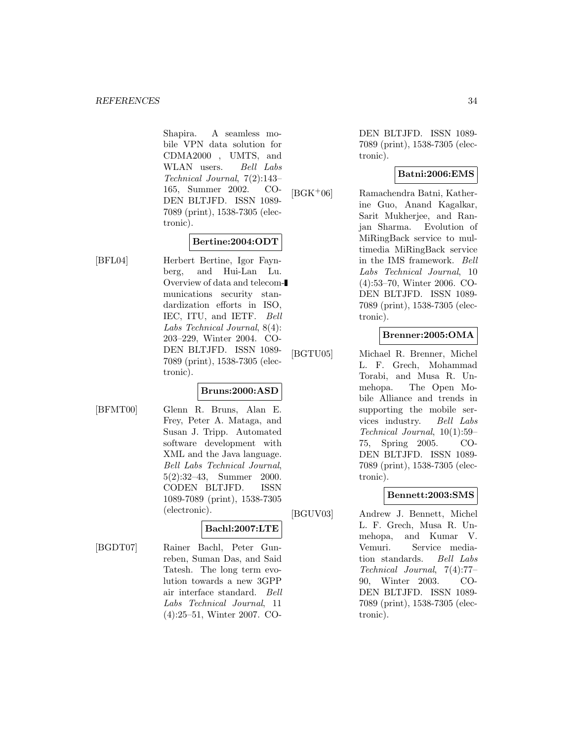Shapira. A seamless mobile VPN data solution for CDMA2000 , UMTS, and WLAN users. *Bell Labs Technical Journal*, 7(2):143–165, Summer 2002. CODEN BLTJFD. ISSN 1089-7089 (print), 1538-7305 (electronic).

**Bertine:2004:ODT**

[BFL04] Herbert Bertine, Igor Faynberg, and Hui-Lan Lu. Overview of data and telecommunications security standardization efforts in ISO, IEC, ITU, and IETF. *Bell Labs Technical Journal*, 8(4): 203–229, Winter 2004. CODEN BLTJFD. ISSN 1089-7089 (print), 1538-7305 (electronic).

**Bruns:2000:ASD**

[BFMT00] Glenn R. Bruns, Alan E. Frey, Peter A. Mataga, and Susan J. Tripp. Automated software development with XML and the Java language. *Bell Labs Technical Journal*, 5(2):32–43, Summer 2000. CODEN BLTJFD. ISSN 1089-7089 (print), 1538-7305 (electronic).

**Bachl:2007:LTE**

[BGDT07] Rainer Bachl, Peter Gunreben, Suman Das, and Said Tatesh. The long term evolution towards a new 3GPP air interface standard. *Bell Labs Technical Journal*, 11 (4):25–51, Winter 2007. CODEN BLTJFD. ISSN 1089-7089 (print), 1538-7305 (electronic).

**Batni:2006:EMS**

[BGK+06] Ramachendra Batni, Katherine Guo, Anand Kagalkar, Sarit Mukherjee, and Ranjan Sharma. Evolution of MiRingBack service to multimedia MiRingBack service in the IMS framework. *Bell Labs Technical Journal*, 10 (4):53–70, Winter 2006. CODEN BLTJFD. ISSN 1089-7089 (print), 1538-7305 (electronic).

**Brenner:2005:OMA**

[BGTU05] Michael R. Brenner, Michel L. F. Grech, Mohammad Torabi, and Musa R. Unmehopa. The Open Mobile Alliance and trends in supporting the mobile services industry. *Bell Labs Technical Journal*, 10(1):59–75, Spring 2005. CODEN BLTJFD. ISSN 1089-7089 (print), 1538-7305 (electronic).

**Bennett:2003:SMS**

[BGUV03] Andrew J. Bennett, Michel L. F. Grech, Musa R. Unmehopa, and Kumar V. Vemuri. Service mediation standards. *Bell Labs Technical Journal*, 7(4):77–90, Winter 2003. CODEN BLTJFD. ISSN 1089-7089 (print), 1538-7305 (electronic).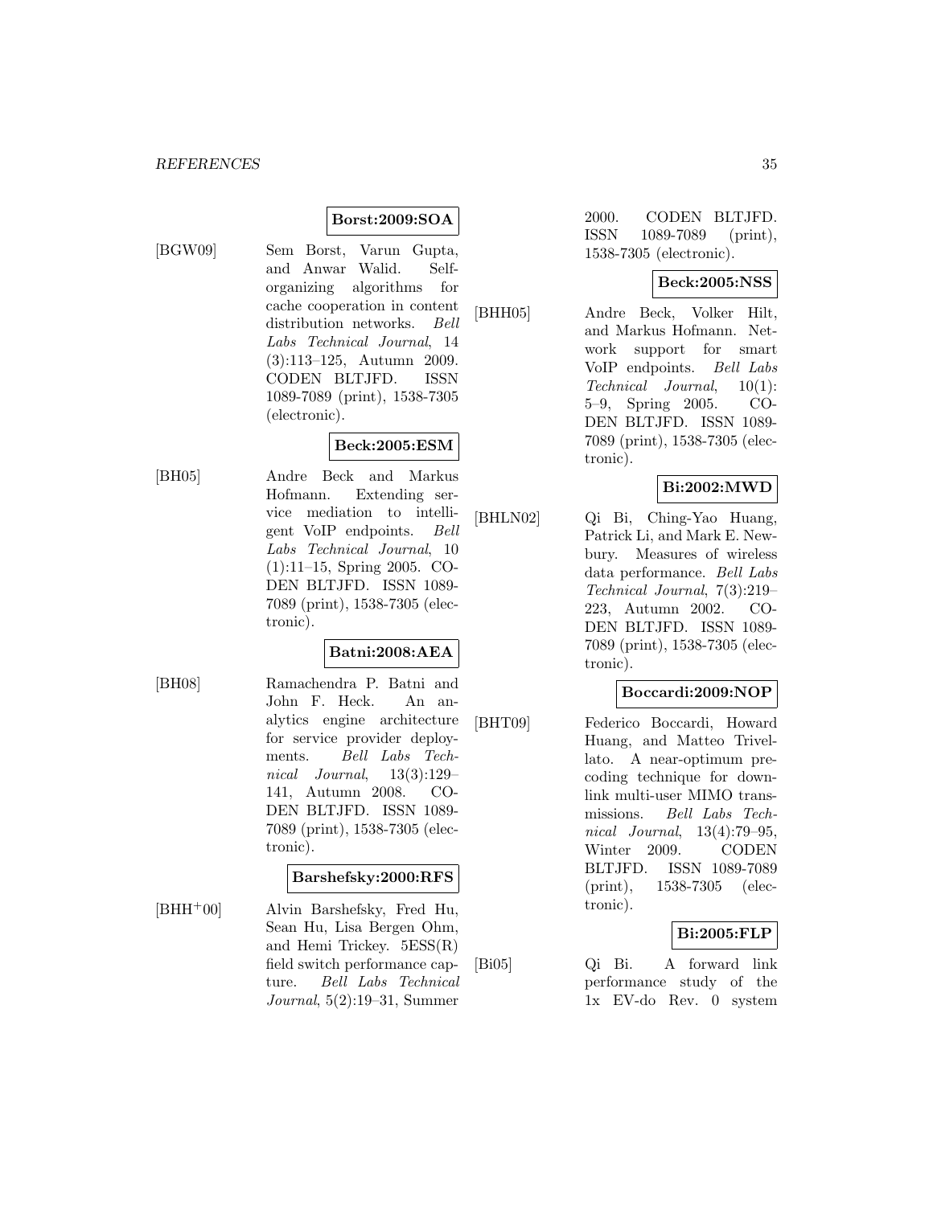**Borst:2009:SOA**

[BGW09] Sem Borst, Varun Gupta, and Anwar Walid. Self-organizing algorithms for cache cooperation in content distribution networks. *Bell Labs Technical Journal*, 14 (3):113–125, Autumn 2009. CODEN BLTJFD. ISSN 1089-7089 (print), 1538-7305 (electronic).

**Beck:2005:ESM**

[BH05] Andre Beck and Markus Hofmann. Extending service mediation to intelligent VoIP endpoints. *Bell Labs Technical Journal*, 10 (1):11–15, Spring 2005. CODEN BLTJFD. ISSN 1089-7089 (print), 1538-7305 (electronic).

**Batni:2008:AEA**

[BH08] Ramachendra P. Batni and John F. Heck. An analytics engine architecture for service provider deployments. *Bell Labs Technical Journal*, 13(3):129–141, Autumn 2008. CODEN BLTJFD. ISSN 1089-7089 (print), 1538-7305 (electronic).

**Barshefsky:2000:RFS**

[BHH+00] Alvin Barshefsky, Fred Hu, Sean Hu, Lisa Bergen Ohm, and Hemi Trickey. 5ESS(R) field switch performance capture. *Bell Labs Technical Journal*, 5(2):19–31, Summer 2000. CODEN BLTJFD. ISSN 1089-7089 (print), 1538-7305 (electronic).

**Beck:2005:NSS**

[BHH05] Andre Beck, Volker Hilt, and Markus Hofmann. Network support for smart VoIP endpoints. *Bell Labs Technical Journal*, 10(1): 5–9, Spring 2005. CODEN BLTJFD. ISSN 1089-7089 (print), 1538-7305 (electronic).

**Bi:2002:MWD**

[BHLN02] Qi Bi, Ching-Yao Huang, Patrick Li, and Mark E. Newbury. Measures of wireless data performance. *Bell Labs Technical Journal*, 7(3):219–223, Autumn 2002. CODEN BLTJFD. ISSN 1089-7089 (print), 1538-7305 (electronic).

**Boccardi:2009:NOP**

[BHT09] Federico Boccardi, Howard Huang, and Matteo Trivellato. A near-optimum precoding technique for downlink multi-user MIMO transmissions. *Bell Labs Technical Journal*, 13(4):79–95, Winter 2009. CODEN BLTJFD. ISSN 1089-7089 (print), 1538-7305 (electronic).

**Bi:2005:FLP**

[Bi05] Qi Bi. A forward link performance study of the 1x EV-do Rev. 0 system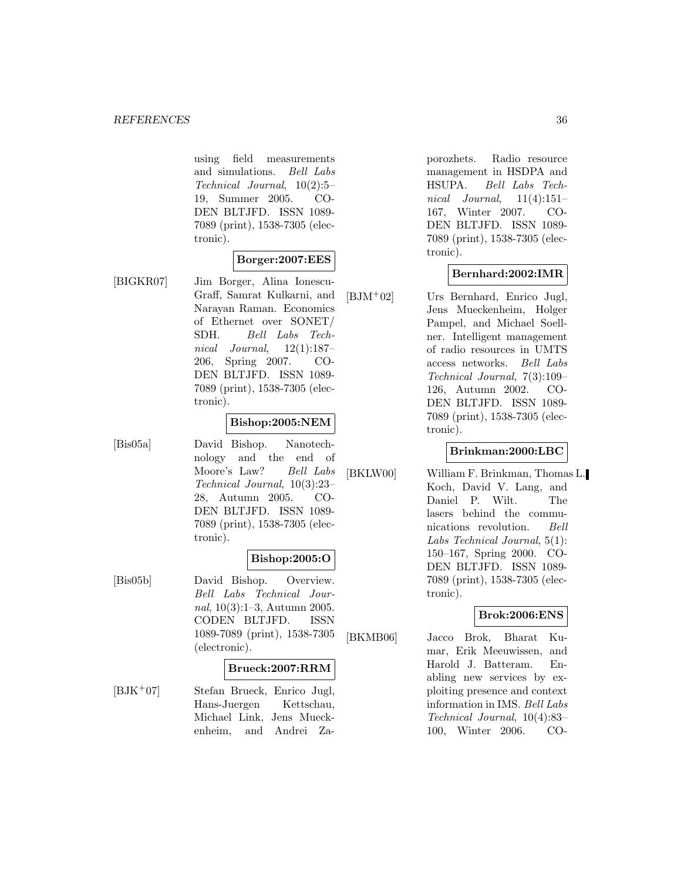using field measurements and simulations. *Bell Labs Technical Journal*, 10(2):5–19, Summer 2005. CODEN BLTJFD. ISSN 1089-7089 (print), 1538-7305 (electronic).

**Borger:2007:EES**

[BIGKR07] Jim Borger, Alina Ionescu-Graff, Samrat Kulkarni, and Narayan Raman. Economics of Ethernet over SONET/SDH. *Bell Labs Technical Journal*, 12(1):187–206, Spring 2007. CODEN BLTJFD. ISSN 1089-7089 (print), 1538-7305 (electronic).

**Bishop:2005:NEM**

[Bis05a] David Bishop. Nanotechnology and the end of Moore's Law? *Bell Labs Technical Journal*, 10(3):23–28, Autumn 2005. CODEN BLTJFD. ISSN 1089-7089 (print), 1538-7305 (electronic).

**Bishop:2005:O**

[Bis05b] David Bishop. Overview. *Bell Labs Technical Journal*, 10(3):1–3, Autumn 2005. CODEN BLTJFD. ISSN 1089-7089 (print), 1538-7305 (electronic).

**Brueck:2007:RRM**

[BJK+07] Stefan Brueck, Enrico Jugl, Hans-Juergen Kettschau, Michael Link, Jens Mueckenheim, and Andrei Zaporozhets. Radio resource management in HSDPA and HSUPA. *Bell Labs Technical Journal*, 11(4):151–167, Winter 2007. CODEN BLTJFD. ISSN 1089-7089 (print), 1538-7305 (electronic).

**Bernhard:2002:IMR**

[BJM+02] Urs Bernhard, Enrico Jugl, Jens Mueckenheim, Holger Pampel, and Michael Soellner. Intelligent management of radio resources in UMTS access networks. *Bell Labs Technical Journal*, 7(3):109–126, Autumn 2002. CODEN BLTJFD. ISSN 1089-7089 (print), 1538-7305 (electronic).

**Brinkman:2000:LBC**

[BKLW00] William F. Brinkman, Thomas L. Koch, David V. Lang, and Daniel P. Wilt. The lasers behind the communications revolution. *Bell Labs Technical Journal*, 5(1): 150–167, Spring 2000. CODEN BLTJFD. ISSN 1089-7089 (print), 1538-7305 (electronic).

**Brok:2006:ENS**

[BKMB06] Jacco Brok, Bharat Kumar, Erik Meeuwissen, and Harold J. Batteram. Enabling new services by exploiting presence and context information in IMS. *Bell Labs Technical Journal*, 10(4):83–100, Winter 2006. CO-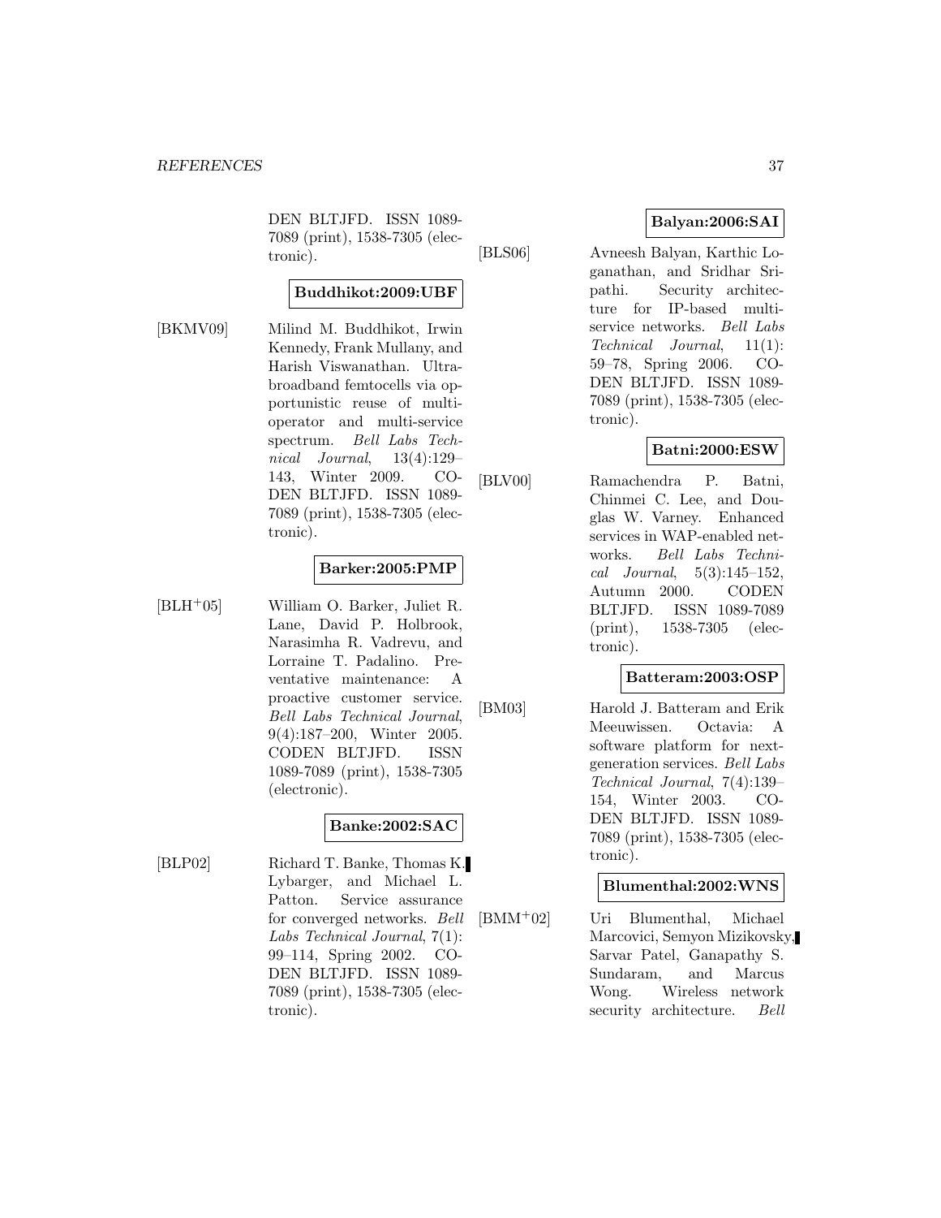DEN BLTJFD. ISSN 1089-7089 (print), 1538-7305 (electronic).

**Buddhikot:2009:UBF**

[BKMV09] Milind M. Buddhikot, Irwin Kennedy, Frank Mullany, and Harish Viswanathan. Ultra-broadband femtocells via opportunistic reuse of multi-operator and multi-service spectrum. *Bell Labs Technical Journal*, 13(4):129–143, Winter 2009. CODEN BLTJFD. ISSN 1089-7089 (print), 1538-7305 (electronic).

**Barker:2005:PMP**

[BLH+05] William O. Barker, Juliet R. Lane, David P. Holbrook, Narasimha R. Vadrevu, and Lorraine T. Padalino. Preventative maintenance: A proactive customer service. *Bell Labs Technical Journal*, 9(4):187–200, Winter 2005. CODEN BLTJFD. ISSN 1089-7089 (print), 1538-7305 (electronic).

**Banke:2002:SAC**

[BLP02] Richard T. Banke, Thomas K. Lybarger, and Michael L. Patton. Service assurance for converged networks. *Bell Labs Technical Journal*, 7(1): 99–114, Spring 2002. CODEN BLTJFD. ISSN 1089-7089 (print), 1538-7305 (electronic).

**Balyan:2006:SAI**

[BLS06] Avneesh Balyan, Karthic Loganathan, and Sridhar Sripathi. Security architecture for IP-based multi-service networks. *Bell Labs Technical Journal*, 11(1): 59–78, Spring 2006. CODEN BLTJFD. ISSN 1089-7089 (print), 1538-7305 (electronic).

**Batni:2000:ESW**

[BLV00] Ramachendra P. Batni, Chinmei C. Lee, and Douglas W. Varney. Enhanced services in WAP-enabled networks. *Bell Labs Technical Journal*, 5(3):145–152, Autumn 2000. CODEN BLTJFD. ISSN 1089-7089 (print), 1538-7305 (electronic).

**Batteram:2003:OSP**

[BM03] Harold J. Batteram and Erik Meeuwissen. Octavia: A software platform for next-generation services. *Bell Labs Technical Journal*, 7(4):139–154, Winter 2003. CODEN BLTJFD. ISSN 1089-7089 (print), 1538-7305 (electronic).

**Blumenthal:2002:WNS**

[BMM+02] Uri Blumenthal, Michael Marcovici, Semyon Mizikovsky, Sarvar Patel, Ganapathy S. Sundaram, and Marcus Wong. Wireless network security architecture. *Bell*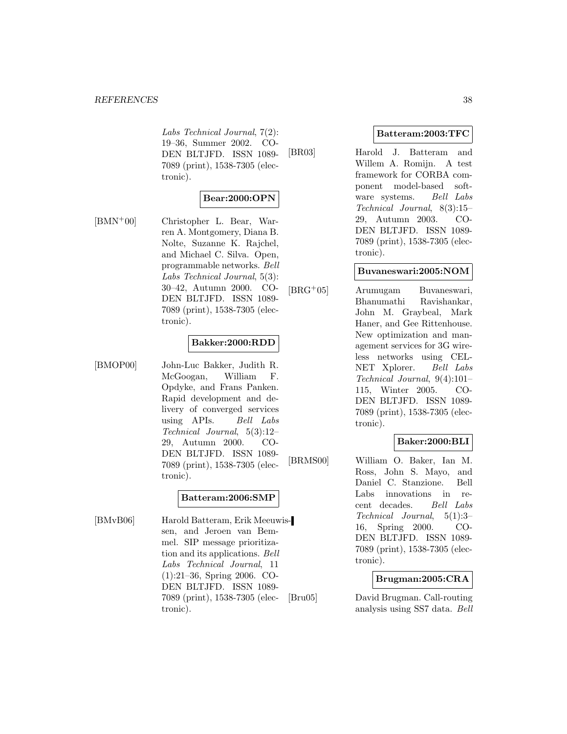*Labs Technical Journal*, 7(2): 19–36, Summer 2002. CODEN BLTJFD. ISSN 1089-7089 (print), 1538-7305 (electronic).

**Bear:2000:OPN**

[BMN+00] Christopher L. Bear, Warren A. Montgomery, Diana B. Nolte, Suzanne K. Rajchel, and Michael C. Silva. Open, programmable networks. *Bell Labs Technical Journal*, 5(3): 30–42, Autumn 2000. CODEN BLTJFD. ISSN 1089-7089 (print), 1538-7305 (electronic).

**Bakker:2000:RDD**

[BMOP00] John-Luc Bakker, Judith R. McGoogan, William F. Opdyke, and Frans Panken. Rapid development and delivery of converged services using APIs. *Bell Labs Technical Journal*, 5(3):12–29, Autumn 2000. CODEN BLTJFD. ISSN 1089-7089 (print), 1538-7305 (electronic).

**Batteram:2006:SMP**

[BMvB06] Harold Batteram, Erik Meeuwissen, and Jeroen van Bemmel. SIP message prioritization and its applications. *Bell Labs Technical Journal*, 11 (1):21–36, Spring 2006. CODEN BLTJFD. ISSN 1089-7089 (print), 1538-7305 (electronic).

**Batteram:2003:TFC**

[BR03] Harold J. Batteram and Willem A. Romijn. A test framework for CORBA component model-based software systems. *Bell Labs Technical Journal*, 8(3):15–29, Autumn 2003. CODEN BLTJFD. ISSN 1089-7089 (print), 1538-7305 (electronic).

**Buvaneswari:2005:NOM**

[BRG+05] Arumugam Buvaneswari, Bhanumathi Ravishankar, John M. Graybeal, Mark Haner, and Gee Rittenhouse. New optimization and management services for 3G wireless networks using CELNET Xplorer. *Bell Labs Technical Journal*, 9(4):101–115, Winter 2005. CODEN BLTJFD. ISSN 1089-7089 (print), 1538-7305 (electronic).

**Baker:2000:BLI**

[BRMS00] William O. Baker, Ian M. Ross, John S. Mayo, and Daniel C. Stanzione. Bell Labs innovations in recent decades. *Bell Labs Technical Journal*, 5(1):3–16, Spring 2000. CODEN BLTJFD. ISSN 1089-7089 (print), 1538-7305 (electronic).

**Brugman:2005:CRA**

[Bru05] David Brugman. Call-routing analysis using SS7 data. *Bell*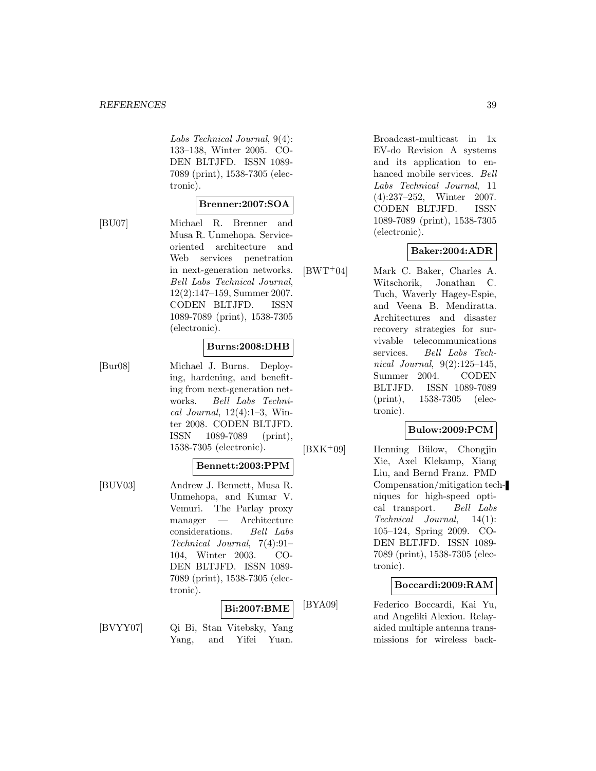*Labs Technical Journal*, 9(4): 133–138, Winter 2005. CODEN BLTJFD. ISSN 1089-7089 (print), 1538-7305 (electronic).

**Brenner:2007:SOA**

[BU07] Michael R. Brenner and Musa R. Unmehopa. Service-oriented architecture and Web services penetration in next-generation networks. *Bell Labs Technical Journal*, 12(2):147–159, Summer 2007. CODEN BLTJFD. ISSN 1089-7089 (print), 1538-7305 (electronic).

**Burns:2008:DHB**

[Bur08] Michael J. Burns. Deploying, hardening, and benefiting from next-generation networks. *Bell Labs Technical Journal*, 12(4):1–3, Winter 2008. CODEN BLTJFD. ISSN 1089-7089 (print), 1538-7305 (electronic).

**Bennett:2003:PPM**

[BUV03] Andrew J. Bennett, Musa R. Unmehopa, and Kumar V. Vemuri. The Parlay proxy manager — Architecture considerations. *Bell Labs Technical Journal*, 7(4):91–104, Winter 2003. CODEN BLTJFD. ISSN 1089-7089 (print), 1538-7305 (electronic).

**Bi:2007:BME**

[BVYY07] Qi Bi, Stan Vitebsky, Yang Yang, and Yifei Yuan. Broadcast-multicast in 1x EV-do Revision A systems and its application to enhanced mobile services. *Bell Labs Technical Journal*, 11 (4):237–252, Winter 2007. CODEN BLTJFD. ISSN 1089-7089 (print), 1538-7305 (electronic).

**Baker:2004:ADR**

[BWT+04] Mark C. Baker, Charles A. Witschorik, Jonathan C. Tuch, Waverly Hagey-Espie, and Veena B. Mendiratta. Architectures and disaster recovery strategies for survivable telecommunications services. *Bell Labs Technical Journal*, 9(2):125–145, Summer 2004. CODEN BLTJFD. ISSN 1089-7089 (print), 1538-7305 (electronic).

**Bulow:2009:PCM**

[BXK+09] Henning Bülow, Chongjin Xie, Axel Klekamp, Xiang Liu, and Bernd Franz. PMD Compensation/mitigation techniques for high-speed optical transport. *Bell Labs Technical Journal*, 14(1): 105–124, Spring 2009. CODEN BLTJFD. ISSN 1089-7089 (print), 1538-7305 (electronic).

**Boccardi:2009:RAM**

[BYA09] Federico Boccardi, Kai Yu, and Angeliki Alexiou. Relay-aided multiple antenna transmissions for wireless back-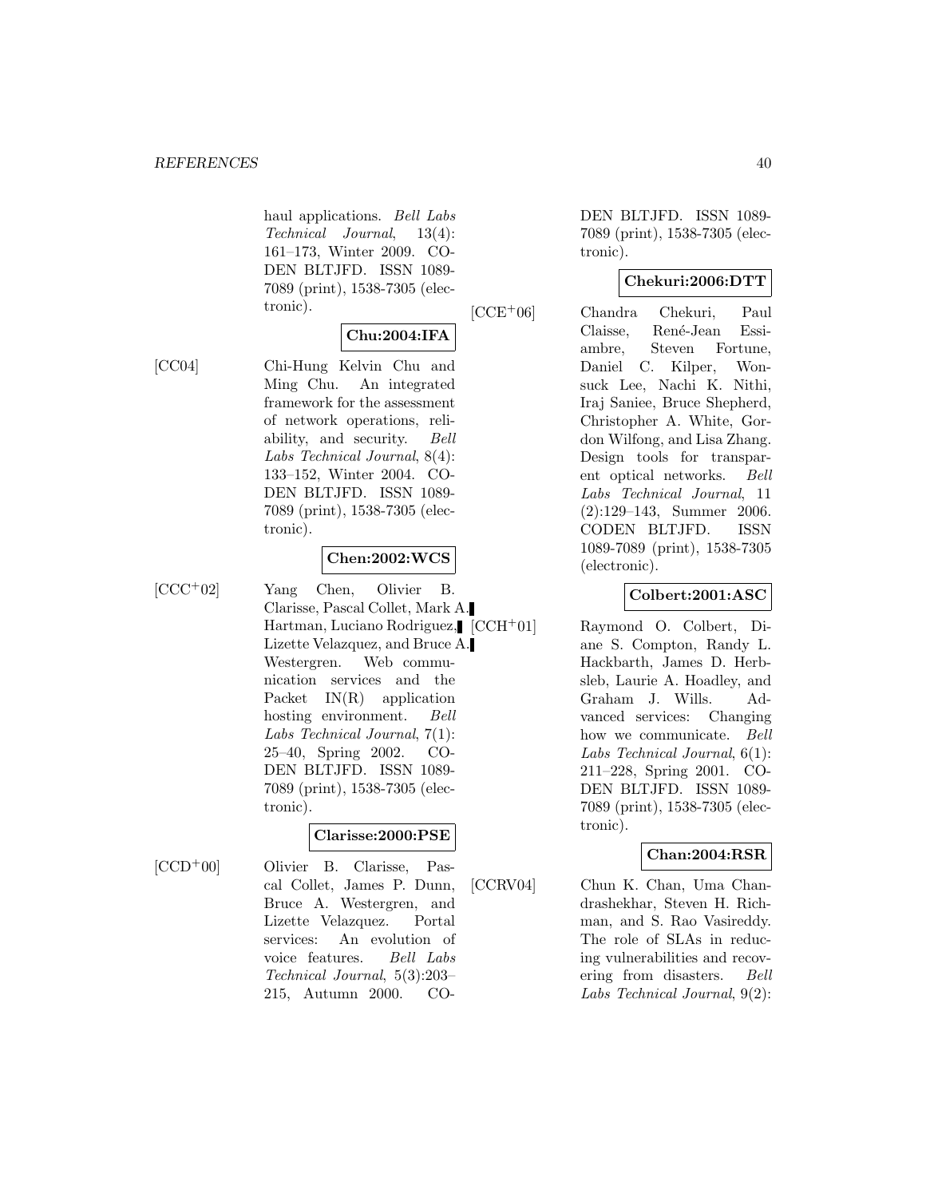haul applications. *Bell Labs Technical Journal*, 13(4): 161–173, Winter 2009. CODEN BLTJFD. ISSN 1089-7089 (print), 1538-7305 (electronic).

**Chu:2004:IFA**

[CC04] Chi-Hung Kelvin Chu and Ming Chu. An integrated framework for the assessment of network operations, reliability, and security. *Bell Labs Technical Journal*, 8(4): 133–152, Winter 2004. CODEN BLTJFD. ISSN 1089-7089 (print), 1538-7305 (electronic).

**Chen:2002:WCS**

[CCC+02] Yang Chen, Olivier B. Clarisse, Pascal Collet, Mark A. Hartman, Luciano Rodriguez, Lizette Velazquez, and Bruce A. Westergren. Web communication services and the Packet IN(R) application hosting environment. *Bell Labs Technical Journal*, 7(1): 25–40, Spring 2002. CODEN BLTJFD. ISSN 1089-7089 (print), 1538-7305 (electronic).

**Clarisse:2000:PSE**

[CCD+00] Olivier B. Clarisse, Pascal Collet, James P. Dunn, Bruce A. Westergren, and Lizette Velazquez. Portal services: An evolution of voice features. *Bell Labs Technical Journal*, 5(3):203–215, Autumn 2000. CODEN BLTJFD. ISSN 1089-7089 (print), 1538-7305 (electronic).

**Chekuri:2006:DTT**

[CCE+06] Chandra Chekuri, Paul Claisse, René-Jean Essiambre, Steven Fortune, Daniel C. Kilper, Wonsuck Lee, Nachi K. Nithi, Iraj Saniee, Bruce Shepherd, Christopher A. White, Gordon Wilfong, and Lisa Zhang. Design tools for transparent optical networks. *Bell Labs Technical Journal*, 11 (2):129–143, Summer 2006. CODEN BLTJFD. ISSN 1089-7089 (print), 1538-7305 (electronic).

**Colbert:2001:ASC**

[CCH+01] Raymond O. Colbert, Diane S. Compton, Randy L. Hackbarth, James D. Herbsleb, Laurie A. Hoadley, and Graham J. Wills. Advanced services: Changing how we communicate. *Bell Labs Technical Journal*, 6(1): 211–228, Spring 2001. CODEN BLTJFD. ISSN 1089-7089 (print), 1538-7305 (electronic).

**Chan:2004:RSR**

[CCRV04] Chun K. Chan, Uma Chandrashekhar, Steven H. Richman, and S. Rao Vasireddy. The role of SLAs in reducing vulnerabilities and recovering from disasters. *Bell Labs Technical Journal*, 9(2):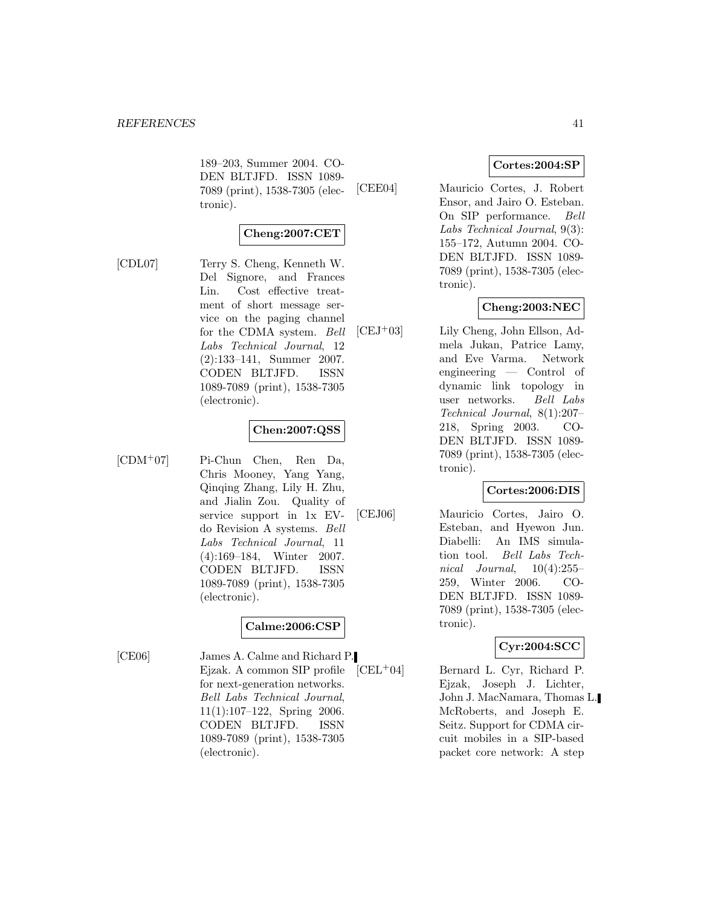189–203, Summer 2004. CODEN BLTJFD. ISSN 1089-7089 (print), 1538-7305 (electronic).

**Cheng:2007:CET**

[CDL07] Terry S. Cheng, Kenneth W. Del Signore, and Frances Lin. Cost effective treatment of short message service on the paging channel for the CDMA system. *Bell Labs Technical Journal*, 12 (2):133–141, Summer 2007. CODEN BLTJFD. ISSN 1089-7089 (print), 1538-7305 (electronic).

**Chen:2007:QSS**

[CDM+07] Pi-Chun Chen, Ren Da, Chris Mooney, Yang Yang, Qinqing Zhang, Lily H. Zhu, and Jialin Zou. Quality of service support in 1x EV-do Revision A systems. *Bell Labs Technical Journal*, 11 (4):169–184, Winter 2007. CODEN BLTJFD. ISSN 1089-7089 (print), 1538-7305 (electronic).

**Calme:2006:CSP**

[CE06] James A. Calme and Richard P. Ejzak. A common SIP profile for next-generation networks. *Bell Labs Technical Journal*, 11(1):107–122, Spring 2006. CODEN BLTJFD. ISSN 1089-7089 (print), 1538-7305 (electronic).

**Cortes:2004:SP**

[CEE04] Mauricio Cortes, J. Robert Ensor, and Jairo O. Esteban. On SIP performance. *Bell Labs Technical Journal*, 9(3): 155–172, Autumn 2004. CODEN BLTJFD. ISSN 1089-7089 (print), 1538-7305 (electronic).

**Cheng:2003:NEC**

[CEJ+03] Lily Cheng, John Ellson, Admela Jukan, Patrice Lamy, and Eve Varma. Network engineering — Control of dynamic link topology in user networks. *Bell Labs Technical Journal*, 8(1):207–218, Spring 2003. CODEN BLTJFD. ISSN 1089-7089 (print), 1538-7305 (electronic).

**Cortes:2006:DIS**

[CEJ06] Mauricio Cortes, Jairo O. Esteban, and Hyewon Jun. Diabelli: An IMS simulation tool. *Bell Labs Technical Journal*, 10(4):255–259, Winter 2006. CODEN BLTJFD. ISSN 1089-7089 (print), 1538-7305 (electronic).

**Cyr:2004:SCC**

[CEL+04] Bernard L. Cyr, Richard P. Ejzak, Joseph J. Lichter, John J. MacNamara, Thomas L. McRoberts, and Joseph E. Seitz. Support for CDMA circuit mobiles in a SIP-based packet core network: A step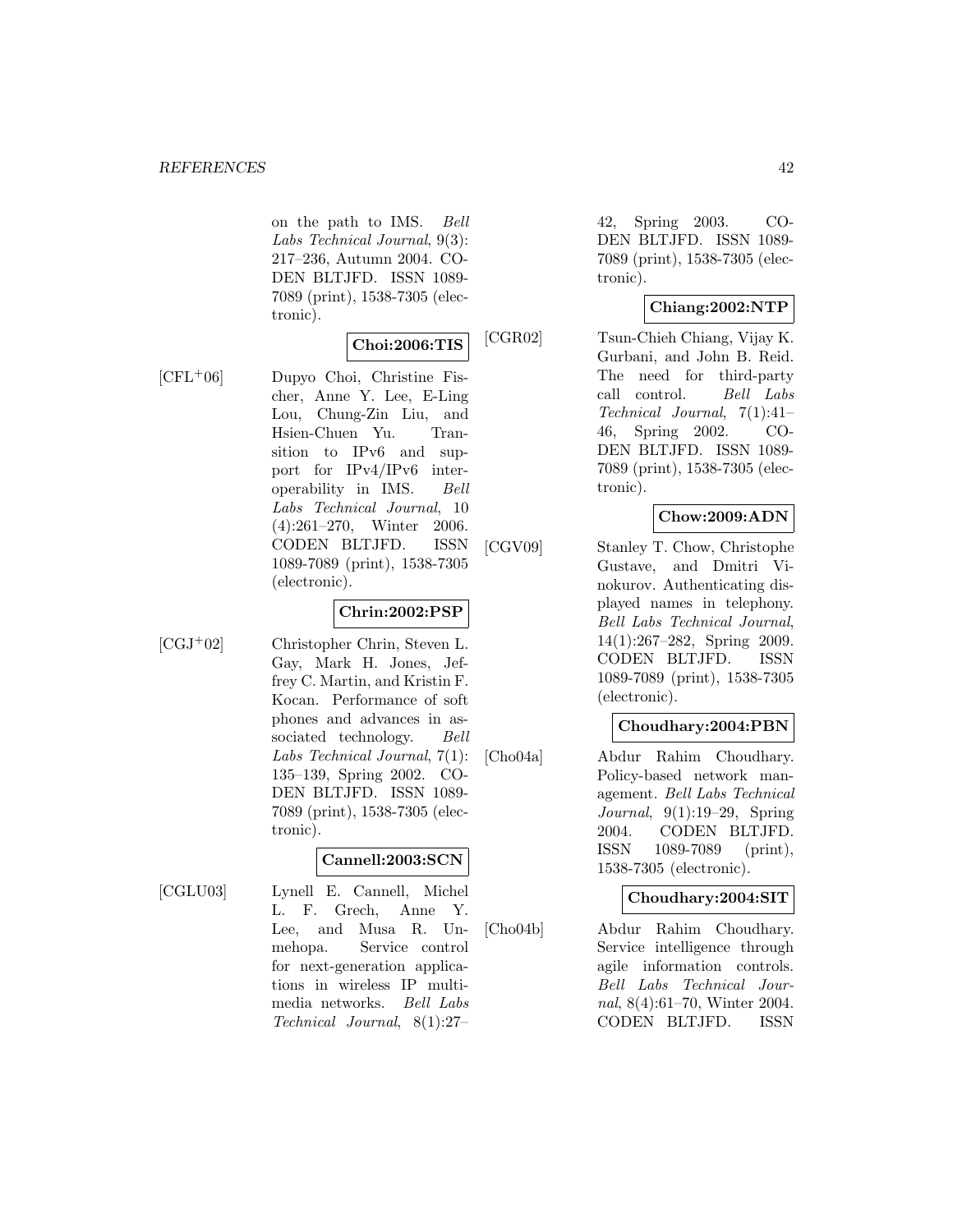on the path to IMS. *Bell Labs Technical Journal*, 9(3): 217–236, Autumn 2004. CODEN BLTJFD. ISSN 1089-7089 (print), 1538-7305 (electronic).

**Choi:2006:TIS**

[CFL+06] Dupyo Choi, Christine Fischer, Anne Y. Lee, E-Ling Lou, Chung-Zin Liu, and Hsien-Chuen Yu. Transition to IPv6 and support for IPv4/IPv6 interoperability in IMS. *Bell Labs Technical Journal*, 10 (4):261–270, Winter 2006. CODEN BLTJFD. ISSN 1089-7089 (print), 1538-7305 (electronic).

**Chrin:2002:PSP**

[CGJ+02] Christopher Chrin, Steven L. Gay, Mark H. Jones, Jeffrey C. Martin, and Kristin F. Kocan. Performance of soft phones and advances in associated technology. *Bell Labs Technical Journal*, 7(1): 135–139, Spring 2002. CODEN BLTJFD. ISSN 1089-7089 (print), 1538-7305 (electronic).

**Cannell:2003:SCN**

[CGLU03] Lynell E. Cannell, Michel L. F. Grech, Anne Y. Lee, and Musa R. Unmehopa. Service control for next-generation applications in wireless IP multimedia networks. *Bell Labs Technical Journal*, 8(1):27–42, Spring 2003. CODEN BLTJFD. ISSN 1089-7089 (print), 1538-7305 (electronic).

**Chiang:2002:NTP**

[CGR02] Tsun-Chieh Chiang, Vijay K. Gurbani, and John B. Reid. The need for third-party call control. *Bell Labs Technical Journal*, 7(1):41–46, Spring 2002. CODEN BLTJFD. ISSN 1089-7089 (print), 1538-7305 (electronic).

**Chow:2009:ADN**

[CGV09] Stanley T. Chow, Christophe Gustave, and Dmitri Vinokurov. Authenticating displayed names in telephony. *Bell Labs Technical Journal*, 14(1):267–282, Spring 2009. CODEN BLTJFD. ISSN 1089-7089 (print), 1538-7305 (electronic).

**Choudhary:2004:PBN**

[Cho04a] Abdur Rahim Choudhary. Policy-based network management. *Bell Labs Technical Journal*, 9(1):19–29, Spring 2004. CODEN BLTJFD. ISSN 1089-7089 (print), 1538-7305 (electronic).

**Choudhary:2004:SIT**

[Cho04b] Abdur Rahim Choudhary. Service intelligence through agile information controls. *Bell Labs Technical Journal*, 8(4):61–70, Winter 2004. CODEN BLTJFD. ISSN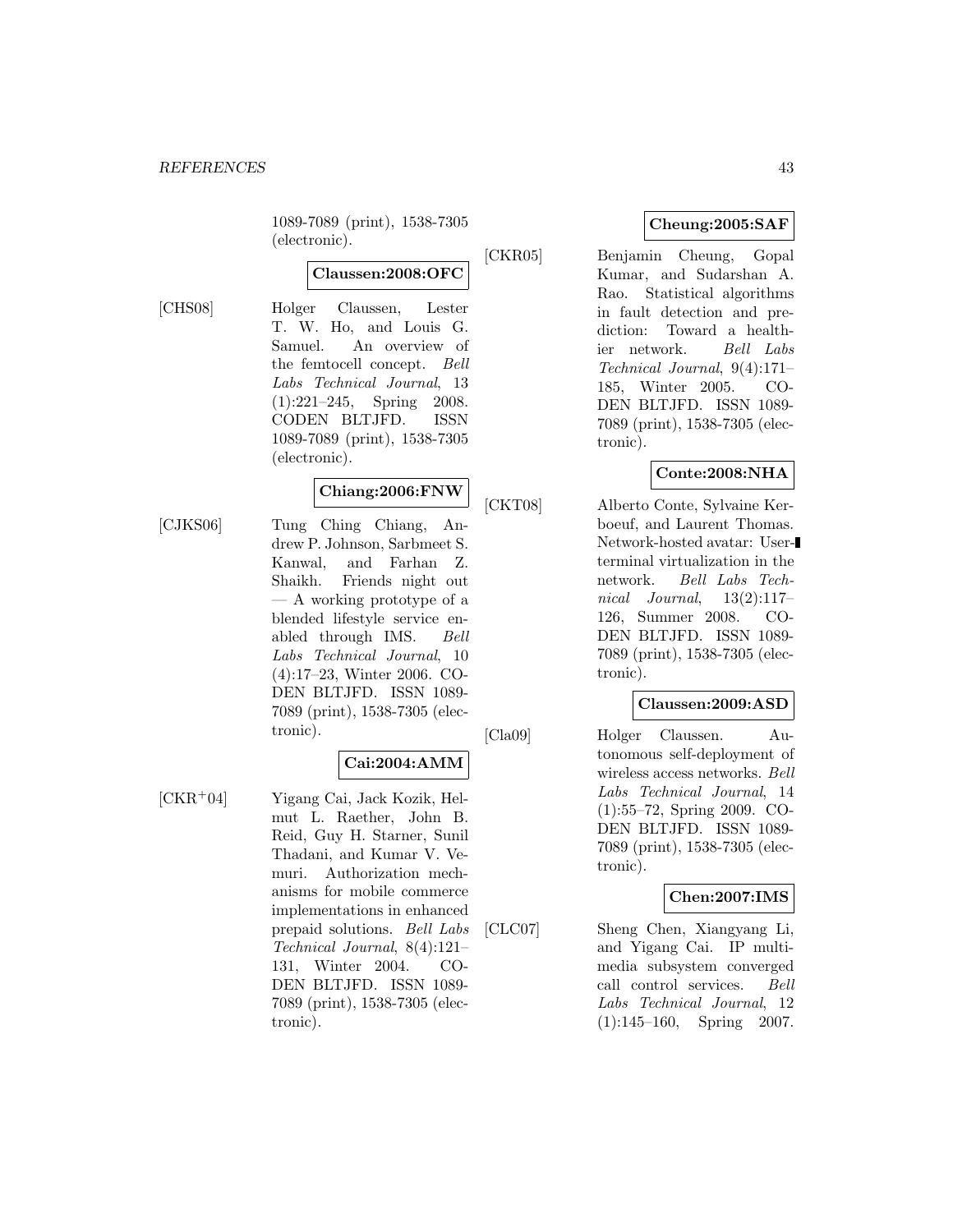1089-7089 (print), 1538-7305 (electronic).

**Claussen:2008:OFC**

[CHS08] Holger Claussen, Lester T. W. Ho, and Louis G. Samuel. An overview of the femtocell concept. *Bell Labs Technical Journal*, 13 (1):221–245, Spring 2008. CODEN BLTJFD. ISSN 1089-7089 (print), 1538-7305 (electronic).

**Chiang:2006:FNW**

[CJKS06] Tung Ching Chiang, Andrew P. Johnson, Sarbmeet S. Kanwal, and Farhan Z. Shaikh. Friends night out — A working prototype of a blended lifestyle service enabled through IMS. *Bell Labs Technical Journal*, 10 (4):17–23, Winter 2006. CODEN BLTJFD. ISSN 1089-7089 (print), 1538-7305 (electronic).

**Cai:2004:AMM**

[CKR+04] Yigang Cai, Jack Kozik, Helmut L. Raether, John B. Reid, Guy H. Starner, Sunil Thadani, and Kumar V. Vemuri. Authorization mechanisms for mobile commerce implementations in enhanced prepaid solutions. *Bell Labs Technical Journal*, 8(4):121–131, Winter 2004. CODEN BLTJFD. ISSN 1089-7089 (print), 1538-7305 (electronic).

**Cheung:2005:SAF**

[CKR05] Benjamin Cheung, Gopal Kumar, and Sudarshan A. Rao. Statistical algorithms in fault detection and prediction: Toward a healthier network. *Bell Labs Technical Journal*, 9(4):171–185, Winter 2005. CODEN BLTJFD. ISSN 1089-7089 (print), 1538-7305 (electronic).

**Conte:2008:NHA**

[CKT08] Alberto Conte, Sylvaine Kerboeuf, and Laurent Thomas. Network-hosted avatar: User-terminal virtualization in the network. *Bell Labs Technical Journal*, 13(2):117–126, Summer 2008. CODEN BLTJFD. ISSN 1089-7089 (print), 1538-7305 (electronic).

**Claussen:2009:ASD**

[Cla09] Holger Claussen. Autonomous self-deployment of wireless access networks. *Bell Labs Technical Journal*, 14 (1):55–72, Spring 2009. CODEN BLTJFD. ISSN 1089-7089 (print), 1538-7305 (electronic).

**Chen:2007:IMS**

[CLC07] Sheng Chen, Xiangyang Li, and Yigang Cai. IP multimedia subsystem converged call control services. *Bell Labs Technical Journal*, 12 (1):145–160, Spring 2007.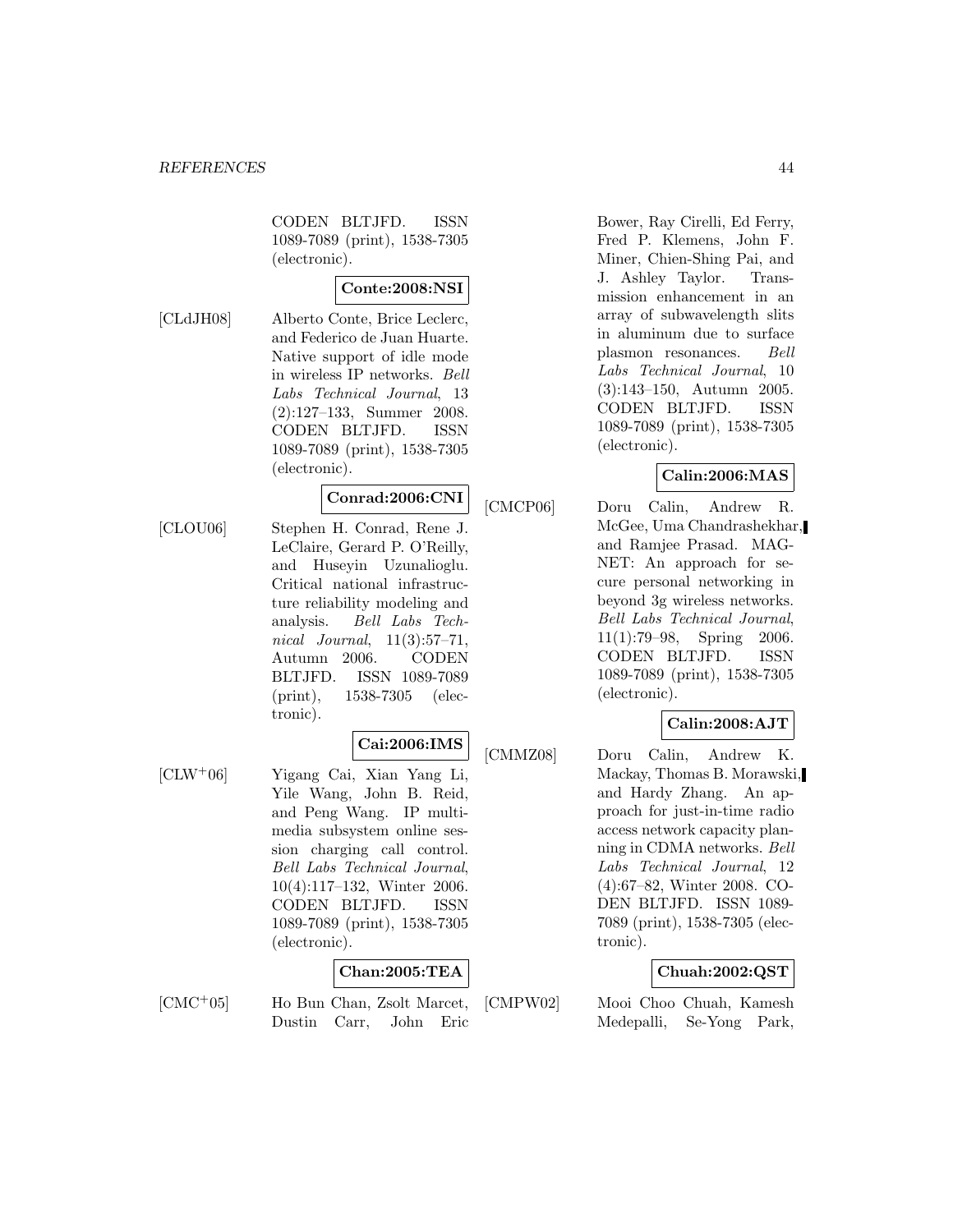CODEN BLTJFD. ISSN 1089-7089 (print), 1538-7305 (electronic).

**Conte:2008:NSI**

[CLdJH08] Alberto Conte, Brice Leclerc, and Federico de Juan Huarte. Native support of idle mode in wireless IP networks. *Bell Labs Technical Journal*, 13 (2):127–133, Summer 2008. CODEN BLTJFD. ISSN 1089-7089 (print), 1538-7305 (electronic).

**Conrad:2006:CNI**

[CLOU06] Stephen H. Conrad, Rene J. LeClaire, Gerard P. O'Reilly, and Huseyin Uzunalioglu. Critical national infrastructure reliability modeling and analysis. *Bell Labs Technical Journal*, 11(3):57–71, Autumn 2006. CODEN BLTJFD. ISSN 1089-7089 (print), 1538-7305 (electronic).

**Cai:2006:IMS**

[CLW+06] Yigang Cai, Xian Yang Li, Yile Wang, John B. Reid, and Peng Wang. IP multimedia subsystem online session charging call control. *Bell Labs Technical Journal*, 10(4):117–132, Winter 2006. CODEN BLTJFD. ISSN 1089-7089 (print), 1538-7305 (electronic).

**Chan:2005:TEA**

[CMC+05] Ho Bun Chan, Zsolt Marcet, Dustin Carr, John Eric Bower, Ray Cirelli, Ed Ferry, Fred P. Klemens, John F. Miner, Chien-Shing Pai, and J. Ashley Taylor. Transmission enhancement in an array of subwavelength slits in aluminum due to surface plasmon resonances. *Bell Labs Technical Journal*, 10 (3):143–150, Autumn 2005. CODEN BLTJFD. ISSN 1089-7089 (print), 1538-7305 (electronic).

**Calin:2006:MAS**

[CMCP06] Doru Calin, Andrew R. McGee, Uma Chandrashekhar, and Ramjee Prasad. MAGNET: An approach for secure personal networking in beyond 3g wireless networks. *Bell Labs Technical Journal*, 11(1):79–98, Spring 2006. CODEN BLTJFD. ISSN 1089-7089 (print), 1538-7305 (electronic).

**Calin:2008:AJT**

[CMMZ08] Doru Calin, Andrew K. Mackay, Thomas B. Morawski, and Hardy Zhang. An approach for just-in-time radio access network capacity planning in CDMA networks. *Bell Labs Technical Journal*, 12 (4):67–82, Winter 2008. CODEN BLTJFD. ISSN 1089-7089 (print), 1538-7305 (electronic).

**Chuah:2002:QST**

[CMPW02] Mooi Choo Chuah, Kamesh Medepalli, Se-Yong Park,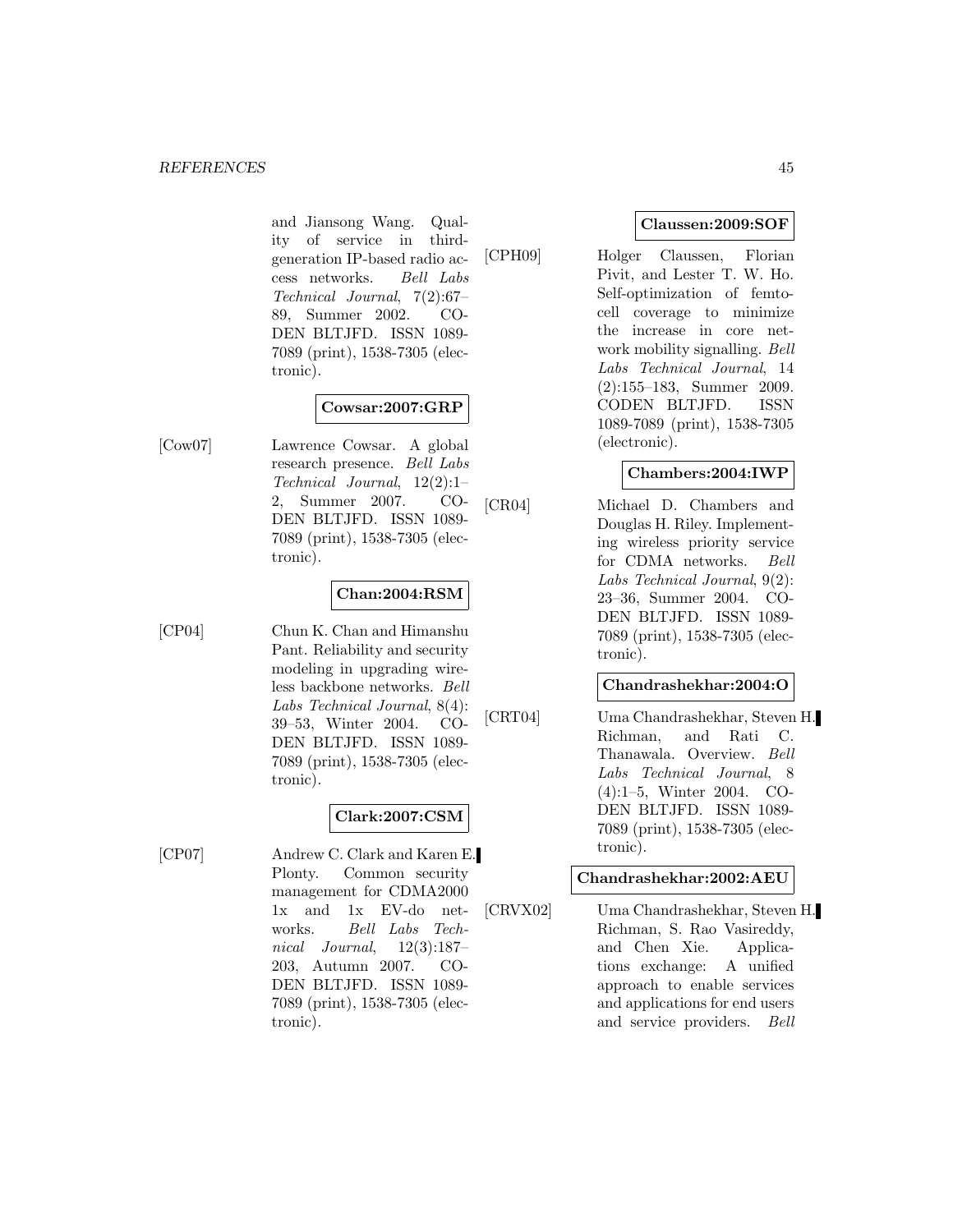and Jiansong Wang. Quality of service in third-generation IP-based radio access networks. *Bell Labs Technical Journal*, 7(2):67–89, Summer 2002. CODEN BLTJFD. ISSN 1089-7089 (print), 1538-7305 (electronic).

**Cowsar:2007:GRP**

[Cow07] Lawrence Cowsar. A global research presence. *Bell Labs Technical Journal*, 12(2):1–2, Summer 2007. CODEN BLTJFD. ISSN 1089-7089 (print), 1538-7305 (electronic).

**Chan:2004:RSM**

[CP04] Chun K. Chan and Himanshu Pant. Reliability and security modeling in upgrading wireless backbone networks. *Bell Labs Technical Journal*, 8(4): 39–53, Winter 2004. CODEN BLTJFD. ISSN 1089-7089 (print), 1538-7305 (electronic).

**Clark:2007:CSM**

[CP07] Andrew C. Clark and Karen E. Plonty. Common security management for CDMA2000 1x and 1x EV-do networks. *Bell Labs Technical Journal*, 12(3):187–203, Autumn 2007. CODEN BLTJFD. ISSN 1089-7089 (print), 1538-7305 (electronic).

**Claussen:2009:SOF**

[CPH09] Holger Claussen, Florian Pivit, and Lester T. W. Ho. Self-optimization of femtocell coverage to minimize the increase in core network mobility signalling. *Bell Labs Technical Journal*, 14 (2):155–183, Summer 2009. CODEN BLTJFD. ISSN 1089-7089 (print), 1538-7305 (electronic).

**Chambers:2004:IWP**

[CR04] Michael D. Chambers and Douglas H. Riley. Implementing wireless priority service for CDMA networks. *Bell Labs Technical Journal*, 9(2): 23–36, Summer 2004. CODEN BLTJFD. ISSN 1089-7089 (print), 1538-7305 (electronic).

**Chandrashekhar:2004:O**

[CRT04] Uma Chandrashekhar, Steven H. Richman, and Rati C. Thanawala. Overview. *Bell Labs Technical Journal*, 8 (4):1–5, Winter 2004. CODEN BLTJFD. ISSN 1089-7089 (print), 1538-7305 (electronic).

**Chandrashekhar:2002:AEU**

[CRVX02] Uma Chandrashekhar, Steven H. Richman, S. Rao Vasireddy, and Chen Xie. Applications exchange: A unified approach to enable services and applications for end users and service providers. *Bell*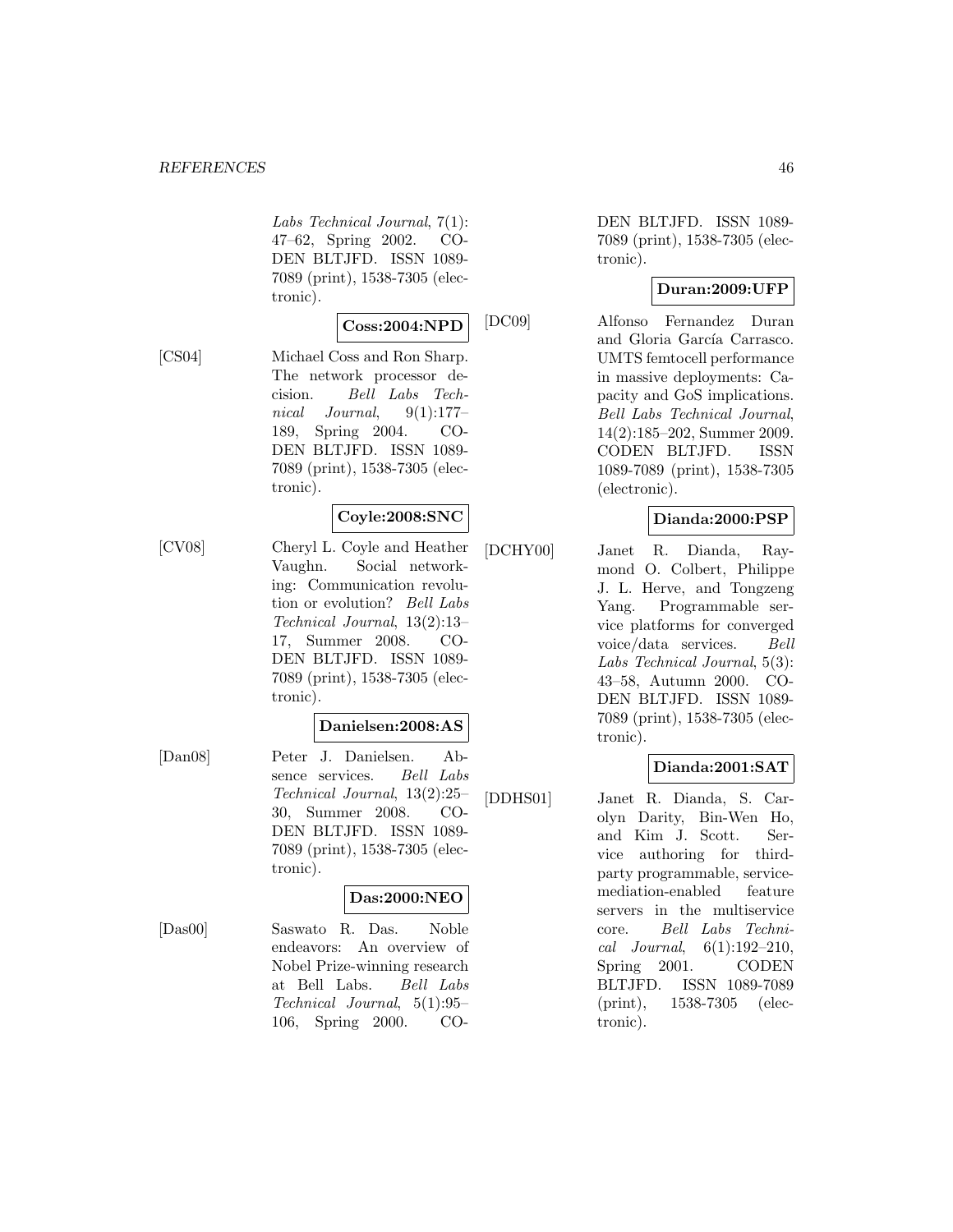*Labs Technical Journal*, 7(1): 47–62, Spring 2002. CODEN BLTJFD. ISSN 1089-7089 (print), 1538-7305 (electronic).

**Coss:2004:NPD**

[CS04] Michael Coss and Ron Sharp. The network processor decision. *Bell Labs Technical Journal*, 9(1):177–189, Spring 2004. CODEN BLTJFD. ISSN 1089-7089 (print), 1538-7305 (electronic).

**Coyle:2008:SNC**

[CV08] Cheryl L. Coyle and Heather Vaughn. Social networking: Communication revolution or evolution? *Bell Labs Technical Journal*, 13(2):13–17, Summer 2008. CODEN BLTJFD. ISSN 1089-7089 (print), 1538-7305 (electronic).

**Danielsen:2008:AS**

[Dan08] Peter J. Danielsen. Absence services. *Bell Labs Technical Journal*, 13(2):25–30, Summer 2008. CODEN BLTJFD. ISSN 1089-7089 (print), 1538-7305 (electronic).

**Das:2000:NEO**

[Das00] Saswato R. Das. Noble endeavors: An overview of Nobel Prize-winning research at Bell Labs. *Bell Labs Technical Journal*, 5(1):95–106, Spring 2000. CODEN BLTJFD. ISSN 1089-7089 (print), 1538-7305 (electronic).

**Duran:2009:UFP**

[DC09] Alfonso Fernandez Duran and Gloria García Carrasco. UMTS femtocell performance in massive deployments: Capacity and GoS implications. *Bell Labs Technical Journal*, 14(2):185–202, Summer 2009. CODEN BLTJFD. ISSN 1089-7089 (print), 1538-7305 (electronic).

**Dianda:2000:PSP**

[DCHY00] Janet R. Dianda, Raymond O. Colbert, Philippe J. L. Herve, and Tongzeng Yang. Programmable service platforms for converged voice/data services. *Bell Labs Technical Journal*, 5(3): 43–58, Autumn 2000. CODEN BLTJFD. ISSN 1089-7089 (print), 1538-7305 (electronic).

**Dianda:2001:SAT**

[DDHS01] Janet R. Dianda, S. Carolyn Darity, Bin-Wen Ho, and Kim J. Scott. Service authoring for third-party programmable, service-mediation-enabled feature servers in the multiservice core. *Bell Labs Technical Journal*, 6(1):192–210, Spring 2001. CODEN BLTJFD. ISSN 1089-7089 (print), 1538-7305 (electronic).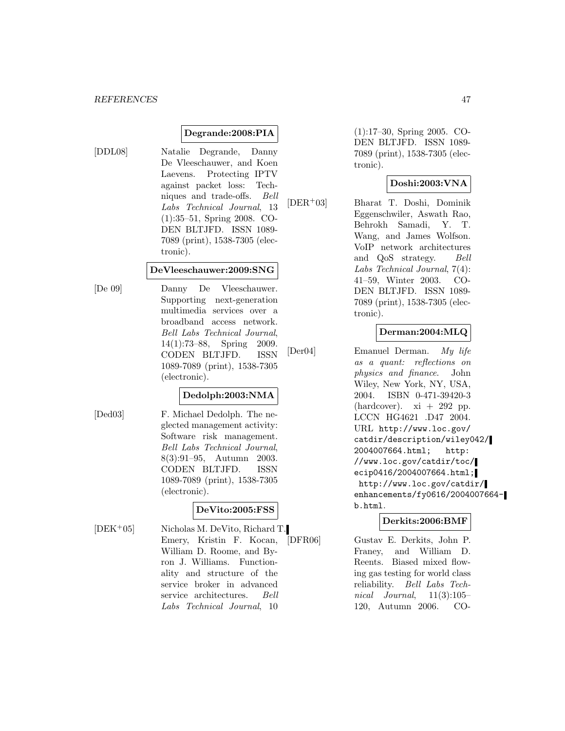**Degrande:2008:PIA**

[DDL08] Natalie Degrande, Danny De Vleeschauwer, and Koen Laevens. Protecting IPTV against packet loss: Techniques and trade-offs. *Bell Labs Technical Journal*, 13 (1):35–51, Spring 2008. CODEN BLTJFD. ISSN 1089-7089 (print), 1538-7305 (electronic).

**DeVleeschauwer:2009:SNG**

[De 09] Danny De Vleeschauwer. Supporting next-generation multimedia services over a broadband access network. *Bell Labs Technical Journal*, 14(1):73–88, Spring 2009. CODEN BLTJFD. ISSN 1089-7089 (print), 1538-7305 (electronic).

**Dedolph:2003:NMA**

[Ded03] F. Michael Dedolph. The neglected management activity: Software risk management. *Bell Labs Technical Journal*, 8(3):91–95, Autumn 2003. CODEN BLTJFD. ISSN 1089-7089 (print), 1538-7305 (electronic).

**DeVito:2005:FSS**

[DEK+05] Nicholas M. DeVito, Richard T. Emery, Kristin F. Kocan, William D. Roome, and Byron J. Williams. Functionality and structure of the service broker in advanced service architectures. *Bell Labs Technical Journal*, 10 (1):17–30, Spring 2005. CODEN BLTJFD. ISSN 1089-7089 (print), 1538-7305 (electronic).

**Doshi:2003:VNA**

[DER+03] Bharat T. Doshi, Dominik Eggenschwiler, Aswath Rao, Behrokh Samadi, Y. T. Wang, and James Wolfson. VoIP network architectures and QoS strategy. *Bell Labs Technical Journal*, 7(4): 41–59, Winter 2003. CODEN BLTJFD. ISSN 1089-7089 (print), 1538-7305 (electronic).

**Derman:2004:MLQ**

[Der04] Emanuel Derman. *My life as a quant: reflections on physics and finance*. John Wiley, New York, NY, USA, 2004. ISBN 0-471-39420-3 (hardcover). xi + 292 pp. LCCN HG4621 .D47 2004. URL `http://www.loc.gov/catdir/description/wiley042/2004007664.html`; `http://www.loc.gov/catdir/toc/ecip0416/2004007664.html`; `http://www.loc.gov/catdir/enhancements/fy0616/2004007664-b.html`.

**Derkits:2006:BMF**

[DFR06] Gustav E. Derkits, John P. Franey, and William D. Reents. Biased mixed flowing gas testing for world class reliability. *Bell Labs Technical Journal*, 11(3):105–120, Autumn 2006. CO-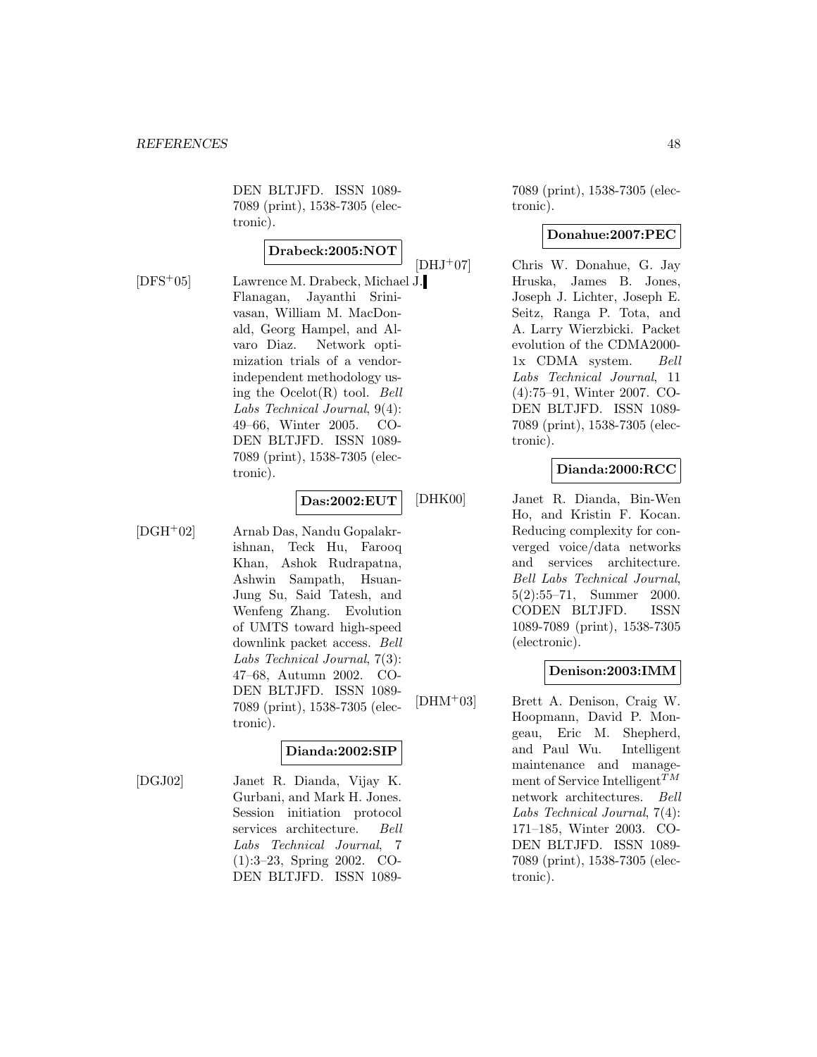DEN BLTJFD. ISSN 1089-7089 (print), 1538-7305 (electronic).

**Drabeck:2005:NOT**

[DFS+05] Lawrence M. Drabeck, Michael J. Flanagan, Jayanthi Srinivasan, William M. MacDonald, Georg Hampel, and Alvaro Diaz. Network optimization trials of a vendor-independent methodology using the Ocelot(R) tool. *Bell Labs Technical Journal*, 9(4): 49–66, Winter 2005. CODEN BLTJFD. ISSN 1089-7089 (print), 1538-7305 (electronic).

**Das:2002:EUT**

[DGH+02] Arnab Das, Nandu Gopalakrishnan, Teck Hu, Farooq Khan, Ashok Rudrapatna, Ashwin Sampath, Hsuan-Jung Su, Said Tatesh, and Wenfeng Zhang. Evolution of UMTS toward high-speed downlink packet access. *Bell Labs Technical Journal*, 7(3): 47–68, Autumn 2002. CODEN BLTJFD. ISSN 1089-7089 (print), 1538-7305 (electronic).

**Dianda:2002:SIP**

[DGJ02] Janet R. Dianda, Vijay K. Gurbani, and Mark H. Jones. Session initiation protocol services architecture. *Bell Labs Technical Journal*, 7 (1):3–23, Spring 2002. CODEN BLTJFD. ISSN 1089-7089 (print), 1538-7305 (electronic).

**Donahue:2007:PEC**

[DHJ+07] Chris W. Donahue, G. Jay Hruska, James B. Jones, Joseph J. Lichter, Joseph E. Seitz, Ranga P. Tota, and A. Larry Wierzbicki. Packet evolution of the CDMA2000-1x CDMA system. *Bell Labs Technical Journal*, 11 (4):75–91, Winter 2007. CODEN BLTJFD. ISSN 1089-7089 (print), 1538-7305 (electronic).

**Dianda:2000:RCC**

[DHK00] Janet R. Dianda, Bin-Wen Ho, and Kristin F. Kocan. Reducing complexity for converged voice/data networks and services architecture. *Bell Labs Technical Journal*, 5(2):55–71, Summer 2000. CODEN BLTJFD. ISSN 1089-7089 (print), 1538-7305 (electronic).

**Denison:2003:IMM**

[DHM+03] Brett A. Denison, Craig W. Hoopmann, David P. Mongeau, Eric M. Shepherd, and Paul Wu. Intelligent maintenance and management of Service Intelligent$^{TM}$ network architectures. *Bell Labs Technical Journal*, 7(4): 171–185, Winter 2003. CODEN BLTJFD. ISSN 1089-7089 (print), 1538-7305 (electronic).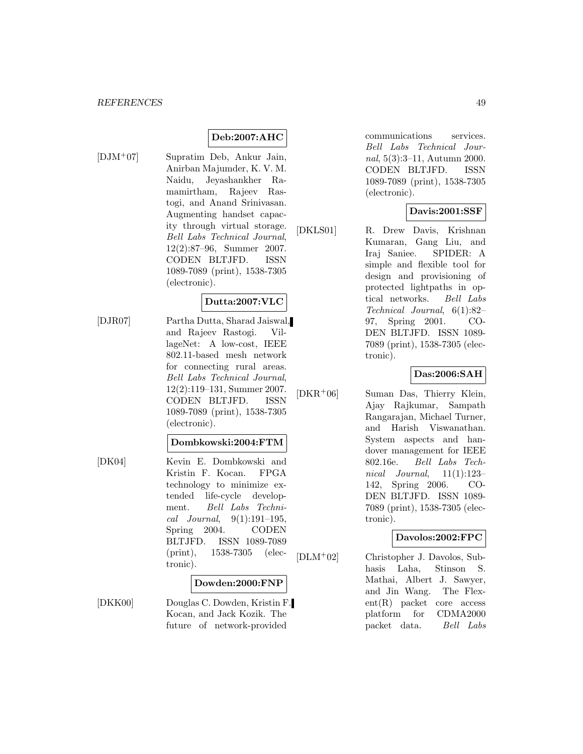**Deb:2007:AHC**

[DJM+07] Supratim Deb, Ankur Jain, Anirban Majumder, K. V. M. Naidu, Jeyashankher Ramamirtham, Rajeev Rastogi, and Anand Srinivasan. Augmenting handset capacity through virtual storage. *Bell Labs Technical Journal*, 12(2):87–96, Summer 2007. CODEN BLTJFD. ISSN 1089-7089 (print), 1538-7305 (electronic).

**Dutta:2007:VLC**

[DJR07] Partha Dutta, Sharad Jaiswal, and Rajeev Rastogi. VillageNet: A low-cost, IEEE 802.11-based mesh network for connecting rural areas. *Bell Labs Technical Journal*, 12(2):119–131, Summer 2007. CODEN BLTJFD. ISSN 1089-7089 (print), 1538-7305 (electronic).

**Dombkowski:2004:FTM**

[DK04] Kevin E. Dombkowski and Kristin F. Kocan. FPGA technology to minimize extended life-cycle development. *Bell Labs Technical Journal*, 9(1):191–195, Spring 2004. CODEN BLTJFD. ISSN 1089-7089 (print), 1538-7305 (electronic).

**Dowden:2000:FNP**

[DKK00] Douglas C. Dowden, Kristin F. Kocan, and Jack Kozik. The future of network-provided communications services. *Bell Labs Technical Journal*, 5(3):3–11, Autumn 2000. CODEN BLTJFD. ISSN 1089-7089 (print), 1538-7305 (electronic).

**Davis:2001:SSF**

[DKLS01] R. Drew Davis, Krishnan Kumaran, Gang Liu, and Iraj Saniee. SPIDER: A simple and flexible tool for design and provisioning of protected lightpaths in optical networks. *Bell Labs Technical Journal*, 6(1):82–97, Spring 2001. CODEN BLTJFD. ISSN 1089-7089 (print), 1538-7305 (electronic).

**Das:2006:SAH**

[DKR+06] Suman Das, Thierry Klein, Ajay Rajkumar, Sampath Rangarajan, Michael Turner, and Harish Viswanathan. System aspects and handover management for IEEE 802.16e. *Bell Labs Technical Journal*, 11(1):123–142, Spring 2006. CODEN BLTJFD. ISSN 1089-7089 (print), 1538-7305 (electronic).

**Davolos:2002:FPC**

[DLM+02] Christopher J. Davolos, Subhasis Laha, Stinson S. Mathai, Albert J. Sawyer, and Jin Wang. The Flexent(R) packet core access platform for CDMA2000 packet data. *Bell Labs*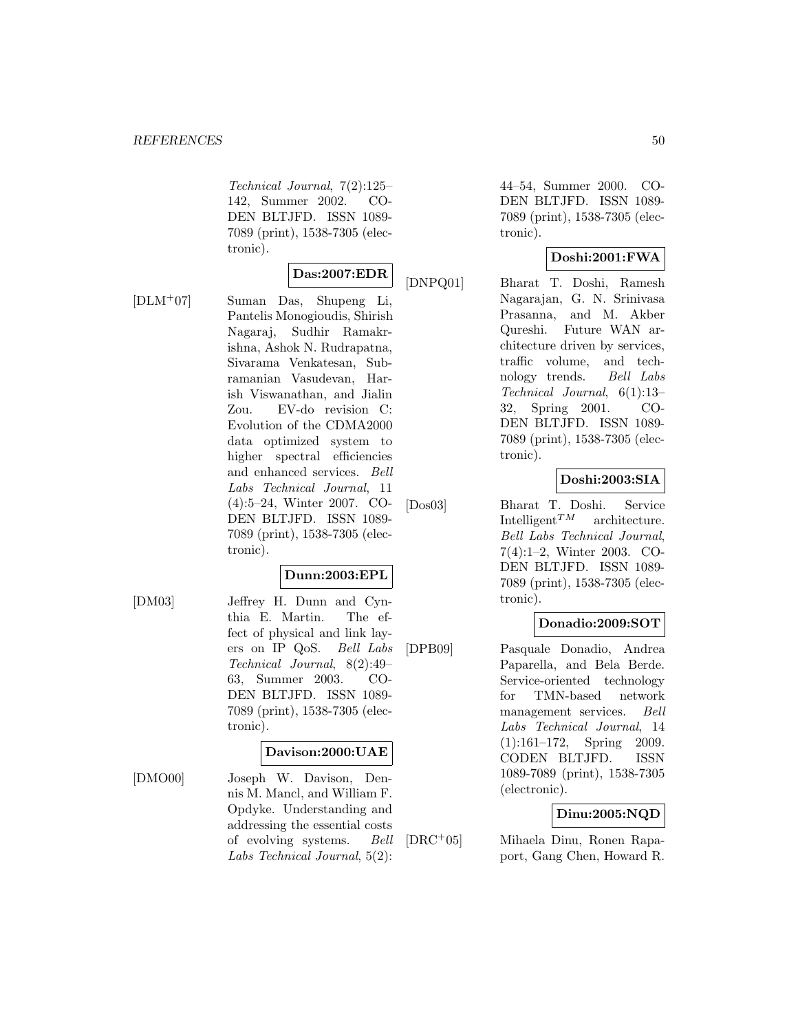*Technical Journal*, 7(2):125–142, Summer 2002. CODEN BLTJFD. ISSN 1089-7089 (print), 1538-7305 (electronic).

**Das:2007:EDR**

[DLM+07] Suman Das, Shupeng Li, Pantelis Monogioudis, Shirish Nagaraj, Sudhir Ramakrishna, Ashok N. Rudrapatna, Sivarama Venkatesan, Subramanian Vasudevan, Harish Viswanathan, and Jialin Zou. EV-do revision C: Evolution of the CDMA2000 data optimized system to higher spectral efficiencies and enhanced services. *Bell Labs Technical Journal*, 11 (4):5–24, Winter 2007. CODEN BLTJFD. ISSN 1089-7089 (print), 1538-7305 (electronic).

**Dunn:2003:EPL**

[DM03] Jeffrey H. Dunn and Cynthia E. Martin. The effect of physical and link layers on IP QoS. *Bell Labs Technical Journal*, 8(2):49–63, Summer 2003. CODEN BLTJFD. ISSN 1089-7089 (print), 1538-7305 (electronic).

**Davison:2000:UAE**

[DMO00] Joseph W. Davison, Dennis M. Mancl, and William F. Opdyke. Understanding and addressing the essential costs of evolving systems. *Bell Labs Technical Journal*, 5(2):44–54, Summer 2000. CODEN BLTJFD. ISSN 1089-7089 (print), 1538-7305 (electronic).

**Doshi:2001:FWA**

[DNPQ01] Bharat T. Doshi, Ramesh Nagarajan, G. N. Srinivasa Prasanna, and M. Akber Qureshi. Future WAN architecture driven by services, traffic volume, and technology trends. *Bell Labs Technical Journal*, 6(1):13–32, Spring 2001. CODEN BLTJFD. ISSN 1089-7089 (print), 1538-7305 (electronic).

**Doshi:2003:SIA**

[Dos03] Bharat T. Doshi. Service Intelligent$^{TM}$ architecture. *Bell Labs Technical Journal*, 7(4):1–2, Winter 2003. CODEN BLTJFD. ISSN 1089-7089 (print), 1538-7305 (electronic).

**Donadio:2009:SOT**

[DPB09] Pasquale Donadio, Andrea Paparella, and Bela Berde. Service-oriented technology for TMN-based network management services. *Bell Labs Technical Journal*, 14 (1):161–172, Spring 2009. CODEN BLTJFD. ISSN 1089-7089 (print), 1538-7305 (electronic).

**Dinu:2005:NQD**

[DRC+05] Mihaela Dinu, Ronen Rapaport, Gang Chen, Howard R.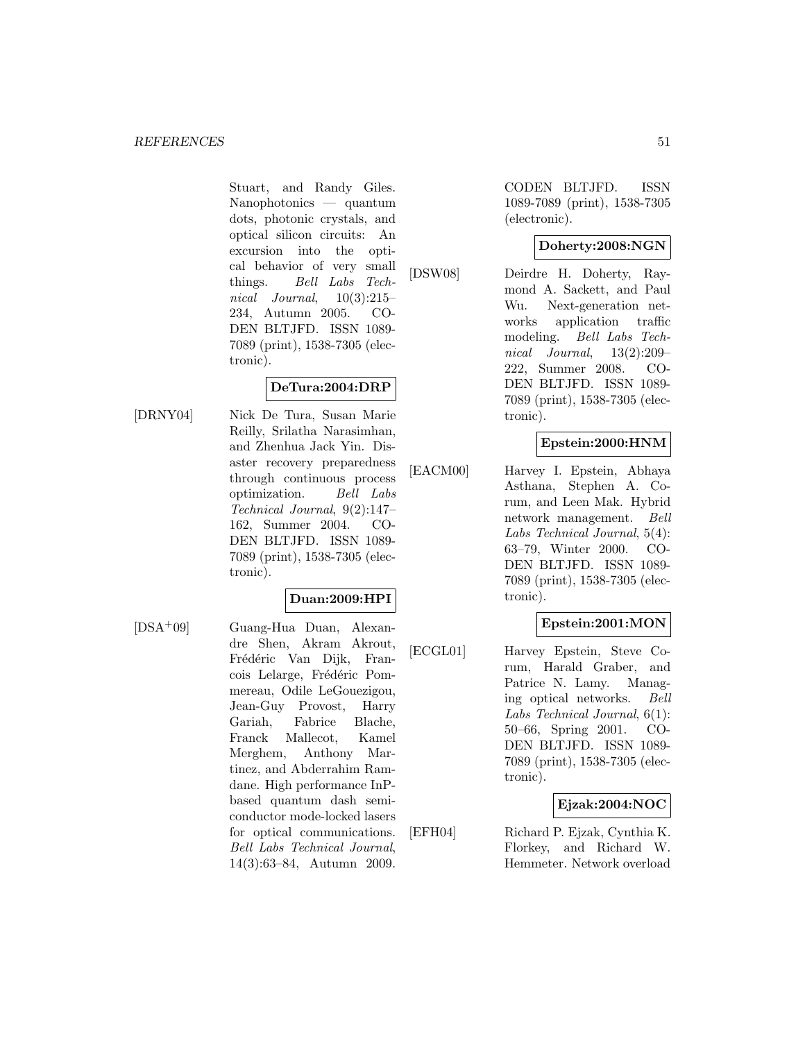Stuart, and Randy Giles. Nanophotonics — quantum dots, photonic crystals, and optical silicon circuits: An excursion into the optical behavior of very small things. *Bell Labs Technical Journal*, 10(3):215–234, Autumn 2005. CODEN BLTJFD. ISSN 1089-7089 (print), 1538-7305 (electronic).

**DeTura:2004:DRP**

[DRNY04] Nick De Tura, Susan Marie Reilly, Srilatha Narasimhan, and Zhenhua Jack Yin. Disaster recovery preparedness through continuous process optimization. *Bell Labs Technical Journal*, 9(2):147–162, Summer 2004. CODEN BLTJFD. ISSN 1089-7089 (print), 1538-7305 (electronic).

**Duan:2009:HPI**

[DSA+09] Guang-Hua Duan, Alexandre Shen, Akram Akrout, Frédéric Van Dijk, Francois Lelarge, Frédéric Pommereau, Odile LeGouezigou, Jean-Guy Provost, Harry Gariah, Fabrice Blache, Franck Mallecot, Kamel Merghem, Anthony Martinez, and Abderrahim Ramdane. High performance InP-based quantum dash semiconductor mode-locked lasers for optical communications. *Bell Labs Technical Journal*, 14(3):63–84, Autumn 2009. CODEN BLTJFD. ISSN 1089-7089 (print), 1538-7305 (electronic).

**Doherty:2008:NGN**

[DSW08] Deirdre H. Doherty, Raymond A. Sackett, and Paul Wu. Next-generation networks application traffic modeling. *Bell Labs Technical Journal*, 13(2):209–222, Summer 2008. CODEN BLTJFD. ISSN 1089-7089 (print), 1538-7305 (electronic).

**Epstein:2000:HNM**

[EACM00] Harvey I. Epstein, Abhaya Asthana, Stephen A. Corum, and Leen Mak. Hybrid network management. *Bell Labs Technical Journal*, 5(4): 63–79, Winter 2000. CODEN BLTJFD. ISSN 1089-7089 (print), 1538-7305 (electronic).

**Epstein:2001:MON**

[ECGL01] Harvey Epstein, Steve Corum, Harald Graber, and Patrice N. Lamy. Managing optical networks. *Bell Labs Technical Journal*, 6(1): 50–66, Spring 2001. CODEN BLTJFD. ISSN 1089-7089 (print), 1538-7305 (electronic).

**Ejzak:2004:NOC**

[EFH04] Richard P. Ejzak, Cynthia K. Florkey, and Richard W. Hemmeter. Network overload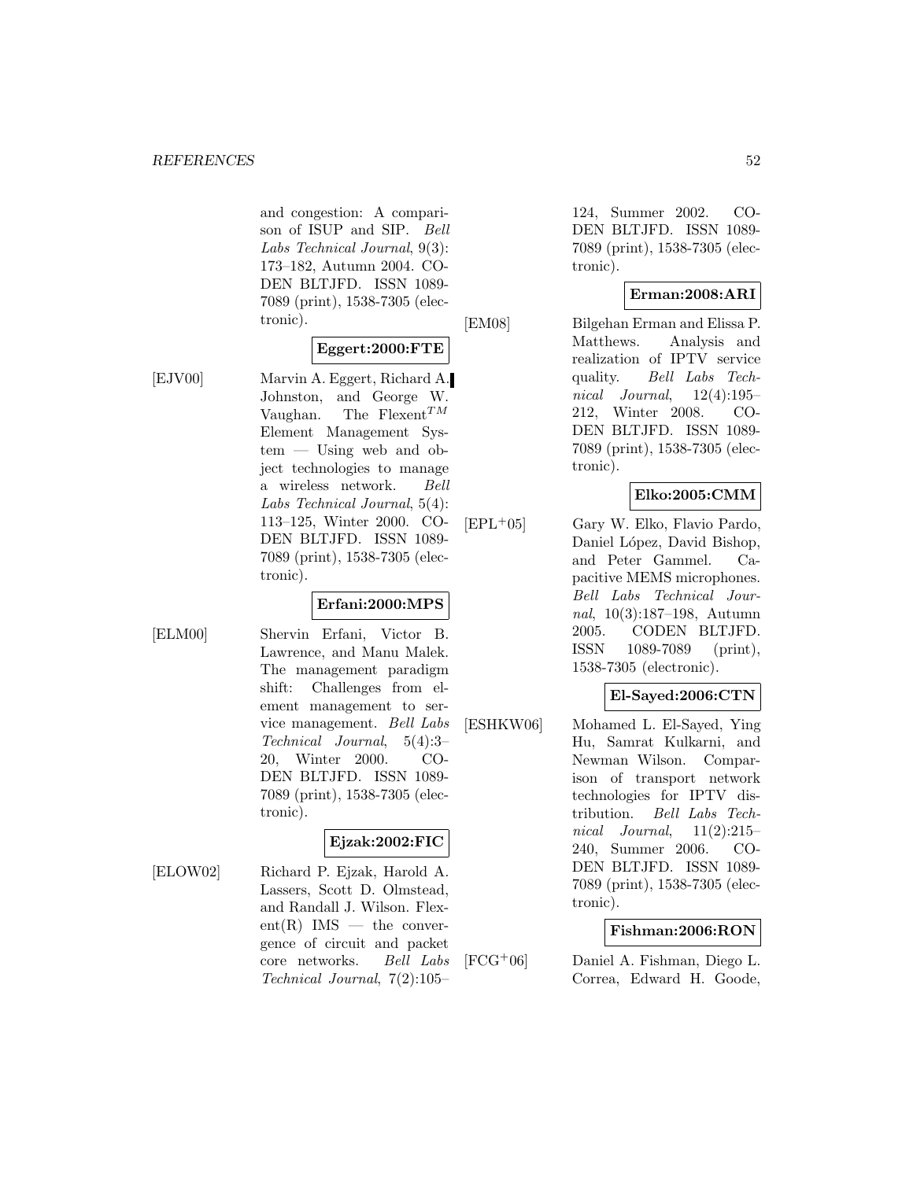and congestion: A comparison of ISUP and SIP. *Bell Labs Technical Journal*, 9(3): 173–182, Autumn 2004. CODEN BLTJFD. ISSN 1089-7089 (print), 1538-7305 (electronic).

**Eggert:2000:FTE**

[EJV00] Marvin A. Eggert, Richard A. Johnston, and George W. Vaughan. The Flexent$^{TM}$ Element Management System — Using web and object technologies to manage a wireless network. *Bell Labs Technical Journal*, 5(4): 113–125, Winter 2000. CODEN BLTJFD. ISSN 1089-7089 (print), 1538-7305 (electronic).

**Erfani:2000:MPS**

[ELM00] Shervin Erfani, Victor B. Lawrence, and Manu Malek. The management paradigm shift: Challenges from element management to service management. *Bell Labs Technical Journal*, 5(4):3–20, Winter 2000. CODEN BLTJFD. ISSN 1089-7089 (print), 1538-7305 (electronic).

**Ejzak:2002:FIC**

[ELOW02] Richard P. Ejzak, Harold A. Lassers, Scott D. Olmstead, and Randall J. Wilson. Flexent(R) IMS — the convergence of circuit and packet core networks. *Bell Labs Technical Journal*, 7(2):105–124, Summer 2002. CODEN BLTJFD. ISSN 1089-7089 (print), 1538-7305 (electronic).

**Erman:2008:ARI**

[EM08] Bilgehan Erman and Elissa P. Matthews. Analysis and realization of IPTV service quality. *Bell Labs Technical Journal*, 12(4):195–212, Winter 2008. CODEN BLTJFD. ISSN 1089-7089 (print), 1538-7305 (electronic).

**Elko:2005:CMM**

[EPL+05] Gary W. Elko, Flavio Pardo, Daniel López, David Bishop, and Peter Gammel. Capacitive MEMS microphones. *Bell Labs Technical Journal*, 10(3):187–198, Autumn 2005. CODEN BLTJFD. ISSN 1089-7089 (print), 1538-7305 (electronic).

**El-Sayed:2006:CTN**

[ESHKW06] Mohamed L. El-Sayed, Ying Hu, Samrat Kulkarni, and Newman Wilson. Comparison of transport network technologies for IPTV distribution. *Bell Labs Technical Journal*, 11(2):215–240, Summer 2006. CODEN BLTJFD. ISSN 1089-7089 (print), 1538-7305 (electronic).

**Fishman:2006:RON**

[FCG+06] Daniel A. Fishman, Diego L. Correa, Edward H. Goode,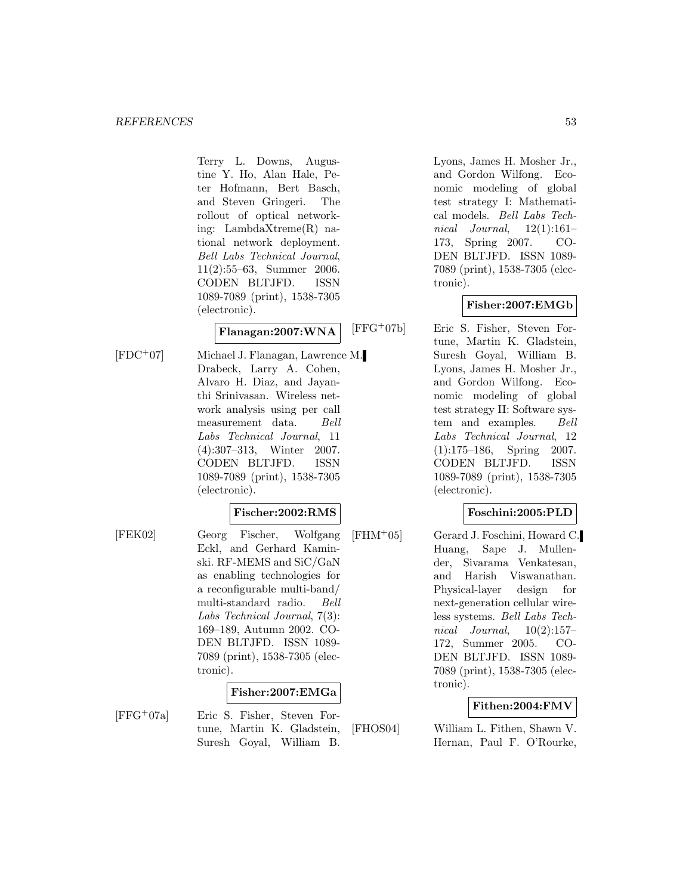Terry L. Downs, Augustine Y. Ho, Alan Hale, Peter Hofmann, Bert Basch, and Steven Gringeri. The rollout of optical networking: LambdaXtreme(R) national network deployment. *Bell Labs Technical Journal*, 11(2):55–63, Summer 2006. CODEN BLTJFD. ISSN 1089-7089 (print), 1538-7305 (electronic).

**Flanagan:2007:WNA**

[FDC+07] Michael J. Flanagan, Lawrence M. Drabeck, Larry A. Cohen, Alvaro H. Diaz, and Jayanthi Srinivasan. Wireless network analysis using per call measurement data. *Bell Labs Technical Journal*, 11 (4):307–313, Winter 2007. CODEN BLTJFD. ISSN 1089-7089 (print), 1538-7305 (electronic).

**Fischer:2002:RMS**

[FEK02] Georg Fischer, Wolfgang Eckl, and Gerhard Kaminski. RF-MEMS and SiC/GaN as enabling technologies for a reconfigurable multi-band/ multi-standard radio. *Bell Labs Technical Journal*, 7(3): 169–189, Autumn 2002. CODEN BLTJFD. ISSN 1089-7089 (print), 1538-7305 (electronic).

**Fisher:2007:EMGa**

[FFG+07a] Eric S. Fisher, Steven Fortune, Martin K. Gladstein, Suresh Goyal, William B. Lyons, James H. Mosher Jr., and Gordon Wilfong. Economic modeling of global test strategy I: Mathematical models. *Bell Labs Technical Journal*, 12(1):161–173, Spring 2007. CODEN BLTJFD. ISSN 1089-7089 (print), 1538-7305 (electronic).

**Fisher:2007:EMGb**

[FFG+07b] Eric S. Fisher, Steven Fortune, Martin K. Gladstein, Suresh Goyal, William B. Lyons, James H. Mosher Jr., and Gordon Wilfong. Economic modeling of global test strategy II: Software system and examples. *Bell Labs Technical Journal*, 12 (1):175–186, Spring 2007. CODEN BLTJFD. ISSN 1089-7089 (print), 1538-7305 (electronic).

**Foschini:2005:PLD**

[FHM+05] Gerard J. Foschini, Howard C. Huang, Sape J. Mullender, Sivarama Venkatesan, and Harish Viswanathan. Physical-layer design for next-generation cellular wireless systems. *Bell Labs Technical Journal*, 10(2):157–172, Summer 2005. CODEN BLTJFD. ISSN 1089-7089 (print), 1538-7305 (electronic).

**Fithen:2004:FMV**

[FHOS04] William L. Fithen, Shawn V. Hernan, Paul F. O'Rourke,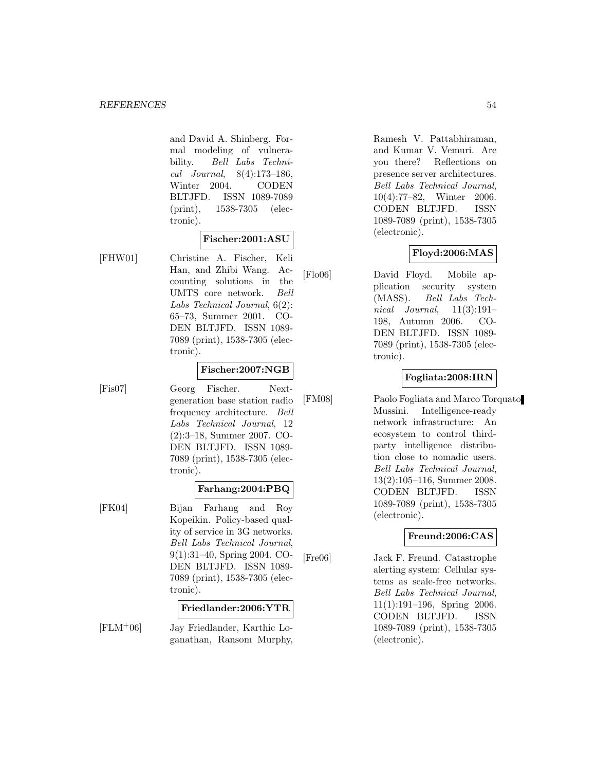and David A. Shinberg. Formal modeling of vulnerability. *Bell Labs Technical Journal*, 8(4):173–186, Winter 2004. CODEN BLTJFD. ISSN 1089-7089 (print), 1538-7305 (electronic).

**Fischer:2001:ASU**

[FHW01] Christine A. Fischer, Keli Han, and Zhibi Wang. Accounting solutions in the UMTS core network. *Bell Labs Technical Journal*, 6(2): 65–73, Summer 2001. CODEN BLTJFD. ISSN 1089-7089 (print), 1538-7305 (electronic).

**Fischer:2007:NGB**

[Fis07] Georg Fischer. Next-generation base station radio frequency architecture. *Bell Labs Technical Journal*, 12 (2):3–18, Summer 2007. CODEN BLTJFD. ISSN 1089-7089 (print), 1538-7305 (electronic).

**Farhang:2004:PBQ**

[FK04] Bijan Farhang and Roy Kopeikin. Policy-based quality of service in 3G networks. *Bell Labs Technical Journal*, 9(1):31–40, Spring 2004. CODEN BLTJFD. ISSN 1089-7089 (print), 1538-7305 (electronic).

**Friedlander:2006:YTR**

[FLM+06] Jay Friedlander, Karthic Loganathan, Ransom Murphy, Ramesh V. Pattabhiraman, and Kumar V. Vemuri. Are you there? Reflections on presence server architectures. *Bell Labs Technical Journal*, 10(4):77–82, Winter 2006. CODEN BLTJFD. ISSN 1089-7089 (print), 1538-7305 (electronic).

**Floyd:2006:MAS**

[Flo06] David Floyd. Mobile application security system (MASS). *Bell Labs Technical Journal*, 11(3):191–198, Autumn 2006. CODEN BLTJFD. ISSN 1089-7089 (print), 1538-7305 (electronic).

**Fogliata:2008:IRN**

[FM08] Paolo Fogliata and Marco Torquato Mussini. Intelligence-ready network infrastructure: An ecosystem to control third-party intelligence distribution close to nomadic users. *Bell Labs Technical Journal*, 13(2):105–116, Summer 2008. CODEN BLTJFD. ISSN 1089-7089 (print), 1538-7305 (electronic).

**Freund:2006:CAS**

[Fre06] Jack F. Freund. Catastrophe alerting system: Cellular systems as scale-free networks. *Bell Labs Technical Journal*, 11(1):191–196, Spring 2006. CODEN BLTJFD. ISSN 1089-7089 (print), 1538-7305 (electronic).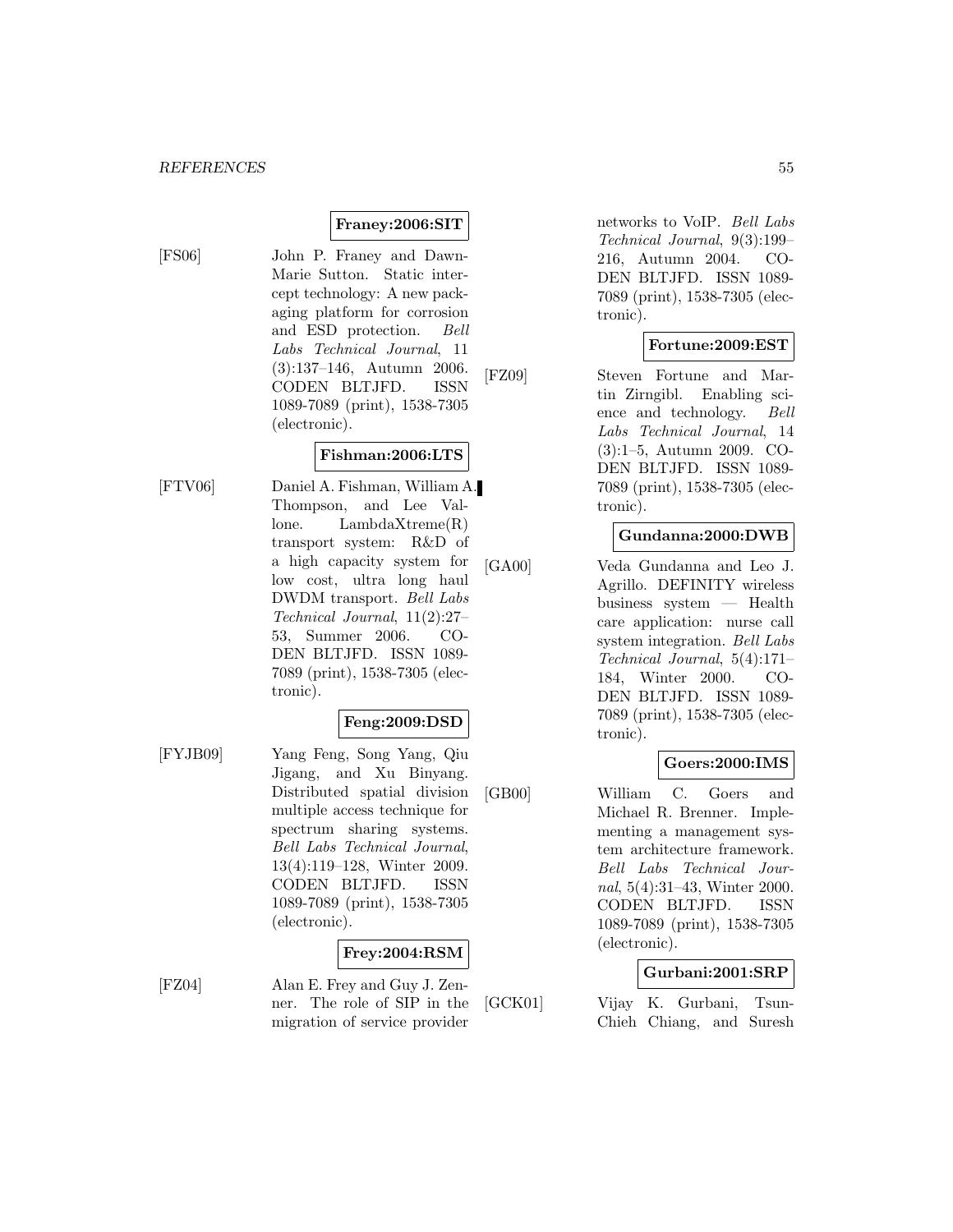**Franey:2006:SIT**

[FS06] John P. Franey and Dawn-Marie Sutton. Static intercept technology: A new packaging platform for corrosion and ESD protection. *Bell Labs Technical Journal*, 11 (3):137–146, Autumn 2006. CODEN BLTJFD. ISSN 1089-7089 (print), 1538-7305 (electronic).

**Fishman:2006:LTS**

[FTV06] Daniel A. Fishman, William A. Thompson, and Lee Vallone. LambdaXtreme(R) transport system: R&D of a high capacity system for low cost, ultra long haul DWDM transport. *Bell Labs Technical Journal*, 11(2):27–53, Summer 2006. CODEN BLTJFD. ISSN 1089-7089 (print), 1538-7305 (electronic).

**Feng:2009:DSD**

[FYJB09] Yang Feng, Song Yang, Qiu Jigang, and Xu Binyang. Distributed spatial division multiple access technique for spectrum sharing systems. *Bell Labs Technical Journal*, 13(4):119–128, Winter 2009. CODEN BLTJFD. ISSN 1089-7089 (print), 1538-7305 (electronic).

**Frey:2004:RSM**

[FZ04] Alan E. Frey and Guy J. Zenner. The role of SIP in the migration of service provider networks to VoIP. *Bell Labs Technical Journal*, 9(3):199–216, Autumn 2004. CODEN BLTJFD. ISSN 1089-7089 (print), 1538-7305 (electronic).

**Fortune:2009:EST**

[FZ09] Steven Fortune and Martin Zirngibl. Enabling science and technology. *Bell Labs Technical Journal*, 14 (3):1–5, Autumn 2009. CODEN BLTJFD. ISSN 1089-7089 (print), 1538-7305 (electronic).

**Gundanna:2000:DWB**

[GA00] Veda Gundanna and Leo J. Agrillo. DEFINITY wireless business system — Health care application: nurse call system integration. *Bell Labs Technical Journal*, 5(4):171–184, Winter 2000. CODEN BLTJFD. ISSN 1089-7089 (print), 1538-7305 (electronic).

**Goers:2000:IMS**

[GB00] William C. Goers and Michael R. Brenner. Implementing a management system architecture framework. *Bell Labs Technical Journal*, 5(4):31–43, Winter 2000. CODEN BLTJFD. ISSN 1089-7089 (print), 1538-7305 (electronic).

**Gurbani:2001:SRP**

[GCK01] Vijay K. Gurbani, Tsun-Chieh Chiang, and Suresh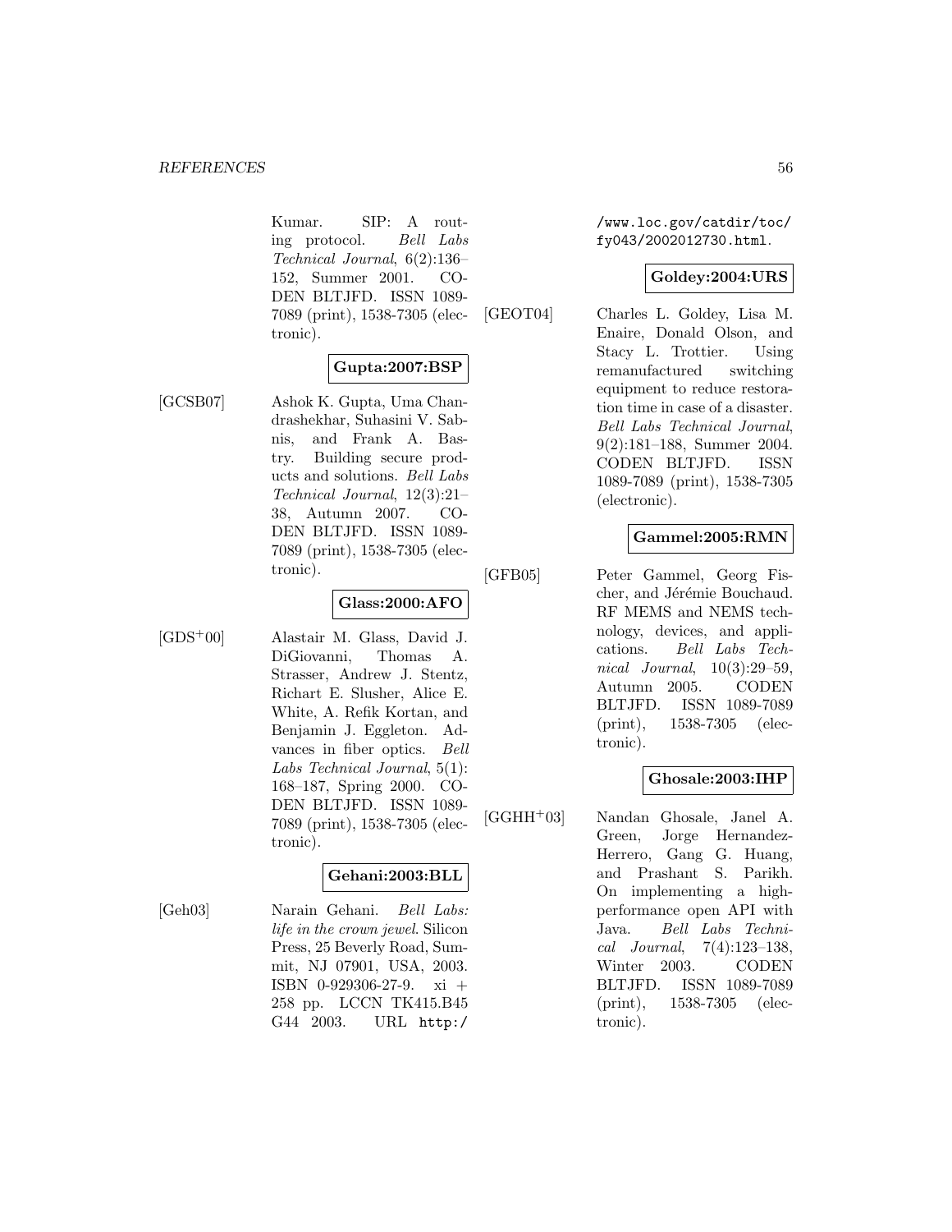Kumar. SIP: A routing protocol. *Bell Labs Technical Journal*, 6(2):136–152, Summer 2001. CODEN BLTJFD. ISSN 1089-7089 (print), 1538-7305 (electronic).

**Gupta:2007:BSP**

[GCSB07] Ashok K. Gupta, Uma Chandrashekhar, Suhasini V. Sabnis, and Frank A. Bastry. Building secure products and solutions. *Bell Labs Technical Journal*, 12(3):21–38, Autumn 2007. CODEN BLTJFD. ISSN 1089-7089 (print), 1538-7305 (electronic).

**Glass:2000:AFO**

[GDS+00] Alastair M. Glass, David J. DiGiovanni, Thomas A. Strasser, Andrew J. Stentz, Richart E. Slusher, Alice E. White, A. Refik Kortan, and Benjamin J. Eggleton. Advances in fiber optics. *Bell Labs Technical Journal*, 5(1):168–187, Spring 2000. CODEN BLTJFD. ISSN 1089-7089 (print), 1538-7305 (electronic).

**Gehani:2003:BLL**

[Geh03] Narain Gehani. *Bell Labs: life in the crown jewel*. Silicon Press, 25 Beverly Road, Summit, NJ 07901, USA, 2003. ISBN 0-929306-27-9. xi + 258 pp. LCCN TK415.B45 G44 2003. URL `http://www.loc.gov/catdir/toc/fy043/2002012730.html`.

**Goldey:2004:URS**

[GEOT04] Charles L. Goldey, Lisa M. Enaire, Donald Olson, and Stacy L. Trottier. Using remanufactured switching equipment to reduce restoration time in case of a disaster. *Bell Labs Technical Journal*, 9(2):181–188, Summer 2004. CODEN BLTJFD. ISSN 1089-7089 (print), 1538-7305 (electronic).

**Gammel:2005:RMN**

[GFB05] Peter Gammel, Georg Fischer, and Jérémie Bouchaud. RF MEMS and NEMS technology, devices, and applications. *Bell Labs Technical Journal*, 10(3):29–59, Autumn 2005. CODEN BLTJFD. ISSN 1089-7089 (print), 1538-7305 (electronic).

**Ghosale:2003:IHP**

[GGHH+03] Nandan Ghosale, Janel A. Green, Jorge Hernandez-Herrero, Gang G. Huang, and Prashant S. Parikh. On implementing a high-performance open API with Java. *Bell Labs Technical Journal*, 7(4):123–138, Winter 2003. CODEN BLTJFD. ISSN 1089-7089 (print), 1538-7305 (electronic).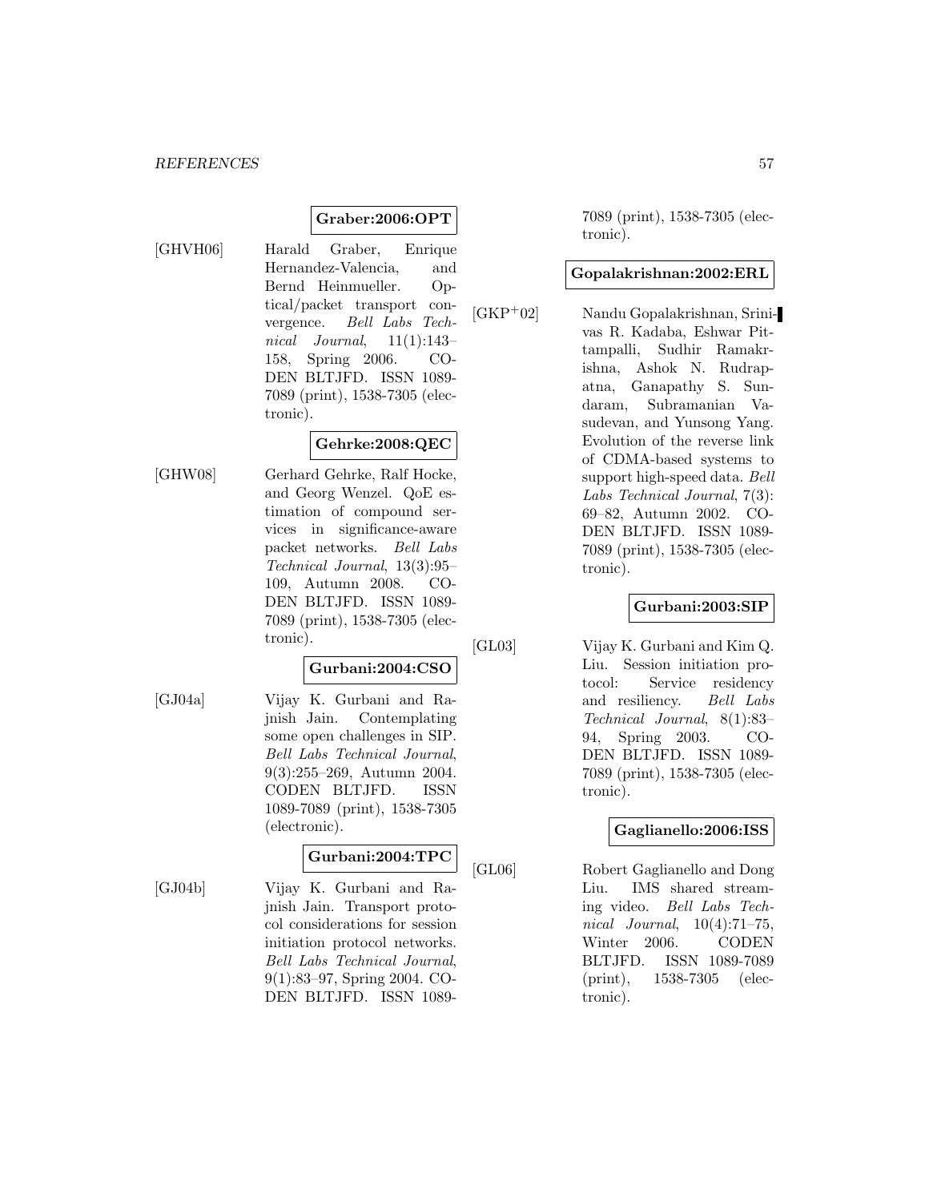**Graber:2006:OPT**

[GHVH06] Harald Graber, Enrique Hernandez-Valencia, and Bernd Heinmueller. Optical/packet transport convergence. *Bell Labs Technical Journal*, 11(1):143–158, Spring 2006. CODEN BLTJFD. ISSN 1089-7089 (print), 1538-7305 (electronic).

**Gehrke:2008:QEC**

[GHW08] Gerhard Gehrke, Ralf Hocke, and Georg Wenzel. QoE estimation of compound services in significance-aware packet networks. *Bell Labs Technical Journal*, 13(3):95–109, Autumn 2008. CODEN BLTJFD. ISSN 1089-7089 (print), 1538-7305 (electronic).

**Gurbani:2004:CSO**

[GJ04a] Vijay K. Gurbani and Rajnish Jain. Contemplating some open challenges in SIP. *Bell Labs Technical Journal*, 9(3):255–269, Autumn 2004. CODEN BLTJFD. ISSN 1089-7089 (print), 1538-7305 (electronic).

**Gurbani:2004:TPC**

[GJ04b] Vijay K. Gurbani and Rajnish Jain. Transport protocol considerations for session initiation protocol networks. *Bell Labs Technical Journal*, 9(1):83–97, Spring 2004. CODEN BLTJFD. ISSN 1089-7089 (print), 1538-7305 (electronic).

**Gopalakrishnan:2002:ERL**

[GKP+02] Nandu Gopalakrishnan, Srinivas R. Kadaba, Eshwar Pittampalli, Sudhir Ramakrishna, Ashok N. Rudrapatna, Ganapathy S. Sundaram, Subramanian Vasudevan, and Yunsong Yang. Evolution of the reverse link of CDMA-based systems to support high-speed data. *Bell Labs Technical Journal*, 7(3):69–82, Autumn 2002. CODEN BLTJFD. ISSN 1089-7089 (print), 1538-7305 (electronic).

**Gurbani:2003:SIP**

[GL03] Vijay K. Gurbani and Kim Q. Liu. Session initiation protocol: Service residency and resiliency. *Bell Labs Technical Journal*, 8(1):83–94, Spring 2003. CODEN BLTJFD. ISSN 1089-7089 (print), 1538-7305 (electronic).

**Gaglianello:2006:ISS**

[GL06] Robert Gaglianello and Dong Liu. IMS shared streaming video. *Bell Labs Technical Journal*, 10(4):71–75, Winter 2006. CODEN BLTJFD. ISSN 1089-7089 (print), 1538-7305 (electronic).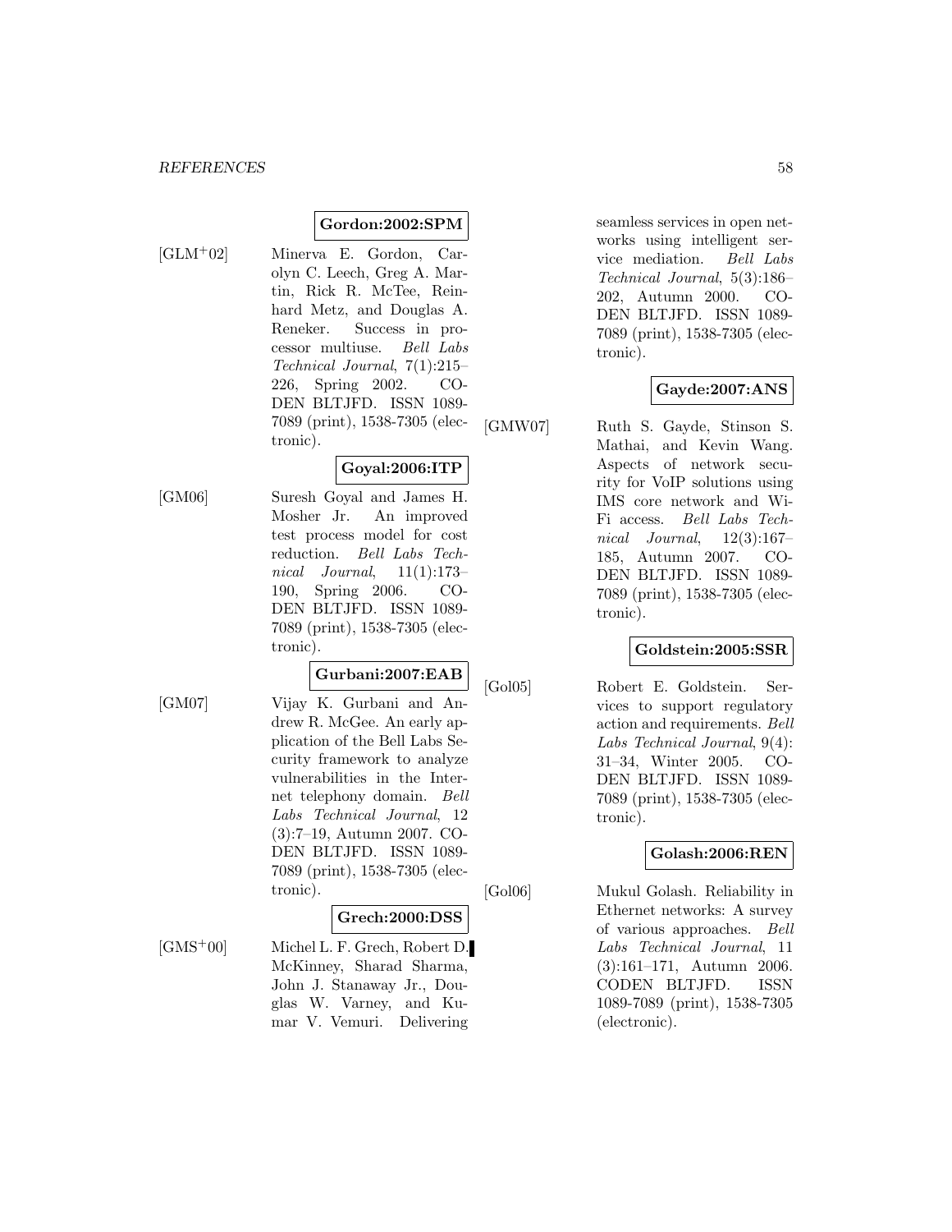**Gordon:2002:SPM**

[GLM+02] Minerva E. Gordon, Carolyn C. Leech, Greg A. Martin, Rick R. McTee, Reinhard Metz, and Douglas A. Reneker. Success in processor multiuse. *Bell Labs Technical Journal*, 7(1):215–226, Spring 2002. CODEN BLTJFD. ISSN 1089-7089 (print), 1538-7305 (electronic).

**Goyal:2006:ITP**

[GM06] Suresh Goyal and James H. Mosher Jr. An improved test process model for cost reduction. *Bell Labs Technical Journal*, 11(1):173–190, Spring 2006. CODEN BLTJFD. ISSN 1089-7089 (print), 1538-7305 (electronic).

**Gurbani:2007:EAB**

[GM07] Vijay K. Gurbani and Andrew R. McGee. An early application of the Bell Labs Security framework to analyze vulnerabilities in the Internet telephony domain. *Bell Labs Technical Journal*, 12 (3):7–19, Autumn 2007. CODEN BLTJFD. ISSN 1089-7089 (print), 1538-7305 (electronic).

**Grech:2000:DSS**

[GMS+00] Michel L. F. Grech, Robert D. McKinney, Sharad Sharma, John J. Stanaway Jr., Douglas W. Varney, and Kumar V. Vemuri. Delivering seamless services in open networks using intelligent service mediation. *Bell Labs Technical Journal*, 5(3):186–202, Autumn 2000. CODEN BLTJFD. ISSN 1089-7089 (print), 1538-7305 (electronic).

**Gayde:2007:ANS**

[GMW07] Ruth S. Gayde, Stinson S. Mathai, and Kevin Wang. Aspects of network security for VoIP solutions using IMS core network and Wi-Fi access. *Bell Labs Technical Journal*, 12(3):167–185, Autumn 2007. CODEN BLTJFD. ISSN 1089-7089 (print), 1538-7305 (electronic).

**Goldstein:2005:SSR**

[Gol05] Robert E. Goldstein. Services to support regulatory action and requirements. *Bell Labs Technical Journal*, 9(4): 31–34, Winter 2005. CODEN BLTJFD. ISSN 1089-7089 (print), 1538-7305 (electronic).

**Golash:2006:REN**

[Gol06] Mukul Golash. Reliability in Ethernet networks: A survey of various approaches. *Bell Labs Technical Journal*, 11 (3):161–171, Autumn 2006. CODEN BLTJFD. ISSN 1089-7089 (print), 1538-7305 (electronic).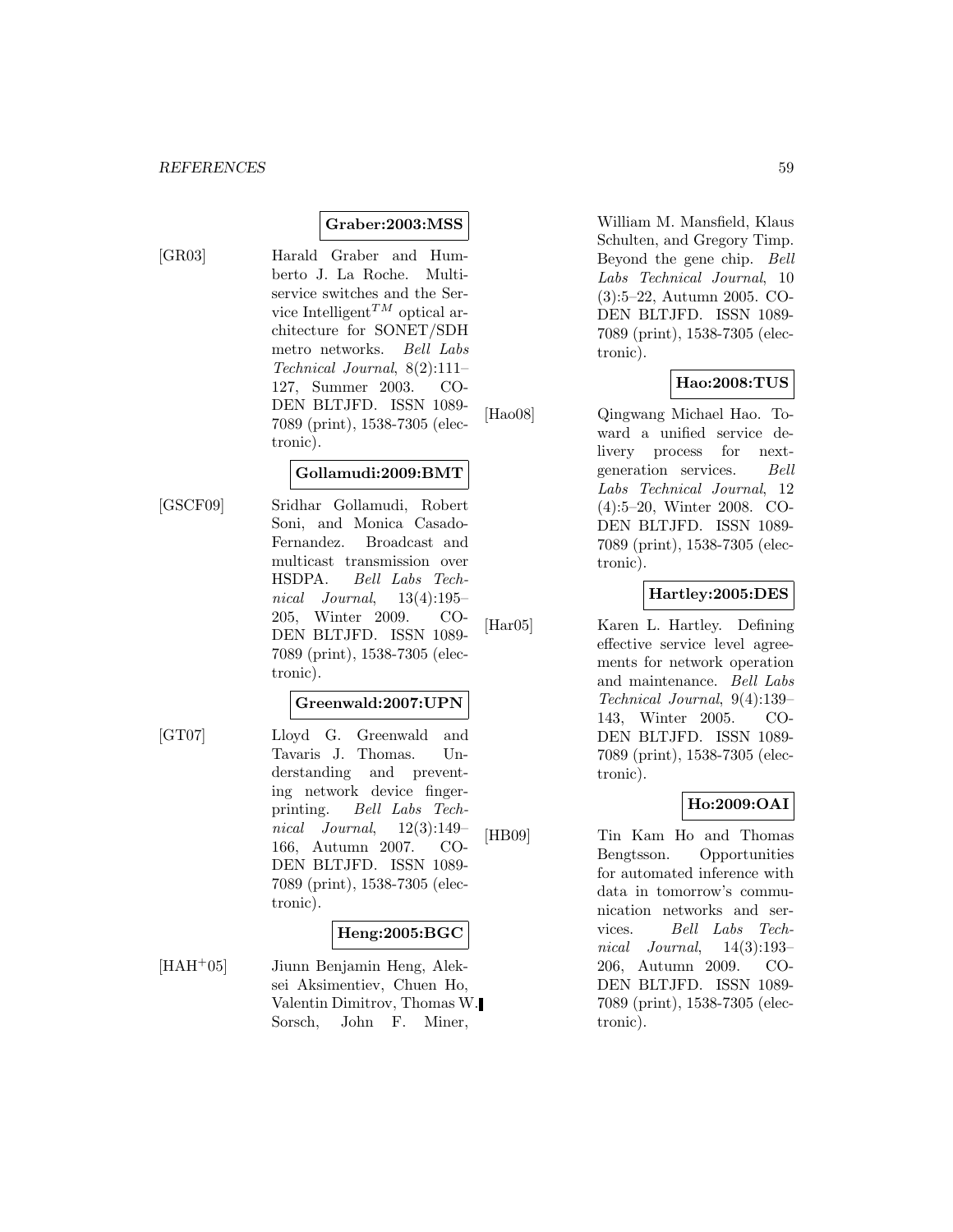**Graber:2003:MSS**

[GR03] Harald Graber and Humberto J. La Roche. Multiservice switches and the Service Intelligent$^{TM}$ optical architecture for SONET/SDH metro networks. *Bell Labs Technical Journal*, 8(2):111–127, Summer 2003. CODEN BLTJFD. ISSN 1089-7089 (print), 1538-7305 (electronic).

**Gollamudi:2009:BMT**

[GSCF09] Sridhar Gollamudi, Robert Soni, and Monica Casado-Fernandez. Broadcast and multicast transmission over HSDPA. *Bell Labs Technical Journal*, 13(4):195–205, Winter 2009. CODEN BLTJFD. ISSN 1089-7089 (print), 1538-7305 (electronic).

**Greenwald:2007:UPN**

[GT07] Lloyd G. Greenwald and Tavaris J. Thomas. Understanding and preventing network device fingerprinting. *Bell Labs Technical Journal*, 12(3):149–166, Autumn 2007. CODEN BLTJFD. ISSN 1089-7089 (print), 1538-7305 (electronic).

**Heng:2005:BGC**

[HAH+05] Jiunn Benjamin Heng, Aleksei Aksimentiev, Chuen Ho, Valentin Dimitrov, Thomas W. Sorsch, John F. Miner, William M. Mansfield, Klaus Schulten, and Gregory Timp. Beyond the gene chip. *Bell Labs Technical Journal*, 10 (3):5–22, Autumn 2005. CODEN BLTJFD. ISSN 1089-7089 (print), 1538-7305 (electronic).

**Hao:2008:TUS**

[Hao08] Qingwang Michael Hao. Toward a unified service delivery process for next-generation services. *Bell Labs Technical Journal*, 12 (4):5–20, Winter 2008. CODEN BLTJFD. ISSN 1089-7089 (print), 1538-7305 (electronic).

**Hartley:2005:DES**

[Har05] Karen L. Hartley. Defining effective service level agreements for network operation and maintenance. *Bell Labs Technical Journal*, 9(4):139–143, Winter 2005. CODEN BLTJFD. ISSN 1089-7089 (print), 1538-7305 (electronic).

**Ho:2009:OAI**

[HB09] Tin Kam Ho and Thomas Bengtsson. Opportunities for automated inference with data in tomorrow's communication networks and services. *Bell Labs Technical Journal*, 14(3):193–206, Autumn 2009. CODEN BLTJFD. ISSN 1089-7089 (print), 1538-7305 (electronic).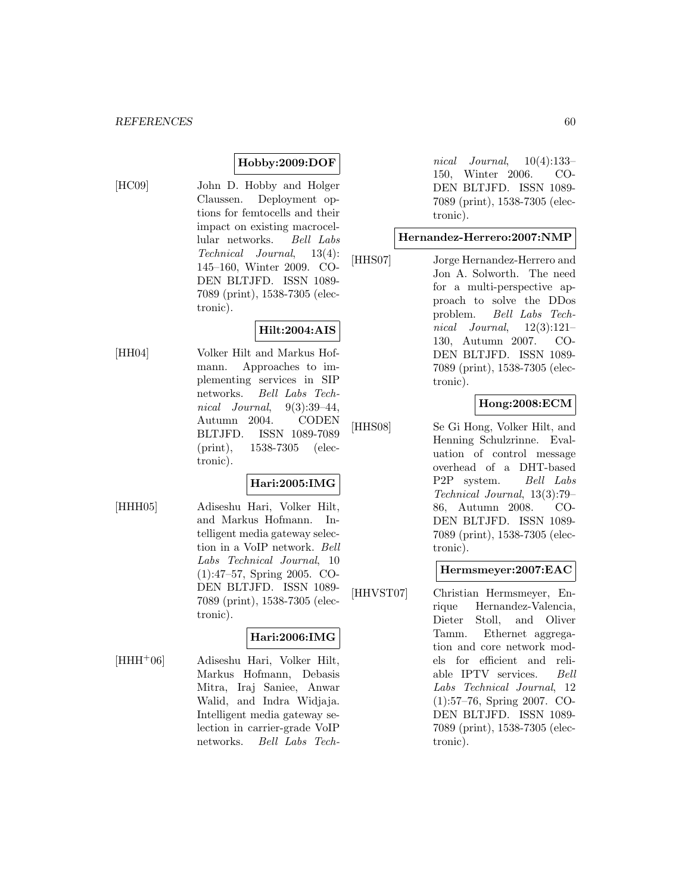**Hobby:2009:DOF**

[HC09] John D. Hobby and Holger Claussen. Deployment options for femtocells and their impact on existing macrocellular networks. *Bell Labs Technical Journal*, 13(4): 145–160, Winter 2009. CODEN BLTJFD. ISSN 1089-7089 (print), 1538-7305 (electronic).

**Hilt:2004:AIS**

[HH04] Volker Hilt and Markus Hofmann. Approaches to implementing services in SIP networks. *Bell Labs Technical Journal*, 9(3):39–44, Autumn 2004. CODEN BLTJFD. ISSN 1089-7089 (print), 1538-7305 (electronic).

**Hari:2005:IMG**

[HHH05] Adiseshu Hari, Volker Hilt, and Markus Hofmann. Intelligent media gateway selection in a VoIP network. *Bell Labs Technical Journal*, 10 (1):47–57, Spring 2005. CODEN BLTJFD. ISSN 1089-7089 (print), 1538-7305 (electronic).

**Hari:2006:IMG**

[HHH+06] Adiseshu Hari, Volker Hilt, Markus Hofmann, Debasis Mitra, Iraj Saniee, Anwar Walid, and Indra Widjaja. Intelligent media gateway selection in carrier-grade VoIP networks. *Bell Labs Technical Journal*, 10(4):133–150, Winter 2006. CODEN BLTJFD. ISSN 1089-7089 (print), 1538-7305 (electronic).

**Hernandez-Herrero:2007:NMP**

[HHS07] Jorge Hernandez-Herrero and Jon A. Solworth. The need for a multi-perspective approach to solve the DDos problem. *Bell Labs Technical Journal*, 12(3):121–130, Autumn 2007. CODEN BLTJFD. ISSN 1089-7089 (print), 1538-7305 (electronic).

**Hong:2008:ECM**

[HHS08] Se Gi Hong, Volker Hilt, and Henning Schulzrinne. Evaluation of control message overhead of a DHT-based P2P system. *Bell Labs Technical Journal*, 13(3):79–86, Autumn 2008. CODEN BLTJFD. ISSN 1089-7089 (print), 1538-7305 (electronic).

**Hermsmeyer:2007:EAC**

[HHVST07] Christian Hermsmeyer, Enrique Hernandez-Valencia, Dieter Stoll, and Oliver Tamm. Ethernet aggregation and core network models for efficient and reliable IPTV services. *Bell Labs Technical Journal*, 12 (1):57–76, Spring 2007. CODEN BLTJFD. ISSN 1089-7089 (print), 1538-7305 (electronic).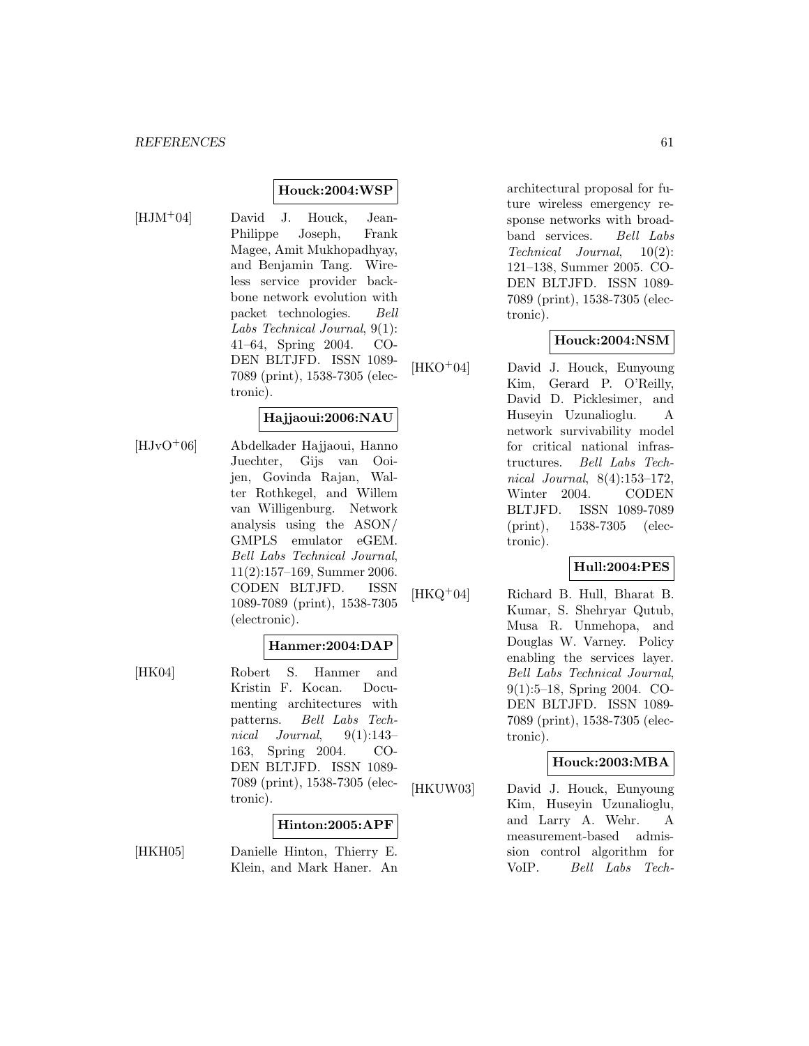**Houck:2004:WSP**

[HJM+04] David J. Houck, Jean-Philippe Joseph, Frank Magee, Amit Mukhopadhyay, and Benjamin Tang. Wireless service provider backbone network evolution with packet technologies. *Bell Labs Technical Journal*, 9(1): 41–64, Spring 2004. CODEN BLTJFD. ISSN 1089-7089 (print), 1538-7305 (electronic).

**Hajjaoui:2006:NAU**

[HJvO+06] Abdelkader Hajjaoui, Hanno Juechter, Gijs van Ooijen, Govinda Rajan, Walter Rothkegel, and Willem van Willigenburg. Network analysis using the ASON/ GMPLS emulator eGEM. *Bell Labs Technical Journal*, 11(2):157–169, Summer 2006. CODEN BLTJFD. ISSN 1089-7089 (print), 1538-7305 (electronic).

**Hanmer:2004:DAP**

[HK04] Robert S. Hanmer and Kristin F. Kocan. Documenting architectures with patterns. *Bell Labs Technical Journal*, 9(1):143–163, Spring 2004. CODEN BLTJFD. ISSN 1089-7089 (print), 1538-7305 (electronic).

**Hinton:2005:APF**

[HKH05] Danielle Hinton, Thierry E. Klein, and Mark Haner. An architectural proposal for future wireless emergency response networks with broadband services. *Bell Labs Technical Journal*, 10(2): 121–138, Summer 2005. CODEN BLTJFD. ISSN 1089-7089 (print), 1538-7305 (electronic).

**Houck:2004:NSM**

[HKO+04] David J. Houck, Eunyoung Kim, Gerard P. O'Reilly, David D. Picklesimer, and Huseyin Uzunalioglu. A network survivability model for critical national infrastructures. *Bell Labs Technical Journal*, 8(4):153–172, Winter 2004. CODEN BLTJFD. ISSN 1089-7089 (print), 1538-7305 (electronic).

**Hull:2004:PES**

[HKQ+04] Richard B. Hull, Bharat B. Kumar, S. Shehryar Qutub, Musa R. Unmehopa, and Douglas W. Varney. Policy enabling the services layer. *Bell Labs Technical Journal*, 9(1):5–18, Spring 2004. CODEN BLTJFD. ISSN 1089-7089 (print), 1538-7305 (electronic).

**Houck:2003:MBA**

[HKUW03] David J. Houck, Eunyoung Kim, Huseyin Uzunalioglu, and Larry A. Wehr. A measurement-based admission control algorithm for VoIP. *Bell Labs Tech-*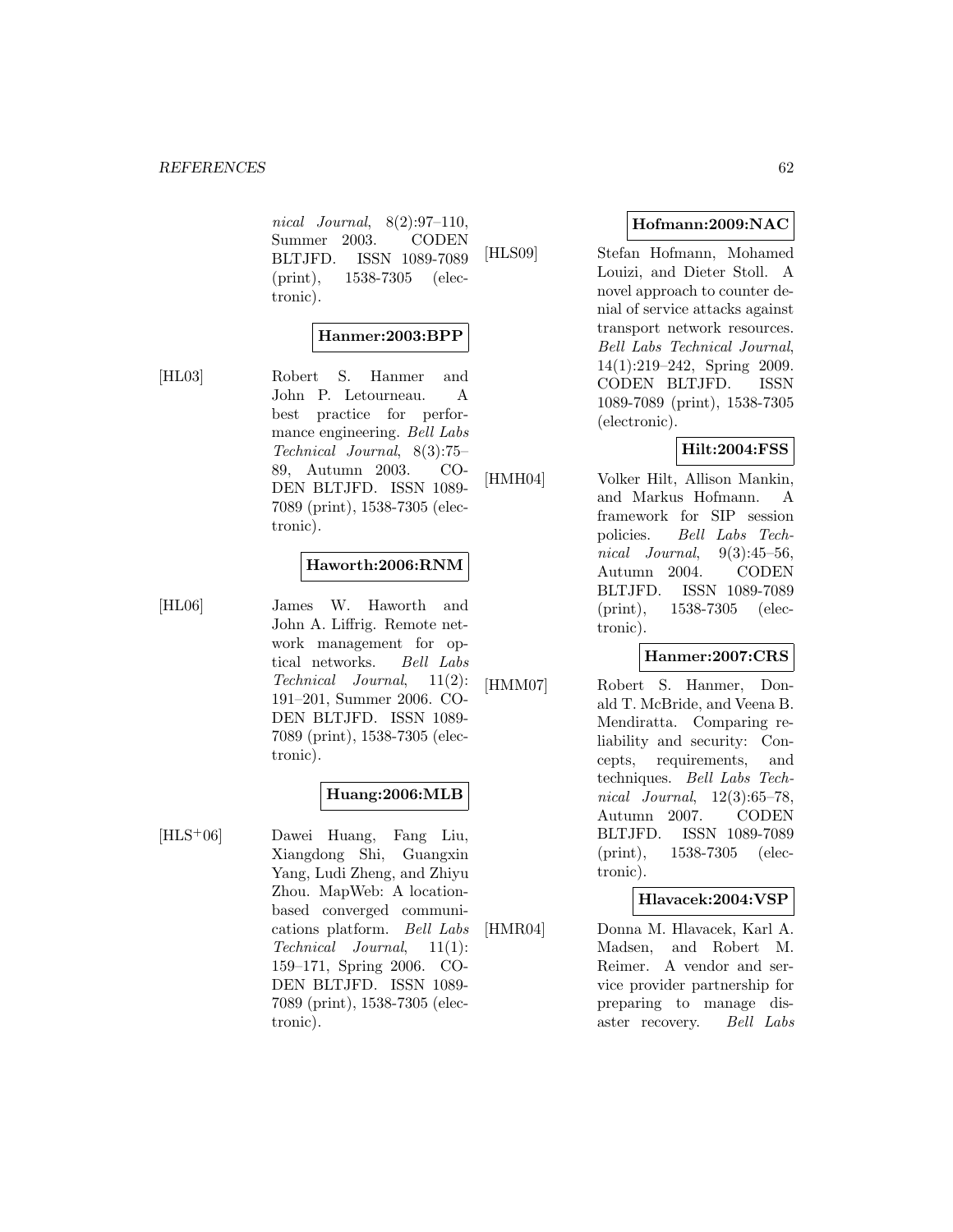*nical Journal*, 8(2):97–110, Summer 2003. CODEN BLTJFD. ISSN 1089-7089 (print), 1538-7305 (electronic).

**Hanmer:2003:BPP**

[HL03] Robert S. Hanmer and John P. Letourneau. A best practice for performance engineering. *Bell Labs Technical Journal*, 8(3):75–89, Autumn 2003. CODEN BLTJFD. ISSN 1089-7089 (print), 1538-7305 (electronic).

**Haworth:2006:RNM**

[HL06] James W. Haworth and John A. Liffrig. Remote network management for optical networks. *Bell Labs Technical Journal*, 11(2): 191–201, Summer 2006. CODEN BLTJFD. ISSN 1089-7089 (print), 1538-7305 (electronic).

**Huang:2006:MLB**

[HLS+06] Dawei Huang, Fang Liu, Xiangdong Shi, Guangxin Yang, Ludi Zheng, and Zhiyu Zhou. MapWeb: A location-based converged communications platform. *Bell Labs Technical Journal*, 11(1): 159–171, Spring 2006. CODEN BLTJFD. ISSN 1089-7089 (print), 1538-7305 (electronic).

**Hofmann:2009:NAC**

[HLS09] Stefan Hofmann, Mohamed Louizi, and Dieter Stoll. A novel approach to counter denial of service attacks against transport network resources. *Bell Labs Technical Journal*, 14(1):219–242, Spring 2009. CODEN BLTJFD. ISSN 1089-7089 (print), 1538-7305 (electronic).

**Hilt:2004:FSS**

[HMH04] Volker Hilt, Allison Mankin, and Markus Hofmann. A framework for SIP session policies. *Bell Labs Technical Journal*, 9(3):45–56, Autumn 2004. CODEN BLTJFD. ISSN 1089-7089 (print), 1538-7305 (electronic).

**Hanmer:2007:CRS**

[HMM07] Robert S. Hanmer, Donald T. McBride, and Veena B. Mendiratta. Comparing reliability and security: Concepts, requirements, and techniques. *Bell Labs Technical Journal*, 12(3):65–78, Autumn 2007. CODEN BLTJFD. ISSN 1089-7089 (print), 1538-7305 (electronic).

**Hlavacek:2004:VSP**

[HMR04] Donna M. Hlavacek, Karl A. Madsen, and Robert M. Reimer. A vendor and service provider partnership for preparing to manage disaster recovery. *Bell Labs*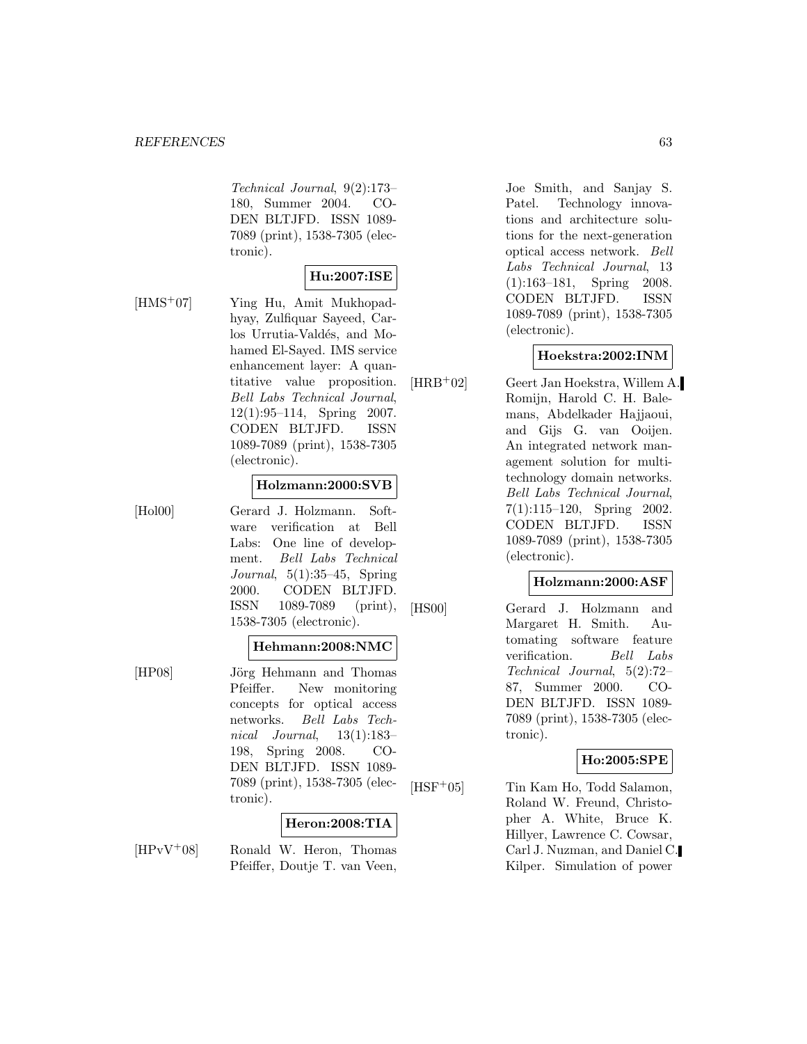*Technical Journal*, 9(2):173–180, Summer 2004. CODEN BLTJFD. ISSN 1089-7089 (print), 1538-7305 (electronic).

**Hu:2007:ISE**

[HMS+07] Ying Hu, Amit Mukhopadhyay, Zulfiquar Sayeed, Carlos Urrutia-Valdés, and Mohamed El-Sayed. IMS service enhancement layer: A quantitative value proposition. *Bell Labs Technical Journal*, 12(1):95–114, Spring 2007. CODEN BLTJFD. ISSN 1089-7089 (print), 1538-7305 (electronic).

**Holzmann:2000:SVB**

[Hol00] Gerard J. Holzmann. Software verification at Bell Labs: One line of development. *Bell Labs Technical Journal*, 5(1):35–45, Spring 2000. CODEN BLTJFD. ISSN 1089-7089 (print), 1538-7305 (electronic).

**Hehmann:2008:NMC**

[HP08] Jörg Hehmann and Thomas Pfeiffer. New monitoring concepts for optical access networks. *Bell Labs Technical Journal*, 13(1):183–198, Spring 2008. CODEN BLTJFD. ISSN 1089-7089 (print), 1538-7305 (electronic).

**Heron:2008:TIA**

[HPvV+08] Ronald W. Heron, Thomas Pfeiffer, Doutje T. van Veen, Joe Smith, and Sanjay S. Patel. Technology innovations and architecture solutions for the next-generation optical access network. *Bell Labs Technical Journal*, 13 (1):163–181, Spring 2008. CODEN BLTJFD. ISSN 1089-7089 (print), 1538-7305 (electronic).

**Hoekstra:2002:INM**

[HRB+02] Geert Jan Hoekstra, Willem A. Romijn, Harold C. H. Balemans, Abdelkader Hajjaoui, and Gijs G. van Ooijen. An integrated network management solution for multi-technology domain networks. *Bell Labs Technical Journal*, 7(1):115–120, Spring 2002. CODEN BLTJFD. ISSN 1089-7089 (print), 1538-7305 (electronic).

**Holzmann:2000:ASF**

[HS00] Gerard J. Holzmann and Margaret H. Smith. Automating software feature verification. *Bell Labs Technical Journal*, 5(2):72–87, Summer 2000. CODEN BLTJFD. ISSN 1089-7089 (print), 1538-7305 (electronic).

**Ho:2005:SPE**

[HSF+05] Tin Kam Ho, Todd Salamon, Roland W. Freund, Christopher A. White, Bruce K. Hillyer, Lawrence C. Cowsar, Carl J. Nuzman, and Daniel C. Kilper. Simulation of power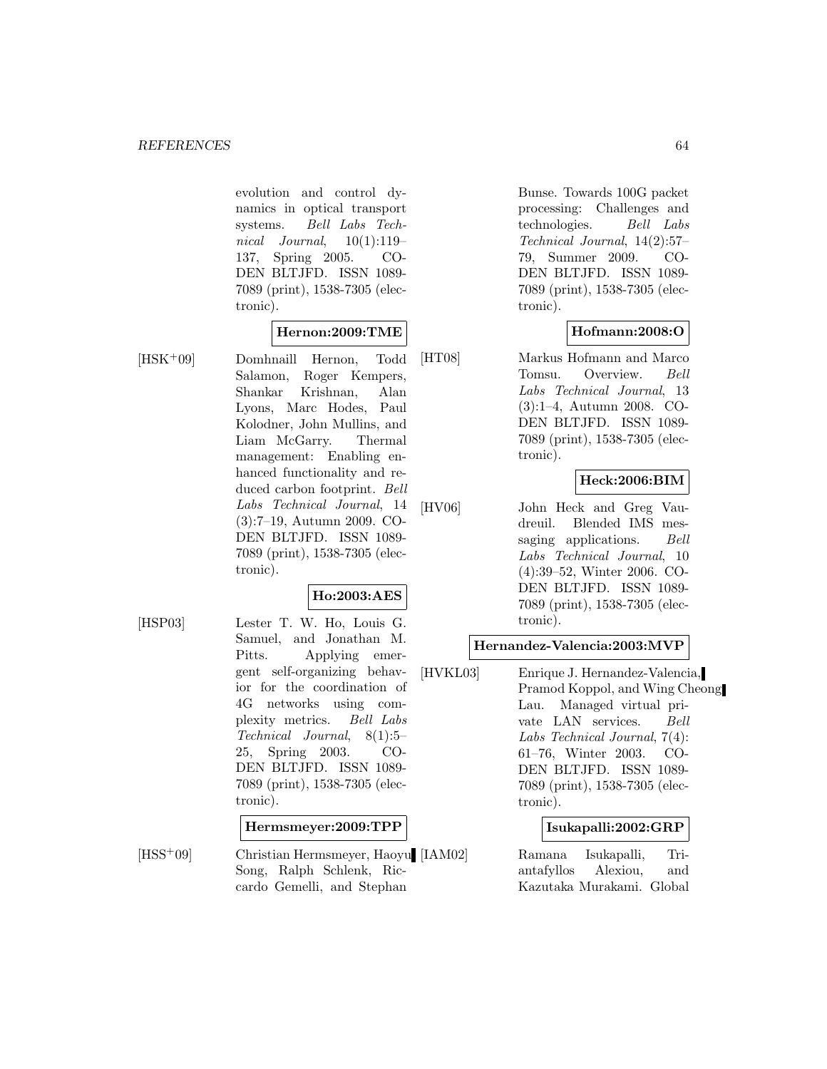evolution and control dynamics in optical transport systems. *Bell Labs Technical Journal*, 10(1):119–137, Spring 2005. CODEN BLTJFD. ISSN 1089-7089 (print), 1538-7305 (electronic).

**Hernon:2009:TME**

[HSK+09] Domhnaill Hernon, Todd Salamon, Roger Kempers, Shankar Krishnan, Alan Lyons, Marc Hodes, Paul Kolodner, John Mullins, and Liam McGarry. Thermal management: Enabling enhanced functionality and reduced carbon footprint. *Bell Labs Technical Journal*, 14(3):7–19, Autumn 2009. CODEN BLTJFD. ISSN 1089-7089 (print), 1538-7305 (electronic).

**Ho:2003:AES**

[HSP03] Lester T. W. Ho, Louis G. Samuel, and Jonathan M. Pitts. Applying emergent self-organizing behavior for the coordination of 4G networks using complexity metrics. *Bell Labs Technical Journal*, 8(1):5–25, Spring 2003. CODEN BLTJFD. ISSN 1089-7089 (print), 1538-7305 (electronic).

**Hermsmeyer:2009:TPP**

[HSS+09] Christian Hermsmeyer, Haoyu Song, Ralph Schlenk, Riccardo Gemelli, and Stephan Bunse. Towards 100G packet processing: Challenges and technologies. *Bell Labs Technical Journal*, 14(2):57–79, Summer 2009. CODEN BLTJFD. ISSN 1089-7089 (print), 1538-7305 (electronic).

**Hofmann:2008:O**

[HT08] Markus Hofmann and Marco Tomsu. Overview. *Bell Labs Technical Journal*, 13(3):1–4, Autumn 2008. CODEN BLTJFD. ISSN 1089-7089 (print), 1538-7305 (electronic).

**Heck:2006:BIM**

[HV06] John Heck and Greg Vaudreuil. Blended IMS messaging applications. *Bell Labs Technical Journal*, 10(4):39–52, Winter 2006. CODEN BLTJFD. ISSN 1089-7089 (print), 1538-7305 (electronic).

**Hernandez-Valencia:2003:MVP**

[HVKL03] Enrique J. Hernandez-Valencia, Pramod Koppol, and Wing Cheong Lau. Managed virtual private LAN services. *Bell Labs Technical Journal*, 7(4):61–76, Winter 2003. CODEN BLTJFD. ISSN 1089-7089 (print), 1538-7305 (electronic).

**Isukapalli:2002:GRP**

[IAM02] Ramana Isukapalli, Triantafyllos Alexiou, and Kazutaka Murakami. Global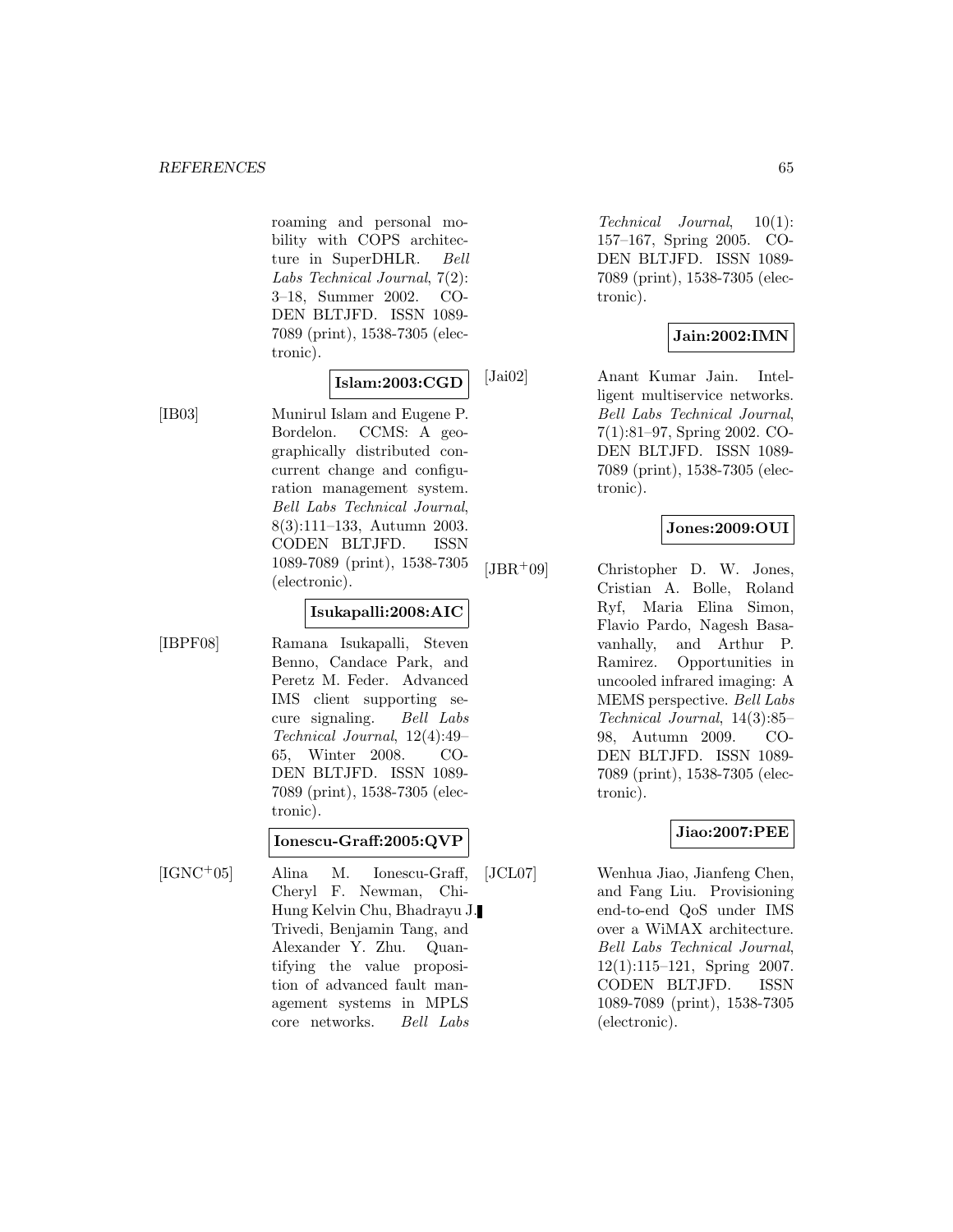roaming and personal mobility with COPS architecture in SuperDHLR. *Bell Labs Technical Journal*, 7(2): 3–18, Summer 2002. CODEN BLTJFD. ISSN 1089-7089 (print), 1538-7305 (electronic).

**Islam:2003:CGD**

[IB03] Munirul Islam and Eugene P. Bordelon. CCMS: A geographically distributed concurrent change and configuration management system. *Bell Labs Technical Journal*, 8(3):111–133, Autumn 2003. CODEN BLTJFD. ISSN 1089-7089 (print), 1538-7305 (electronic).

**Isukapalli:2008:AIC**

[IBPF08] Ramana Isukapalli, Steven Benno, Candace Park, and Peretz M. Feder. Advanced IMS client supporting secure signaling. *Bell Labs Technical Journal*, 12(4):49–65, Winter 2008. CODEN BLTJFD. ISSN 1089-7089 (print), 1538-7305 (electronic).

**Ionescu-Graff:2005:QVP**

[IGNC+05] Alina M. Ionescu-Graff, Cheryl F. Newman, Chi-Hung Kelvin Chu, Bhadrayu J. Trivedi, Benjamin Tang, and Alexander Y. Zhu. Quantifying the value proposition of advanced fault management systems in MPLS core networks. *Bell Labs Technical Journal*, 10(1): 157–167, Spring 2005. CODEN BLTJFD. ISSN 1089-7089 (print), 1538-7305 (electronic).

**Jain:2002:IMN**

[Jai02] Anant Kumar Jain. Intelligent multiservice networks. *Bell Labs Technical Journal*, 7(1):81–97, Spring 2002. CODEN BLTJFD. ISSN 1089-7089 (print), 1538-7305 (electronic).

**Jones:2009:OUI**

[JBR+09] Christopher D. W. Jones, Cristian A. Bolle, Roland Ryf, Maria Elina Simon, Flavio Pardo, Nagesh Basavanhally, and Arthur P. Ramirez. Opportunities in uncooled infrared imaging: A MEMS perspective. *Bell Labs Technical Journal*, 14(3):85–98, Autumn 2009. CODEN BLTJFD. ISSN 1089-7089 (print), 1538-7305 (electronic).

**Jiao:2007:PEE**

[JCL07] Wenhua Jiao, Jianfeng Chen, and Fang Liu. Provisioning end-to-end QoS under IMS over a WiMAX architecture. *Bell Labs Technical Journal*, 12(1):115–121, Spring 2007. CODEN BLTJFD. ISSN 1089-7089 (print), 1538-7305 (electronic).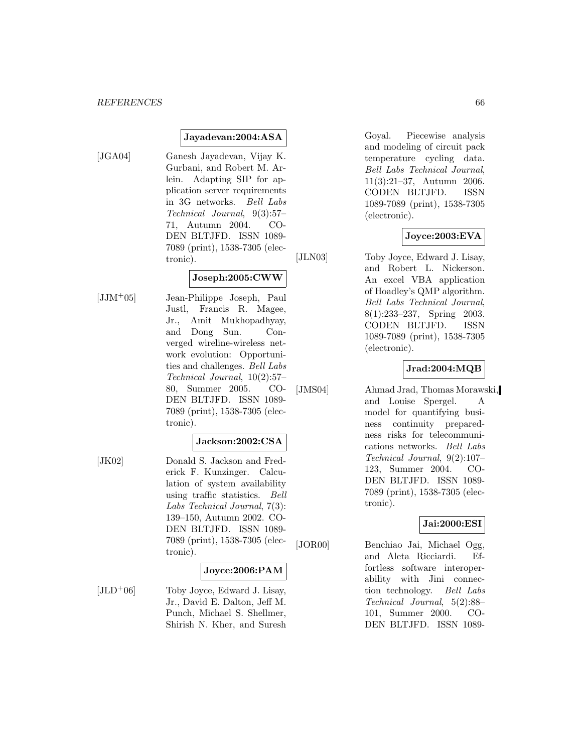**Jayadevan:2004:ASA**

[JGA04] Ganesh Jayadevan, Vijay K. Gurbani, and Robert M. Arlein. Adapting SIP for application server requirements in 3G networks. *Bell Labs Technical Journal*, 9(3):57–71, Autumn 2004. CODEN BLTJFD. ISSN 1089-7089 (print), 1538-7305 (electronic).

**Joseph:2005:CWW**

[JJM+05] Jean-Philippe Joseph, Paul Justl, Francis R. Magee, Jr., Amit Mukhopadhyay, and Dong Sun. Converged wireline-wireless network evolution: Opportunities and challenges. *Bell Labs Technical Journal*, 10(2):57–80, Summer 2005. CODEN BLTJFD. ISSN 1089-7089 (print), 1538-7305 (electronic).

**Jackson:2002:CSA**

[JK02] Donald S. Jackson and Frederick F. Kunzinger. Calculation of system availability using traffic statistics. *Bell Labs Technical Journal*, 7(3): 139–150, Autumn 2002. CODEN BLTJFD. ISSN 1089-7089 (print), 1538-7305 (electronic).

**Joyce:2006:PAM**

[JLD+06] Toby Joyce, Edward J. Lisay, Jr., David E. Dalton, Jeff M. Punch, Michael S. Shellmer, Shirish N. Kher, and Suresh Goyal. Piecewise analysis and modeling of circuit pack temperature cycling data. *Bell Labs Technical Journal*, 11(3):21–37, Autumn 2006. CODEN BLTJFD. ISSN 1089-7089 (print), 1538-7305 (electronic).

**Joyce:2003:EVA**

[JLN03] Toby Joyce, Edward J. Lisay, and Robert L. Nickerson. An excel VBA application of Hoadley's QMP algorithm. *Bell Labs Technical Journal*, 8(1):233–237, Spring 2003. CODEN BLTJFD. ISSN 1089-7089 (print), 1538-7305 (electronic).

**Jrad:2004:MQB**

[JMS04] Ahmad Jrad, Thomas Morawski, and Louise Spergel. A model for quantifying business continuity preparedness risks for telecommunications networks. *Bell Labs Technical Journal*, 9(2):107–123, Summer 2004. CODEN BLTJFD. ISSN 1089-7089 (print), 1538-7305 (electronic).

**Jai:2000:ESI**

[JOR00] Benchiao Jai, Michael Ogg, and Aleta Ricciardi. Effortless software interoperability with Jini connection technology. *Bell Labs Technical Journal*, 5(2):88–101, Summer 2000. CODEN BLTJFD. ISSN 1089-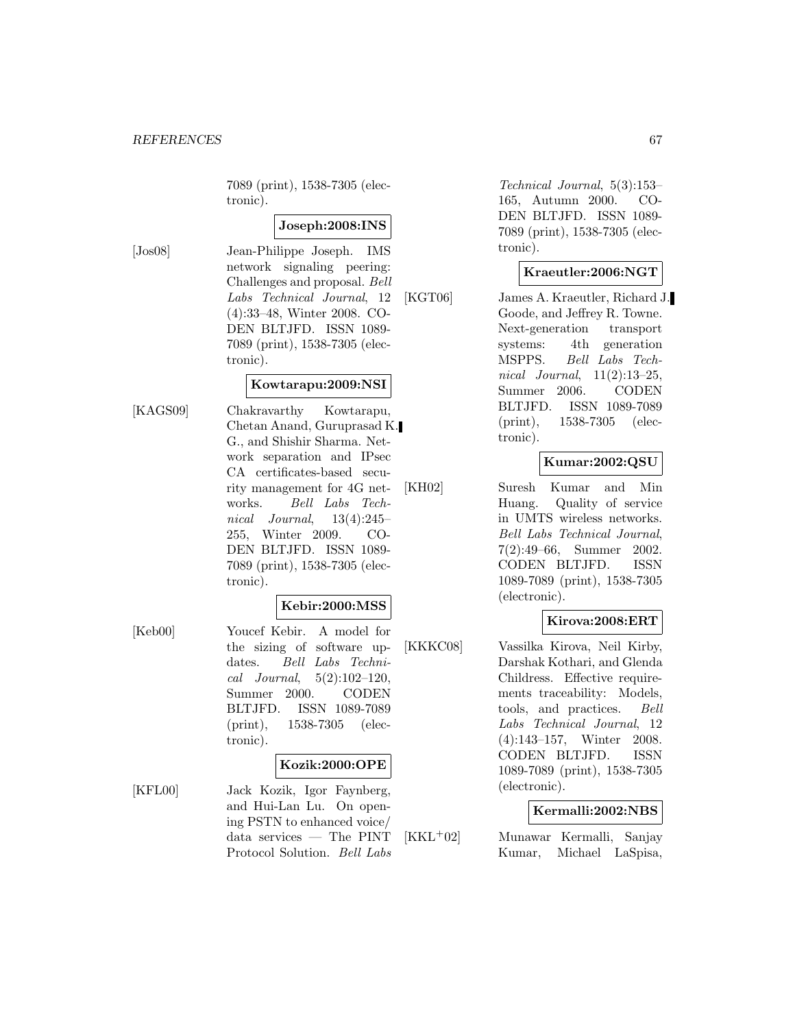7089 (print), 1538-7305 (electronic).

**Joseph:2008:INS**

[Jos08] Jean-Philippe Joseph. IMS network signaling peering: Challenges and proposal. *Bell Labs Technical Journal*, 12 (4):33–48, Winter 2008. CODEN BLTJFD. ISSN 1089-7089 (print), 1538-7305 (electronic).

**Kowtarapu:2009:NSI**

[KAGS09] Chakravarthy Kowtarapu, Chetan Anand, Guruprasad K. G., and Shishir Sharma. Network separation and IPsec CA certificates-based security management for 4G networks. *Bell Labs Technical Journal*, 13(4):245–255, Winter 2009. CODEN BLTJFD. ISSN 1089-7089 (print), 1538-7305 (electronic).

**Kebir:2000:MSS**

[Keb00] Youcef Kebir. A model for the sizing of software updates. *Bell Labs Technical Journal*, 5(2):102–120, Summer 2000. CODEN BLTJFD. ISSN 1089-7089 (print), 1538-7305 (electronic).

**Kozik:2000:OPE**

[KFL00] Jack Kozik, Igor Faynberg, and Hui-Lan Lu. On opening PSTN to enhanced voice/data services — The PINT Protocol Solution. *Bell Labs Technical Journal*, 5(3):153–165, Autumn 2000. CODEN BLTJFD. ISSN 1089-7089 (print), 1538-7305 (electronic).

**Kraeutler:2006:NGT**

[KGT06] James A. Kraeutler, Richard J. Goode, and Jeffrey R. Towne. Next-generation transport systems: 4th generation MSPPS. *Bell Labs Technical Journal*, 11(2):13–25, Summer 2006. CODEN BLTJFD. ISSN 1089-7089 (print), 1538-7305 (electronic).

**Kumar:2002:QSU**

[KH02] Suresh Kumar and Min Huang. Quality of service in UMTS wireless networks. *Bell Labs Technical Journal*, 7(2):49–66, Summer 2002. CODEN BLTJFD. ISSN 1089-7089 (print), 1538-7305 (electronic).

**Kirova:2008:ERT**

[KKKC08] Vassilka Kirova, Neil Kirby, Darshak Kothari, and Glenda Childress. Effective requirements traceability: Models, tools, and practices. *Bell Labs Technical Journal*, 12 (4):143–157, Winter 2008. CODEN BLTJFD. ISSN 1089-7089 (print), 1538-7305 (electronic).

**Kermalli:2002:NBS**

[KKL+02] Munawar Kermalli, Sanjay Kumar, Michael LaSpisa,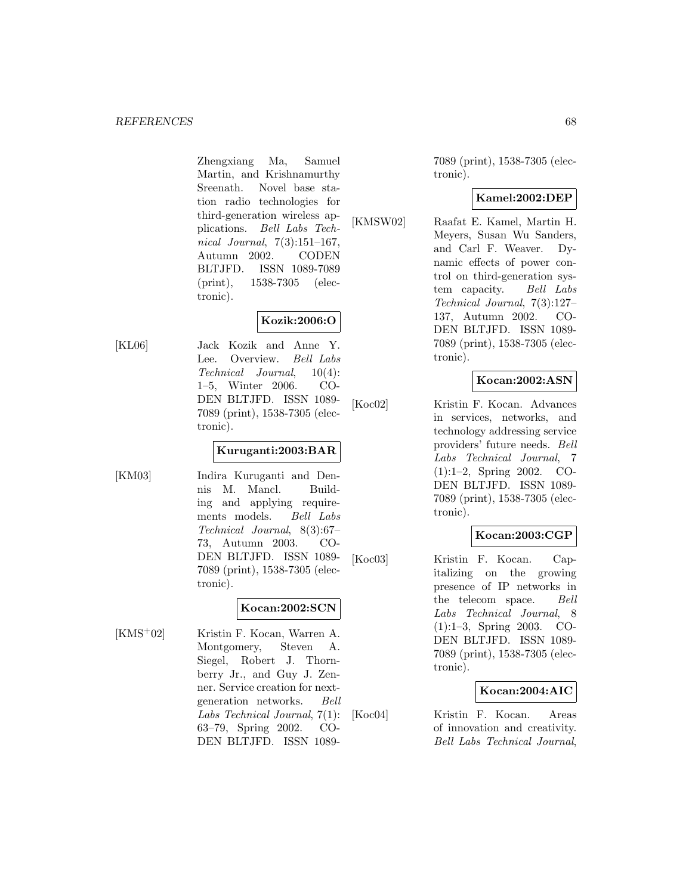Zhengxiang Ma, Samuel Martin, and Krishnamurthy Sreenath. Novel base station radio technologies for third-generation wireless applications. *Bell Labs Technical Journal*, 7(3):151–167, Autumn 2002. CODEN BLTJFD. ISSN 1089-7089 (print), 1538-7305 (electronic).

**Kozik:2006:O**

[KL06] Jack Kozik and Anne Y. Lee. Overview. *Bell Labs Technical Journal*, 10(4): 1–5, Winter 2006. CODEN BLTJFD. ISSN 1089-7089 (print), 1538-7305 (electronic).

**Kuruganti:2003:BAR**

[KM03] Indira Kuruganti and Dennis M. Mancl. Building and applying requirements models. *Bell Labs Technical Journal*, 8(3):67–73, Autumn 2003. CODEN BLTJFD. ISSN 1089-7089 (print), 1538-7305 (electronic).

**Kocan:2002:SCN**

[KMS+02] Kristin F. Kocan, Warren A. Montgomery, Steven A. Siegel, Robert J. Thornberry Jr., and Guy J. Zenner. Service creation for next-generation networks. *Bell Labs Technical Journal*, 7(1): 63–79, Spring 2002. CODEN BLTJFD. ISSN 1089-7089 (print), 1538-7305 (electronic).

**Kamel:2002:DEP**

[KMSW02] Raafat E. Kamel, Martin H. Meyers, Susan Wu Sanders, and Carl F. Weaver. Dynamic effects of power control on third-generation system capacity. *Bell Labs Technical Journal*, 7(3):127–137, Autumn 2002. CODEN BLTJFD. ISSN 1089-7089 (print), 1538-7305 (electronic).

**Kocan:2002:ASN**

[Koc02] Kristin F. Kocan. Advances in services, networks, and technology addressing service providers' future needs. *Bell Labs Technical Journal*, 7 (1):1–2, Spring 2002. CODEN BLTJFD. ISSN 1089-7089 (print), 1538-7305 (electronic).

**Kocan:2003:CGP**

[Koc03] Kristin F. Kocan. Capitalizing on the growing presence of IP networks in the telecom space. *Bell Labs Technical Journal*, 8 (1):1–3, Spring 2003. CODEN BLTJFD. ISSN 1089-7089 (print), 1538-7305 (electronic).

**Kocan:2004:AIC**

[Koc04] Kristin F. Kocan. Areas of innovation and creativity. *Bell Labs Technical Journal*,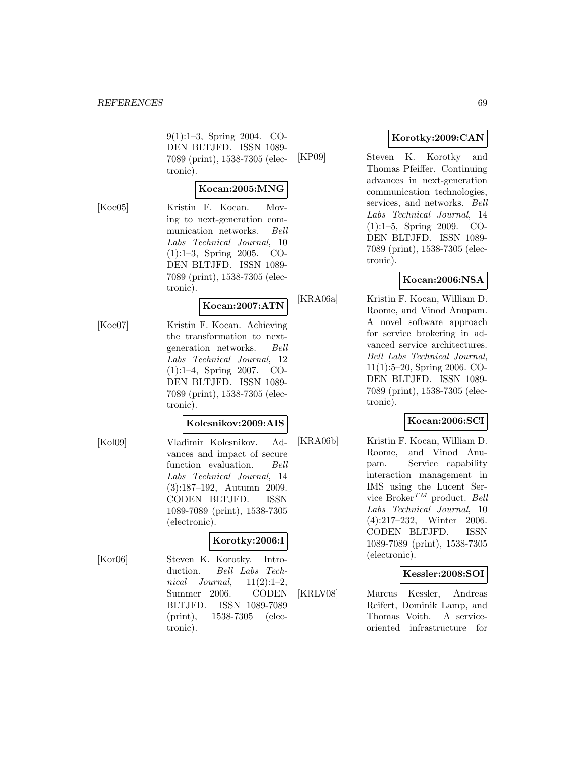9(1):1–3, Spring 2004. CODEN BLTJFD. ISSN 1089-7089 (print), 1538-7305 (electronic).

**Kocan:2005:MNG**

[Koc05] Kristin F. Kocan. Moving to next-generation communication networks. *Bell Labs Technical Journal*, 10 (1):1–3, Spring 2005. CODEN BLTJFD. ISSN 1089-7089 (print), 1538-7305 (electronic).

**Kocan:2007:ATN**

[Koc07] Kristin F. Kocan. Achieving the transformation to next-generation networks. *Bell Labs Technical Journal*, 12 (1):1–4, Spring 2007. CODEN BLTJFD. ISSN 1089-7089 (print), 1538-7305 (electronic).

**Kolesnikov:2009:AIS**

[Kol09] Vladimir Kolesnikov. Advances and impact of secure function evaluation. *Bell Labs Technical Journal*, 14 (3):187–192, Autumn 2009. CODEN BLTJFD. ISSN 1089-7089 (print), 1538-7305 (electronic).

**Korotky:2006:I**

[Kor06] Steven K. Korotky. Introduction. *Bell Labs Technical Journal*, 11(2):1–2, Summer 2006. CODEN BLTJFD. ISSN 1089-7089 (print), 1538-7305 (electronic).

**Korotky:2009:CAN**

[KP09] Steven K. Korotky and Thomas Pfeiffer. Continuing advances in next-generation communication technologies, services, and networks. *Bell Labs Technical Journal*, 14 (1):1–5, Spring 2009. CODEN BLTJFD. ISSN 1089-7089 (print), 1538-7305 (electronic).

**Kocan:2006:NSA**

[KRA06a] Kristin F. Kocan, William D. Roome, and Vinod Anupam. A novel software approach for service brokering in advanced service architectures. *Bell Labs Technical Journal*, 11(1):5–20, Spring 2006. CODEN BLTJFD. ISSN 1089-7089 (print), 1538-7305 (electronic).

**Kocan:2006:SCI**

[KRA06b] Kristin F. Kocan, William D. Roome, and Vinod Anupam. Service capability interaction management in IMS using the Lucent Service Broker$^{TM}$ product. *Bell Labs Technical Journal*, 10 (4):217–232, Winter 2006. CODEN BLTJFD. ISSN 1089-7089 (print), 1538-7305 (electronic).

**Kessler:2008:SOI**

[KRLV08] Marcus Kessler, Andreas Reifert, Dominik Lamp, and Thomas Voith. A service-oriented infrastructure for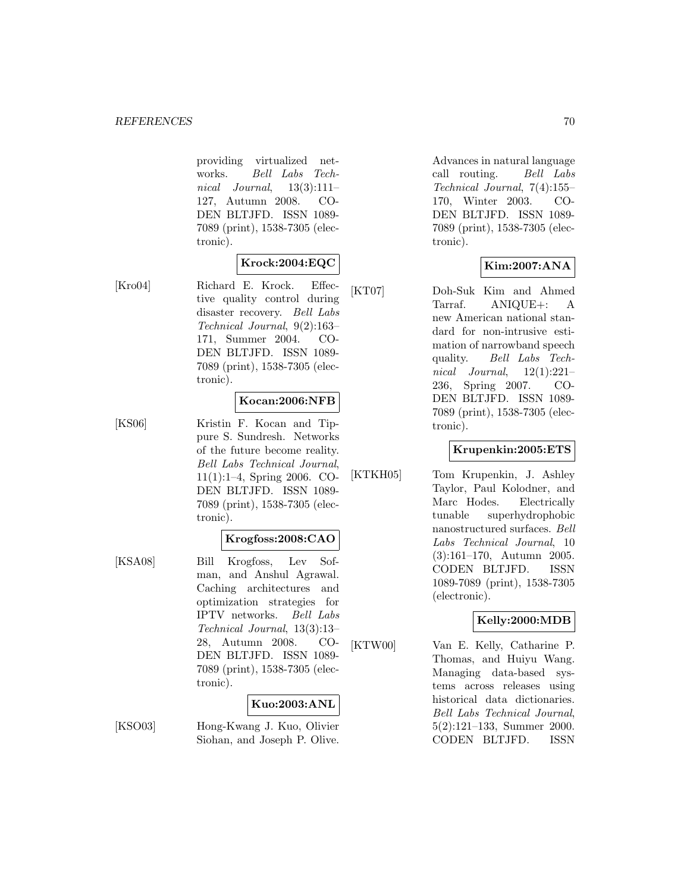providing virtualized networks. *Bell Labs Technical Journal*, 13(3):111–127, Autumn 2008. CODEN BLTJFD. ISSN 1089-7089 (print), 1538-7305 (electronic).

**Krock:2004:EQC**

[Kro04] Richard E. Krock. Effective quality control during disaster recovery. *Bell Labs Technical Journal*, 9(2):163–171, Summer 2004. CODEN BLTJFD. ISSN 1089-7089 (print), 1538-7305 (electronic).

**Kocan:2006:NFB**

[KS06] Kristin F. Kocan and Tippure S. Sundresh. Networks of the future become reality. *Bell Labs Technical Journal*, 11(1):1–4, Spring 2006. CODEN BLTJFD. ISSN 1089-7089 (print), 1538-7305 (electronic).

**Krogfoss:2008:CAO**

[KSA08] Bill Krogfoss, Lev Sofman, and Anshul Agrawal. Caching architectures and optimization strategies for IPTV networks. *Bell Labs Technical Journal*, 13(3):13–28, Autumn 2008. CODEN BLTJFD. ISSN 1089-7089 (print), 1538-7305 (electronic).

**Kuo:2003:ANL**

[KSO03] Hong-Kwang J. Kuo, Olivier Siohan, and Joseph P. Olive. Advances in natural language call routing. *Bell Labs Technical Journal*, 7(4):155–170, Winter 2003. CODEN BLTJFD. ISSN 1089-7089 (print), 1538-7305 (electronic).

**Kim:2007:ANA**

[KT07] Doh-Suk Kim and Ahmed Tarraf. ANIQUE+: A new American national standard for non-intrusive estimation of narrowband speech quality. *Bell Labs Technical Journal*, 12(1):221–236, Spring 2007. CODEN BLTJFD. ISSN 1089-7089 (print), 1538-7305 (electronic).

**Krupenkin:2005:ETS**

[KTKH05] Tom Krupenkin, J. Ashley Taylor, Paul Kolodner, and Marc Hodes. Electrically tunable superhydrophobic nanostructured surfaces. *Bell Labs Technical Journal*, 10 (3):161–170, Autumn 2005. CODEN BLTJFD. ISSN 1089-7089 (print), 1538-7305 (electronic).

**Kelly:2000:MDB**

[KTW00] Van E. Kelly, Catharine P. Thomas, and Huiyu Wang. Managing data-based systems across releases using historical data dictionaries. *Bell Labs Technical Journal*, 5(2):121–133, Summer 2000. CODEN BLTJFD. ISSN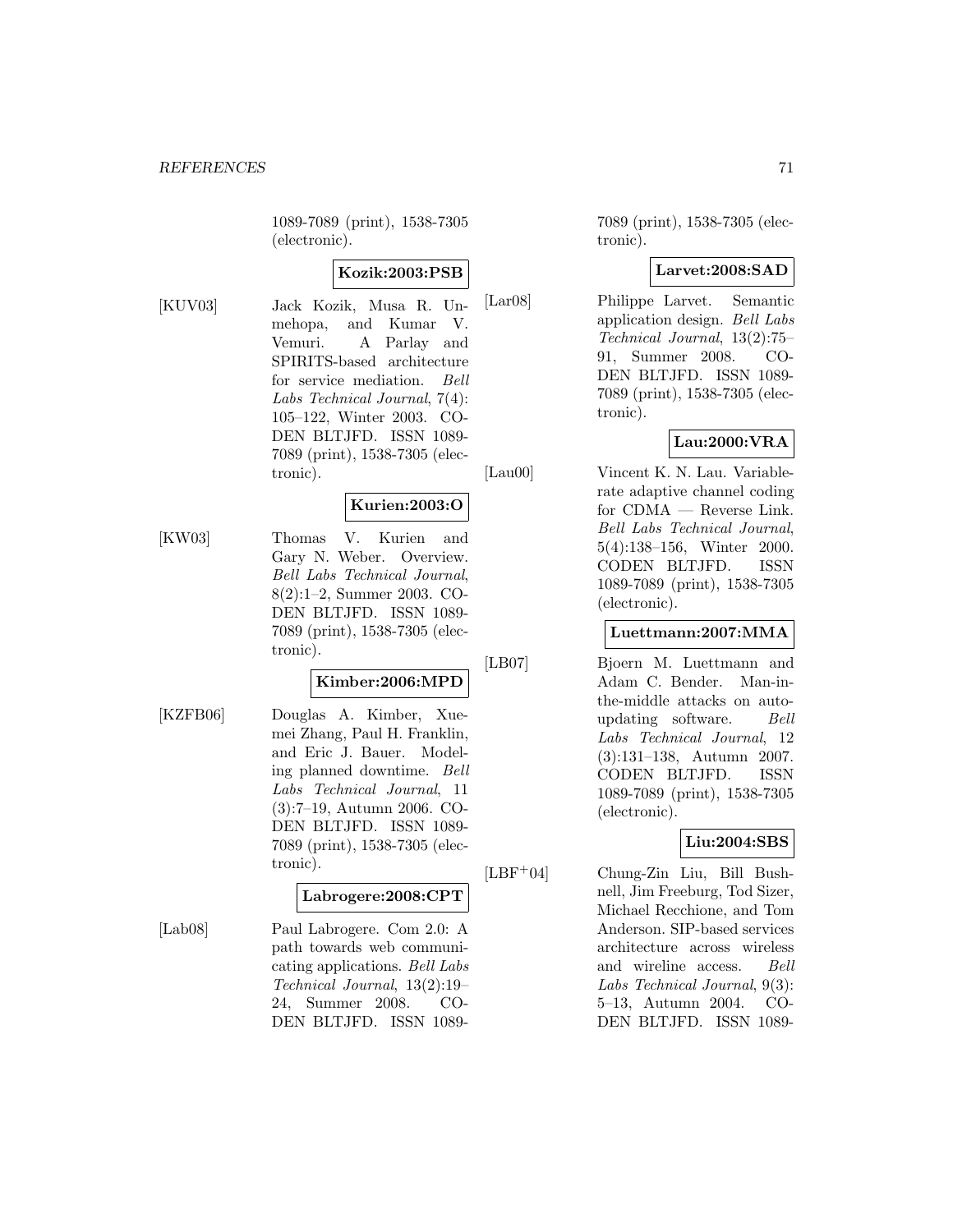1089-7089 (print), 1538-7305 (electronic).

**Kozik:2003:PSB**

[KUV03] Jack Kozik, Musa R. Unmehopa, and Kumar V. Vemuri. A Parlay and SPIRITS-based architecture for service mediation. *Bell Labs Technical Journal*, 7(4): 105–122, Winter 2003. CODEN BLTJFD. ISSN 1089-7089 (print), 1538-7305 (electronic).

**Kurien:2003:O**

[KW03] Thomas V. Kurien and Gary N. Weber. Overview. *Bell Labs Technical Journal*, 8(2):1–2, Summer 2003. CODEN BLTJFD. ISSN 1089-7089 (print), 1538-7305 (electronic).

**Kimber:2006:MPD**

[KZFB06] Douglas A. Kimber, Xuemei Zhang, Paul H. Franklin, and Eric J. Bauer. Modeling planned downtime. *Bell Labs Technical Journal*, 11 (3):7–19, Autumn 2006. CODEN BLTJFD. ISSN 1089-7089 (print), 1538-7305 (electronic).

**Labrogere:2008:CPT**

[Lab08] Paul Labrogere. Com 2.0: A path towards web communicating applications. *Bell Labs Technical Journal*, 13(2):19–24, Summer 2008. CODEN BLTJFD. ISSN 1089-7089 (print), 1538-7305 (electronic).

**Larvet:2008:SAD**

[Lar08] Philippe Larvet. Semantic application design. *Bell Labs Technical Journal*, 13(2):75–91, Summer 2008. CODEN BLTJFD. ISSN 1089-7089 (print), 1538-7305 (electronic).

**Lau:2000:VRA**

[Lau00] Vincent K. N. Lau. Variable-rate adaptive channel coding for CDMA — Reverse Link. *Bell Labs Technical Journal*, 5(4):138–156, Winter 2000. CODEN BLTJFD. ISSN 1089-7089 (print), 1538-7305 (electronic).

**Luettmann:2007:MMA**

[LB07] Bjoern M. Luettmann and Adam C. Bender. Man-in-the-middle attacks on auto-updating software. *Bell Labs Technical Journal*, 12 (3):131–138, Autumn 2007. CODEN BLTJFD. ISSN 1089-7089 (print), 1538-7305 (electronic).

**Liu:2004:SBS**

[LBF+04] Chung-Zin Liu, Bill Bushnell, Jim Freeburg, Tod Sizer, Michael Recchione, and Tom Anderson. SIP-based services architecture across wireless and wireline access. *Bell Labs Technical Journal*, 9(3): 5–13, Autumn 2004. CODEN BLTJFD. ISSN 1089-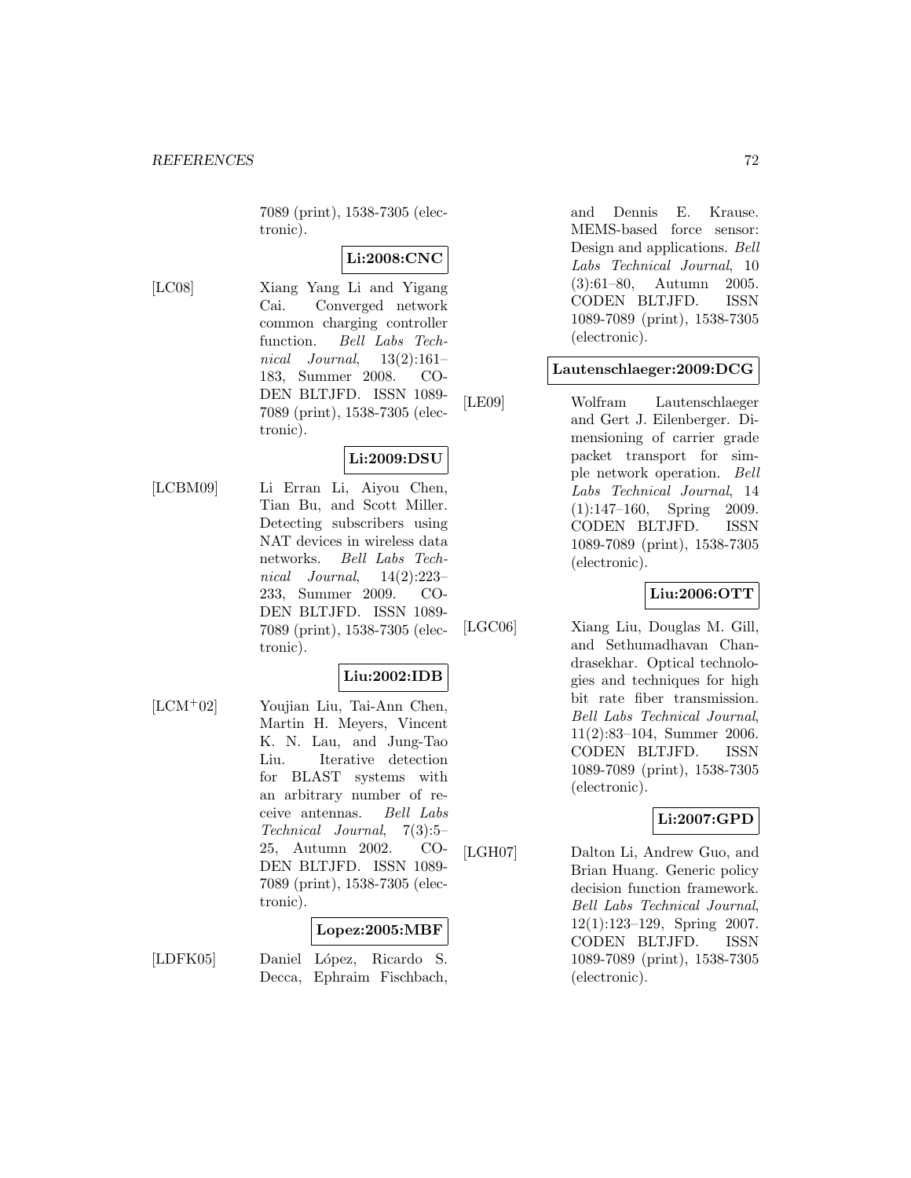7089 (print), 1538-7305 (electronic).

**Li:2008:CNC**

[LC08] Xiang Yang Li and Yigang Cai. Converged network common charging controller function. *Bell Labs Technical Journal*, 13(2):161–183, Summer 2008. CODEN BLTJFD. ISSN 1089-7089 (print), 1538-7305 (electronic).

**Li:2009:DSU**

[LCBM09] Li Erran Li, Aiyou Chen, Tian Bu, and Scott Miller. Detecting subscribers using NAT devices in wireless data networks. *Bell Labs Technical Journal*, 14(2):223–233, Summer 2009. CODEN BLTJFD. ISSN 1089-7089 (print), 1538-7305 (electronic).

**Liu:2002:IDB**

[LCM+02] Youjian Liu, Tai-Ann Chen, Martin H. Meyers, Vincent K. N. Lau, and Jung-Tao Liu. Iterative detection for BLAST systems with an arbitrary number of receive antennas. *Bell Labs Technical Journal*, 7(3):5–25, Autumn 2002. CODEN BLTJFD. ISSN 1089-7089 (print), 1538-7305 (electronic).

**Lopez:2005:MBF**

[LDFK05] Daniel López, Ricardo S. Decca, Ephraim Fischbach, and Dennis E. Krause. MEMS-based force sensor: Design and applications. *Bell Labs Technical Journal*, 10 (3):61–80, Autumn 2005. CODEN BLTJFD. ISSN 1089-7089 (print), 1538-7305 (electronic).

**Lautenschlaeger:2009:DCG**

[LE09] Wolfram Lautenschlaeger and Gert J. Eilenberger. Dimensioning of carrier grade packet transport for simple network operation. *Bell Labs Technical Journal*, 14 (1):147–160, Spring 2009. CODEN BLTJFD. ISSN 1089-7089 (print), 1538-7305 (electronic).

**Liu:2006:OTT**

[LGC06] Xiang Liu, Douglas M. Gill, and Sethumadhavan Chandrasekhar. Optical technologies and techniques for high bit rate fiber transmission. *Bell Labs Technical Journal*, 11(2):83–104, Summer 2006. CODEN BLTJFD. ISSN 1089-7089 (print), 1538-7305 (electronic).

**Li:2007:GPD**

[LGH07] Dalton Li, Andrew Guo, and Brian Huang. Generic policy decision function framework. *Bell Labs Technical Journal*, 12(1):123–129, Spring 2007. CODEN BLTJFD. ISSN 1089-7089 (print), 1538-7305 (electronic).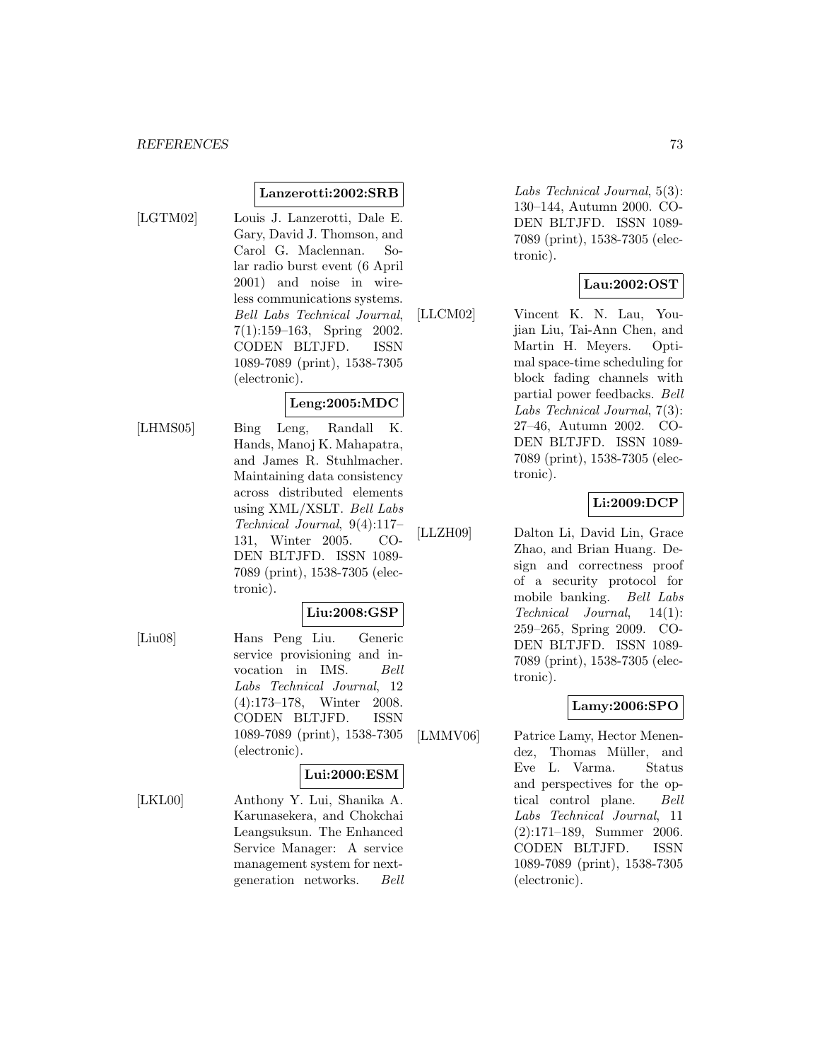**Lanzerotti:2002:SRB**

[LGTM02] Louis J. Lanzerotti, Dale E. Gary, David J. Thomson, and Carol G. Maclennan. Solar radio burst event (6 April 2001) and noise in wireless communications systems. *Bell Labs Technical Journal*, 7(1):159–163, Spring 2002. CODEN BLTJFD. ISSN 1089-7089 (print), 1538-7305 (electronic).

**Leng:2005:MDC**

[LHMS05] Bing Leng, Randall K. Hands, Manoj K. Mahapatra, and James R. Stuhlmacher. Maintaining data consistency across distributed elements using XML/XSLT. *Bell Labs Technical Journal*, 9(4):117–131, Winter 2005. CODEN BLTJFD. ISSN 1089-7089 (print), 1538-7305 (electronic).

**Liu:2008:GSP**

[Liu08] Hans Peng Liu. Generic service provisioning and invocation in IMS. *Bell Labs Technical Journal*, 12 (4):173–178, Winter 2008. CODEN BLTJFD. ISSN 1089-7089 (print), 1538-7305 (electronic).

**Lui:2000:ESM**

[LKL00] Anthony Y. Lui, Shanika A. Karunasekera, and Chokchai Leangsuksun. The Enhanced Service Manager: A service management system for next-generation networks. *Bell Labs Technical Journal*, 5(3): 130–144, Autumn 2000. CODEN BLTJFD. ISSN 1089-7089 (print), 1538-7305 (electronic).

**Lau:2002:OST**

[LLCM02] Vincent K. N. Lau, Youjian Liu, Tai-Ann Chen, and Martin H. Meyers. Optimal space-time scheduling for block fading channels with partial power feedbacks. *Bell Labs Technical Journal*, 7(3): 27–46, Autumn 2002. CODEN BLTJFD. ISSN 1089-7089 (print), 1538-7305 (electronic).

**Li:2009:DCP**

[LLZH09] Dalton Li, David Lin, Grace Zhao, and Brian Huang. Design and correctness proof of a security protocol for mobile banking. *Bell Labs Technical Journal*, 14(1): 259–265, Spring 2009. CODEN BLTJFD. ISSN 1089-7089 (print), 1538-7305 (electronic).

**Lamy:2006:SPO**

[LMMV06] Patrice Lamy, Hector Menendez, Thomas Müller, and Eve L. Varma. Status and perspectives for the optical control plane. *Bell Labs Technical Journal*, 11 (2):171–189, Summer 2006. CODEN BLTJFD. ISSN 1089-7089 (print), 1538-7305 (electronic).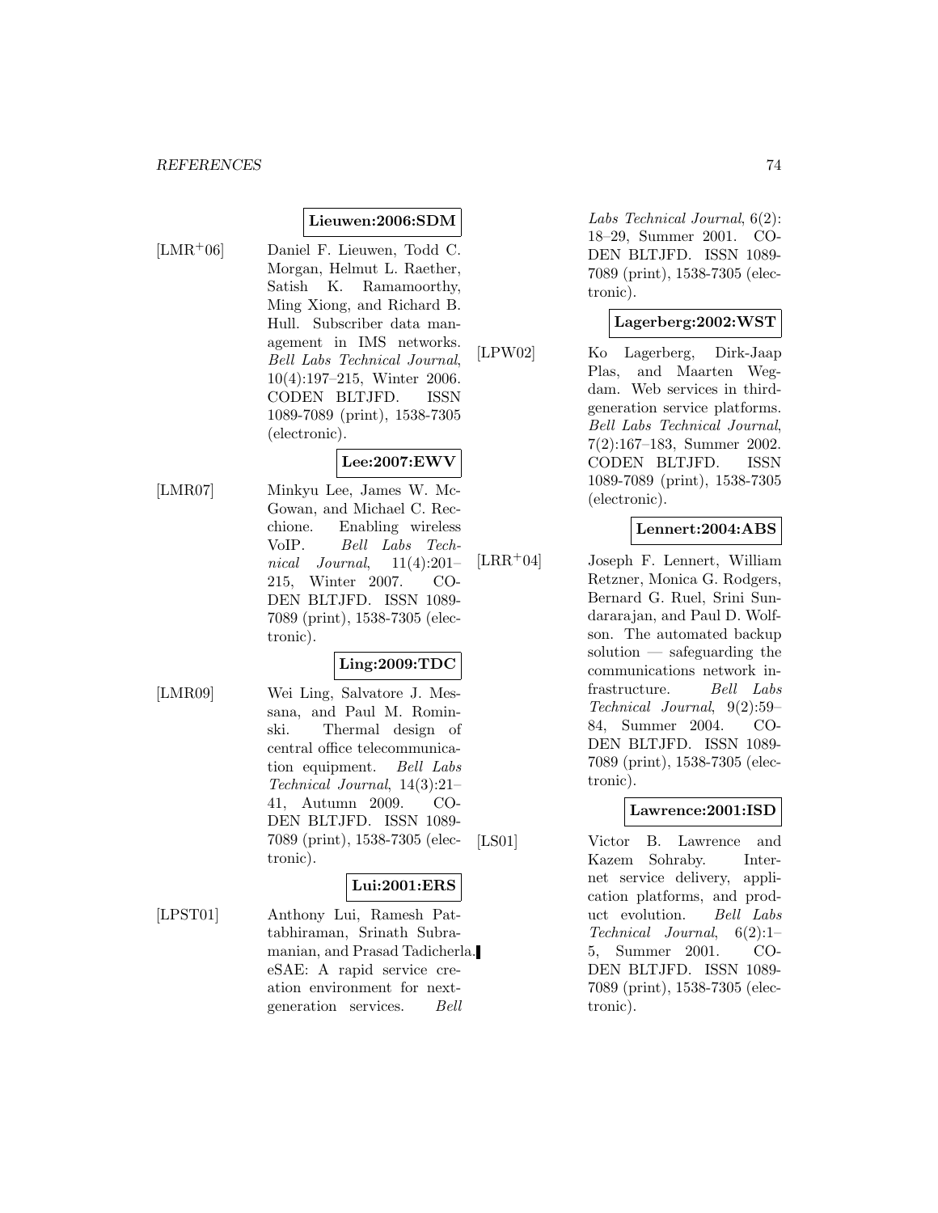**Lieuwen:2006:SDM**

[LMR+06] Daniel F. Lieuwen, Todd C. Morgan, Helmut L. Raether, Satish K. Ramamoorthy, Ming Xiong, and Richard B. Hull. Subscriber data management in IMS networks. *Bell Labs Technical Journal*, 10(4):197–215, Winter 2006. CODEN BLTJFD. ISSN 1089-7089 (print), 1538-7305 (electronic).

**Lee:2007:EWV**

[LMR07] Minkyu Lee, James W. McGowan, and Michael C. Recchione. Enabling wireless VoIP. *Bell Labs Technical Journal*, 11(4):201–215, Winter 2007. CODEN BLTJFD. ISSN 1089-7089 (print), 1538-7305 (electronic).

**Ling:2009:TDC**

[LMR09] Wei Ling, Salvatore J. Messana, and Paul M. Rominski. Thermal design of central office telecommunication equipment. *Bell Labs Technical Journal*, 14(3):21–41, Autumn 2009. CODEN BLTJFD. ISSN 1089-7089 (print), 1538-7305 (electronic).

**Lui:2001:ERS**

[LPST01] Anthony Lui, Ramesh Pattabhiraman, Srinath Subramanian, and Prasad Tadicherla. eSAE: A rapid service creation environment for next-generation services. *Bell Labs Technical Journal*, 6(2): 18–29, Summer 2001. CODEN BLTJFD. ISSN 1089-7089 (print), 1538-7305 (electronic).

**Lagerberg:2002:WST**

[LPW02] Ko Lagerberg, Dirk-Jaap Plas, and Maarten Wegdam. Web services in third-generation service platforms. *Bell Labs Technical Journal*, 7(2):167–183, Summer 2002. CODEN BLTJFD. ISSN 1089-7089 (print), 1538-7305 (electronic).

**Lennert:2004:ABS**

[LRR+04] Joseph F. Lennert, William Retzner, Monica G. Rodgers, Bernard G. Ruel, Srini Sundararajan, and Paul D. Wolfson. The automated backup solution — safeguarding the communications network infrastructure. *Bell Labs Technical Journal*, 9(2):59–84, Summer 2004. CODEN BLTJFD. ISSN 1089-7089 (print), 1538-7305 (electronic).

**Lawrence:2001:ISD**

[LS01] Victor B. Lawrence and Kazem Sohraby. Internet service delivery, application platforms, and product evolution. *Bell Labs Technical Journal*, 6(2):1–5, Summer 2001. CODEN BLTJFD. ISSN 1089-7089 (print), 1538-7305 (electronic).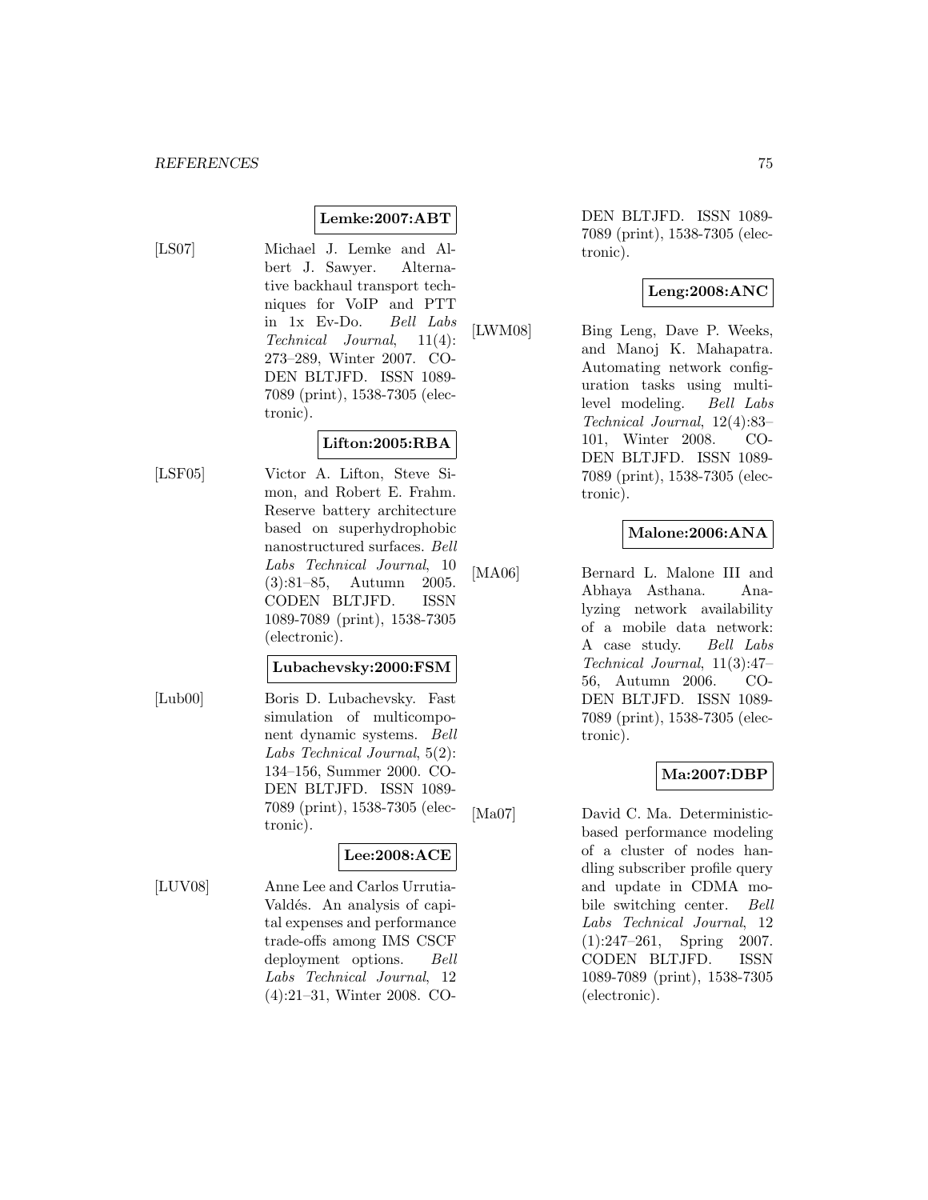**Lemke:2007:ABT**

[LS07] Michael J. Lemke and Albert J. Sawyer. Alternative backhaul transport techniques for VoIP and PTT in 1x Ev-Do. *Bell Labs Technical Journal*, 11(4): 273–289, Winter 2007. CODEN BLTJFD. ISSN 1089-7089 (print), 1538-7305 (electronic).

**Lifton:2005:RBA**

[LSF05] Victor A. Lifton, Steve Simon, and Robert E. Frahm. Reserve battery architecture based on superhydrophobic nanostructured surfaces. *Bell Labs Technical Journal*, 10 (3):81–85, Autumn 2005. CODEN BLTJFD. ISSN 1089-7089 (print), 1538-7305 (electronic).

**Lubachevsky:2000:FSM**

[Lub00] Boris D. Lubachevsky. Fast simulation of multicomponent dynamic systems. *Bell Labs Technical Journal*, 5(2): 134–156, Summer 2000. CODEN BLTJFD. ISSN 1089-7089 (print), 1538-7305 (electronic).

**Lee:2008:ACE**

[LUV08] Anne Lee and Carlos Urrutia-Valdés. An analysis of capital expenses and performance trade-offs among IMS CSCF deployment options. *Bell Labs Technical Journal*, 12 (4):21–31, Winter 2008. CODEN BLTJFD. ISSN 1089-7089 (print), 1538-7305 (electronic).

**Leng:2008:ANC**

[LWM08] Bing Leng, Dave P. Weeks, and Manoj K. Mahapatra. Automating network configuration tasks using multilevel modeling. *Bell Labs Technical Journal*, 12(4):83–101, Winter 2008. CODEN BLTJFD. ISSN 1089-7089 (print), 1538-7305 (electronic).

**Malone:2006:ANA**

[MA06] Bernard L. Malone III and Abhaya Asthana. Analyzing network availability of a mobile data network: A case study. *Bell Labs Technical Journal*, 11(3):47–56, Autumn 2006. CODEN BLTJFD. ISSN 1089-7089 (print), 1538-7305 (electronic).

**Ma:2007:DBP**

[Ma07] David C. Ma. Deterministic-based performance modeling of a cluster of nodes handling subscriber profile query and update in CDMA mobile switching center. *Bell Labs Technical Journal*, 12 (1):247–261, Spring 2007. CODEN BLTJFD. ISSN 1089-7089 (print), 1538-7305 (electronic).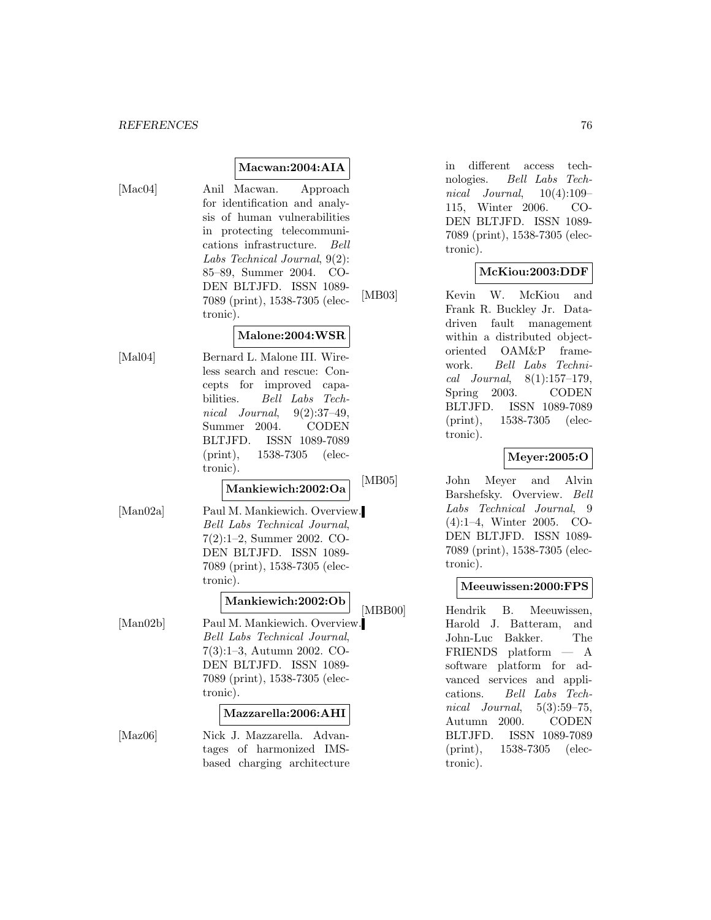**Macwan:2004:AIA**

[Mac04] Anil Macwan. Approach for identification and analysis of human vulnerabilities in protecting telecommunications infrastructure. *Bell Labs Technical Journal*, 9(2): 85–89, Summer 2004. CODEN BLTJFD. ISSN 1089-7089 (print), 1538-7305 (electronic).

**Malone:2004:WSR**

[Mal04] Bernard L. Malone III. Wireless search and rescue: Concepts for improved capabilities. *Bell Labs Technical Journal*, 9(2):37–49, Summer 2004. CODEN BLTJFD. ISSN 1089-7089 (print), 1538-7305 (electronic).

**Mankiewich:2002:Oa**

[Man02a] Paul M. Mankiewich. Overview. *Bell Labs Technical Journal*, 7(2):1–2, Summer 2002. CODEN BLTJFD. ISSN 1089-7089 (print), 1538-7305 (electronic).

**Mankiewich:2002:Ob**

[Man02b] Paul M. Mankiewich. Overview. *Bell Labs Technical Journal*, 7(3):1–3, Autumn 2002. CODEN BLTJFD. ISSN 1089-7089 (print), 1538-7305 (electronic).

**Mazzarella:2006:AHI**

[Maz06] Nick J. Mazzarella. Advantages of harmonized IMS-based charging architecture in different access technologies. *Bell Labs Technical Journal*, 10(4):109–115, Winter 2006. CODEN BLTJFD. ISSN 1089-7089 (print), 1538-7305 (electronic).

**McKiou:2003:DDF**

[MB03] Kevin W. McKiou and Frank R. Buckley Jr. Data-driven fault management within a distributed object-oriented OAM&P framework. *Bell Labs Technical Journal*, 8(1):157–179, Spring 2003. CODEN BLTJFD. ISSN 1089-7089 (print), 1538-7305 (electronic).

**Meyer:2005:O**

[MB05] John Meyer and Alvin Barshefsky. Overview. *Bell Labs Technical Journal*, 9 (4):1–4, Winter 2005. CODEN BLTJFD. ISSN 1089-7089 (print), 1538-7305 (electronic).

**Meeuwissen:2000:FPS**

[MBB00] Hendrik B. Meeuwissen, Harold J. Batteram, and John-Luc Bakker. The FRIENDS platform — A software platform for advanced services and applications. *Bell Labs Technical Journal*, 5(3):59–75, Autumn 2000. CODEN BLTJFD. ISSN 1089-7089 (print), 1538-7305 (electronic).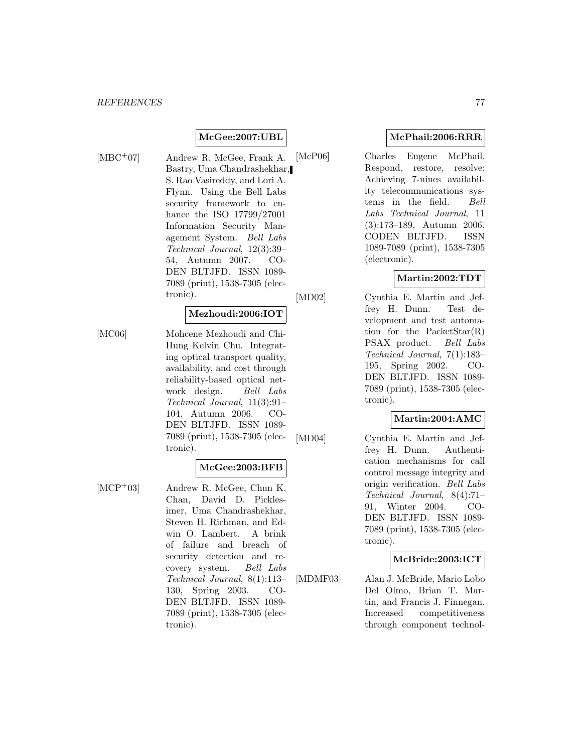**McGee:2007:UBL**

[MBC+07] Andrew R. McGee, Frank A. Bastry, Uma Chandrashekhar, S. Rao Vasireddy, and Lori A. Flynn. Using the Bell Labs security framework to enhance the ISO 17799/27001 Information Security Management System. *Bell Labs Technical Journal*, 12(3):39–54, Autumn 2007. CODEN BLTJFD. ISSN 1089-7089 (print), 1538-7305 (electronic).

**Mezhoudi:2006:IOT**

[MC06] Mohcene Mezhoudi and Chi-Hung Kelvin Chu. Integrating optical transport quality, availability, and cost through reliability-based optical network design. *Bell Labs Technical Journal*, 11(3):91–104, Autumn 2006. CODEN BLTJFD. ISSN 1089-7089 (print), 1538-7305 (electronic).

**McGee:2003:BFB**

[MCP+03] Andrew R. McGee, Chun K. Chan, David D. Picklesimer, Uma Chandrashekhar, Steven H. Richman, and Edwin O. Lambert. A brink of failure and breach of security detection and recovery system. *Bell Labs Technical Journal*, 8(1):113–130, Spring 2003. CODEN BLTJFD. ISSN 1089-7089 (print), 1538-7305 (electronic).

**McPhail:2006:RRR**

[McP06] Charles Eugene McPhail. Respond, restore, resolve: Achieving 7-nines availability telecommunications systems in the field. *Bell Labs Technical Journal*, 11 (3):173–189, Autumn 2006. CODEN BLTJFD. ISSN 1089-7089 (print), 1538-7305 (electronic).

**Martin:2002:TDT**

[MD02] Cynthia E. Martin and Jeffrey H. Dunn. Test development and test automation for the PacketStar(R) PSAX product. *Bell Labs Technical Journal*, 7(1):183–195, Spring 2002. CODEN BLTJFD. ISSN 1089-7089 (print), 1538-7305 (electronic).

**Martin:2004:AMC**

[MD04] Cynthia E. Martin and Jeffrey H. Dunn. Authentication mechanisms for call control message integrity and origin verification. *Bell Labs Technical Journal*, 8(4):71–91, Winter 2004. CODEN BLTJFD. ISSN 1089-7089 (print), 1538-7305 (electronic).

**McBride:2003:ICT**

[MDMF03] Alan J. McBride, Mario Lobo Del Olmo, Brian T. Martin, and Francis J. Finnegan. Increased competitiveness through component technol-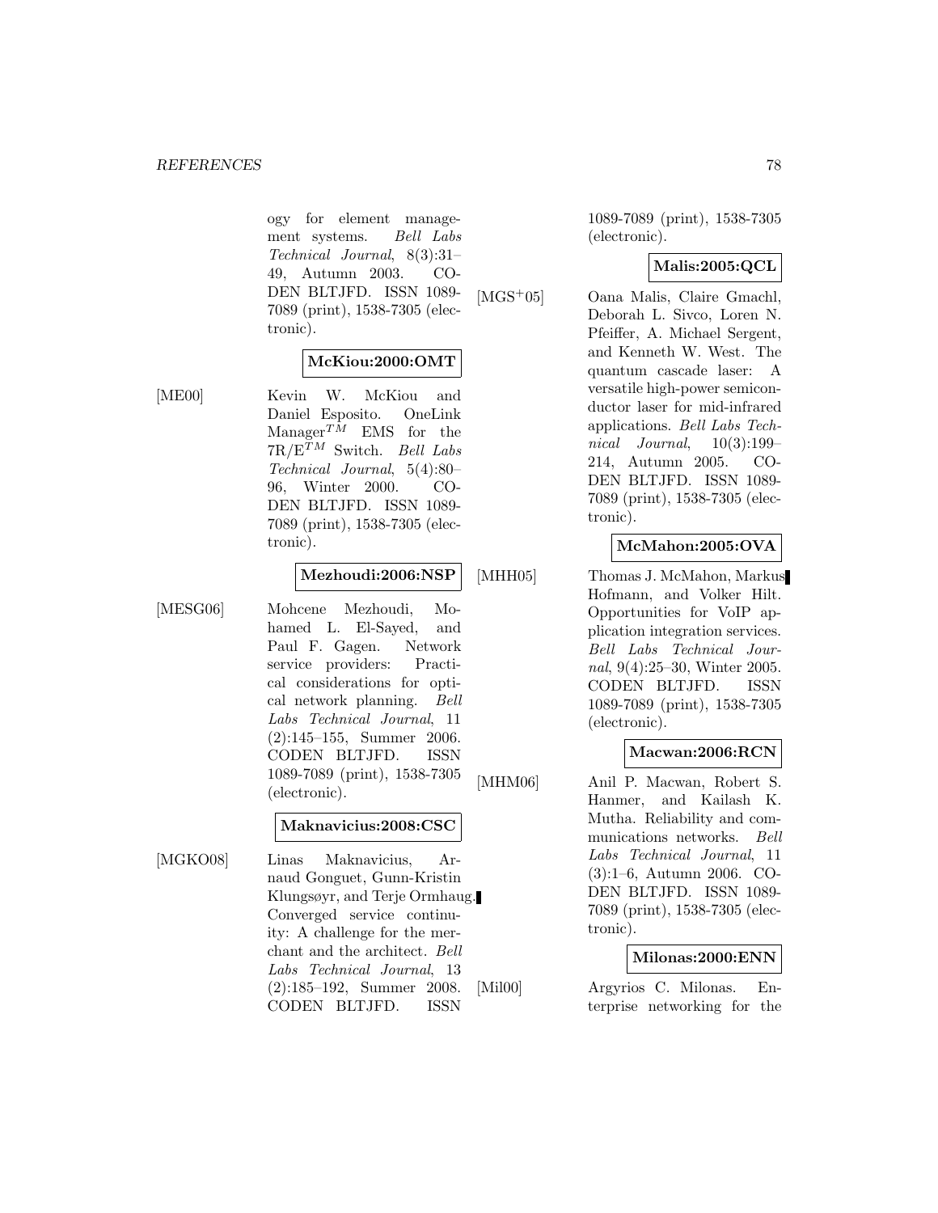ogy for element management systems. *Bell Labs Technical Journal*, 8(3):31–49, Autumn 2003. CODEN BLTJFD. ISSN 1089-7089 (print), 1538-7305 (electronic).

**McKiou:2000:OMT**

[ME00] Kevin W. McKiou and Daniel Esposito. OneLink Manager$^{TM}$ EMS for the 7R/E$^{TM}$ Switch. *Bell Labs Technical Journal*, 5(4):80–96, Winter 2000. CODEN BLTJFD. ISSN 1089-7089 (print), 1538-7305 (electronic).

**Mezhoudi:2006:NSP**

[MESG06] Mohcene Mezhoudi, Mohamed L. El-Sayed, and Paul F. Gagen. Network service providers: Practical considerations for optical network planning. *Bell Labs Technical Journal*, 11 (2):145–155, Summer 2006. CODEN BLTJFD. ISSN 1089-7089 (print), 1538-7305 (electronic).

**Maknavicius:2008:CSC**

[MGKO08] Linas Maknavicius, Arnaud Gonguet, Gunn-Kristin Klungsøyr, and Terje Ormhaug. Converged service continuity: A challenge for the merchant and the architect. *Bell Labs Technical Journal*, 13 (2):185–192, Summer 2008. CODEN BLTJFD. ISSN 1089-7089 (print), 1538-7305 (electronic).

**Malis:2005:QCL**

[MGS+05] Oana Malis, Claire Gmachl, Deborah L. Sivco, Loren N. Pfeiffer, A. Michael Sergent, and Kenneth W. West. The quantum cascade laser: A versatile high-power semiconductor laser for mid-infrared applications. *Bell Labs Technical Journal*, 10(3):199–214, Autumn 2005. CODEN BLTJFD. ISSN 1089-7089 (print), 1538-7305 (electronic).

**McMahon:2005:OVA**

[MHH05] Thomas J. McMahon, Markus Hofmann, and Volker Hilt. Opportunities for VoIP application integration services. *Bell Labs Technical Journal*, 9(4):25–30, Winter 2005. CODEN BLTJFD. ISSN 1089-7089 (print), 1538-7305 (electronic).

**Macwan:2006:RCN**

[MHM06] Anil P. Macwan, Robert S. Hanmer, and Kailash K. Mutha. Reliability and communications networks. *Bell Labs Technical Journal*, 11 (3):1–6, Autumn 2006. CODEN BLTJFD. ISSN 1089-7089 (print), 1538-7305 (electronic).

**Milonas:2000:ENN**

[Mil00] Argyrios C. Milonas. Enterprise networking for the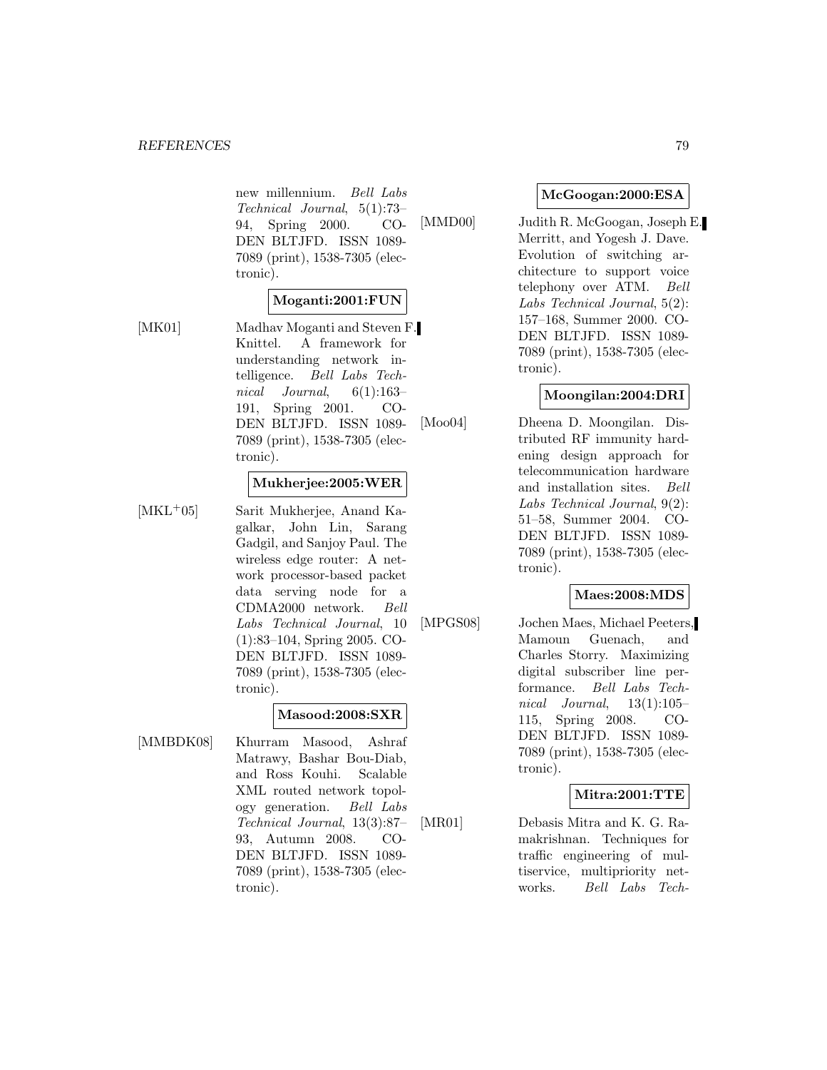new millennium. *Bell Labs Technical Journal*, 5(1):73–94, Spring 2000. CODEN BLTJFD. ISSN 1089-7089 (print), 1538-7305 (electronic).

**Moganti:2001:FUN**

[MK01] Madhav Moganti and Steven F. Knittel. A framework for understanding network intelligence. *Bell Labs Technical Journal*, 6(1):163–191, Spring 2001. CODEN BLTJFD. ISSN 1089-7089 (print), 1538-7305 (electronic).

**Mukherjee:2005:WER**

[MKL+05] Sarit Mukherjee, Anand Kagalkar, John Lin, Sarang Gadgil, and Sanjoy Paul. The wireless edge router: A network processor-based packet data serving node for a CDMA2000 network. *Bell Labs Technical Journal*, 10 (1):83–104, Spring 2005. CODEN BLTJFD. ISSN 1089-7089 (print), 1538-7305 (electronic).

**Masood:2008:SXR**

[MMBDK08] Khurram Masood, Ashraf Matrawy, Bashar Bou-Diab, and Ross Kouhi. Scalable XML routed network topology generation. *Bell Labs Technical Journal*, 13(3):87–93, Autumn 2008. CODEN BLTJFD. ISSN 1089-7089 (print), 1538-7305 (electronic).

**McGoogan:2000:ESA**

[MMD00] Judith R. McGoogan, Joseph E. Merritt, and Yogesh J. Dave. Evolution of switching architecture to support voice telephony over ATM. *Bell Labs Technical Journal*, 5(2):157–168, Summer 2000. CODEN BLTJFD. ISSN 1089-7089 (print), 1538-7305 (electronic).

**Moongilan:2004:DRI**

[Moo04] Dheena D. Moongilan. Distributed RF immunity hardening design approach for telecommunication hardware and installation sites. *Bell Labs Technical Journal*, 9(2):51–58, Summer 2004. CODEN BLTJFD. ISSN 1089-7089 (print), 1538-7305 (electronic).

**Maes:2008:MDS**

[MPGS08] Jochen Maes, Michael Peeters, Mamoun Guenach, and Charles Storry. Maximizing digital subscriber line performance. *Bell Labs Technical Journal*, 13(1):105–115, Spring 2008. CODEN BLTJFD. ISSN 1089-7089 (print), 1538-7305 (electronic).

**Mitra:2001:TTE**

[MR01] Debasis Mitra and K. G. Ramakrishnan. Techniques for traffic engineering of multiservice, multipriority networks. *Bell Labs Tech-*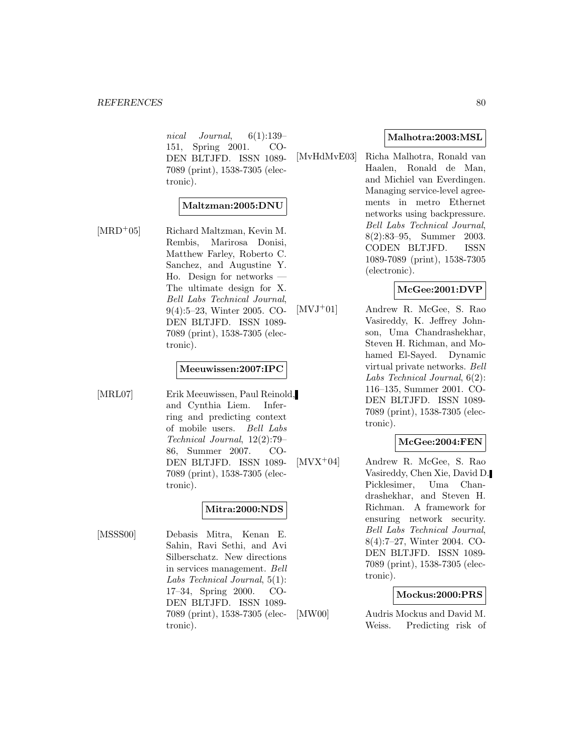*nical Journal*, 6(1):139–151, Spring 2001. CODEN BLTJFD. ISSN 1089-7089 (print), 1538-7305 (electronic).

**Maltzman:2005:DNU**

[MRD+05] Richard Maltzman, Kevin M. Rembis, Marirosa Donisi, Matthew Farley, Roberto C. Sanchez, and Augustine Y. Ho. Design for networks — The ultimate design for X. *Bell Labs Technical Journal*, 9(4):5–23, Winter 2005. CODEN BLTJFD. ISSN 1089-7089 (print), 1538-7305 (electronic).

**Meeuwissen:2007:IPC**

[MRL07] Erik Meeuwissen, Paul Reinold, and Cynthia Liem. Inferring and predicting context of mobile users. *Bell Labs Technical Journal*, 12(2):79–86, Summer 2007. CODEN BLTJFD. ISSN 1089-7089 (print), 1538-7305 (electronic).

**Mitra:2000:NDS**

[MSSS00] Debasis Mitra, Kenan E. Sahin, Ravi Sethi, and Avi Silberschatz. New directions in services management. *Bell Labs Technical Journal*, 5(1):17–34, Spring 2000. CODEN BLTJFD. ISSN 1089-7089 (print), 1538-7305 (electronic).

**Malhotra:2003:MSL**

[MvHdMvE03] Richa Malhotra, Ronald van Haalen, Ronald de Man, and Michiel van Everdingen. Managing service-level agreements in metro Ethernet networks using backpressure. *Bell Labs Technical Journal*, 8(2):83–95, Summer 2003. CODEN BLTJFD. ISSN 1089-7089 (print), 1538-7305 (electronic).

**McGee:2001:DVP**

[MVJ+01] Andrew R. McGee, S. Rao Vasireddy, K. Jeffrey Johnson, Uma Chandrashekhar, Steven H. Richman, and Mohamed El-Sayed. Dynamic virtual private networks. *Bell Labs Technical Journal*, 6(2):116–135, Summer 2001. CODEN BLTJFD. ISSN 1089-7089 (print), 1538-7305 (electronic).

**McGee:2004:FEN**

[MVX+04] Andrew R. McGee, S. Rao Vasireddy, Chen Xie, David D. Picklesimer, Uma Chandrashekhar, and Steven H. Richman. A framework for ensuring network security. *Bell Labs Technical Journal*, 8(4):7–27, Winter 2004. CODEN BLTJFD. ISSN 1089-7089 (print), 1538-7305 (electronic).

**Mockus:2000:PRS**

[MW00] Audris Mockus and David M. Weiss. Predicting risk of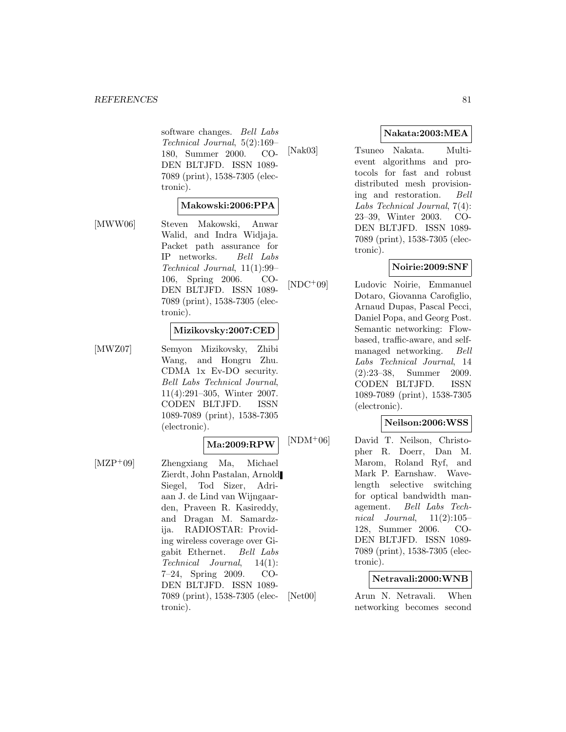software changes. *Bell Labs Technical Journal*, 5(2):169–180, Summer 2000. CODEN BLTJFD. ISSN 1089-7089 (print), 1538-7305 (electronic).

**Makowski:2006:PPA**

[MWW06] Steven Makowski, Anwar Walid, and Indra Widjaja. Packet path assurance for IP networks. *Bell Labs Technical Journal*, 11(1):99–106, Spring 2006. CODEN BLTJFD. ISSN 1089-7089 (print), 1538-7305 (electronic).

**Mizikovsky:2007:CED**

[MWZ07] Semyon Mizikovsky, Zhibi Wang, and Hongru Zhu. CDMA 1x Ev-DO security. *Bell Labs Technical Journal*, 11(4):291–305, Winter 2007. CODEN BLTJFD. ISSN 1089-7089 (print), 1538-7305 (electronic).

**Ma:2009:RPW**

[MZP+09] Zhengxiang Ma, Michael Zierdt, John Pastalan, Arnold Siegel, Tod Sizer, Adriaan J. de Lind van Wijngaarden, Praveen R. Kasireddy, and Dragan M. Samardzija. RADIOSTAR: Providing wireless coverage over Gigabit Ethernet. *Bell Labs Technical Journal*, 14(1):7–24, Spring 2009. CODEN BLTJFD. ISSN 1089-7089 (print), 1538-7305 (electronic).

**Nakata:2003:MEA**

[Nak03] Tsuneo Nakata. Multi-event algorithms and protocols for fast and robust distributed mesh provisioning and restoration. *Bell Labs Technical Journal*, 7(4):23–39, Winter 2003. CODEN BLTJFD. ISSN 1089-7089 (print), 1538-7305 (electronic).

**Noirie:2009:SNF**

[NDC+09] Ludovic Noirie, Emmanuel Dotaro, Giovanna Carofiglio, Arnaud Dupas, Pascal Pecci, Daniel Popa, and Georg Post. Semantic networking: Flow-based, traffic-aware, and self-managed networking. *Bell Labs Technical Journal*, 14(2):23–38, Summer 2009. CODEN BLTJFD. ISSN 1089-7089 (print), 1538-7305 (electronic).

**Neilson:2006:WSS**

[NDM+06] David T. Neilson, Christopher R. Doerr, Dan M. Marom, Roland Ryf, and Mark P. Earnshaw. Wavelength selective switching for optical bandwidth management. *Bell Labs Technical Journal*, 11(2):105–128, Summer 2006. CODEN BLTJFD. ISSN 1089-7089 (print), 1538-7305 (electronic).

**Netravali:2000:WNB**

[Net00] Arun N. Netravali. When networking becomes second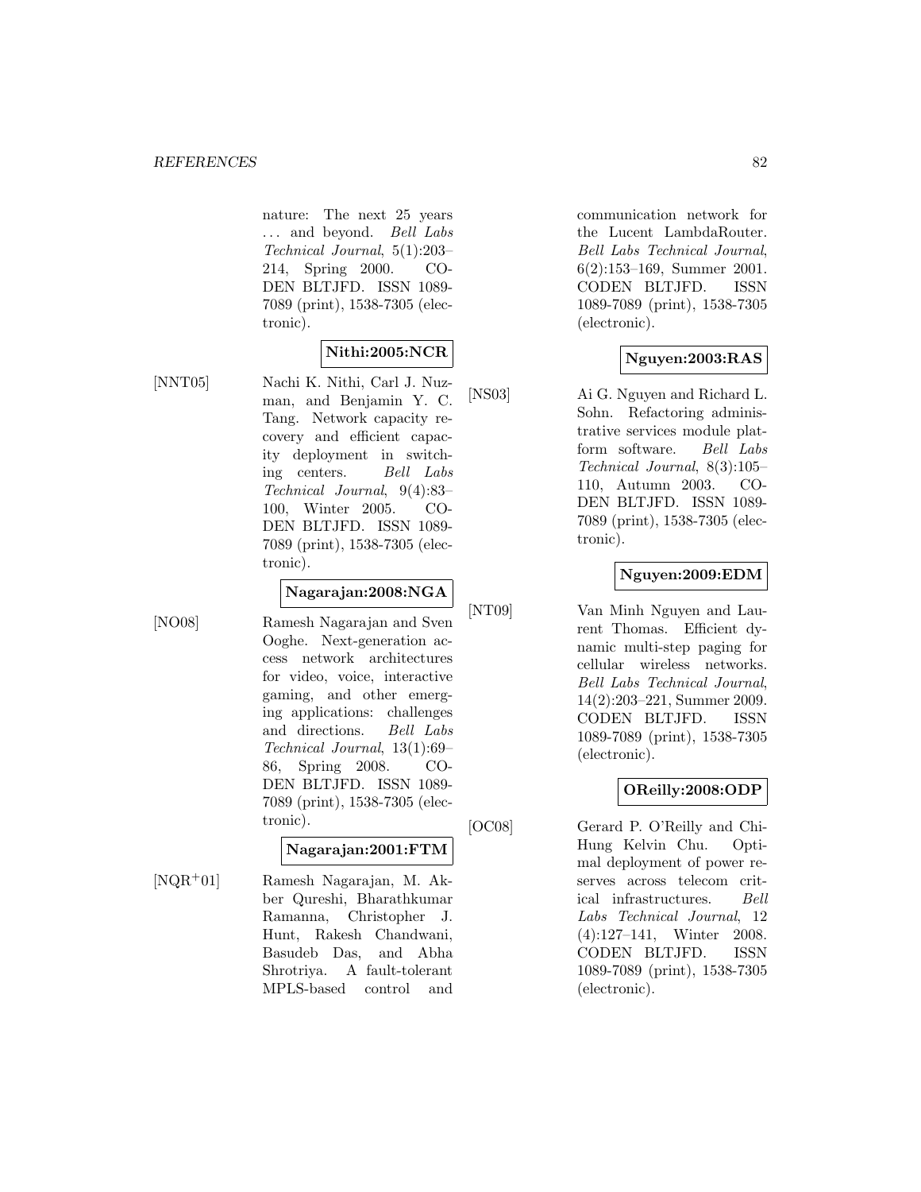nature: The next 25 years ... and beyond. *Bell Labs Technical Journal*, 5(1):203–214, Spring 2000. CODEN BLTJFD. ISSN 1089-7089 (print), 1538-7305 (electronic).

**Nithi:2005:NCR**

[NNT05] Nachi K. Nithi, Carl J. Nuzman, and Benjamin Y. C. Tang. Network capacity recovery and efficient capacity deployment in switching centers. *Bell Labs Technical Journal*, 9(4):83–100, Winter 2005. CODEN BLTJFD. ISSN 1089-7089 (print), 1538-7305 (electronic).

**Nagarajan:2008:NGA**

[NO08] Ramesh Nagarajan and Sven Ooghe. Next-generation access network architectures for video, voice, interactive gaming, and other emerging applications: challenges and directions. *Bell Labs Technical Journal*, 13(1):69–86, Spring 2008. CODEN BLTJFD. ISSN 1089-7089 (print), 1538-7305 (electronic).

**Nagarajan:2001:FTM**

[NQR+01] Ramesh Nagarajan, M. Akber Qureshi, Bharathkumar Ramanna, Christopher J. Hunt, Rakesh Chandwani, Basudeb Das, and Abha Shrotriya. A fault-tolerant MPLS-based control and communication network for the Lucent LambdaRouter. *Bell Labs Technical Journal*, 6(2):153–169, Summer 2001. CODEN BLTJFD. ISSN 1089-7089 (print), 1538-7305 (electronic).

**Nguyen:2003:RAS**

[NS03] Ai G. Nguyen and Richard L. Sohn. Refactoring administrative services module platform software. *Bell Labs Technical Journal*, 8(3):105–110, Autumn 2003. CODEN BLTJFD. ISSN 1089-7089 (print), 1538-7305 (electronic).

**Nguyen:2009:EDM**

[NT09] Van Minh Nguyen and Laurent Thomas. Efficient dynamic multi-step paging for cellular wireless networks. *Bell Labs Technical Journal*, 14(2):203–221, Summer 2009. CODEN BLTJFD. ISSN 1089-7089 (print), 1538-7305 (electronic).

**OReilly:2008:ODP**

[OC08] Gerard P. O'Reilly and Chi-Hung Kelvin Chu. Optimal deployment of power reserves across telecom critical infrastructures. *Bell Labs Technical Journal*, 12 (4):127–141, Winter 2008. CODEN BLTJFD. ISSN 1089-7089 (print), 1538-7305 (electronic).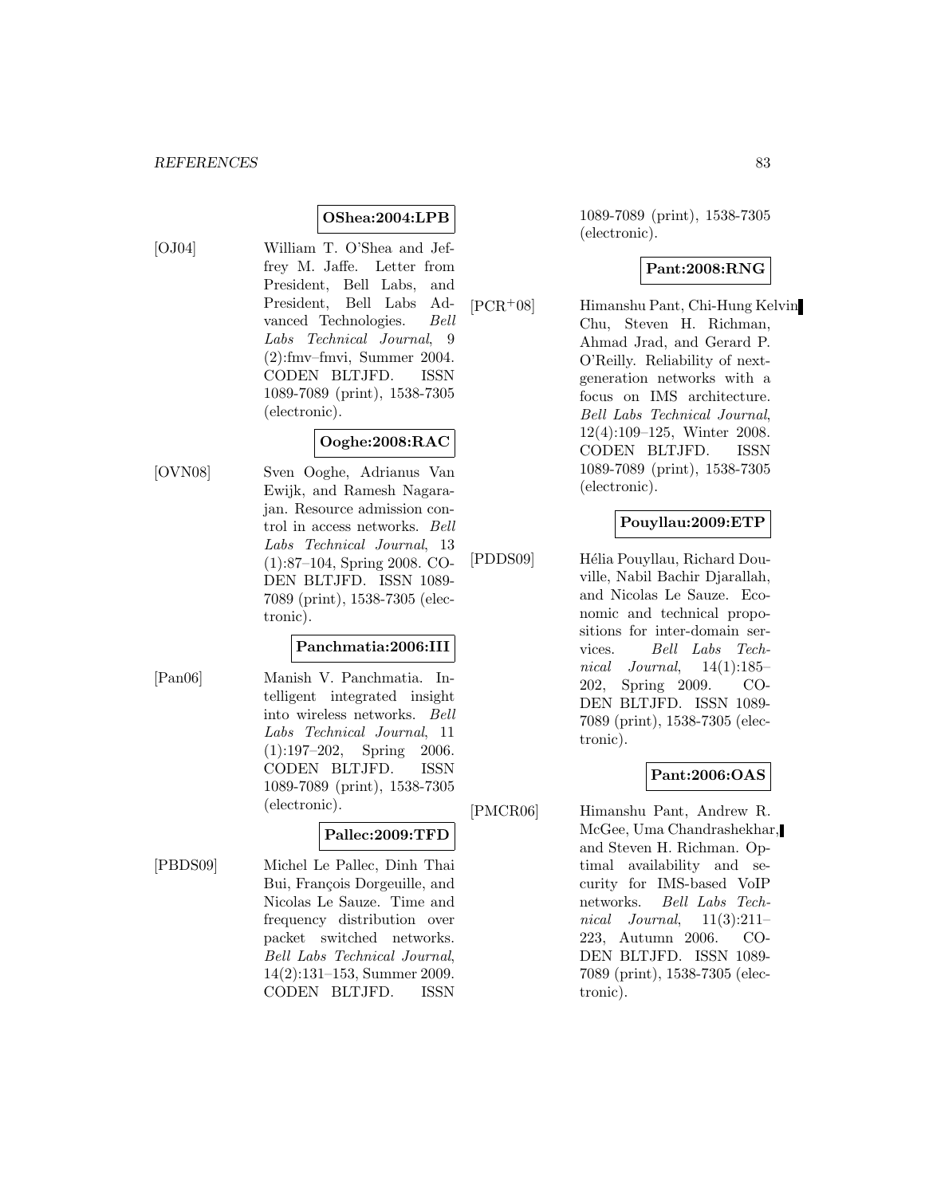**OShea:2004:LPB**

[OJ04] William T. O'Shea and Jeffrey M. Jaffe. Letter from President, Bell Labs, and President, Bell Labs Advanced Technologies. *Bell Labs Technical Journal*, 9 (2):fmv–fmvi, Summer 2004. CODEN BLTJFD. ISSN 1089-7089 (print), 1538-7305 (electronic).

**Ooghe:2008:RAC**

[OVN08] Sven Ooghe, Adrianus Van Ewijk, and Ramesh Nagarajan. Resource admission control in access networks. *Bell Labs Technical Journal*, 13 (1):87–104, Spring 2008. CODEN BLTJFD. ISSN 1089-7089 (print), 1538-7305 (electronic).

**Panchmatia:2006:III**

[Pan06] Manish V. Panchmatia. Intelligent integrated insight into wireless networks. *Bell Labs Technical Journal*, 11 (1):197–202, Spring 2006. CODEN BLTJFD. ISSN 1089-7089 (print), 1538-7305 (electronic).

**Pallec:2009:TFD**

[PBDS09] Michel Le Pallec, Dinh Thai Bui, François Dorgeuille, and Nicolas Le Sauze. Time and frequency distribution over packet switched networks. *Bell Labs Technical Journal*, 14(2):131–153, Summer 2009. CODEN BLTJFD. ISSN 1089-7089 (print), 1538-7305 (electronic).

**Pant:2008:RNG**

[PCR+08] Himanshu Pant, Chi-Hung Kelvin Chu, Steven H. Richman, Ahmad Jrad, and Gerard P. O'Reilly. Reliability of next-generation networks with a focus on IMS architecture. *Bell Labs Technical Journal*, 12(4):109–125, Winter 2008. CODEN BLTJFD. ISSN 1089-7089 (print), 1538-7305 (electronic).

**Pouyllau:2009:ETP**

[PDDS09] Hélia Pouyllau, Richard Douville, Nabil Bachir Djarallah, and Nicolas Le Sauze. Economic and technical propositions for inter-domain services. *Bell Labs Technical Journal*, 14(1):185–202, Spring 2009. CODEN BLTJFD. ISSN 1089-7089 (print), 1538-7305 (electronic).

**Pant:2006:OAS**

[PMCR06] Himanshu Pant, Andrew R. McGee, Uma Chandrashekhar, and Steven H. Richman. Optimal availability and security for IMS-based VoIP networks. *Bell Labs Technical Journal*, 11(3):211–223, Autumn 2006. CODEN BLTJFD. ISSN 1089-7089 (print), 1538-7305 (electronic).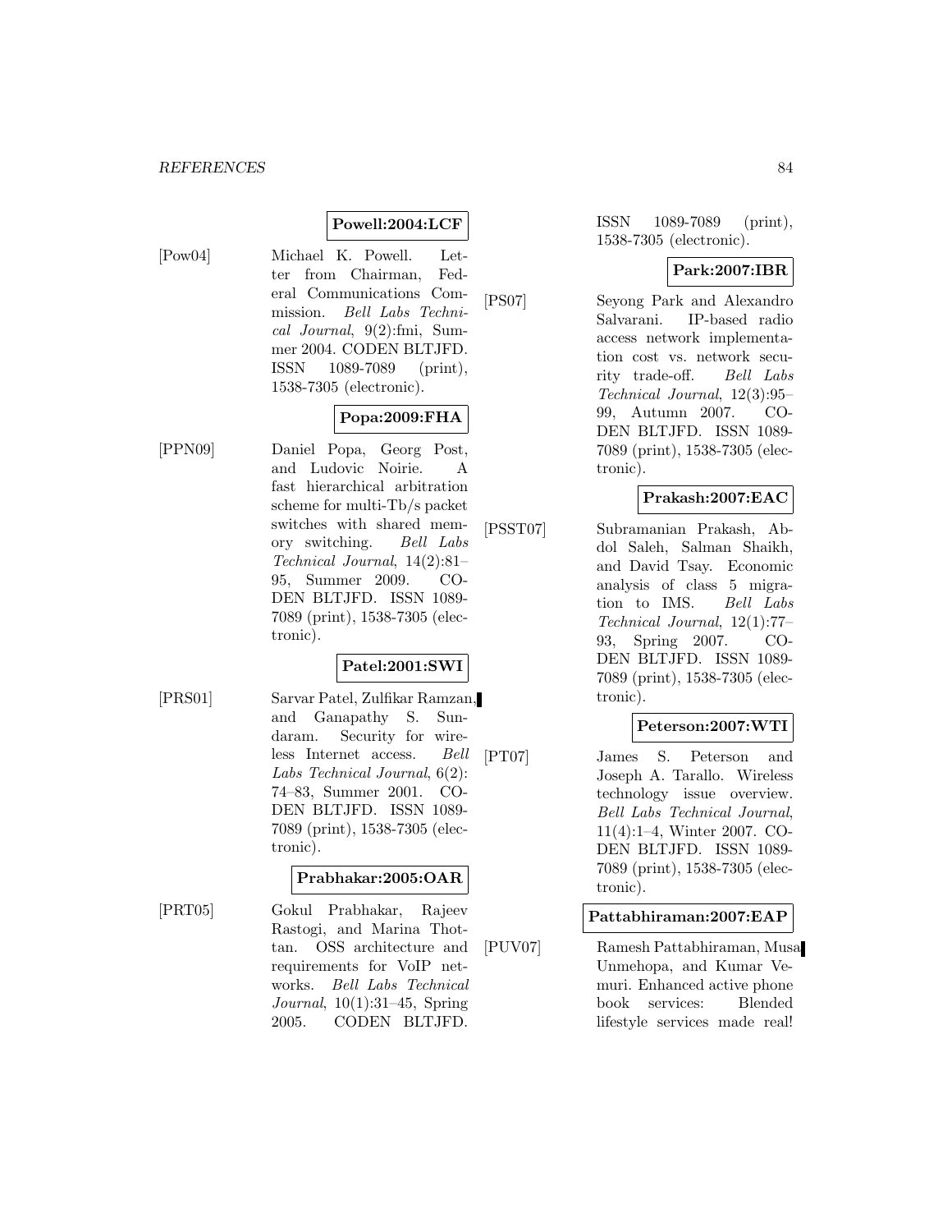**Powell:2004:LCF**

[Pow04] Michael K. Powell. Letter from Chairman, Federal Communications Commission. *Bell Labs Technical Journal*, 9(2):fmi, Summer 2004. CODEN BLTJFD. ISSN 1089-7089 (print), 1538-7305 (electronic).

**Popa:2009:FHA**

[PPN09] Daniel Popa, Georg Post, and Ludovic Noirie. A fast hierarchical arbitration scheme for multi-Tb/s packet switches with shared memory switching. *Bell Labs Technical Journal*, 14(2):81–95, Summer 2009. CODEN BLTJFD. ISSN 1089-7089 (print), 1538-7305 (electronic).

**Patel:2001:SWI**

[PRS01] Sarvar Patel, Zulfikar Ramzan, and Ganapathy S. Sundaram. Security for wireless Internet access. *Bell Labs Technical Journal*, 6(2): 74–83, Summer 2001. CODEN BLTJFD. ISSN 1089-7089 (print), 1538-7305 (electronic).

**Prabhakar:2005:OAR**

[PRT05] Gokul Prabhakar, Rajeev Rastogi, and Marina Thottan. OSS architecture and requirements for VoIP networks. *Bell Labs Technical Journal*, 10(1):31–45, Spring 2005. CODEN BLTJFD. ISSN 1089-7089 (print), 1538-7305 (electronic).

**Park:2007:IBR**

[PS07] Seyong Park and Alexandro Salvarani. IP-based radio access network implementation cost vs. network security trade-off. *Bell Labs Technical Journal*, 12(3):95–99, Autumn 2007. CODEN BLTJFD. ISSN 1089-7089 (print), 1538-7305 (electronic).

**Prakash:2007:EAC**

[PSST07] Subramanian Prakash, Abdol Saleh, Salman Shaikh, and David Tsay. Economic analysis of class 5 migration to IMS. *Bell Labs Technical Journal*, 12(1):77–93, Spring 2007. CODEN BLTJFD. ISSN 1089-7089 (print), 1538-7305 (electronic).

**Peterson:2007:WTI**

[PT07] James S. Peterson and Joseph A. Tarallo. Wireless technology issue overview. *Bell Labs Technical Journal*, 11(4):1–4, Winter 2007. CODEN BLTJFD. ISSN 1089-7089 (print), 1538-7305 (electronic).

**Pattabhiraman:2007:EAP**

[PUV07] Ramesh Pattabhiraman, Musa Unmehopa, and Kumar Vemuri. Enhanced active phone book services: Blended lifestyle services made real!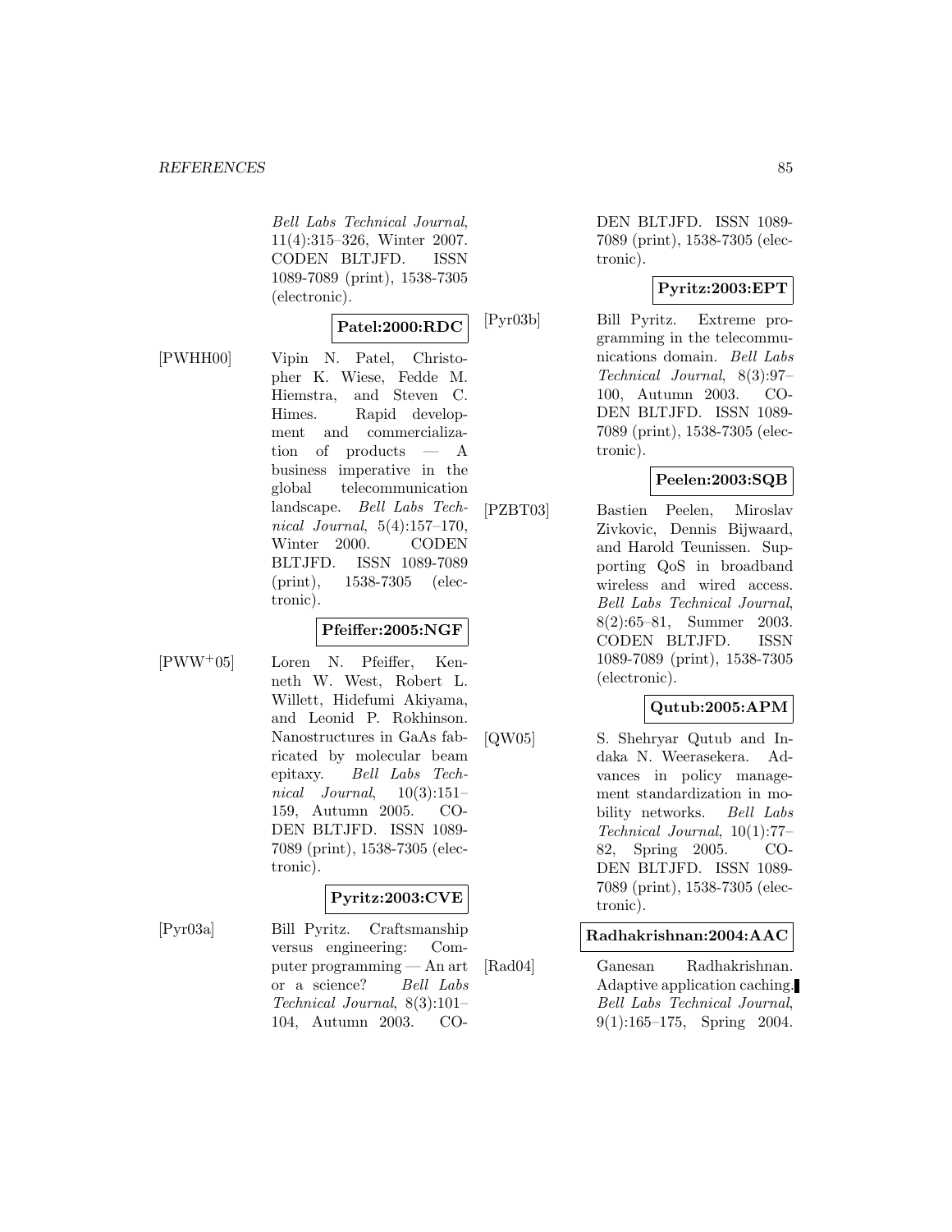*Bell Labs Technical Journal*, 11(4):315–326, Winter 2007. CODEN BLTJFD. ISSN 1089-7089 (print), 1538-7305 (electronic).

**Patel:2000:RDC**

[PWHH00] Vipin N. Patel, Christopher K. Wiese, Fedde M. Hiemstra, and Steven C. Himes. Rapid development and commercialization of products — A business imperative in the global telecommunication landscape. *Bell Labs Technical Journal*, 5(4):157–170, Winter 2000. CODEN BLTJFD. ISSN 1089-7089 (print), 1538-7305 (electronic).

**Pfeiffer:2005:NGF**

[PWW+05] Loren N. Pfeiffer, Kenneth W. West, Robert L. Willett, Hidefumi Akiyama, and Leonid P. Rokhinson. Nanostructures in GaAs fabricated by molecular beam epitaxy. *Bell Labs Technical Journal*, 10(3):151–159, Autumn 2005. CODEN BLTJFD. ISSN 1089-7089 (print), 1538-7305 (electronic).

**Pyritz:2003:CVE**

[Pyr03a] Bill Pyritz. Craftsmanship versus engineering: Computer programming — An art or a science? *Bell Labs Technical Journal*, 8(3):101–104, Autumn 2003. CODEN BLTJFD. ISSN 1089-7089 (print), 1538-7305 (electronic).

**Pyritz:2003:EPT**

[Pyr03b] Bill Pyritz. Extreme programming in the telecommunications domain. *Bell Labs Technical Journal*, 8(3):97–100, Autumn 2003. CODEN BLTJFD. ISSN 1089-7089 (print), 1538-7305 (electronic).

**Peelen:2003:SQB**

[PZBT03] Bastien Peelen, Miroslav Zivkovic, Dennis Bijwaard, and Harold Teunissen. Supporting QoS in broadband wireless and wired access. *Bell Labs Technical Journal*, 8(2):65–81, Summer 2003. CODEN BLTJFD. ISSN 1089-7089 (print), 1538-7305 (electronic).

**Qutub:2005:APM**

[QW05] S. Shehryar Qutub and Indaka N. Weerasekera. Advances in policy management standardization in mobility networks. *Bell Labs Technical Journal*, 10(1):77–82, Spring 2005. CODEN BLTJFD. ISSN 1089-7089 (print), 1538-7305 (electronic).

**Radhakrishnan:2004:AAC**

[Rad04] Ganesan Radhakrishnan. Adaptive application caching. *Bell Labs Technical Journal*, 9(1):165–175, Spring 2004.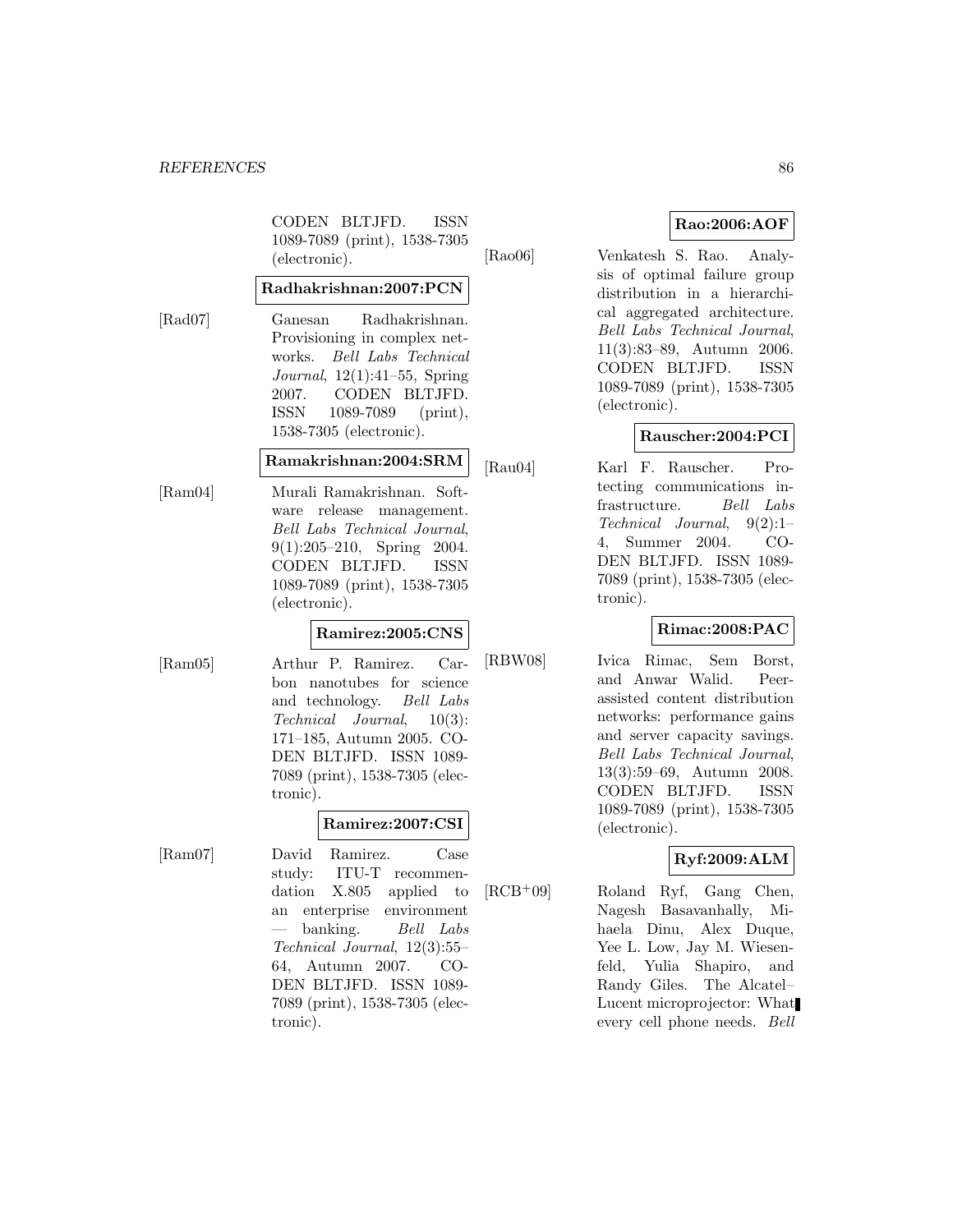CODEN BLTJFD. ISSN 1089-7089 (print), 1538-7305 (electronic).

**Radhakrishnan:2007:PCN**

[Rad07] Ganesan Radhakrishnan. Provisioning in complex networks. *Bell Labs Technical Journal*, 12(1):41–55, Spring 2007. CODEN BLTJFD. ISSN 1089-7089 (print), 1538-7305 (electronic).

**Ramakrishnan:2004:SRM**

[Ram04] Murali Ramakrishnan. Software release management. *Bell Labs Technical Journal*, 9(1):205–210, Spring 2004. CODEN BLTJFD. ISSN 1089-7089 (print), 1538-7305 (electronic).

**Ramirez:2005:CNS**

[Ram05] Arthur P. Ramirez. Carbon nanotubes for science and technology. *Bell Labs Technical Journal*, 10(3): 171–185, Autumn 2005. CODEN BLTJFD. ISSN 1089-7089 (print), 1538-7305 (electronic).

**Ramirez:2007:CSI**

[Ram07] David Ramirez. Case study: ITU-T recommendation X.805 applied to an enterprise environment — banking. *Bell Labs Technical Journal*, 12(3):55–64, Autumn 2007. CODEN BLTJFD. ISSN 1089-7089 (print), 1538-7305 (electronic).

**Rao:2006:AOF**

[Rao06] Venkatesh S. Rao. Analysis of optimal failure group distribution in a hierarchical aggregated architecture. *Bell Labs Technical Journal*, 11(3):83–89, Autumn 2006. CODEN BLTJFD. ISSN 1089-7089 (print), 1538-7305 (electronic).

**Rauscher:2004:PCI**

[Rau04] Karl F. Rauscher. Protecting communications infrastructure. *Bell Labs Technical Journal*, 9(2):1–4, Summer 2004. CODEN BLTJFD. ISSN 1089-7089 (print), 1538-7305 (electronic).

**Rimac:2008:PAC**

[RBW08] Ivica Rimac, Sem Borst, and Anwar Walid. Peer-assisted content distribution networks: performance gains and server capacity savings. *Bell Labs Technical Journal*, 13(3):59–69, Autumn 2008. CODEN BLTJFD. ISSN 1089-7089 (print), 1538-7305 (electronic).

**Ryf:2009:ALM**

[RCB+09] Roland Ryf, Gang Chen, Nagesh Basavanhally, Mihaela Dinu, Alex Duque, Yee L. Low, Jay M. Wiesenfeld, Yulia Shapiro, and Randy Giles. The Alcatel–Lucent microprojector: What every cell phone needs. *Bell*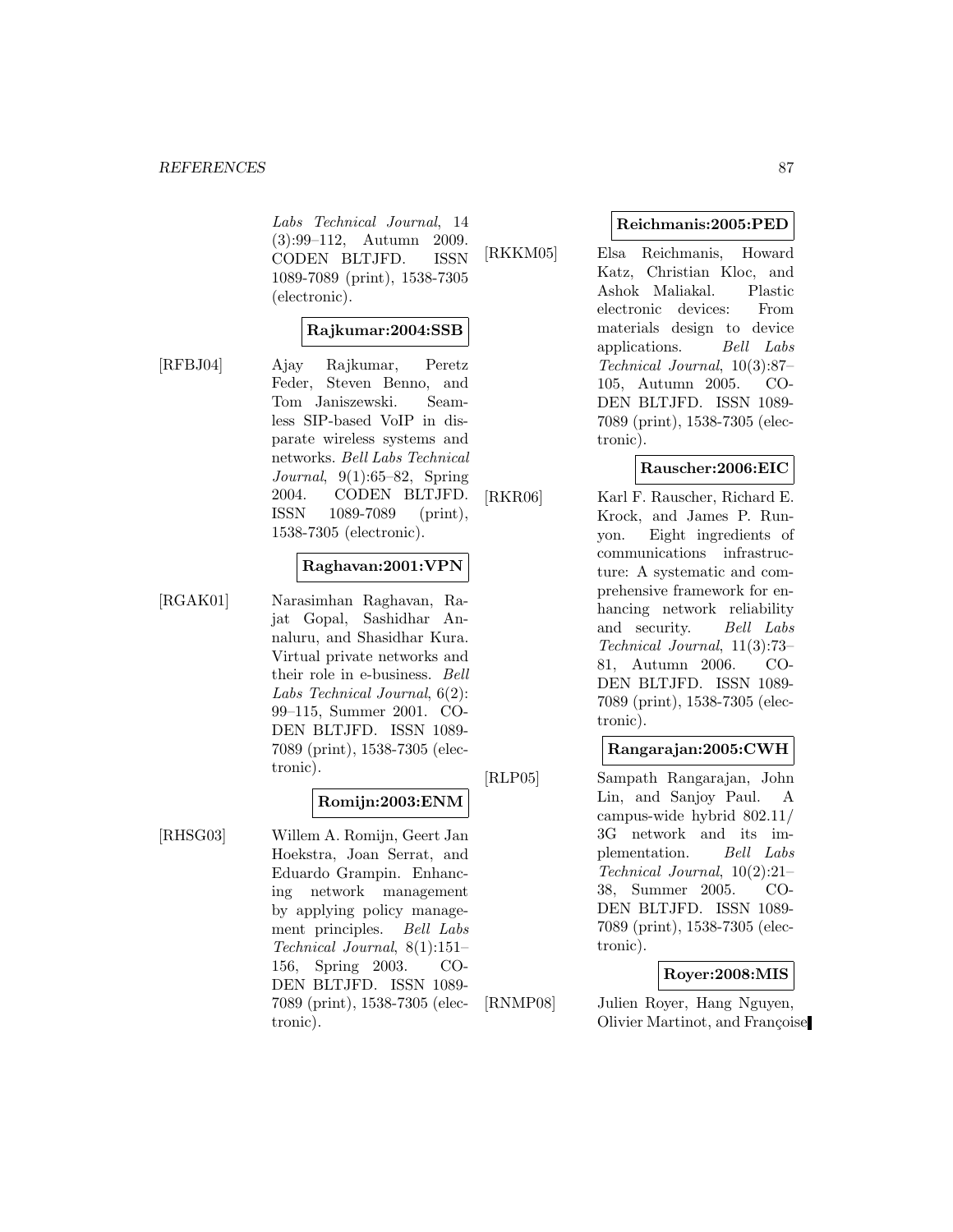*Labs Technical Journal*, 14 (3):99–112, Autumn 2009. CODEN BLTJFD. ISSN 1089-7089 (print), 1538-7305 (electronic).

**Rajkumar:2004:SSB**

[RFBJ04] Ajay Rajkumar, Peretz Feder, Steven Benno, and Tom Janiszewski. Seamless SIP-based VoIP in disparate wireless systems and networks. *Bell Labs Technical Journal*, 9(1):65–82, Spring 2004. CODEN BLTJFD. ISSN 1089-7089 (print), 1538-7305 (electronic).

**Raghavan:2001:VPN**

[RGAK01] Narasimhan Raghavan, Rajat Gopal, Sashidhar Annaluru, and Shasidhar Kura. Virtual private networks and their role in e-business. *Bell Labs Technical Journal*, 6(2): 99–115, Summer 2001. CODEN BLTJFD. ISSN 1089-7089 (print), 1538-7305 (electronic).

**Romijn:2003:ENM**

[RHSG03] Willem A. Romijn, Geert Jan Hoekstra, Joan Serrat, and Eduardo Grampin. Enhancing network management by applying policy management principles. *Bell Labs Technical Journal*, 8(1):151–156, Spring 2003. CODEN BLTJFD. ISSN 1089-7089 (print), 1538-7305 (electronic).

**Reichmanis:2005:PED**

[RKKM05] Elsa Reichmanis, Howard Katz, Christian Kloc, and Ashok Maliakal. Plastic electronic devices: From materials design to device applications. *Bell Labs Technical Journal*, 10(3):87–105, Autumn 2005. CODEN BLTJFD. ISSN 1089-7089 (print), 1538-7305 (electronic).

**Rauscher:2006:EIC**

[RKR06] Karl F. Rauscher, Richard E. Krock, and James P. Runyon. Eight ingredients of communications infrastructure: A systematic and comprehensive framework for enhancing network reliability and security. *Bell Labs Technical Journal*, 11(3):73–81, Autumn 2006. CODEN BLTJFD. ISSN 1089-7089 (print), 1538-7305 (electronic).

**Rangarajan:2005:CWH**

[RLP05] Sampath Rangarajan, John Lin, and Sanjoy Paul. A campus-wide hybrid 802.11/ 3G network and its implementation. *Bell Labs Technical Journal*, 10(2):21–38, Summer 2005. CODEN BLTJFD. ISSN 1089-7089 (print), 1538-7305 (electronic).

**Royer:2008:MIS**

[RNMP08] Julien Royer, Hang Nguyen, Olivier Martinot, and Françoise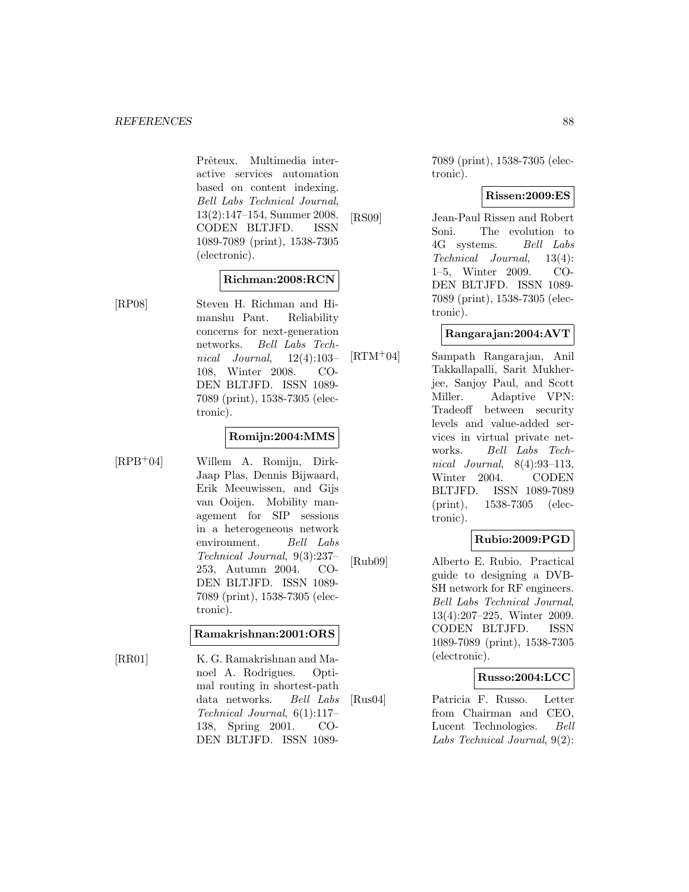Prêteux. Multimedia interactive services automation based on content indexing. *Bell Labs Technical Journal*, 13(2):147–154, Summer 2008. CODEN BLTJFD. ISSN 1089-7089 (print), 1538-7305 (electronic).

**Richman:2008:RCN**

[RP08] Steven H. Richman and Himanshu Pant. Reliability concerns for next-generation networks. *Bell Labs Technical Journal*, 12(4):103–108, Winter 2008. CODEN BLTJFD. ISSN 1089-7089 (print), 1538-7305 (electronic).

**Romijn:2004:MMS**

[RPB+04] Willem A. Romijn, Dirk-Jaap Plas, Dennis Bijwaard, Erik Meeuwissen, and Gijs van Ooijen. Mobility management for SIP sessions in a heterogeneous network environment. *Bell Labs Technical Journal*, 9(3):237–253, Autumn 2004. CODEN BLTJFD. ISSN 1089-7089 (print), 1538-7305 (electronic).

**Ramakrishnan:2001:ORS**

[RR01] K. G. Ramakrishnan and Manoel A. Rodrigues. Optimal routing in shortest-path data networks. *Bell Labs Technical Journal*, 6(1):117–138, Spring 2001. CODEN BLTJFD. ISSN 1089-7089 (print), 1538-7305 (electronic).

**Rissen:2009:ES**

[RS09] Jean-Paul Rissen and Robert Soni. The evolution to 4G systems. *Bell Labs Technical Journal*, 13(4): 1–5, Winter 2009. CODEN BLTJFD. ISSN 1089-7089 (print), 1538-7305 (electronic).

**Rangarajan:2004:AVT**

[RTM+04] Sampath Rangarajan, Anil Takkallapalli, Sarit Mukherjee, Sanjoy Paul, and Scott Miller. Adaptive VPN: Tradeoff between security levels and value-added services in virtual private networks. *Bell Labs Technical Journal*, 8(4):93–113, Winter 2004. CODEN BLTJFD. ISSN 1089-7089 (print), 1538-7305 (electronic).

**Rubio:2009:PGD**

[Rub09] Alberto E. Rubio. Practical guide to designing a DVB-SH network for RF engineers. *Bell Labs Technical Journal*, 13(4):207–225, Winter 2009. CODEN BLTJFD. ISSN 1089-7089 (print), 1538-7305 (electronic).

**Russo:2004:LCC**

[Rus04] Patricia F. Russo. Letter from Chairman and CEO, Lucent Technologies. *Bell Labs Technical Journal*, 9(2):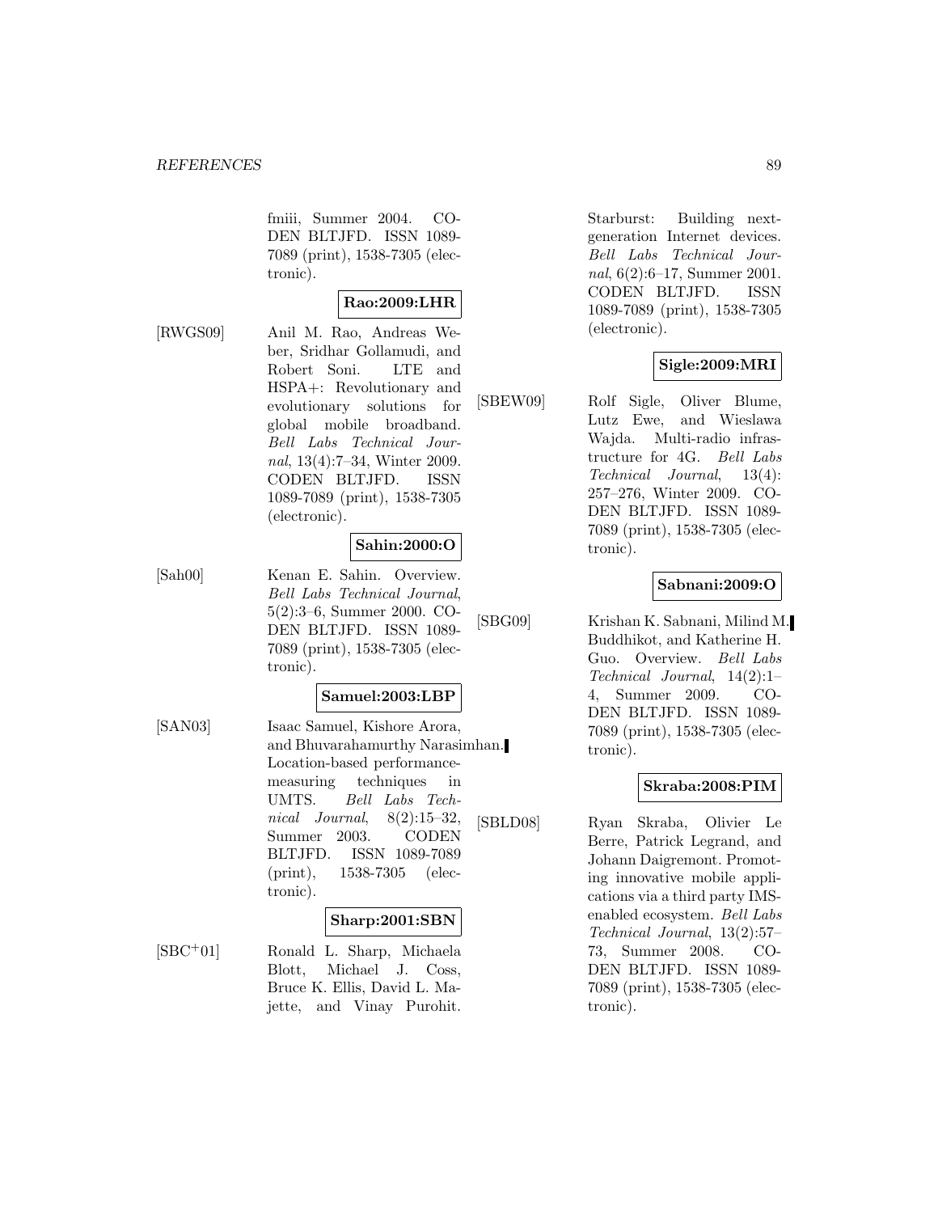fmiii, Summer 2004. CODEN BLTJFD. ISSN 1089-7089 (print), 1538-7305 (electronic).

**Rao:2009:LHR**

[RWGS09] Anil M. Rao, Andreas Weber, Sridhar Gollamudi, and Robert Soni. LTE and HSPA+: Revolutionary and evolutionary solutions for global mobile broadband. *Bell Labs Technical Journal*, 13(4):7–34, Winter 2009. CODEN BLTJFD. ISSN 1089-7089 (print), 1538-7305 (electronic).

**Sahin:2000:O**

[Sah00] Kenan E. Sahin. Overview. *Bell Labs Technical Journal*, 5(2):3–6, Summer 2000. CODEN BLTJFD. ISSN 1089-7089 (print), 1538-7305 (electronic).

**Samuel:2003:LBP**

[SAN03] Isaac Samuel, Kishore Arora, and Bhuvarahamurthy Narasimhan. Location-based performance-measuring techniques in UMTS. *Bell Labs Technical Journal*, 8(2):15–32, Summer 2003. CODEN BLTJFD. ISSN 1089-7089 (print), 1538-7305 (electronic).

**Sharp:2001:SBN**

[SBC+01] Ronald L. Sharp, Michaela Blott, Michael J. Coss, Bruce K. Ellis, David L. Majette, and Vinay Purohit. Starburst: Building next-generation Internet devices. *Bell Labs Technical Journal*, 6(2):6–17, Summer 2001. CODEN BLTJFD. ISSN 1089-7089 (print), 1538-7305 (electronic).

**Sigle:2009:MRI**

[SBEW09] Rolf Sigle, Oliver Blume, Lutz Ewe, and Wieslawa Wajda. Multi-radio infrastructure for 4G. *Bell Labs Technical Journal*, 13(4): 257–276, Winter 2009. CODEN BLTJFD. ISSN 1089-7089 (print), 1538-7305 (electronic).

**Sabnani:2009:O**

[SBG09] Krishan K. Sabnani, Milind M. Buddhikot, and Katherine H. Guo. Overview. *Bell Labs Technical Journal*, 14(2):1–4, Summer 2009. CODEN BLTJFD. ISSN 1089-7089 (print), 1538-7305 (electronic).

**Skraba:2008:PIM**

[SBLD08] Ryan Skraba, Olivier Le Berre, Patrick Legrand, and Johann Daigremont. Promoting innovative mobile applications via a third party IMS-enabled ecosystem. *Bell Labs Technical Journal*, 13(2):57–73, Summer 2008. CODEN BLTJFD. ISSN 1089-7089 (print), 1538-7305 (electronic).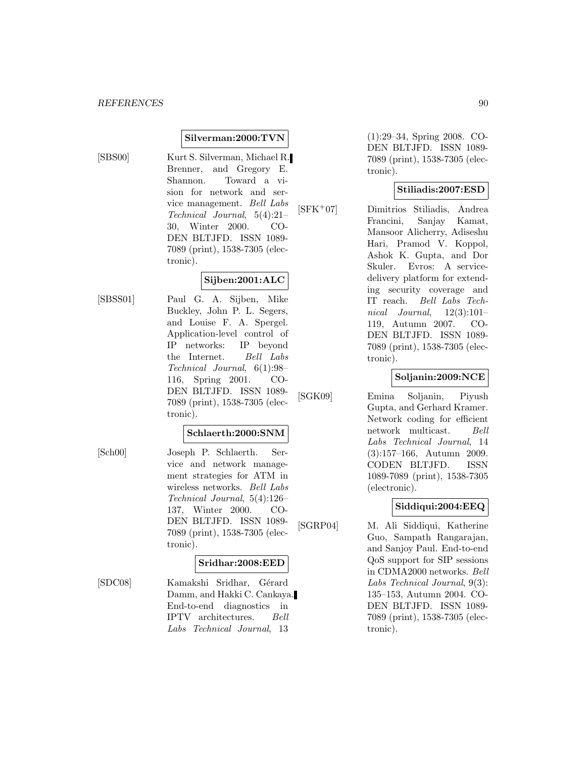**Silverman:2000:TVN**

[SBS00] Kurt S. Silverman, Michael R. Brenner, and Gregory E. Shannon. Toward a vision for network and service management. *Bell Labs Technical Journal*, 5(4):21–30, Winter 2000. CODEN BLTJFD. ISSN 1089-7089 (print), 1538-7305 (electronic).

**Sijben:2001:ALC**

[SBSS01] Paul G. A. Sijben, Mike Buckley, John P. L. Segers, and Louise F. A. Spergel. Application-level control of IP networks: IP beyond the Internet. *Bell Labs Technical Journal*, 6(1):98–116, Spring 2001. CODEN BLTJFD. ISSN 1089-7089 (print), 1538-7305 (electronic).

**Schlaerth:2000:SNM**

[Sch00] Joseph P. Schlaerth. Service and network management strategies for ATM in wireless networks. *Bell Labs Technical Journal*, 5(4):126–137, Winter 2000. CODEN BLTJFD. ISSN 1089-7089 (print), 1538-7305 (electronic).

**Sridhar:2008:EED**

[SDC08] Kamakshi Sridhar, Gérard Damm, and Hakki C. Cankaya. End-to-end diagnostics in IPTV architectures. *Bell Labs Technical Journal*, 13 (1):29–34, Spring 2008. CODEN BLTJFD. ISSN 1089-7089 (print), 1538-7305 (electronic).

**Stiliadis:2007:ESD**

[SFK+07] Dimitrios Stiliadis, Andrea Francini, Sanjay Kamat, Mansoor Alicherry, Adiseshu Hari, Pramod V. Koppol, Ashok K. Gupta, and Dor Skuler. Evros: A service-delivery platform for extending security coverage and IT reach. *Bell Labs Technical Journal*, 12(3):101–119, Autumn 2007. CODEN BLTJFD. ISSN 1089-7089 (print), 1538-7305 (electronic).

**Soljanin:2009:NCE**

[SGK09] Emina Soljanin, Piyush Gupta, and Gerhard Kramer. Network coding for efficient network multicast. *Bell Labs Technical Journal*, 14 (3):157–166, Autumn 2009. CODEN BLTJFD. ISSN 1089-7089 (print), 1538-7305 (electronic).

**Siddiqui:2004:EEQ**

[SGRP04] M. Ali Siddiqui, Katherine Guo, Sampath Rangarajan, and Sanjoy Paul. End-to-end QoS support for SIP sessions in CDMA2000 networks. *Bell Labs Technical Journal*, 9(3): 135–153, Autumn 2004. CODEN BLTJFD. ISSN 1089-7089 (print), 1538-7305 (electronic).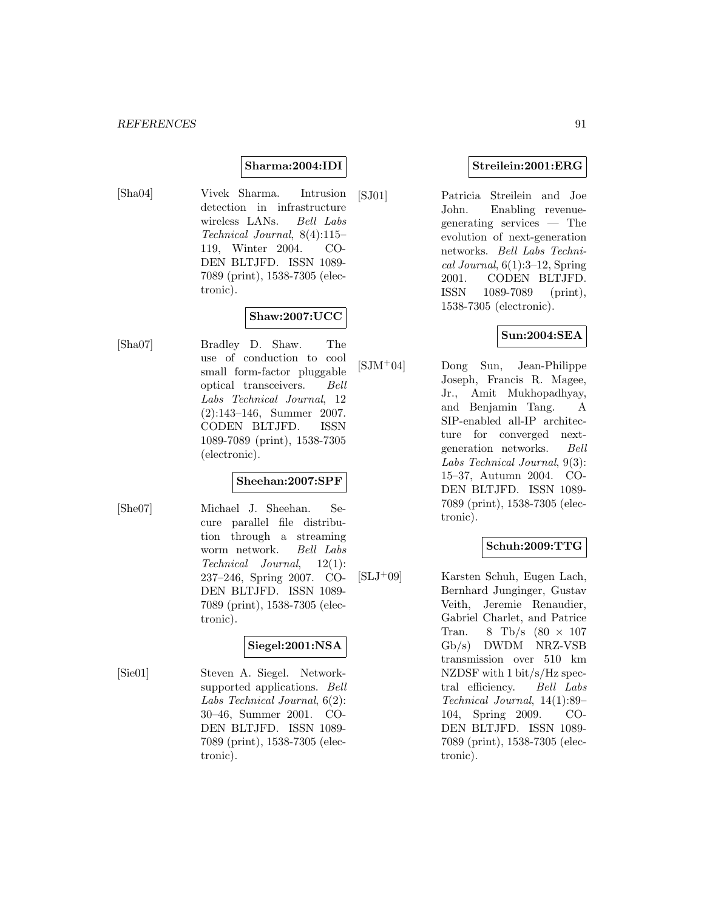**Sharma:2004:IDI**

[Sha04] Vivek Sharma. Intrusion detection in infrastructure wireless LANs. *Bell Labs Technical Journal*, 8(4):115–119, Winter 2004. CODEN BLTJFD. ISSN 1089-7089 (print), 1538-7305 (electronic).

**Shaw:2007:UCC**

[Sha07] Bradley D. Shaw. The use of conduction to cool small form-factor pluggable optical transceivers. *Bell Labs Technical Journal*, 12 (2):143–146, Summer 2007. CODEN BLTJFD. ISSN 1089-7089 (print), 1538-7305 (electronic).

**Sheehan:2007:SPF**

[She07] Michael J. Sheehan. Secure parallel file distribution through a streaming worm network. *Bell Labs Technical Journal*, 12(1): 237–246, Spring 2007. CODEN BLTJFD. ISSN 1089-7089 (print), 1538-7305 (electronic).

**Siegel:2001:NSA**

[Sie01] Steven A. Siegel. Network-supported applications. *Bell Labs Technical Journal*, 6(2): 30–46, Summer 2001. CODEN BLTJFD. ISSN 1089-7089 (print), 1538-7305 (electronic).

**Streilein:2001:ERG**

[SJ01] Patricia Streilein and Joe John. Enabling revenue-generating services — The evolution of next-generation networks. *Bell Labs Technical Journal*, 6(1):3–12, Spring 2001. CODEN BLTJFD. ISSN 1089-7089 (print), 1538-7305 (electronic).

**Sun:2004:SEA**

[SJM+04] Dong Sun, Jean-Philippe Joseph, Francis R. Magee, Jr., Amit Mukhopadhyay, and Benjamin Tang. A SIP-enabled all-IP architecture for converged next-generation networks. *Bell Labs Technical Journal*, 9(3): 15–37, Autumn 2004. CODEN BLTJFD. ISSN 1089-7089 (print), 1538-7305 (electronic).

**Schuh:2009:TTG**

[SLJ+09] Karsten Schuh, Eugen Lach, Bernhard Junginger, Gustav Veith, Jeremie Renaudier, Gabriel Charlet, and Patrice Tran. 8 Tb/s (80 × 107 Gb/s) DWDM NRZ-VSB transmission over 510 km NZDSF with 1 bit/s/Hz spectral efficiency. *Bell Labs Technical Journal*, 14(1):89–104, Spring 2009. CODEN BLTJFD. ISSN 1089-7089 (print), 1538-7305 (electronic).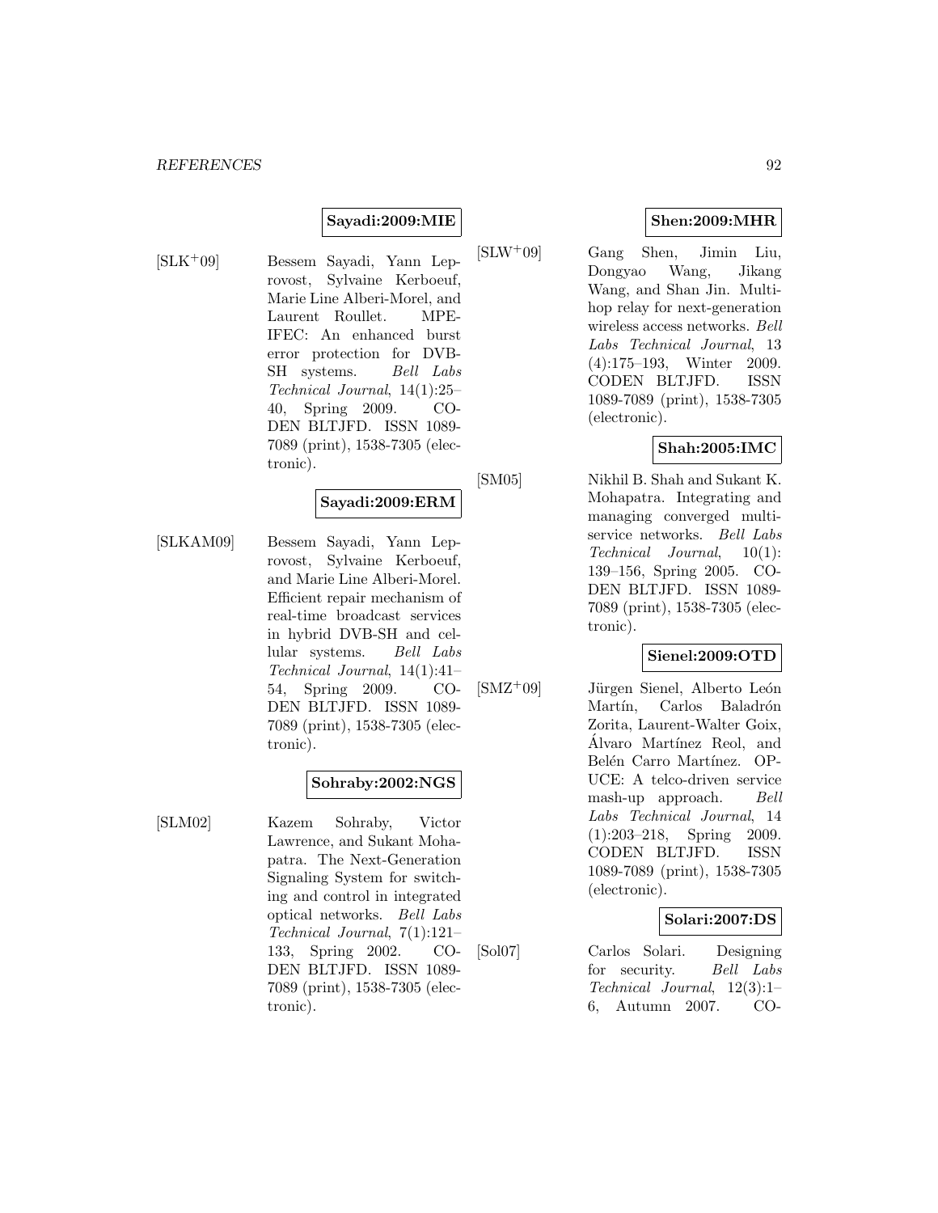**Sayadi:2009:MIE**

[SLK+09] Bessem Sayadi, Yann Leprovost, Sylvaine Kerboeuf, Marie Line Alberi-Morel, and Laurent Roullet. MPE-IFEC: An enhanced burst error protection for DVB-SH systems. *Bell Labs Technical Journal*, 14(1):25–40, Spring 2009. CODEN BLTJFD. ISSN 1089-7089 (print), 1538-7305 (electronic).

**Sayadi:2009:ERM**

[SLKAM09] Bessem Sayadi, Yann Leprovost, Sylvaine Kerboeuf, and Marie Line Alberi-Morel. Efficient repair mechanism of real-time broadcast services in hybrid DVB-SH and cellular systems. *Bell Labs Technical Journal*, 14(1):41–54, Spring 2009. CODEN BLTJFD. ISSN 1089-7089 (print), 1538-7305 (electronic).

**Sohraby:2002:NGS**

[SLM02] Kazem Sohraby, Victor Lawrence, and Sukant Mohapatra. The Next-Generation Signaling System for switching and control in integrated optical networks. *Bell Labs Technical Journal*, 7(1):121–133, Spring 2002. CODEN BLTJFD. ISSN 1089-7089 (print), 1538-7305 (electronic).

**Shen:2009:MHR**

[SLW+09] Gang Shen, Jimin Liu, Dongyao Wang, Jikang Wang, and Shan Jin. Multi-hop relay for next-generation wireless access networks. *Bell Labs Technical Journal*, 13 (4):175–193, Winter 2009. CODEN BLTJFD. ISSN 1089-7089 (print), 1538-7305 (electronic).

**Shah:2005:IMC**

[SM05] Nikhil B. Shah and Sukant K. Mohapatra. Integrating and managing converged multi-service networks. *Bell Labs Technical Journal*, 10(1): 139–156, Spring 2005. CODEN BLTJFD. ISSN 1089-7089 (print), 1538-7305 (electronic).

**Sienel:2009:OTD**

[SMZ+09] Jürgen Sienel, Alberto León Martín, Carlos Baladrón Zorita, Laurent-Walter Goix, Álvaro Martínez Reol, and Belén Carro Martínez. OPUCE: A telco-driven service mash-up approach. *Bell Labs Technical Journal*, 14 (1):203–218, Spring 2009. CODEN BLTJFD. ISSN 1089-7089 (print), 1538-7305 (electronic).

**Solari:2007:DS**

[Sol07] Carlos Solari. Designing for security. *Bell Labs Technical Journal*, 12(3):1–6, Autumn 2007. CO-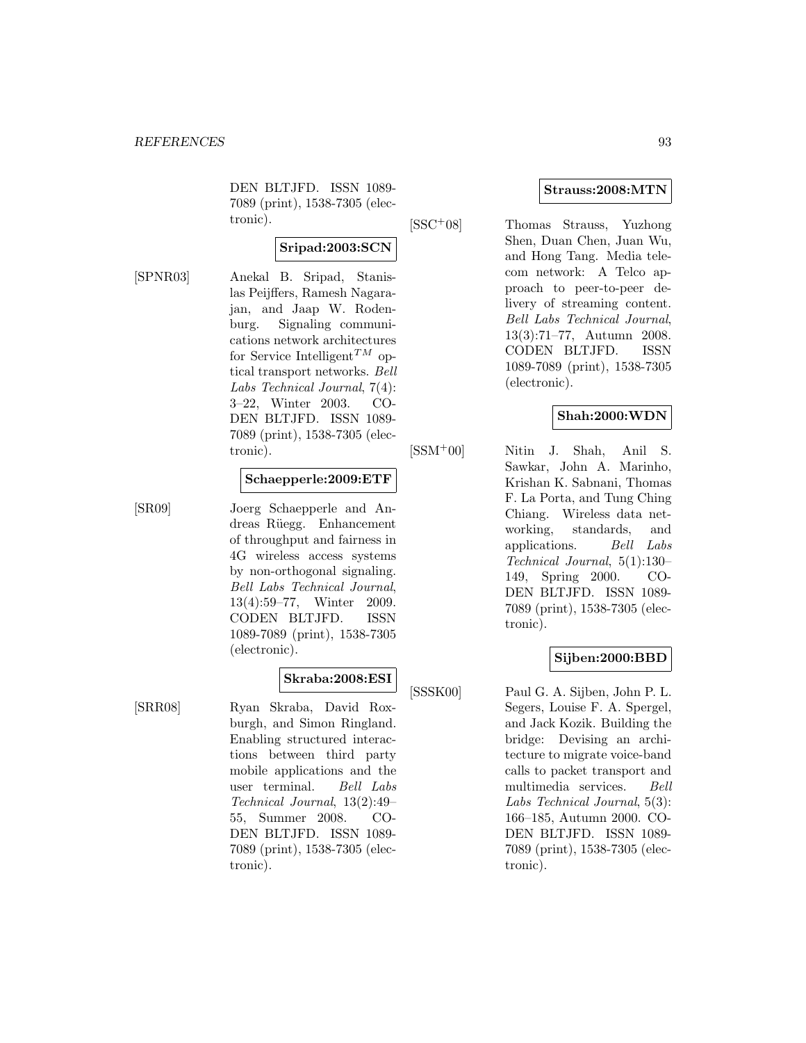DEN BLTJFD. ISSN 1089-7089 (print), 1538-7305 (electronic).

**Sripad:2003:SCN**

[SPNR03] Anekal B. Sripad, Stanislas Peijffers, Ramesh Nagarajan, and Jaap W. Rodenburg. Signaling communications network architectures for Service Intelligent$^{TM}$ optical transport networks. *Bell Labs Technical Journal*, 7(4): 3–22, Winter 2003. CODEN BLTJFD. ISSN 1089-7089 (print), 1538-7305 (electronic).

**Schaepperle:2009:ETF**

[SR09] Joerg Schaepperle and Andreas Rüegg. Enhancement of throughput and fairness in 4G wireless access systems by non-orthogonal signaling. *Bell Labs Technical Journal*, 13(4):59–77, Winter 2009. CODEN BLTJFD. ISSN 1089-7089 (print), 1538-7305 (electronic).

**Skraba:2008:ESI**

[SRR08] Ryan Skraba, David Roxburgh, and Simon Ringland. Enabling structured interactions between third party mobile applications and the user terminal. *Bell Labs Technical Journal*, 13(2):49–55, Summer 2008. CODEN BLTJFD. ISSN 1089-7089 (print), 1538-7305 (electronic).

**Strauss:2008:MTN**

[SSC+08] Thomas Strauss, Yuzhong Shen, Duan Chen, Juan Wu, and Hong Tang. Media telecom network: A Telco approach to peer-to-peer delivery of streaming content. *Bell Labs Technical Journal*, 13(3):71–77, Autumn 2008. CODEN BLTJFD. ISSN 1089-7089 (print), 1538-7305 (electronic).

**Shah:2000:WDN**

[SSM+00] Nitin J. Shah, Anil S. Sawkar, John A. Marinho, Krishan K. Sabnani, Thomas F. La Porta, and Tung Ching Chiang. Wireless data networking, standards, and applications. *Bell Labs Technical Journal*, 5(1):130–149, Spring 2000. CODEN BLTJFD. ISSN 1089-7089 (print), 1538-7305 (electronic).

**Sijben:2000:BBD**

[SSSK00] Paul G. A. Sijben, John P. L. Segers, Louise F. A. Spergel, and Jack Kozik. Building the bridge: Devising an architecture to migrate voice-band calls to packet transport and multimedia services. *Bell Labs Technical Journal*, 5(3): 166–185, Autumn 2000. CODEN BLTJFD. ISSN 1089-7089 (print), 1538-7305 (electronic).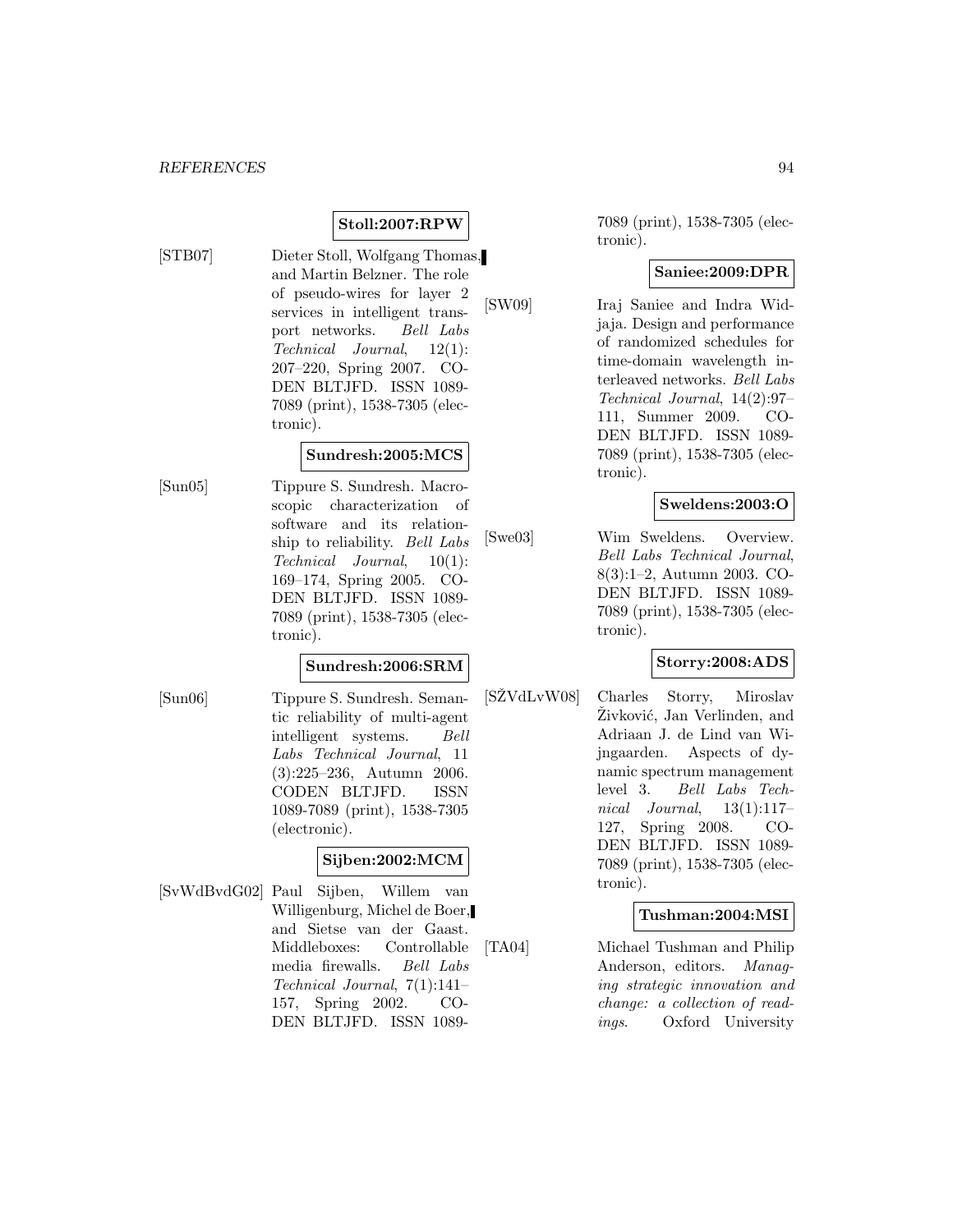**Stoll:2007:RPW**

[STB07] Dieter Stoll, Wolfgang Thomas, and Martin Belzner. The role of pseudo-wires for layer 2 services in intelligent transport networks. *Bell Labs Technical Journal*, 12(1): 207–220, Spring 2007. CODEN BLTJFD. ISSN 1089-7089 (print), 1538-7305 (electronic).

**Sundresh:2005:MCS**

[Sun05] Tippure S. Sundresh. Macroscopic characterization of software and its relationship to reliability. *Bell Labs Technical Journal*, 10(1): 169–174, Spring 2005. CODEN BLTJFD. ISSN 1089-7089 (print), 1538-7305 (electronic).

**Sundresh:2006:SRM**

[Sun06] Tippure S. Sundresh. Semantic reliability of multi-agent intelligent systems. *Bell Labs Technical Journal*, 11 (3):225–236, Autumn 2006. CODEN BLTJFD. ISSN 1089-7089 (print), 1538-7305 (electronic).

**Sijben:2002:MCM**

[SvWdBvdG02] Paul Sijben, Willem van Willigenburg, Michel de Boer, and Sietse van der Gaast. Middleboxes: Controllable media firewalls. *Bell Labs Technical Journal*, 7(1):141–157, Spring 2002. CODEN BLTJFD. ISSN 1089-7089 (print), 1538-7305 (electronic).

**Saniee:2009:DPR**

[SW09] Iraj Saniee and Indra Widjaja. Design and performance of randomized schedules for time-domain wavelength interleaved networks. *Bell Labs Technical Journal*, 14(2):97–111, Summer 2009. CODEN BLTJFD. ISSN 1089-7089 (print), 1538-7305 (electronic).

**Sweldens:2003:O**

[Swe03] Wim Sweldens. Overview. *Bell Labs Technical Journal*, 8(3):1–2, Autumn 2003. CODEN BLTJFD. ISSN 1089-7089 (print), 1538-7305 (electronic).

**Storry:2008:ADS**

[SŽVdLvW08] Charles Storry, Miroslav Živković, Jan Verlinden, and Adriaan J. de Lind van Wijngaarden. Aspects of dynamic spectrum management level 3. *Bell Labs Technical Journal*, 13(1):117–127, Spring 2008. CODEN BLTJFD. ISSN 1089-7089 (print), 1538-7305 (electronic).

**Tushman:2004:MSI**

[TA04] Michael Tushman and Philip Anderson, editors. *Managing strategic innovation and change: a collection of readings*. Oxford University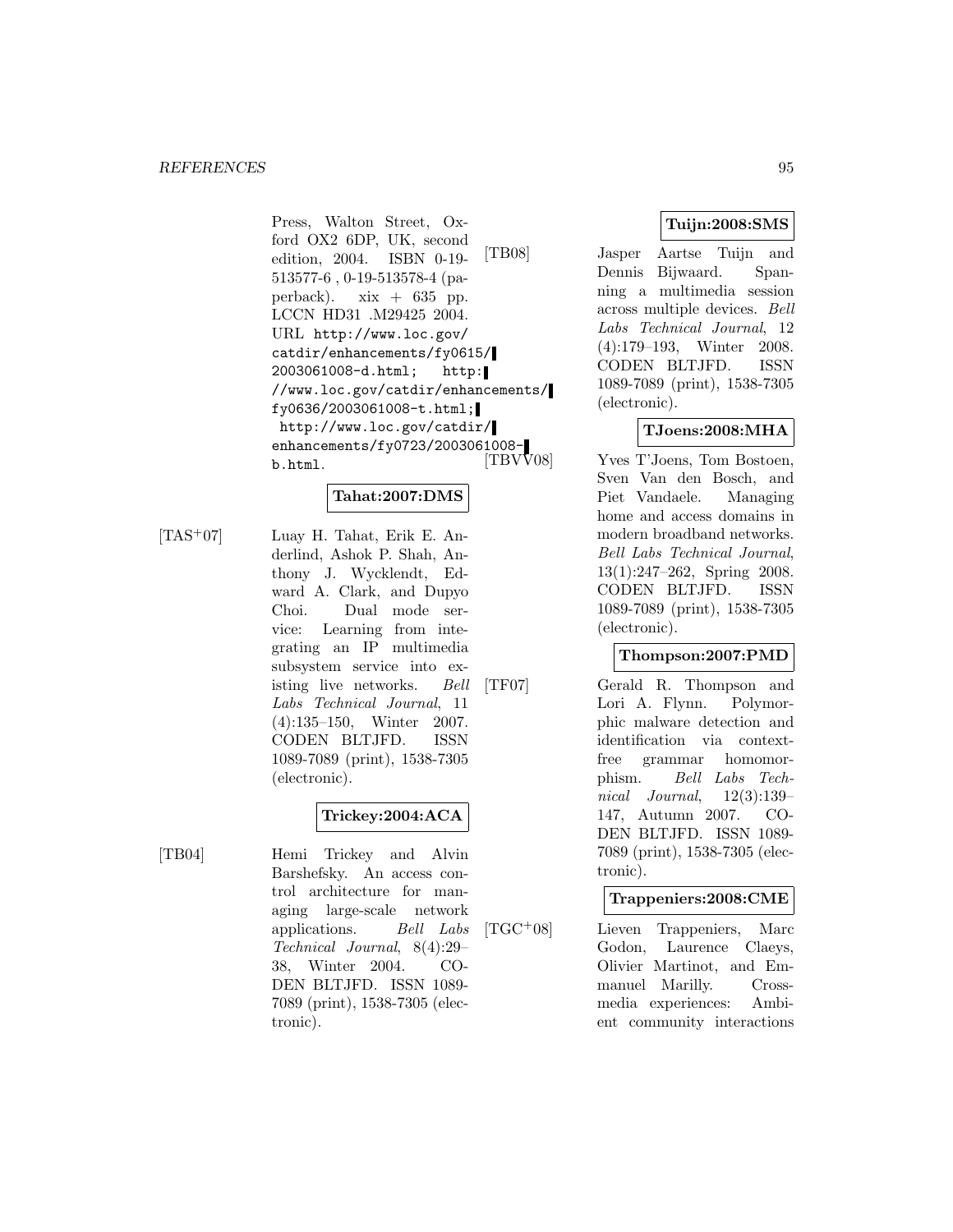Press, Walton Street, Oxford OX2 6DP, UK, second edition, 2004. ISBN 0-19-513577-6 , 0-19-513578-4 (paperback). xix + 635 pp. LCCN HD31 .M29425 2004. URL http://www.loc.gov/catdir/enhancements/fy0615/2003061008-d.html; http://www.loc.gov/catdir/enhancements/fy0636/2003061008-t.html; http://www.loc.gov/catdir/enhancements/fy0723/2003061008-b.html.

**Tahat:2007:DMS**

[TAS+07] Luay H. Tahat, Erik E. Anderlind, Ashok P. Shah, Anthony J. Wycklendt, Edward A. Clark, and Dupyo Choi. Dual mode service: Learning from integrating an IP multimedia subsystem service into existing live networks. *Bell Labs Technical Journal*, 11 (4):135–150, Winter 2007. CODEN BLTJFD. ISSN 1089-7089 (print), 1538-7305 (electronic).

**Trickey:2004:ACA**

[TB04] Hemi Trickey and Alvin Barshefsky. An access control architecture for managing large-scale network applications. *Bell Labs Technical Journal*, 8(4):29–38, Winter 2004. CODEN BLTJFD. ISSN 1089-7089 (print), 1538-7305 (electronic).

**Tuijn:2008:SMS**

[TB08] Jasper Aartse Tuijn and Dennis Bijwaard. Spanning a multimedia session across multiple devices. *Bell Labs Technical Journal*, 12 (4):179–193, Winter 2008. CODEN BLTJFD. ISSN 1089-7089 (print), 1538-7305 (electronic).

**TJoens:2008:MHA**

[TBVV08] Yves T'Joens, Tom Bostoen, Sven Van den Bosch, and Piet Vandaele. Managing home and access domains in modern broadband networks. *Bell Labs Technical Journal*, 13(1):247–262, Spring 2008. CODEN BLTJFD. ISSN 1089-7089 (print), 1538-7305 (electronic).

**Thompson:2007:PMD**

[TF07] Gerald R. Thompson and Lori A. Flynn. Polymorphic malware detection and identification via context-free grammar homomorphism. *Bell Labs Technical Journal*, 12(3):139–147, Autumn 2007. CODEN BLTJFD. ISSN 1089-7089 (print), 1538-7305 (electronic).

**Trappeniers:2008:CME**

[TGC+08] Lieven Trappeniers, Marc Godon, Laurence Claeys, Olivier Martinot, and Emmanuel Marilly. Cross-media experiences: Ambient community interactions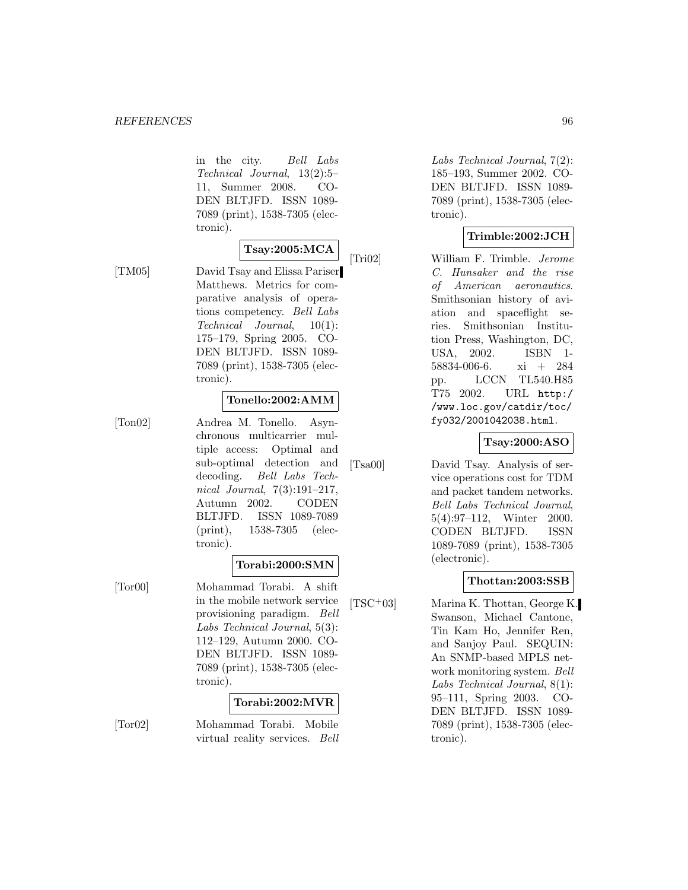in the city. *Bell Labs Technical Journal*, 13(2):5–11, Summer 2008. CODEN BLTJFD. ISSN 1089-7089 (print), 1538-7305 (electronic).

**Tsay:2005:MCA**

[TM05] David Tsay and Elissa Pariser Matthews. Metrics for comparative analysis of operations competency. *Bell Labs Technical Journal*, 10(1): 175–179, Spring 2005. CODEN BLTJFD. ISSN 1089-7089 (print), 1538-7305 (electronic).

**Tonello:2002:AMM**

[Ton02] Andrea M. Tonello. Asynchronous multicarrier multiple access: Optimal and sub-optimal detection and decoding. *Bell Labs Technical Journal*, 7(3):191–217, Autumn 2002. CODEN BLTJFD. ISSN 1089-7089 (print), 1538-7305 (electronic).

**Torabi:2000:SMN**

[Tor00] Mohammad Torabi. A shift in the mobile network service provisioning paradigm. *Bell Labs Technical Journal*, 5(3): 112–129, Autumn 2000. CODEN BLTJFD. ISSN 1089-7089 (print), 1538-7305 (electronic).

**Torabi:2002:MVR**

[Tor02] Mohammad Torabi. Mobile virtual reality services. *Bell Labs Technical Journal*, 7(2): 185–193, Summer 2002. CODEN BLTJFD. ISSN 1089-7089 (print), 1538-7305 (electronic).

**Trimble:2002:JCH**

[Tri02] William F. Trimble. *Jerome C. Hunsaker and the rise of American aeronautics*. Smithsonian history of aviation and spaceflight series. Smithsonian Institution Press, Washington, DC, USA, 2002. ISBN 1-58834-006-6. xi + 284 pp. LCCN TL540.H85 T75 2002. URL http://www.loc.gov/catdir/toc/fy032/2001042038.html.

**Tsay:2000:ASO**

[Tsa00] David Tsay. Analysis of service operations cost for TDM and packet tandem networks. *Bell Labs Technical Journal*, 5(4):97–112, Winter 2000. CODEN BLTJFD. ISSN 1089-7089 (print), 1538-7305 (electronic).

**Thottan:2003:SSB**

[TSC+03] Marina K. Thottan, George K. Swanson, Michael Cantone, Tin Kam Ho, Jennifer Ren, and Sanjoy Paul. SEQUIN: An SNMP-based MPLS network monitoring system. *Bell Labs Technical Journal*, 8(1): 95–111, Spring 2003. CODEN BLTJFD. ISSN 1089-7089 (print), 1538-7305 (electronic).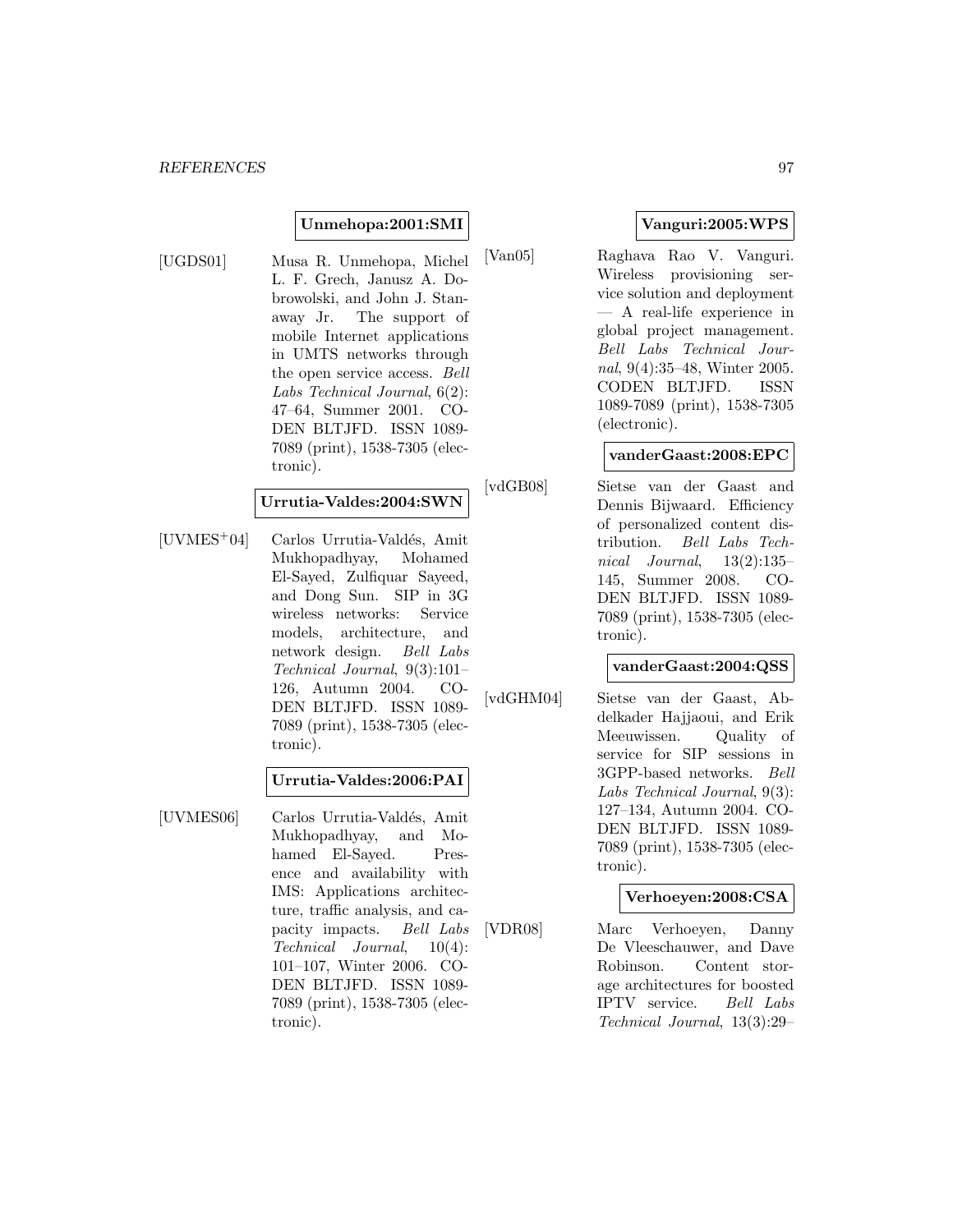**Unmehopa:2001:SMI**

[UGDS01] Musa R. Unmehopa, Michel L. F. Grech, Janusz A. Dobrowolski, and John J. Stanaway Jr. The support of mobile Internet applications in UMTS networks through the open service access. *Bell Labs Technical Journal*, 6(2): 47–64, Summer 2001. CODEN BLTJFD. ISSN 1089-7089 (print), 1538-7305 (electronic).

**Urrutia-Valdes:2004:SWN**

[UVMES+04] Carlos Urrutia-Valdés, Amit Mukhopadhyay, Mohamed El-Sayed, Zulfiquar Sayeed, and Dong Sun. SIP in 3G wireless networks: Service models, architecture, and network design. *Bell Labs Technical Journal*, 9(3):101–126, Autumn 2004. CODEN BLTJFD. ISSN 1089-7089 (print), 1538-7305 (electronic).

**Urrutia-Valdes:2006:PAI**

[UVMES06] Carlos Urrutia-Valdés, Amit Mukhopadhyay, and Mohamed El-Sayed. Presence and availability with IMS: Applications architecture, traffic analysis, and capacity impacts. *Bell Labs Technical Journal*, 10(4): 101–107, Winter 2006. CODEN BLTJFD. ISSN 1089-7089 (print), 1538-7305 (electronic).

**Vanguri:2005:WPS**

[Van05] Raghava Rao V. Vanguri. Wireless provisioning service solution and deployment — A real-life experience in global project management. *Bell Labs Technical Journal*, 9(4):35–48, Winter 2005. CODEN BLTJFD. ISSN 1089-7089 (print), 1538-7305 (electronic).

**vanderGaast:2008:EPC**

[vdGB08] Sietse van der Gaast and Dennis Bijwaard. Efficiency of personalized content distribution. *Bell Labs Technical Journal*, 13(2):135–145, Summer 2008. CODEN BLTJFD. ISSN 1089-7089 (print), 1538-7305 (electronic).

**vanderGaast:2004:QSS**

[vdGHM04] Sietse van der Gaast, Abdelkader Hajjaoui, and Erik Meeuwissen. Quality of service for SIP sessions in 3GPP-based networks. *Bell Labs Technical Journal*, 9(3): 127–134, Autumn 2004. CODEN BLTJFD. ISSN 1089-7089 (print), 1538-7305 (electronic).

**Verhoeyen:2008:CSA**

[VDR08] Marc Verhoeyen, Danny De Vleeschauwer, and Dave Robinson. Content storage architectures for boosted IPTV service. *Bell Labs Technical Journal*, 13(3):29–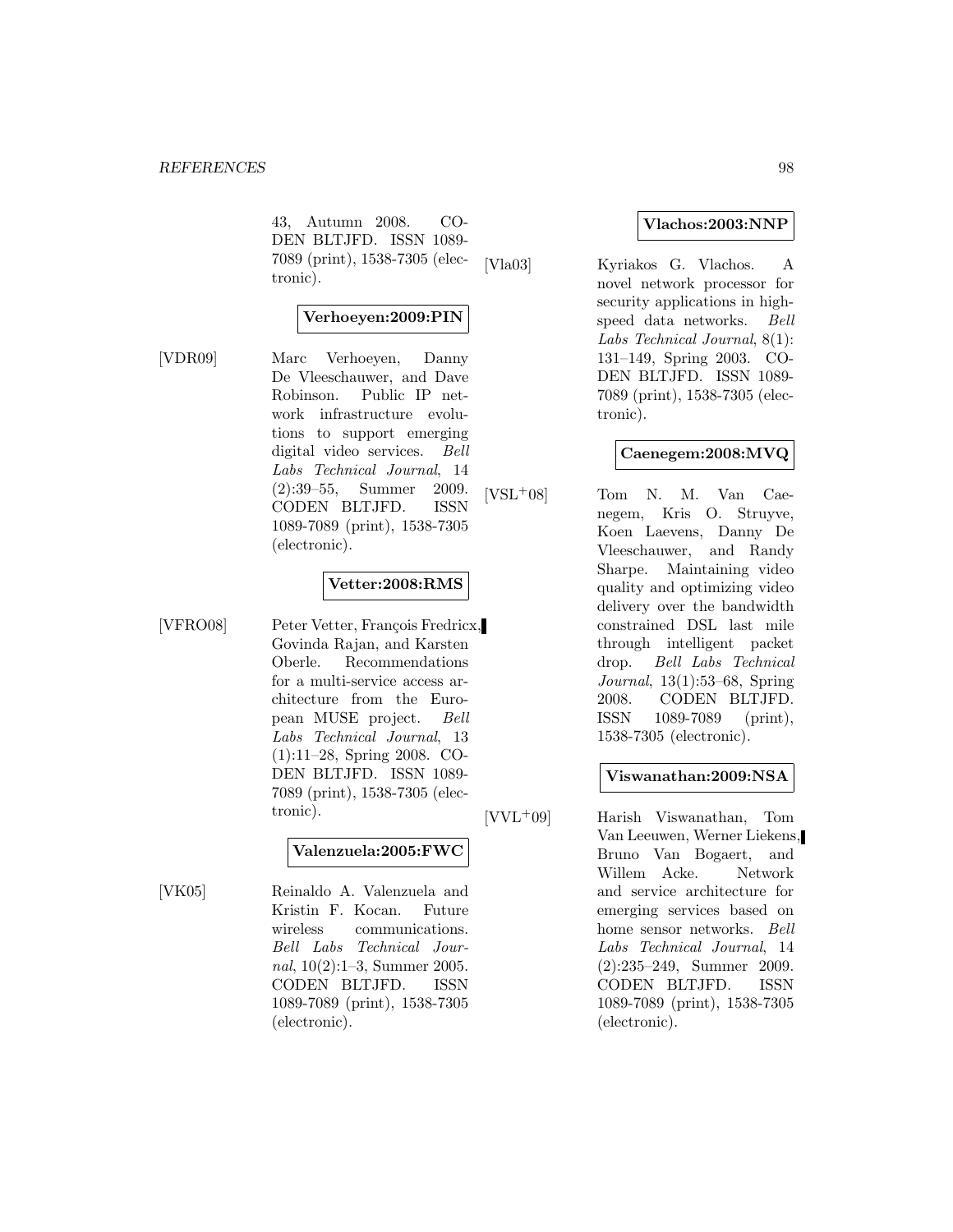43, Autumn 2008. CODEN BLTJFD. ISSN 1089-7089 (print), 1538-7305 (electronic).

**Verhoeyen:2009:PIN**

[VDR09] Marc Verhoeyen, Danny De Vleeschauwer, and Dave Robinson. Public IP network infrastructure evolutions to support emerging digital video services. *Bell Labs Technical Journal*, 14 (2):39–55, Summer 2009. CODEN BLTJFD. ISSN 1089-7089 (print), 1538-7305 (electronic).

**Vetter:2008:RMS**

[VFRO08] Peter Vetter, François Fredricx, Govinda Rajan, and Karsten Oberle. Recommendations for a multi-service access architecture from the European MUSE project. *Bell Labs Technical Journal*, 13 (1):11–28, Spring 2008. CODEN BLTJFD. ISSN 1089-7089 (print), 1538-7305 (electronic).

**Valenzuela:2005:FWC**

[VK05] Reinaldo A. Valenzuela and Kristin F. Kocan. Future wireless communications. *Bell Labs Technical Journal*, 10(2):1–3, Summer 2005. CODEN BLTJFD. ISSN 1089-7089 (print), 1538-7305 (electronic).

**Vlachos:2003:NNP**

[Vla03] Kyriakos G. Vlachos. A novel network processor for security applications in high-speed data networks. *Bell Labs Technical Journal*, 8(1): 131–149, Spring 2003. CODEN BLTJFD. ISSN 1089-7089 (print), 1538-7305 (electronic).

**Caenegem:2008:MVQ**

[VSL+08] Tom N. M. Van Caenegem, Kris O. Struyve, Koen Laevens, Danny De Vleeschauwer, and Randy Sharpe. Maintaining video quality and optimizing video delivery over the bandwidth constrained DSL last mile through intelligent packet drop. *Bell Labs Technical Journal*, 13(1):53–68, Spring 2008. CODEN BLTJFD. ISSN 1089-7089 (print), 1538-7305 (electronic).

**Viswanathan:2009:NSA**

[VVL+09] Harish Viswanathan, Tom Van Leeuwen, Werner Liekens, Bruno Van Bogaert, and Willem Acke. Network and service architecture for emerging services based on home sensor networks. *Bell Labs Technical Journal*, 14 (2):235–249, Summer 2009. CODEN BLTJFD. ISSN 1089-7089 (print), 1538-7305 (electronic).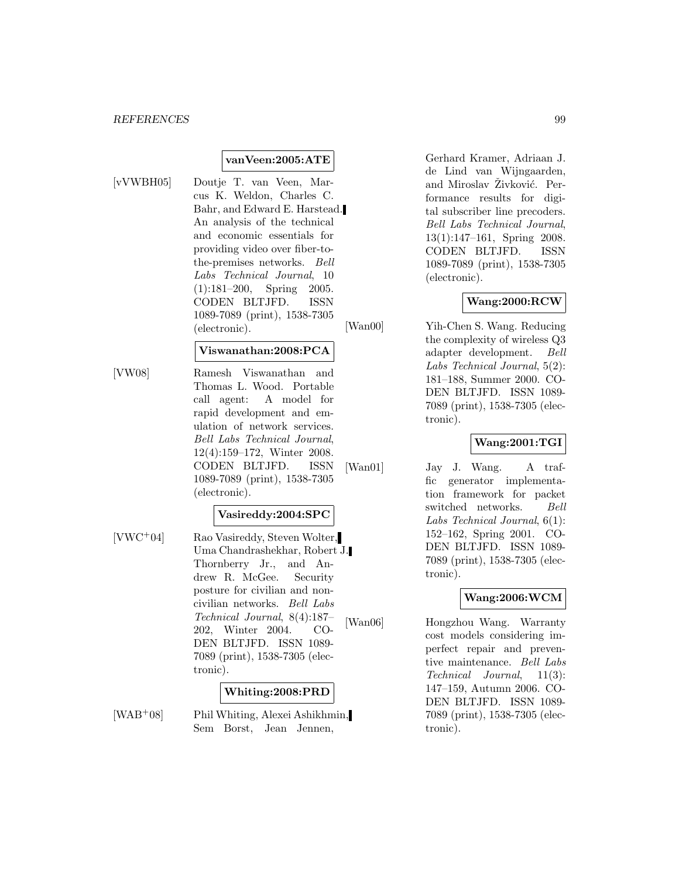**vanVeen:2005:ATE**

[vVWBH05] Doutje T. van Veen, Marcus K. Weldon, Charles C. Bahr, and Edward E. Harstead. An analysis of the technical and economic essentials for providing video over fiber-to-the-premises networks. *Bell Labs Technical Journal*, 10 (1):181–200, Spring 2005. CODEN BLTJFD. ISSN 1089-7089 (print), 1538-7305 (electronic).

**Viswanathan:2008:PCA**

[VW08] Ramesh Viswanathan and Thomas L. Wood. Portable call agent: A model for rapid development and emulation of network services. *Bell Labs Technical Journal*, 12(4):159–172, Winter 2008. CODEN BLTJFD. ISSN 1089-7089 (print), 1538-7305 (electronic).

**Vasireddy:2004:SPC**

[VWC+04] Rao Vasireddy, Steven Wolter, Uma Chandrashekhar, Robert J. Thornberry Jr., and Andrew R. McGee. Security posture for civilian and non-civilian networks. *Bell Labs Technical Journal*, 8(4):187–202, Winter 2004. CODEN BLTJFD. ISSN 1089-7089 (print), 1538-7305 (electronic).

**Whiting:2008:PRD**

[WAB+08] Phil Whiting, Alexei Ashikhmin, Sem Borst, Jean Jennen, Gerhard Kramer, Adriaan J. de Lind van Wijngaarden, and Miroslav Živković. Performance results for digital subscriber line precoders. *Bell Labs Technical Journal*, 13(1):147–161, Spring 2008. CODEN BLTJFD. ISSN 1089-7089 (print), 1538-7305 (electronic).

**Wang:2000:RCW**

[Wan00] Yih-Chen S. Wang. Reducing the complexity of wireless Q3 adapter development. *Bell Labs Technical Journal*, 5(2): 181–188, Summer 2000. CODEN BLTJFD. ISSN 1089-7089 (print), 1538-7305 (electronic).

**Wang:2001:TGI**

[Wan01] Jay J. Wang. A traffic generator implementation framework for packet switched networks. *Bell Labs Technical Journal*, 6(1): 152–162, Spring 2001. CODEN BLTJFD. ISSN 1089-7089 (print), 1538-7305 (electronic).

**Wang:2006:WCM**

[Wan06] Hongzhou Wang. Warranty cost models considering imperfect repair and preventive maintenance. *Bell Labs Technical Journal*, 11(3): 147–159, Autumn 2006. CODEN BLTJFD. ISSN 1089-7089 (print), 1538-7305 (electronic).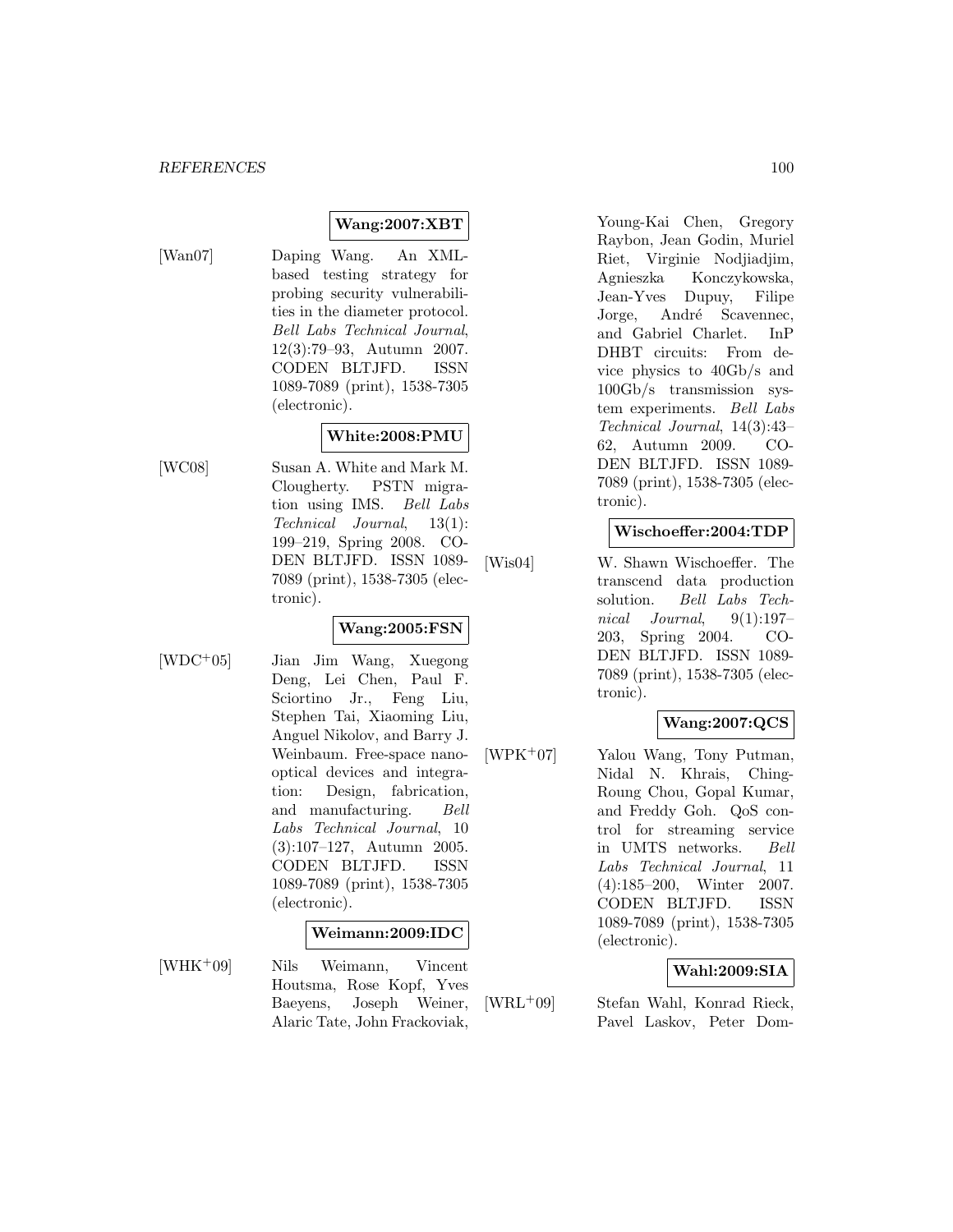**Wang:2007:XBT**

[Wan07] Daping Wang. An XML-based testing strategy for probing security vulnerabilities in the diameter protocol. *Bell Labs Technical Journal*, 12(3):79–93, Autumn 2007. CODEN BLTJFD. ISSN 1089-7089 (print), 1538-7305 (electronic).

**White:2008:PMU**

[WC08] Susan A. White and Mark M. Clougherty. PSTN migration using IMS. *Bell Labs Technical Journal*, 13(1): 199–219, Spring 2008. CODEN BLTJFD. ISSN 1089-7089 (print), 1538-7305 (electronic).

**Wang:2005:FSN**

[WDC+05] Jian Jim Wang, Xuegong Deng, Lei Chen, Paul F. Sciortino Jr., Feng Liu, Stephen Tai, Xiaoming Liu, Anguel Nikolov, and Barry J. Weinbaum. Free-space nano-optical devices and integration: Design, fabrication, and manufacturing. *Bell Labs Technical Journal*, 10 (3):107–127, Autumn 2005. CODEN BLTJFD. ISSN 1089-7089 (print), 1538-7305 (electronic).

**Weimann:2009:IDC**

[WHK+09] Nils Weimann, Vincent Houtsma, Rose Kopf, Yves Baeyens, Joseph Weiner, Alaric Tate, John Frackoviak, Young-Kai Chen, Gregory Raybon, Jean Godin, Muriel Riet, Virginie Nodjiadjim, Agnieszka Konczykowska, Jean-Yves Dupuy, Filipe Jorge, André Scavennec, and Gabriel Charlet. InP DHBT circuits: From device physics to 40Gb/s and 100Gb/s transmission system experiments. *Bell Labs Technical Journal*, 14(3):43–62, Autumn 2009. CODEN BLTJFD. ISSN 1089-7089 (print), 1538-7305 (electronic).

**Wischoeffer:2004:TDP**

[Wis04] W. Shawn Wischoeffer. The transcend data production solution. *Bell Labs Technical Journal*, 9(1):197–203, Spring 2004. CODEN BLTJFD. ISSN 1089-7089 (print), 1538-7305 (electronic).

**Wang:2007:QCS**

[WPK+07] Yalou Wang, Tony Putman, Nidal N. Khrais, Ching-Roung Chou, Gopal Kumar, and Freddy Goh. QoS control for streaming service in UMTS networks. *Bell Labs Technical Journal*, 11 (4):185–200, Winter 2007. CODEN BLTJFD. ISSN 1089-7089 (print), 1538-7305 (electronic).

**Wahl:2009:SIA**

[WRL+09] Stefan Wahl, Konrad Rieck, Pavel Laskov, Peter Dom-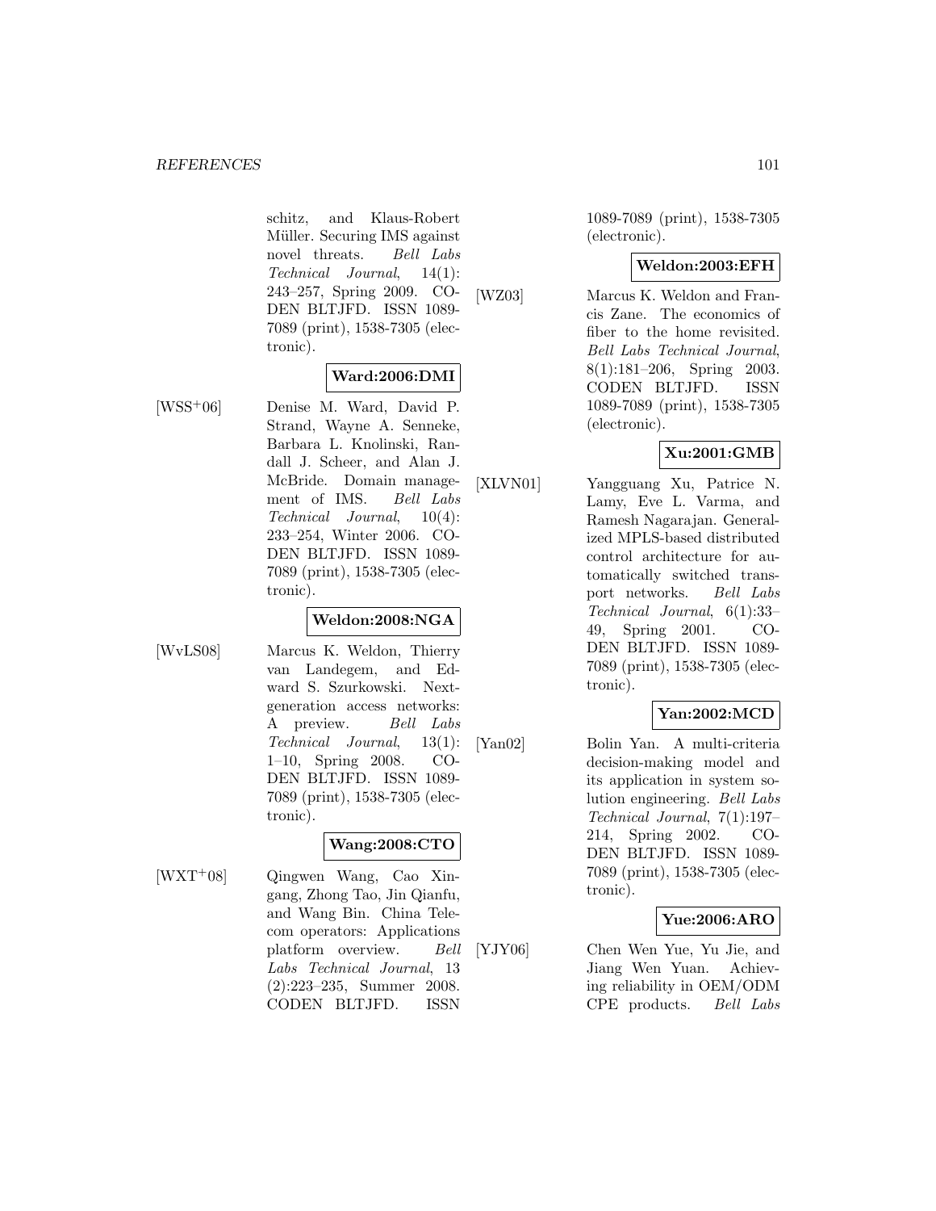schitz, and Klaus-Robert Müller. Securing IMS against novel threats. *Bell Labs Technical Journal*, 14(1): 243–257, Spring 2009. CODEN BLTJFD. ISSN 1089-7089 (print), 1538-7305 (electronic).

**Ward:2006:DMI**

[WSS+06] Denise M. Ward, David P. Strand, Wayne A. Senneke, Barbara L. Knolinski, Randall J. Scheer, and Alan J. McBride. Domain management of IMS. *Bell Labs Technical Journal*, 10(4): 233–254, Winter 2006. CODEN BLTJFD. ISSN 1089-7089 (print), 1538-7305 (electronic).

**Weldon:2008:NGA**

[WvLS08] Marcus K. Weldon, Thierry van Landegem, and Edward S. Szurkowski. Next-generation access networks: A preview. *Bell Labs Technical Journal*, 13(1): 1–10, Spring 2008. CODEN BLTJFD. ISSN 1089-7089 (print), 1538-7305 (electronic).

**Wang:2008:CTO**

[WXT+08] Qingwen Wang, Cao Xingang, Zhong Tao, Jin Qianfu, and Wang Bin. China Telecom operators: Applications platform overview. *Bell Labs Technical Journal*, 13 (2):223–235, Summer 2008. CODEN BLTJFD. ISSN 1089-7089 (print), 1538-7305 (electronic).

**Weldon:2003:EFH**

[WZ03] Marcus K. Weldon and Francis Zane. The economics of fiber to the home revisited. *Bell Labs Technical Journal*, 8(1):181–206, Spring 2003. CODEN BLTJFD. ISSN 1089-7089 (print), 1538-7305 (electronic).

**Xu:2001:GMB**

[XLVN01] Yangguang Xu, Patrice N. Lamy, Eve L. Varma, and Ramesh Nagarajan. Generalized MPLS-based distributed control architecture for automatically switched transport networks. *Bell Labs Technical Journal*, 6(1):33–49, Spring 2001. CODEN BLTJFD. ISSN 1089-7089 (print), 1538-7305 (electronic).

**Yan:2002:MCD**

[Yan02] Bolin Yan. A multi-criteria decision-making model and its application in system solution engineering. *Bell Labs Technical Journal*, 7(1):197–214, Spring 2002. CODEN BLTJFD. ISSN 1089-7089 (print), 1538-7305 (electronic).

**Yue:2006:ARO**

[YJY06] Chen Wen Yue, Yu Jie, and Jiang Wen Yuan. Achieving reliability in OEM/ODM CPE products. *Bell Labs*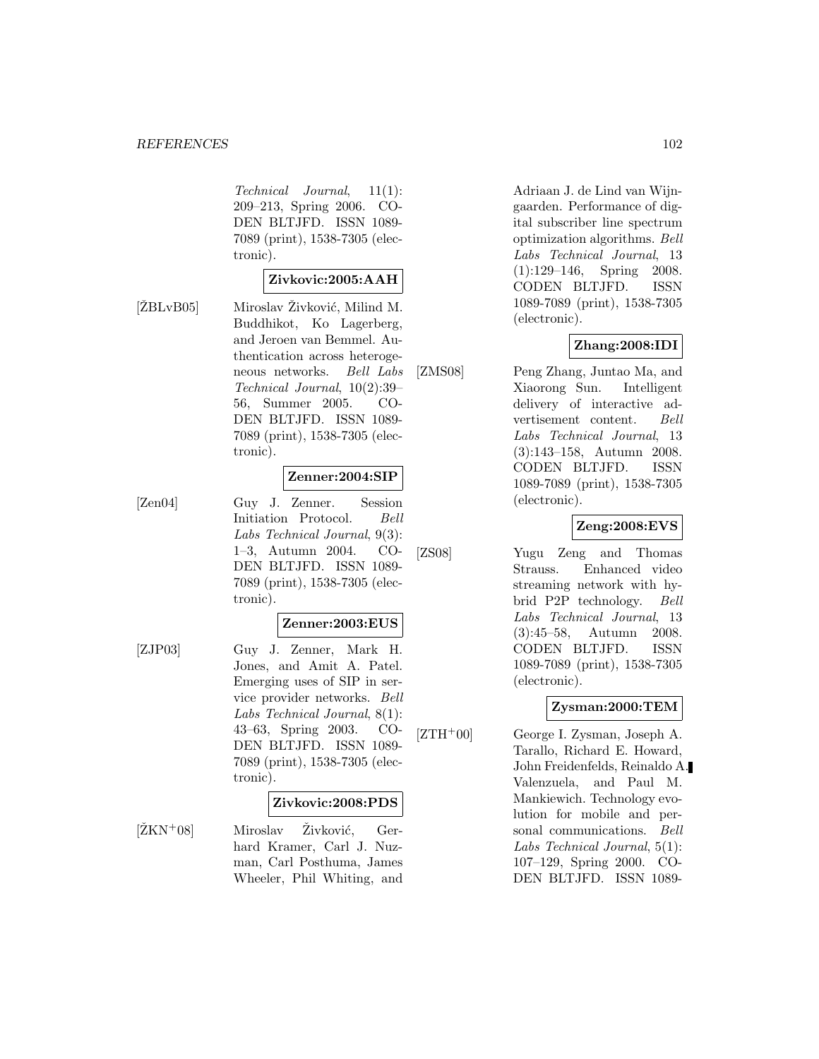*Technical Journal*, 11(1): 209–213, Spring 2006. CODEN BLTJFD. ISSN 1089-7089 (print), 1538-7305 (electronic).

**Zivkovic:2005:AAH**

[ŽBLvB05] Miroslav Živković, Milind M. Buddhikot, Ko Lagerberg, and Jeroen van Bemmel. Authentication across heterogeneous networks. *Bell Labs Technical Journal*, 10(2):39–56, Summer 2005. CODEN BLTJFD. ISSN 1089-7089 (print), 1538-7305 (electronic).

**Zenner:2004:SIP**

[Zen04] Guy J. Zenner. Session Initiation Protocol. *Bell Labs Technical Journal*, 9(3): 1–3, Autumn 2004. CODEN BLTJFD. ISSN 1089-7089 (print), 1538-7305 (electronic).

**Zenner:2003:EUS**

[ZJP03] Guy J. Zenner, Mark H. Jones, and Amit A. Patel. Emerging uses of SIP in service provider networks. *Bell Labs Technical Journal*, 8(1): 43–63, Spring 2003. CODEN BLTJFD. ISSN 1089-7089 (print), 1538-7305 (electronic).

**Zivkovic:2008:PDS**

[ŽKN+08] Miroslav Živković, Gerhard Kramer, Carl J. Nuzman, Carl Posthuma, James Wheeler, Phil Whiting, and Adriaan J. de Lind van Wijngaarden. Performance of digital subscriber line spectrum optimization algorithms. *Bell Labs Technical Journal*, 13 (1):129–146, Spring 2008. CODEN BLTJFD. ISSN 1089-7089 (print), 1538-7305 (electronic).

**Zhang:2008:IDI**

[ZMS08] Peng Zhang, Juntao Ma, and Xiaorong Sun. Intelligent delivery of interactive advertisement content. *Bell Labs Technical Journal*, 13 (3):143–158, Autumn 2008. CODEN BLTJFD. ISSN 1089-7089 (print), 1538-7305 (electronic).

**Zeng:2008:EVS**

[ZS08] Yugu Zeng and Thomas Strauss. Enhanced video streaming network with hybrid P2P technology. *Bell Labs Technical Journal*, 13 (3):45–58, Autumn 2008. CODEN BLTJFD. ISSN 1089-7089 (print), 1538-7305 (electronic).

**Zysman:2000:TEM**

[ZTH+00] George I. Zysman, Joseph A. Tarallo, Richard E. Howard, John Freidenfelds, Reinaldo A. Valenzuela, and Paul M. Mankiewich. Technology evolution for mobile and personal communications. *Bell Labs Technical Journal*, 5(1): 107–129, Spring 2000. CODEN BLTJFD. ISSN 1089-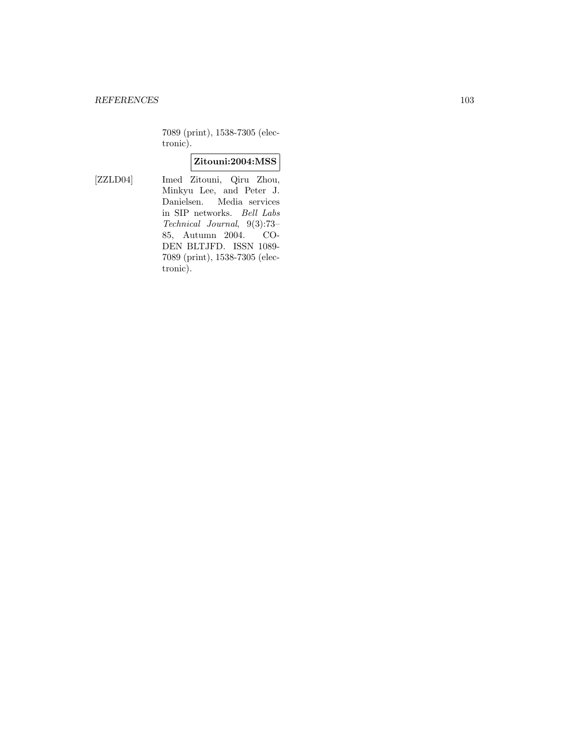7089 (print), 1538-7305 (electronic).

**Zitouni:2004:MSS**

[ZZLD04] Imed Zitouni, Qiru Zhou, Minkyu Lee, and Peter J. Danielsen. Media services in SIP networks. *Bell Labs Technical Journal*, 9(3):73–85, Autumn 2004. CODEN BLTJFD. ISSN 1089-7089 (print), 1538-7305 (electronic).